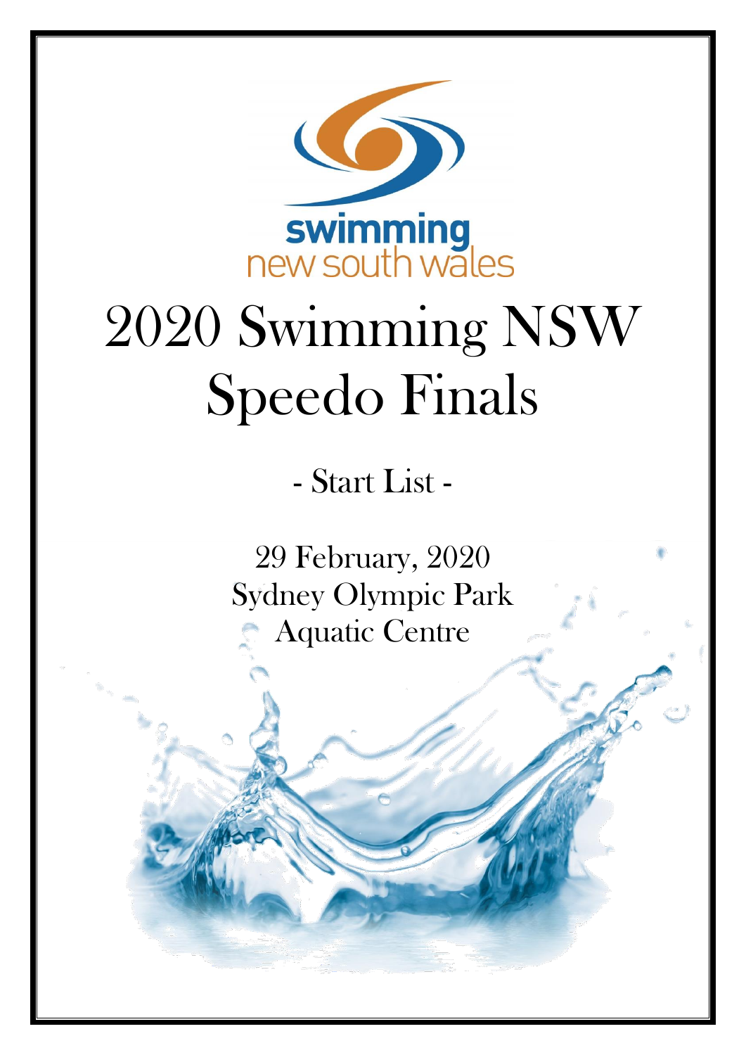swimming
new south wales

# 2020 Swimming NSW Speedo Finals

## - Start List -

29 February, 2020
Sydney Olympic Park
Aquatic Centre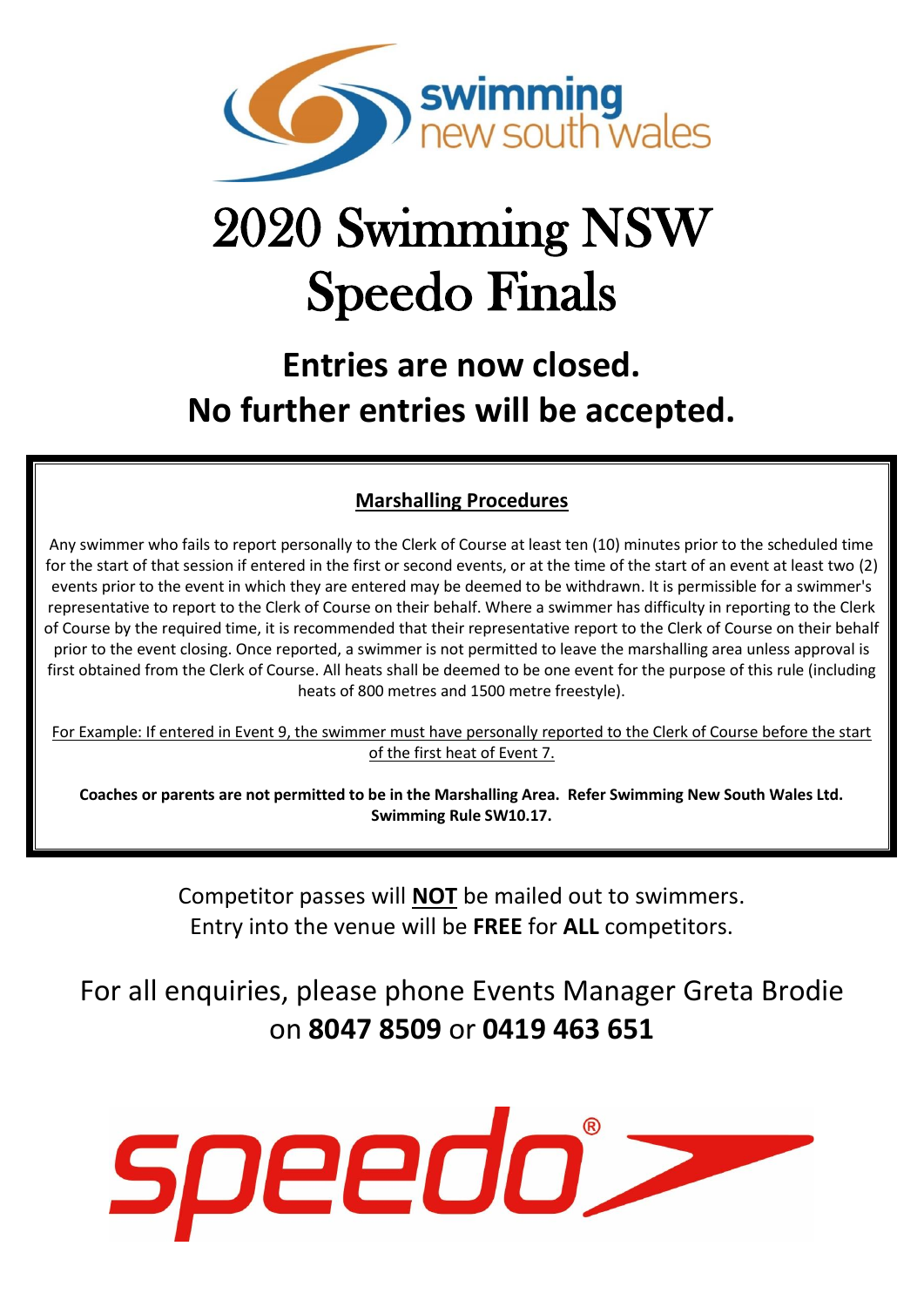# 2020 Swimming NSW Speedo Finals

## Entries are now closed.
## No further entries will be accepted.

**Marshalling Procedures**

Any swimmer who fails to report personally to the Clerk of Course at least ten (10) minutes prior to the scheduled time for the start of that session if entered in the first or second events, or at the time of the start of an event at least two (2) events prior to the event in which they are entered may be deemed to be withdrawn. It is permissible for a swimmer's representative to report to the Clerk of Course on their behalf. Where a swimmer has difficulty in reporting to the Clerk of Course by the required time, it is recommended that their representative report to the Clerk of Course on their behalf prior to the event closing. Once reported, a swimmer is not permitted to leave the marshalling area unless approval is first obtained from the Clerk of Course. All heats shall be deemed to be one event for the purpose of this rule (including heats of 800 metres and 1500 metre freestyle).

For Example: If entered in Event 9, the swimmer must have personally reported to the Clerk of Course before the start of the first heat of Event 7.

**Coaches or parents are not permitted to be in the Marshalling Area. Refer Swimming New South Wales Ltd. Swimming Rule SW10.17.**

Competitor passes will **NOT** be mailed out to swimmers.
Entry into the venue will be **FREE** for **ALL** competitors.

For all enquiries, please phone Events Manager Greta Brodie on **8047 8509** or **0419 463 651**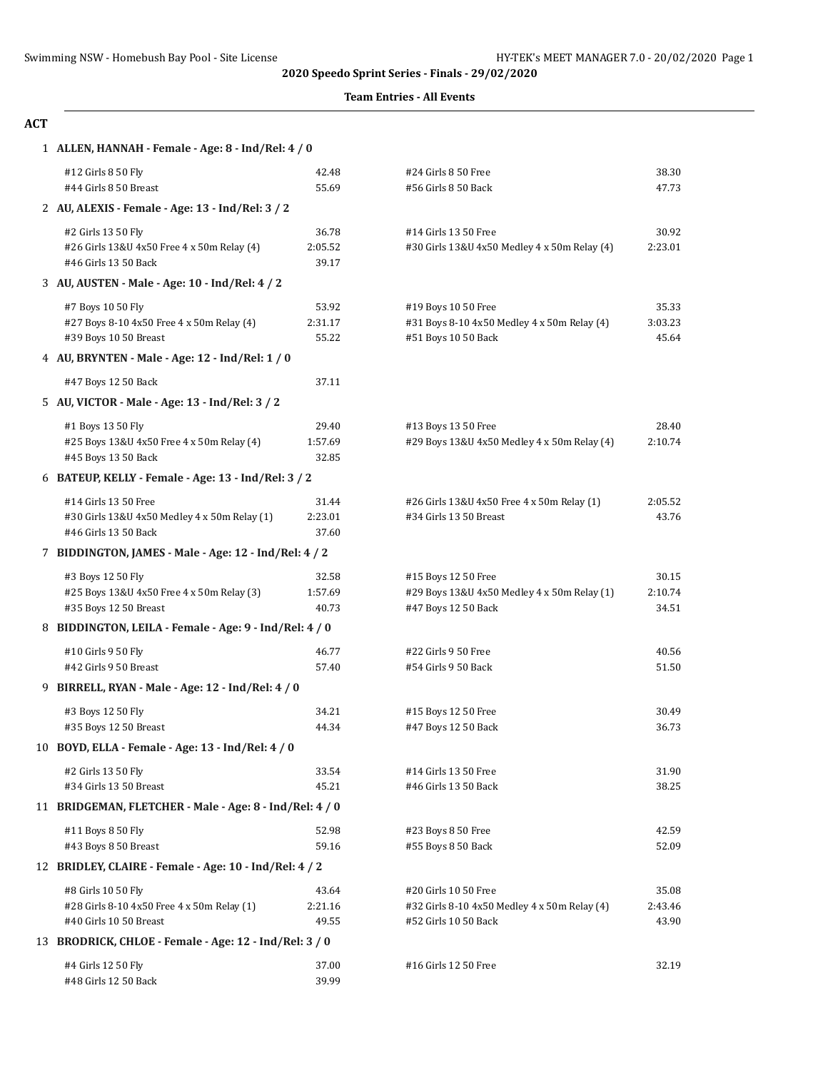**2020 Speedo Sprint Series - Finals - 29/02/2020**

**Team Entries - All Events**

## ACT

**1 ALLEN, HANNAH - Female - Age: 8 - Ind/Rel: 4 / 0**

| | | | |
|---|---|---|---|
| #12 Girls 8 50 Fly | 42.48 | #24 Girls 8 50 Free | 38.30 |
| #44 Girls 8 50 Breast | 55.69 | #56 Girls 8 50 Back | 47.73 |

**2 AU, ALEXIS - Female - Age: 13 - Ind/Rel: 3 / 2**

| | | | |
|---|---|---|---|
| #2 Girls 13 50 Fly | 36.78 | #14 Girls 13 50 Free | 30.92 |
| #26 Girls 13&U 4x50 Free 4 x 50m Relay (4) | 2:05.52 | #30 Girls 13&U 4x50 Medley 4 x 50m Relay (4) | 2:23.01 |
| #46 Girls 13 50 Back | 39.17 | | |

**3 AU, AUSTEN - Male - Age: 10 - Ind/Rel: 4 / 2**

| | | | |
|---|---|---|---|
| #7 Boys 10 50 Fly | 53.92 | #19 Boys 10 50 Free | 35.33 |
| #27 Boys 8-10 4x50 Free 4 x 50m Relay (4) | 2:31.17 | #31 Boys 8-10 4x50 Medley 4 x 50m Relay (4) | 3:03.23 |
| #39 Boys 10 50 Breast | 55.22 | #51 Boys 10 50 Back | 45.64 |

**4 AU, BRYNTEN - Male - Age: 12 - Ind/Rel: 1 / 0**

| | | | |
|---|---|---|---|
| #47 Boys 12 50 Back | 37.11 | | |

**5 AU, VICTOR - Male - Age: 13 - Ind/Rel: 3 / 2**

| | | | |
|---|---|---|---|
| #1 Boys 13 50 Fly | 29.40 | #13 Boys 13 50 Free | 28.40 |
| #25 Boys 13&U 4x50 Free 4 x 50m Relay (4) | 1:57.69 | #29 Boys 13&U 4x50 Medley 4 x 50m Relay (4) | 2:10.74 |
| #45 Boys 13 50 Back | 32.85 | | |

**6 BATEUP, KELLY - Female - Age: 13 - Ind/Rel: 3 / 2**

| | | | |
|---|---|---|---|
| #14 Girls 13 50 Free | 31.44 | #26 Girls 13&U 4x50 Free 4 x 50m Relay (1) | 2:05.52 |
| #30 Girls 13&U 4x50 Medley 4 x 50m Relay (1) | 2:23.01 | #34 Girls 13 50 Breast | 43.76 |
| #46 Girls 13 50 Back | 37.60 | | |

**7 BIDDINGTON, JAMES - Male - Age: 12 - Ind/Rel: 4 / 2**

| | | | |
|---|---|---|---|
| #3 Boys 12 50 Fly | 32.58 | #15 Boys 12 50 Free | 30.15 |
| #25 Boys 13&U 4x50 Free 4 x 50m Relay (3) | 1:57.69 | #29 Boys 13&U 4x50 Medley 4 x 50m Relay (1) | 2:10.74 |
| #35 Boys 12 50 Breast | 40.73 | #47 Boys 12 50 Back | 34.51 |

**8 BIDDINGTON, LEILA - Female - Age: 9 - Ind/Rel: 4 / 0**

| | | | |
|---|---|---|---|
| #10 Girls 9 50 Fly | 46.77 | #22 Girls 9 50 Free | 40.56 |
| #42 Girls 9 50 Breast | 57.40 | #54 Girls 9 50 Back | 51.50 |

**9 BIRRELL, RYAN - Male - Age: 12 - Ind/Rel: 4 / 0**

| | | | |
|---|---|---|---|
| #3 Boys 12 50 Fly | 34.21 | #15 Boys 12 50 Free | 30.49 |
| #35 Boys 12 50 Breast | 44.34 | #47 Boys 12 50 Back | 36.73 |

**10 BOYD, ELLA - Female - Age: 13 - Ind/Rel: 4 / 0**

| | | | |
|---|---|---|---|
| #2 Girls 13 50 Fly | 33.54 | #14 Girls 13 50 Free | 31.90 |
| #34 Girls 13 50 Breast | 45.21 | #46 Girls 13 50 Back | 38.25 |

**11 BRIDGEMAN, FLETCHER - Male - Age: 8 - Ind/Rel: 4 / 0**

| | | | |
|---|---|---|---|
| #11 Boys 8 50 Fly | 52.98 | #23 Boys 8 50 Free | 42.59 |
| #43 Boys 8 50 Breast | 59.16 | #55 Boys 8 50 Back | 52.09 |

**12 BRIDLEY, CLAIRE - Female - Age: 10 - Ind/Rel: 4 / 2**

| | | | |
|---|---|---|---|
| #8 Girls 10 50 Fly | 43.64 | #20 Girls 10 50 Free | 35.08 |
| #28 Girls 8-10 4x50 Free 4 x 50m Relay (1) | 2:21.16 | #32 Girls 8-10 4x50 Medley 4 x 50m Relay (4) | 2:43.46 |
| #40 Girls 10 50 Breast | 49.55 | #52 Girls 10 50 Back | 43.90 |

**13 BRODRICK, CHLOE - Female - Age: 12 - Ind/Rel: 3 / 0**

| | | | |
|---|---|---|---|
| #4 Girls 12 50 Fly | 37.00 | #16 Girls 12 50 Free | 32.19 |
| #48 Girls 12 50 Back | 39.99 | | |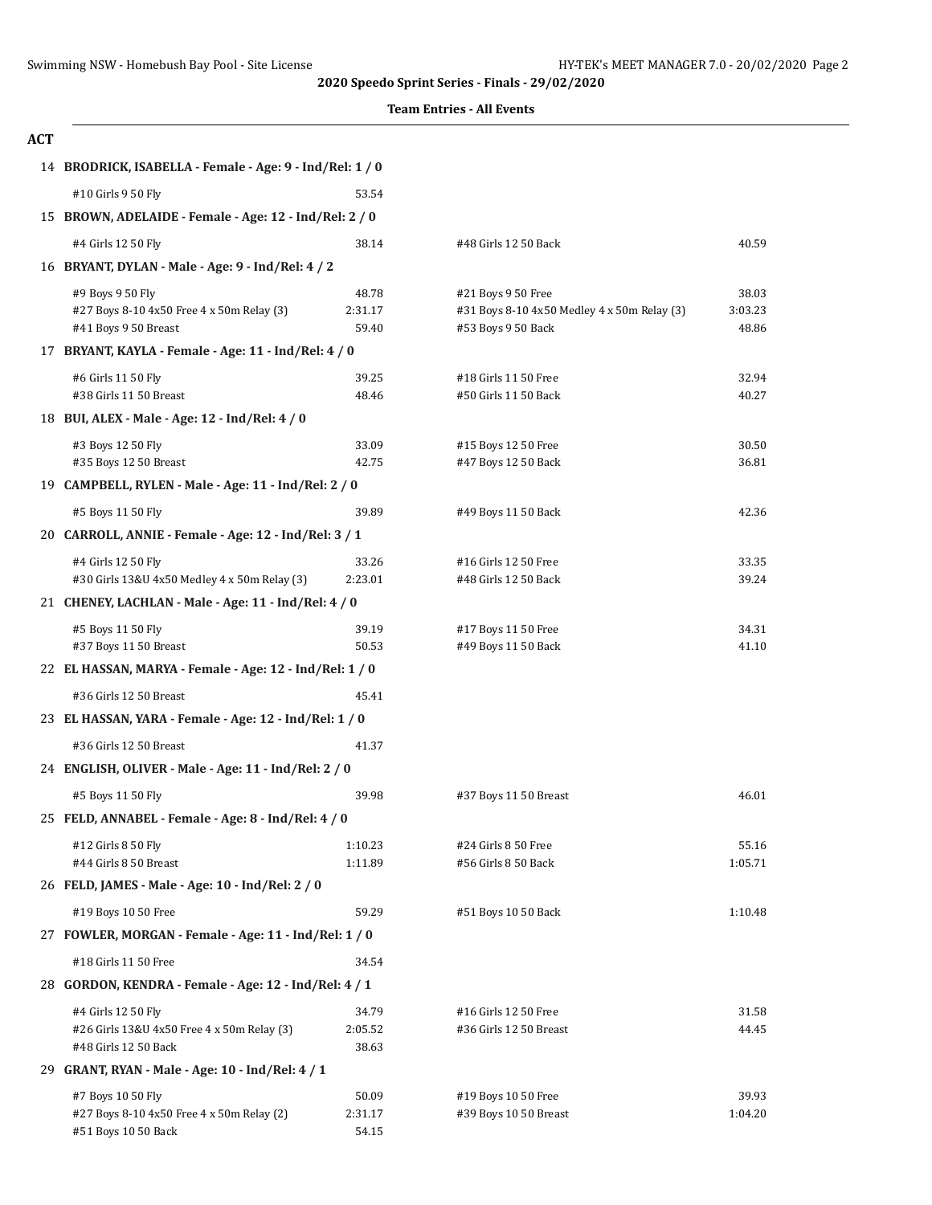**2020 Speedo Sprint Series - Finals - 29/02/2020**

**Team Entries - All Events**

## ACT

**14 BRODRICK, ISABELLA - Female - Age: 9 - Ind/Rel: 1 / 0**

| Event | Time | Event | Time |
|---|---|---|---|
| #10 Girls 9 50 Fly | 53.54 | | |

**15 BROWN, ADELAIDE - Female - Age: 12 - Ind/Rel: 2 / 0**

| Event | Time | Event | Time |
|---|---|---|---|
| #4 Girls 12 50 Fly | 38.14 | #48 Girls 12 50 Back | 40.59 |

**16 BRYANT, DYLAN - Male - Age: 9 - Ind/Rel: 4 / 2**

| Event | Time | Event | Time |
|---|---|---|---|
| #9 Boys 9 50 Fly | 48.78 | #21 Boys 9 50 Free | 38.03 |
| #27 Boys 8-10 4x50 Free 4 x 50m Relay (3) | 2:31.17 | #31 Boys 8-10 4x50 Medley 4 x 50m Relay (3) | 3:03.23 |
| #41 Boys 9 50 Breast | 59.40 | #53 Boys 9 50 Back | 48.86 |

**17 BRYANT, KAYLA - Female - Age: 11 - Ind/Rel: 4 / 0**

| Event | Time | Event | Time |
|---|---|---|---|
| #6 Girls 11 50 Fly | 39.25 | #18 Girls 11 50 Free | 32.94 |
| #38 Girls 11 50 Breast | 48.46 | #50 Girls 11 50 Back | 40.27 |

**18 BUI, ALEX - Male - Age: 12 - Ind/Rel: 4 / 0**

| Event | Time | Event | Time |
|---|---|---|---|
| #3 Boys 12 50 Fly | 33.09 | #15 Boys 12 50 Free | 30.50 |
| #35 Boys 12 50 Breast | 42.75 | #47 Boys 12 50 Back | 36.81 |

**19 CAMPBELL, RYLEN - Male - Age: 11 - Ind/Rel: 2 / 0**

| Event | Time | Event | Time |
|---|---|---|---|
| #5 Boys 11 50 Fly | 39.89 | #49 Boys 11 50 Back | 42.36 |

**20 CARROLL, ANNIE - Female - Age: 12 - Ind/Rel: 3 / 1**

| Event | Time | Event | Time |
|---|---|---|---|
| #4 Girls 12 50 Fly | 33.26 | #16 Girls 12 50 Free | 33.35 |
| #30 Girls 13&U 4x50 Medley 4 x 50m Relay (3) | 2:23.01 | #48 Girls 12 50 Back | 39.24 |

**21 CHENEY, LACHLAN - Male - Age: 11 - Ind/Rel: 4 / 0**

| Event | Time | Event | Time |
|---|---|---|---|
| #5 Boys 11 50 Fly | 39.19 | #17 Boys 11 50 Free | 34.31 |
| #37 Boys 11 50 Breast | 50.53 | #49 Boys 11 50 Back | 41.10 |

**22 EL HASSAN, MARYA - Female - Age: 12 - Ind/Rel: 1 / 0**

| Event | Time | Event | Time |
|---|---|---|---|
| #36 Girls 12 50 Breast | 45.41 | | |

**23 EL HASSAN, YARA - Female - Age: 12 - Ind/Rel: 1 / 0**

| Event | Time | Event | Time |
|---|---|---|---|
| #36 Girls 12 50 Breast | 41.37 | | |

**24 ENGLISH, OLIVER - Male - Age: 11 - Ind/Rel: 2 / 0**

| Event | Time | Event | Time |
|---|---|---|---|
| #5 Boys 11 50 Fly | 39.98 | #37 Boys 11 50 Breast | 46.01 |

**25 FELD, ANNABEL - Female - Age: 8 - Ind/Rel: 4 / 0**

| Event | Time | Event | Time |
|---|---|---|---|
| #12 Girls 8 50 Fly | 1:10.23 | #24 Girls 8 50 Free | 55.16 |
| #44 Girls 8 50 Breast | 1:11.89 | #56 Girls 8 50 Back | 1:05.71 |

**26 FELD, JAMES - Male - Age: 10 - Ind/Rel: 2 / 0**

| Event | Time | Event | Time |
|---|---|---|---|
| #19 Boys 10 50 Free | 59.29 | #51 Boys 10 50 Back | 1:10.48 |

**27 FOWLER, MORGAN - Female - Age: 11 - Ind/Rel: 1 / 0**

| Event | Time | Event | Time |
|---|---|---|---|
| #18 Girls 11 50 Free | 34.54 | | |

**28 GORDON, KENDRA - Female - Age: 12 - Ind/Rel: 4 / 1**

| Event | Time | Event | Time |
|---|---|---|---|
| #4 Girls 12 50 Fly | 34.79 | #16 Girls 12 50 Free | 31.58 |
| #26 Girls 13&U 4x50 Free 4 x 50m Relay (3) | 2:05.52 | #36 Girls 12 50 Breast | 44.45 |
| #48 Girls 12 50 Back | 38.63 | | |

**29 GRANT, RYAN - Male - Age: 10 - Ind/Rel: 4 / 1**

| Event | Time | Event | Time |
|---|---|---|---|
| #7 Boys 10 50 Fly | 50.09 | #19 Boys 10 50 Free | 39.93 |
| #27 Boys 8-10 4x50 Free 4 x 50m Relay (2) | 2:31.17 | #39 Boys 10 50 Breast | 1:04.20 |
| #51 Boys 10 50 Back | 54.15 | | |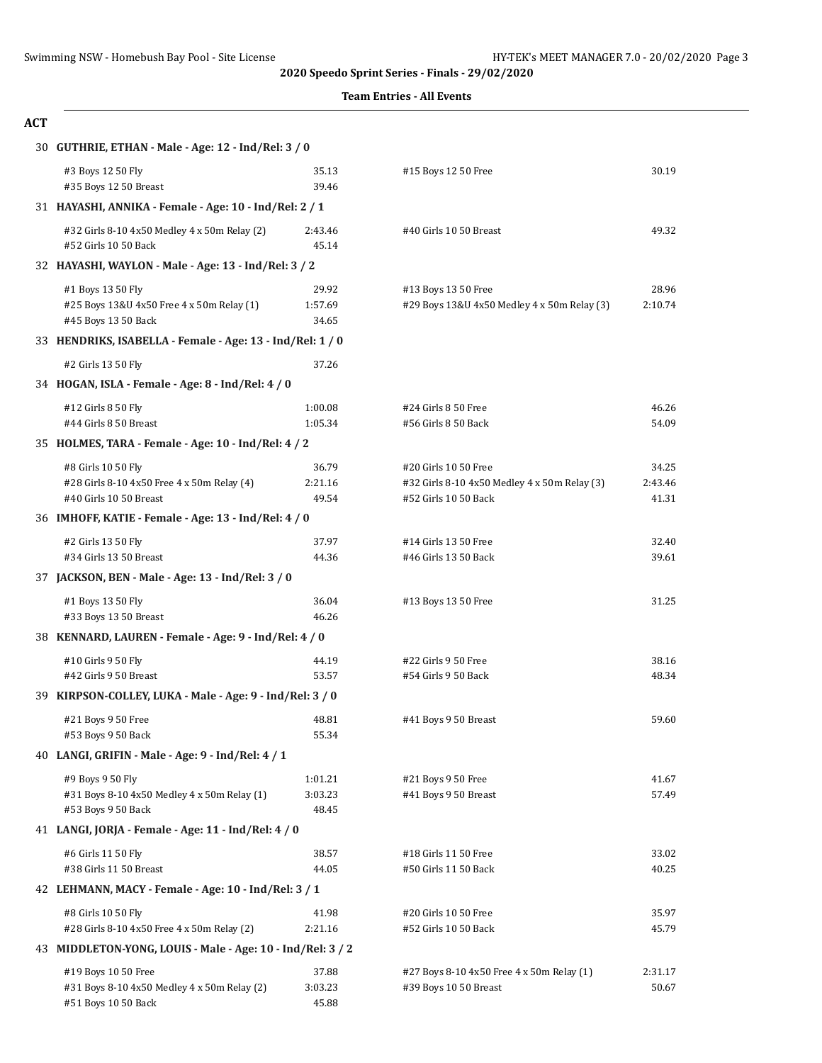**2020 Speedo Sprint Series - Finals - 29/02/2020**

**Team Entries - All Events**

## ACT

### 30 GUTHRIE, ETHAN - Male - Age: 12 - Ind/Rel: 3 / 0

| | | | |
|---|---|---|---|
| #3 Boys 12 50 Fly | 35.13 | #15 Boys 12 50 Free | 30.19 |
| #35 Boys 12 50 Breast | 39.46 | | |

### 31 HAYASHI, ANNIKA - Female - Age: 10 - Ind/Rel: 2 / 1

| | | | |
|---|---|---|---|
| #32 Girls 8-10 4x50 Medley 4 x 50m Relay (2) | 2:43.46 | #40 Girls 10 50 Breast | 49.32 |
| #52 Girls 10 50 Back | 45.14 | | |

### 32 HAYASHI, WAYLON - Male - Age: 13 - Ind/Rel: 3 / 2

| | | | |
|---|---|---|---|
| #1 Boys 13 50 Fly | 29.92 | #13 Boys 13 50 Free | 28.96 |
| #25 Boys 13&U 4x50 Free 4 x 50m Relay (1) | 1:57.69 | #29 Boys 13&U 4x50 Medley 4 x 50m Relay (3) | 2:10.74 |
| #45 Boys 13 50 Back | 34.65 | | |

### 33 HENDRIKS, ISABELLA - Female - Age: 13 - Ind/Rel: 1 / 0

| | | | |
|---|---|---|---|
| #2 Girls 13 50 Fly | 37.26 | | |

### 34 HOGAN, ISLA - Female - Age: 8 - Ind/Rel: 4 / 0

| | | | |
|---|---|---|---|
| #12 Girls 8 50 Fly | 1:00.08 | #24 Girls 8 50 Free | 46.26 |
| #44 Girls 8 50 Breast | 1:05.34 | #56 Girls 8 50 Back | 54.09 |

### 35 HOLMES, TARA - Female - Age: 10 - Ind/Rel: 4 / 2

| | | | |
|---|---|---|---|
| #8 Girls 10 50 Fly | 36.79 | #20 Girls 10 50 Free | 34.25 |
| #28 Girls 8-10 4x50 Free 4 x 50m Relay (4) | 2:21.16 | #32 Girls 8-10 4x50 Medley 4 x 50m Relay (3) | 2:43.46 |
| #40 Girls 10 50 Breast | 49.54 | #52 Girls 10 50 Back | 41.31 |

### 36 IMHOFF, KATIE - Female - Age: 13 - Ind/Rel: 4 / 0

| | | | |
|---|---|---|---|
| #2 Girls 13 50 Fly | 37.97 | #14 Girls 13 50 Free | 32.40 |
| #34 Girls 13 50 Breast | 44.36 | #46 Girls 13 50 Back | 39.61 |

### 37 JACKSON, BEN - Male - Age: 13 - Ind/Rel: 3 / 0

| | | | |
|---|---|---|---|
| #1 Boys 13 50 Fly | 36.04 | #13 Boys 13 50 Free | 31.25 |
| #33 Boys 13 50 Breast | 46.26 | | |

### 38 KENNARD, LAUREN - Female - Age: 9 - Ind/Rel: 4 / 0

| | | | |
|---|---|---|---|
| #10 Girls 9 50 Fly | 44.19 | #22 Girls 9 50 Free | 38.16 |
| #42 Girls 9 50 Breast | 53.57 | #54 Girls 9 50 Back | 48.34 |

### 39 KIRPSON-COLLEY, LUKA - Male - Age: 9 - Ind/Rel: 3 / 0

| | | | |
|---|---|---|---|
| #21 Boys 9 50 Free | 48.81 | #41 Boys 9 50 Breast | 59.60 |
| #53 Boys 9 50 Back | 55.34 | | |

### 40 LANGI, GRIFIN - Male - Age: 9 - Ind/Rel: 4 / 1

| | | | |
|---|---|---|---|
| #9 Boys 9 50 Fly | 1:01.21 | #21 Boys 9 50 Free | 41.67 |
| #31 Boys 8-10 4x50 Medley 4 x 50m Relay (1) | 3:03.23 | #41 Boys 9 50 Breast | 57.49 |
| #53 Boys 9 50 Back | 48.45 | | |

### 41 LANGI, JORJA - Female - Age: 11 - Ind/Rel: 4 / 0

| | | | |
|---|---|---|---|
| #6 Girls 11 50 Fly | 38.57 | #18 Girls 11 50 Free | 33.02 |
| #38 Girls 11 50 Breast | 44.05 | #50 Girls 11 50 Back | 40.25 |

### 42 LEHMANN, MACY - Female - Age: 10 - Ind/Rel: 3 / 1

| | | | |
|---|---|---|---|
| #8 Girls 10 50 Fly | 41.98 | #20 Girls 10 50 Free | 35.97 |
| #28 Girls 8-10 4x50 Free 4 x 50m Relay (2) | 2:21.16 | #52 Girls 10 50 Back | 45.79 |

### 43 MIDDLETON-YONG, LOUIS - Male - Age: 10 - Ind/Rel: 3 / 2

| | | | |
|---|---|---|---|
| #19 Boys 10 50 Free | 37.88 | #27 Boys 8-10 4x50 Free 4 x 50m Relay (1) | 2:31.17 |
| #31 Boys 8-10 4x50 Medley 4 x 50m Relay (2) | 3:03.23 | #39 Boys 10 50 Breast | 50.67 |
| #51 Boys 10 50 Back | 45.88 | | |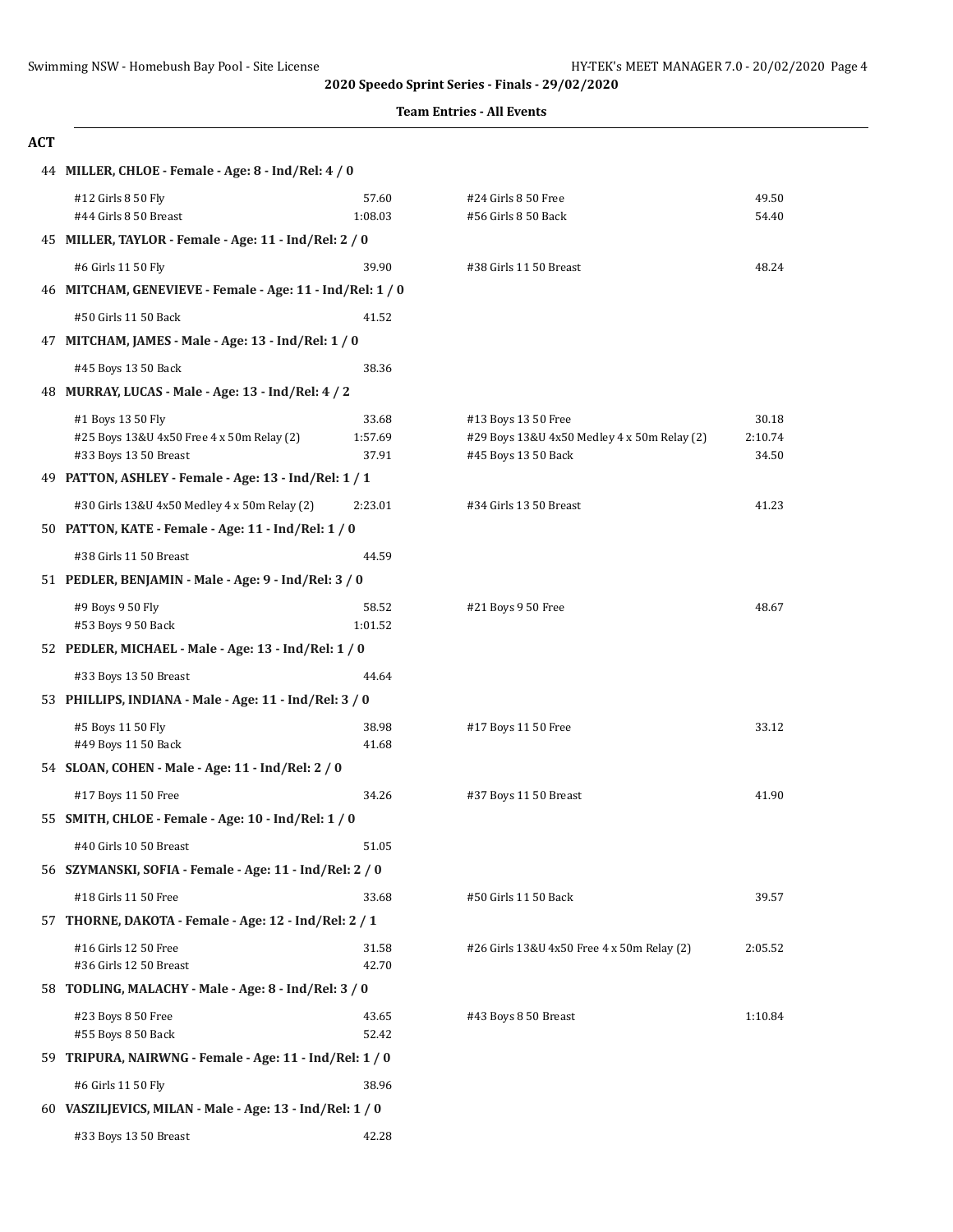**2020 Speedo Sprint Series - Finals - 29/02/2020**

**Team Entries - All Events**

## ACT

**44 MILLER, CHLOE - Female - Age: 8 - Ind/Rel: 4 / 0**

| Event | Time | Event | Time |
|---|---|---|---|
| #12 Girls 8 50 Fly | 57.60 | #24 Girls 8 50 Free | 49.50 |
| #44 Girls 8 50 Breast | 1:08.03 | #56 Girls 8 50 Back | 54.40 |

**45 MILLER, TAYLOR - Female - Age: 11 - Ind/Rel: 2 / 0**

| Event | Time | Event | Time |
|---|---|---|---|
| #6 Girls 11 50 Fly | 39.90 | #38 Girls 11 50 Breast | 48.24 |

**46 MITCHAM, GENEVIEVE - Female - Age: 11 - Ind/Rel: 1 / 0**

| Event | Time | Event | Time |
|---|---|---|---|
| #50 Girls 11 50 Back | 41.52 | | |

**47 MITCHAM, JAMES - Male - Age: 13 - Ind/Rel: 1 / 0**

| Event | Time | Event | Time |
|---|---|---|---|
| #45 Boys 13 50 Back | 38.36 | | |

**48 MURRAY, LUCAS - Male - Age: 13 - Ind/Rel: 4 / 2**

| Event | Time | Event | Time |
|---|---|---|---|
| #1 Boys 13 50 Fly | 33.68 | #13 Boys 13 50 Free | 30.18 |
| #25 Boys 13&U 4x50 Free 4 x 50m Relay (2) | 1:57.69 | #29 Boys 13&U 4x50 Medley 4 x 50m Relay (2) | 2:10.74 |
| #33 Boys 13 50 Breast | 37.91 | #45 Boys 13 50 Back | 34.50 |

**49 PATTON, ASHLEY - Female - Age: 13 - Ind/Rel: 1 / 1**

| Event | Time | Event | Time |
|---|---|---|---|
| #30 Girls 13&U 4x50 Medley 4 x 50m Relay (2) | 2:23.01 | #34 Girls 13 50 Breast | 41.23 |

**50 PATTON, KATE - Female - Age: 11 - Ind/Rel: 1 / 0**

| Event | Time | Event | Time |
|---|---|---|---|
| #38 Girls 11 50 Breast | 44.59 | | |

**51 PEDLER, BENJAMIN - Male - Age: 9 - Ind/Rel: 3 / 0**

| Event | Time | Event | Time |
|---|---|---|---|
| #9 Boys 9 50 Fly | 58.52 | #21 Boys 9 50 Free | 48.67 |
| #53 Boys 9 50 Back | 1:01.52 | | |

**52 PEDLER, MICHAEL - Male - Age: 13 - Ind/Rel: 1 / 0**

| Event | Time | Event | Time |
|---|---|---|---|
| #33 Boys 13 50 Breast | 44.64 | | |

**53 PHILLIPS, INDIANA - Male - Age: 11 - Ind/Rel: 3 / 0**

| Event | Time | Event | Time |
|---|---|---|---|
| #5 Boys 11 50 Fly | 38.98 | #17 Boys 11 50 Free | 33.12 |
| #49 Boys 11 50 Back | 41.68 | | |

**54 SLOAN, COHEN - Male - Age: 11 - Ind/Rel: 2 / 0**

| Event | Time | Event | Time |
|---|---|---|---|
| #17 Boys 11 50 Free | 34.26 | #37 Boys 11 50 Breast | 41.90 |

**55 SMITH, CHLOE - Female - Age: 10 - Ind/Rel: 1 / 0**

| Event | Time | Event | Time |
|---|---|---|---|
| #40 Girls 10 50 Breast | 51.05 | | |

**56 SZYMANSKI, SOFIA - Female - Age: 11 - Ind/Rel: 2 / 0**

| Event | Time | Event | Time |
|---|---|---|---|
| #18 Girls 11 50 Free | 33.68 | #50 Girls 11 50 Back | 39.57 |

**57 THORNE, DAKOTA - Female - Age: 12 - Ind/Rel: 2 / 1**

| Event | Time | Event | Time |
|---|---|---|---|
| #16 Girls 12 50 Free | 31.58 | #26 Girls 13&U 4x50 Free 4 x 50m Relay (2) | 2:05.52 |
| #36 Girls 12 50 Breast | 42.70 | | |

**58 TODLING, MALACHY - Male - Age: 8 - Ind/Rel: 3 / 0**

| Event | Time | Event | Time |
|---|---|---|---|
| #23 Boys 8 50 Free | 43.65 | #43 Boys 8 50 Breast | 1:10.84 |
| #55 Boys 8 50 Back | 52.42 | | |

**59 TRIPURA, NAIRWNG - Female - Age: 11 - Ind/Rel: 1 / 0**

| Event | Time | Event | Time |
|---|---|---|---|
| #6 Girls 11 50 Fly | 38.96 | | |

**60 VASZILJEVICS, MILAN - Male - Age: 13 - Ind/Rel: 1 / 0**

| Event | Time | Event | Time |
|---|---|---|---|
| #33 Boys 13 50 Breast | 42.28 | | |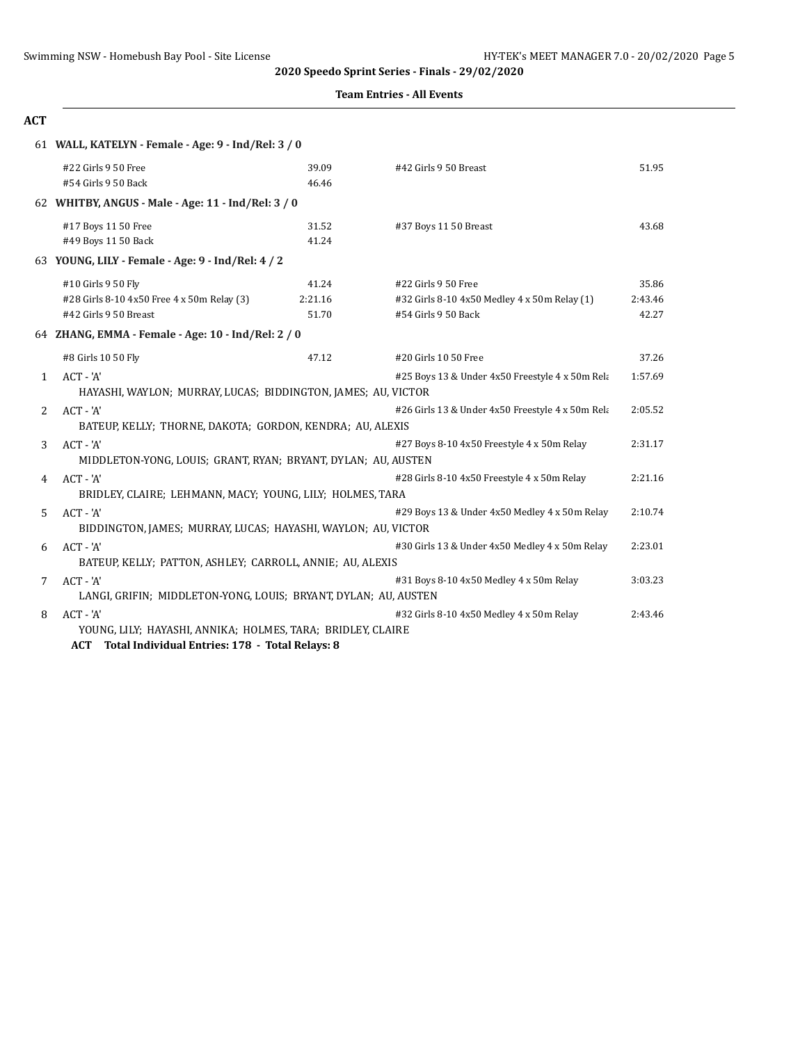**2020 Speedo Sprint Series - Finals - 29/02/2020**

**Team Entries - All Events**

## ACT

**61 WALL, KATELYN - Female - Age: 9 - Ind/Rel: 3 / 0**

| Event | Time | Event | Time |
|---|---|---|---|
| #22 Girls 9 50 Free | 39.09 | #42 Girls 9 50 Breast | 51.95 |
| #54 Girls 9 50 Back | 46.46 | | |

**62 WHITBY, ANGUS - Male - Age: 11 - Ind/Rel: 3 / 0**

| Event | Time | Event | Time |
|---|---|---|---|
| #17 Boys 11 50 Free | 31.52 | #37 Boys 11 50 Breast | 43.68 |
| #49 Boys 11 50 Back | 41.24 | | |

**63 YOUNG, LILY - Female - Age: 9 - Ind/Rel: 4 / 2**

| Event | Time | Event | Time |
|---|---|---|---|
| #10 Girls 9 50 Fly | 41.24 | #22 Girls 9 50 Free | 35.86 |
| #28 Girls 8-10 4x50 Free 4 x 50m Relay (3) | 2:21.16 | #32 Girls 8-10 4x50 Medley 4 x 50m Relay (1) | 2:43.46 |
| #42 Girls 9 50 Breast | 51.70 | #54 Girls 9 50 Back | 42.27 |

**64 ZHANG, EMMA - Female - Age: 10 - Ind/Rel: 2 / 0**

| Event | Time | Event | Time |
|---|---|---|---|
| #8 Girls 10 50 Fly | 47.12 | #20 Girls 10 50 Free | 37.26 |

| # | Team | Event | Time |
|---|---|---|---|
| 1 | ACT - 'A' | #25 Boys 13 & Under 4x50 Freestyle 4 x 50m Rela | 1:57.69 |
| | HAYASHI, WAYLON; MURRAY, LUCAS; BIDDINGTON, JAMES; AU, VICTOR | | |
| 2 | ACT - 'A' | #26 Girls 13 & Under 4x50 Freestyle 4 x 50m Rela | 2:05.52 |
| | BATEUP, KELLY; THORNE, DAKOTA; GORDON, KENDRA; AU, ALEXIS | | |
| 3 | ACT - 'A' | #27 Boys 8-10 4x50 Freestyle 4 x 50m Relay | 2:31.17 |
| | MIDDLETON-YONG, LOUIS; GRANT, RYAN; BRYANT, DYLAN; AU, AUSTEN | | |
| 4 | ACT - 'A' | #28 Girls 8-10 4x50 Freestyle 4 x 50m Relay | 2:21.16 |
| | BRIDLEY, CLAIRE; LEHMANN, MACY; YOUNG, LILY; HOLMES, TARA | | |
| 5 | ACT - 'A' | #29 Boys 13 & Under 4x50 Medley 4 x 50m Relay | 2:10.74 |
| | BIDDINGTON, JAMES; MURRAY, LUCAS; HAYASHI, WAYLON; AU, VICTOR | | |
| 6 | ACT - 'A' | #30 Girls 13 & Under 4x50 Medley 4 x 50m Relay | 2:23.01 |
| | BATEUP, KELLY; PATTON, ASHLEY; CARROLL, ANNIE; AU, ALEXIS | | |
| 7 | ACT - 'A' | #31 Boys 8-10 4x50 Medley 4 x 50m Relay | 3:03.23 |
| | LANGI, GRIFIN; MIDDLETON-YONG, LOUIS; BRYANT, DYLAN; AU, AUSTEN | | |
| 8 | ACT - 'A' | #32 Girls 8-10 4x50 Medley 4 x 50m Relay | 2:43.46 |
| | YOUNG, LILY; HAYASHI, ANNIKA; HOLMES, TARA; BRIDLEY, CLAIRE | | |

**ACT Total Individual Entries: 178 - Total Relays: 8**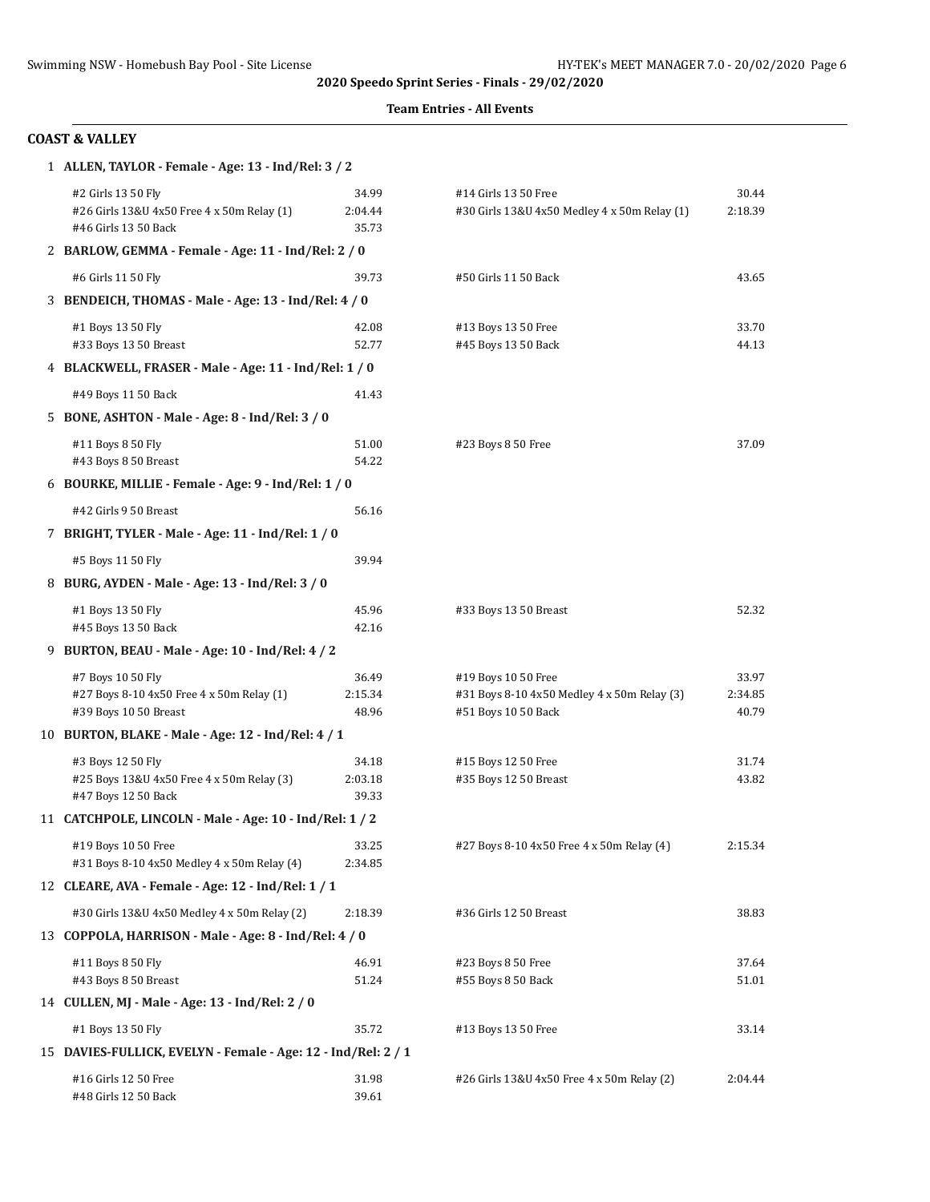2020 Speedo Sprint Series - Finals - 29/02/2020

**Team Entries - All Events**

## COAST & VALLEY

**1 ALLEN, TAYLOR - Female - Age: 13 - Ind/Rel: 3 / 2**

| Event | Time | Event | Time |
|---|---|---|---|
| #2 Girls 13 50 Fly | 34.99 | #14 Girls 13 50 Free | 30.44 |
| #26 Girls 13&U 4x50 Free 4 x 50m Relay (1) | 2:04.44 | #30 Girls 13&U 4x50 Medley 4 x 50m Relay (1) | 2:18.39 |
| #46 Girls 13 50 Back | 35.73 | | |

**2 BARLOW, GEMMA - Female - Age: 11 - Ind/Rel: 2 / 0**

| Event | Time | Event | Time |
|---|---|---|---|
| #6 Girls 11 50 Fly | 39.73 | #50 Girls 11 50 Back | 43.65 |

**3 BENDEICH, THOMAS - Male - Age: 13 - Ind/Rel: 4 / 0**

| Event | Time | Event | Time |
|---|---|---|---|
| #1 Boys 13 50 Fly | 42.08 | #13 Boys 13 50 Free | 33.70 |
| #33 Boys 13 50 Breast | 52.77 | #45 Boys 13 50 Back | 44.13 |

**4 BLACKWELL, FRASER - Male - Age: 11 - Ind/Rel: 1 / 0**

| Event | Time | Event | Time |
|---|---|---|---|
| #49 Boys 11 50 Back | 41.43 | | |

**5 BONE, ASHTON - Male - Age: 8 - Ind/Rel: 3 / 0**

| Event | Time | Event | Time |
|---|---|---|---|
| #11 Boys 8 50 Fly | 51.00 | #23 Boys 8 50 Free | 37.09 |
| #43 Boys 8 50 Breast | 54.22 | | |

**6 BOURKE, MILLIE - Female - Age: 9 - Ind/Rel: 1 / 0**

| Event | Time | Event | Time |
|---|---|---|---|
| #42 Girls 9 50 Breast | 56.16 | | |

**7 BRIGHT, TYLER - Male - Age: 11 - Ind/Rel: 1 / 0**

| Event | Time | Event | Time |
|---|---|---|---|
| #5 Boys 11 50 Fly | 39.94 | | |

**8 BURG, AYDEN - Male - Age: 13 - Ind/Rel: 3 / 0**

| Event | Time | Event | Time |
|---|---|---|---|
| #1 Boys 13 50 Fly | 45.96 | #33 Boys 13 50 Breast | 52.32 |
| #45 Boys 13 50 Back | 42.16 | | |

**9 BURTON, BEAU - Male - Age: 10 - Ind/Rel: 4 / 2**

| Event | Time | Event | Time |
|---|---|---|---|
| #7 Boys 10 50 Fly | 36.49 | #19 Boys 10 50 Free | 33.97 |
| #27 Boys 8-10 4x50 Free 4 x 50m Relay (1) | 2:15.34 | #31 Boys 8-10 4x50 Medley 4 x 50m Relay (3) | 2:34.85 |
| #39 Boys 10 50 Breast | 48.96 | #51 Boys 10 50 Back | 40.79 |

**10 BURTON, BLAKE - Male - Age: 12 - Ind/Rel: 4 / 1**

| Event | Time | Event | Time |
|---|---|---|---|
| #3 Boys 12 50 Fly | 34.18 | #15 Boys 12 50 Free | 31.74 |
| #25 Boys 13&U 4x50 Free 4 x 50m Relay (3) | 2:03.18 | #35 Boys 12 50 Breast | 43.82 |
| #47 Boys 12 50 Back | 39.33 | | |

**11 CATCHPOLE, LINCOLN - Male - Age: 10 - Ind/Rel: 1 / 2**

| Event | Time | Event | Time |
|---|---|---|---|
| #19 Boys 10 50 Free | 33.25 | #27 Boys 8-10 4x50 Free 4 x 50m Relay (4) | 2:15.34 |
| #31 Boys 8-10 4x50 Medley 4 x 50m Relay (4) | 2:34.85 | | |

**12 CLEARE, AVA - Female - Age: 12 - Ind/Rel: 1 / 1**

| Event | Time | Event | Time |
|---|---|---|---|
| #30 Girls 13&U 4x50 Medley 4 x 50m Relay (2) | 2:18.39 | #36 Girls 12 50 Breast | 38.83 |

**13 COPPOLA, HARRISON - Male - Age: 8 - Ind/Rel: 4 / 0**

| Event | Time | Event | Time |
|---|---|---|---|
| #11 Boys 8 50 Fly | 46.91 | #23 Boys 8 50 Free | 37.64 |
| #43 Boys 8 50 Breast | 51.24 | #55 Boys 8 50 Back | 51.01 |

**14 CULLEN, MJ - Male - Age: 13 - Ind/Rel: 2 / 0**

| Event | Time | Event | Time |
|---|---|---|---|
| #1 Boys 13 50 Fly | 35.72 | #13 Boys 13 50 Free | 33.14 |

**15 DAVIES-FULLICK, EVELYN - Female - Age: 12 - Ind/Rel: 2 / 1**

| Event | Time | Event | Time |
|---|---|---|---|
| #16 Girls 12 50 Free | 31.98 | #26 Girls 13&U 4x50 Free 4 x 50m Relay (2) | 2:04.44 |
| #48 Girls 12 50 Back | 39.61 | | |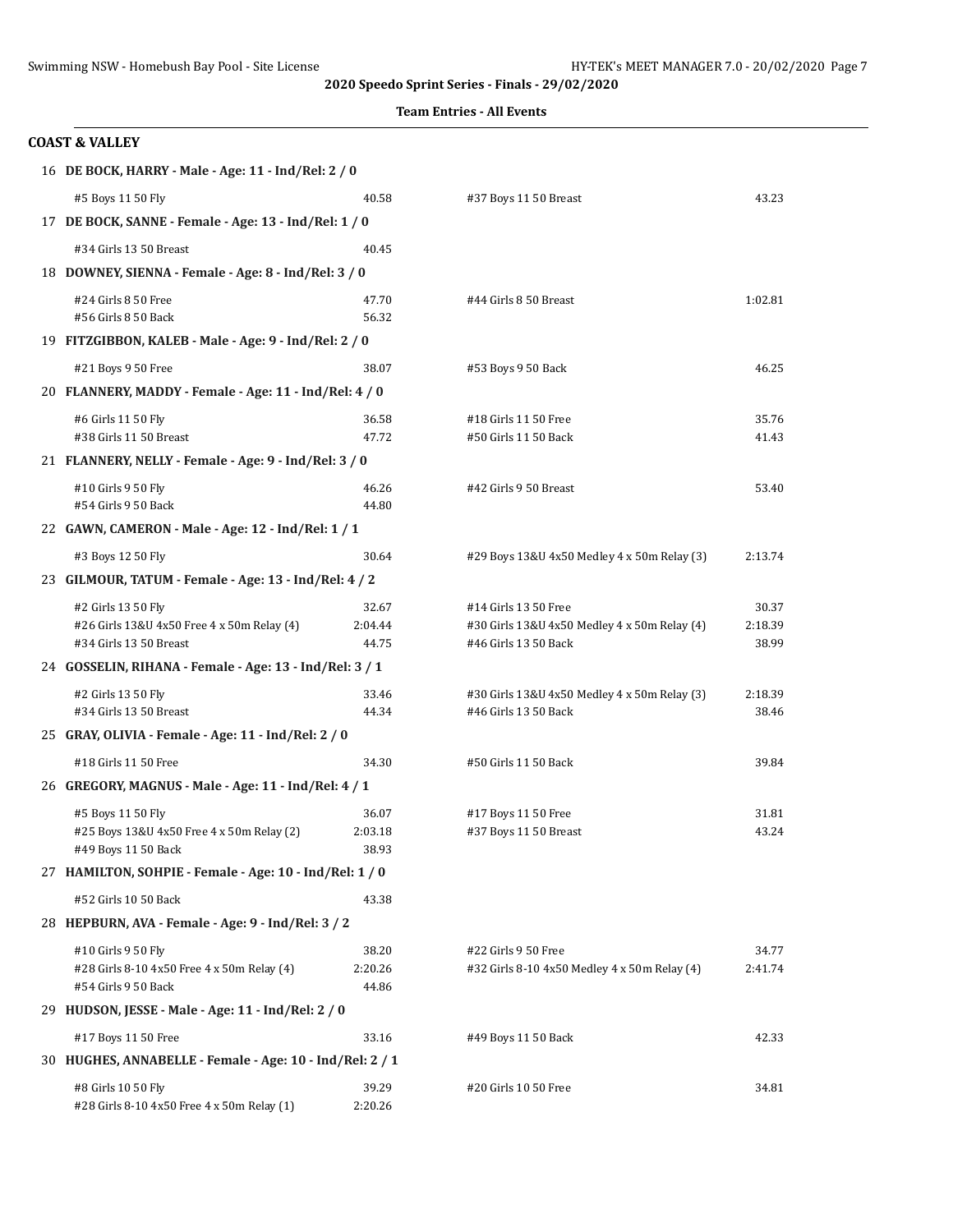**2020 Speedo Sprint Series - Finals - 29/02/2020**

**Team Entries - All Events**

## COAST & VALLEY

**16 DE BOCK, HARRY - Male - Age: 11 - Ind/Rel: 2 / 0**

| | | | |
|---|---|---|---|
| #5 Boys 11 50 Fly | 40.58 | #37 Boys 11 50 Breast | 43.23 |

**17 DE BOCK, SANNE - Female - Age: 13 - Ind/Rel: 1 / 0**

| | | | |
|---|---|---|---|
| #34 Girls 13 50 Breast | 40.45 | | |

**18 DOWNEY, SIENNA - Female - Age: 8 - Ind/Rel: 3 / 0**

| | | | |
|---|---|---|---|
| #24 Girls 8 50 Free | 47.70 | #44 Girls 8 50 Breast | 1:02.81 |
| #56 Girls 8 50 Back | 56.32 | | |

**19 FITZGIBBON, KALEB - Male - Age: 9 - Ind/Rel: 2 / 0**

| | | | |
|---|---|---|---|
| #21 Boys 9 50 Free | 38.07 | #53 Boys 9 50 Back | 46.25 |

**20 FLANNERY, MADDY - Female - Age: 11 - Ind/Rel: 4 / 0**

| | | | |
|---|---|---|---|
| #6 Girls 11 50 Fly | 36.58 | #18 Girls 11 50 Free | 35.76 |
| #38 Girls 11 50 Breast | 47.72 | #50 Girls 11 50 Back | 41.43 |

**21 FLANNERY, NELLY - Female - Age: 9 - Ind/Rel: 3 / 0**

| | | | |
|---|---|---|---|
| #10 Girls 9 50 Fly | 46.26 | #42 Girls 9 50 Breast | 53.40 |
| #54 Girls 9 50 Back | 44.80 | | |

**22 GAWN, CAMERON - Male - Age: 12 - Ind/Rel: 1 / 1**

| | | | |
|---|---|---|---|
| #3 Boys 12 50 Fly | 30.64 | #29 Boys 13&U 4x50 Medley 4 x 50m Relay (3) | 2:13.74 |

**23 GILMOUR, TATUM - Female - Age: 13 - Ind/Rel: 4 / 2**

| | | | |
|---|---|---|---|
| #2 Girls 13 50 Fly | 32.67 | #14 Girls 13 50 Free | 30.37 |
| #26 Girls 13&U 4x50 Free 4 x 50m Relay (4) | 2:04.44 | #30 Girls 13&U 4x50 Medley 4 x 50m Relay (4) | 2:18.39 |
| #34 Girls 13 50 Breast | 44.75 | #46 Girls 13 50 Back | 38.99 |

**24 GOSSELIN, RIHANA - Female - Age: 13 - Ind/Rel: 3 / 1**

| | | | |
|---|---|---|---|
| #2 Girls 13 50 Fly | 33.46 | #30 Girls 13&U 4x50 Medley 4 x 50m Relay (3) | 2:18.39 |
| #34 Girls 13 50 Breast | 44.34 | #46 Girls 13 50 Back | 38.46 |

**25 GRAY, OLIVIA - Female - Age: 11 - Ind/Rel: 2 / 0**

| | | | |
|---|---|---|---|
| #18 Girls 11 50 Free | 34.30 | #50 Girls 11 50 Back | 39.84 |

**26 GREGORY, MAGNUS - Male - Age: 11 - Ind/Rel: 4 / 1**

| | | | |
|---|---|---|---|
| #5 Boys 11 50 Fly | 36.07 | #17 Boys 11 50 Free | 31.81 |
| #25 Boys 13&U 4x50 Free 4 x 50m Relay (2) | 2:03.18 | #37 Boys 11 50 Breast | 43.24 |
| #49 Boys 11 50 Back | 38.93 | | |

**27 HAMILTON, SOHPIE - Female - Age: 10 - Ind/Rel: 1 / 0**

| | | | |
|---|---|---|---|
| #52 Girls 10 50 Back | 43.38 | | |

**28 HEPBURN, AVA - Female - Age: 9 - Ind/Rel: 3 / 2**

| | | | |
|---|---|---|---|
| #10 Girls 9 50 Fly | 38.20 | #22 Girls 9 50 Free | 34.77 |
| #28 Girls 8-10 4x50 Free 4 x 50m Relay (4) | 2:20.26 | #32 Girls 8-10 4x50 Medley 4 x 50m Relay (4) | 2:41.74 |
| #54 Girls 9 50 Back | 44.86 | | |

**29 HUDSON, JESSE - Male - Age: 11 - Ind/Rel: 2 / 0**

| | | | |
|---|---|---|---|
| #17 Boys 11 50 Free | 33.16 | #49 Boys 11 50 Back | 42.33 |

**30 HUGHES, ANNABELLE - Female - Age: 10 - Ind/Rel: 2 / 1**

| | | | |
|---|---|---|---|
| #8 Girls 10 50 Fly | 39.29 | #20 Girls 10 50 Free | 34.81 |
| #28 Girls 8-10 4x50 Free 4 x 50m Relay (1) | 2:20.26 | | |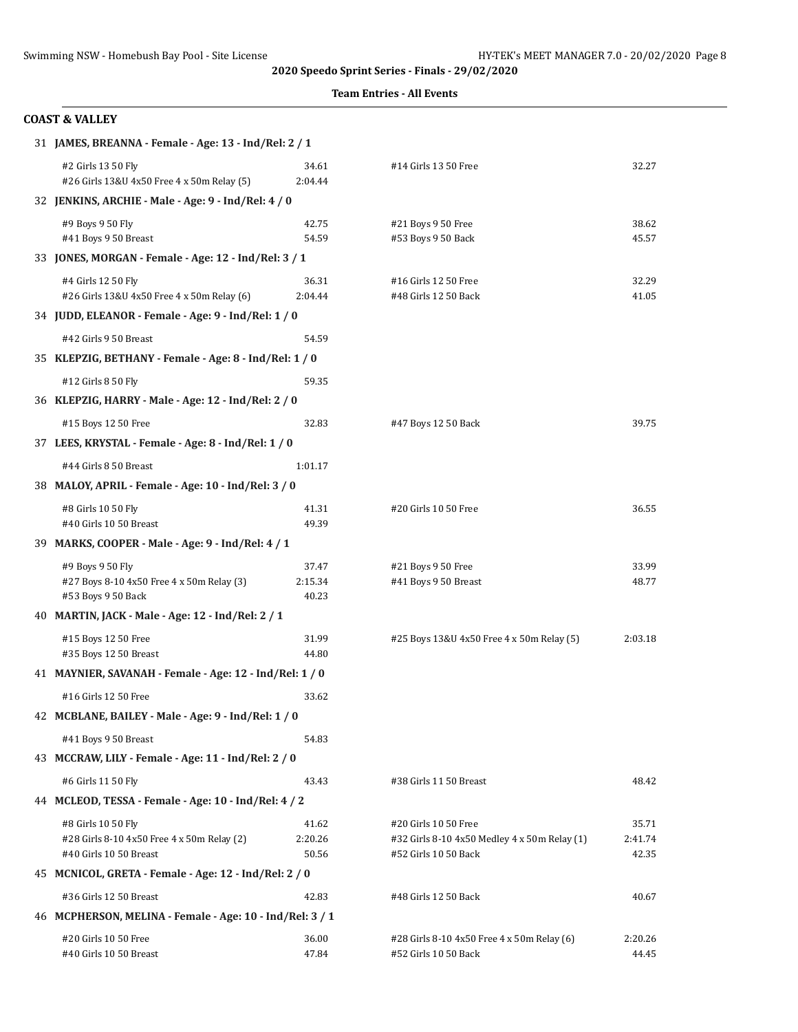**2020 Speedo Sprint Series - Finals - 29/02/2020**

**Team Entries - All Events**

## COAST & VALLEY

**31 JAMES, BREANNA - Female - Age: 13 - Ind/Rel: 2 / 1**

| | | | |
|---|---|---|---|
| #2 Girls 13 50 Fly | 34.61 | #14 Girls 13 50 Free | 32.27 |
| #26 Girls 13&U 4x50 Free 4 x 50m Relay (5) | 2:04.44 | | |

**32 JENKINS, ARCHIE - Male - Age: 9 - Ind/Rel: 4 / 0**

| | | | |
|---|---|---|---|
| #9 Boys 9 50 Fly | 42.75 | #21 Boys 9 50 Free | 38.62 |
| #41 Boys 9 50 Breast | 54.59 | #53 Boys 9 50 Back | 45.57 |

**33 JONES, MORGAN - Female - Age: 12 - Ind/Rel: 3 / 1**

| | | | |
|---|---|---|---|
| #4 Girls 12 50 Fly | 36.31 | #16 Girls 12 50 Free | 32.29 |
| #26 Girls 13&U 4x50 Free 4 x 50m Relay (6) | 2:04.44 | #48 Girls 12 50 Back | 41.05 |

**34 JUDD, ELEANOR - Female - Age: 9 - Ind/Rel: 1 / 0**

| | | | |
|---|---|---|---|
| #42 Girls 9 50 Breast | 54.59 | | |

**35 KLEPZIG, BETHANY - Female - Age: 8 - Ind/Rel: 1 / 0**

| | | | |
|---|---|---|---|
| #12 Girls 8 50 Fly | 59.35 | | |

**36 KLEPZIG, HARRY - Male - Age: 12 - Ind/Rel: 2 / 0**

| | | | |
|---|---|---|---|
| #15 Boys 12 50 Free | 32.83 | #47 Boys 12 50 Back | 39.75 |

**37 LEES, KRYSTAL - Female - Age: 8 - Ind/Rel: 1 / 0**

| | | | |
|---|---|---|---|
| #44 Girls 8 50 Breast | 1:01.17 | | |

**38 MALOY, APRIL - Female - Age: 10 - Ind/Rel: 3 / 0**

| | | | |
|---|---|---|---|
| #8 Girls 10 50 Fly | 41.31 | #20 Girls 10 50 Free | 36.55 |
| #40 Girls 10 50 Breast | 49.39 | | |

**39 MARKS, COOPER - Male - Age: 9 - Ind/Rel: 4 / 1**

| | | | |
|---|---|---|---|
| #9 Boys 9 50 Fly | 37.47 | #21 Boys 9 50 Free | 33.99 |
| #27 Boys 8-10 4x50 Free 4 x 50m Relay (3) | 2:15.34 | #41 Boys 9 50 Breast | 48.77 |
| #53 Boys 9 50 Back | 40.23 | | |

**40 MARTIN, JACK - Male - Age: 12 - Ind/Rel: 2 / 1**

| | | | |
|---|---|---|---|
| #15 Boys 12 50 Free | 31.99 | #25 Boys 13&U 4x50 Free 4 x 50m Relay (5) | 2:03.18 |
| #35 Boys 12 50 Breast | 44.80 | | |

**41 MAYNIER, SAVANAH - Female - Age: 12 - Ind/Rel: 1 / 0**

| | | | |
|---|---|---|---|
| #16 Girls 12 50 Free | 33.62 | | |

**42 MCBLANE, BAILEY - Male - Age: 9 - Ind/Rel: 1 / 0**

| | | | |
|---|---|---|---|
| #41 Boys 9 50 Breast | 54.83 | | |

**43 MCCRAW, LILY - Female - Age: 11 - Ind/Rel: 2 / 0**

| | | | |
|---|---|---|---|
| #6 Girls 11 50 Fly | 43.43 | #38 Girls 11 50 Breast | 48.42 |

**44 MCLEOD, TESSA - Female - Age: 10 - Ind/Rel: 4 / 2**

| | | | |
|---|---|---|---|
| #8 Girls 10 50 Fly | 41.62 | #20 Girls 10 50 Free | 35.71 |
| #28 Girls 8-10 4x50 Free 4 x 50m Relay (2) | 2:20.26 | #32 Girls 8-10 4x50 Medley 4 x 50m Relay (1) | 2:41.74 |
| #40 Girls 10 50 Breast | 50.56 | #52 Girls 10 50 Back | 42.35 |

**45 MCNICOL, GRETA - Female - Age: 12 - Ind/Rel: 2 / 0**

| | | | |
|---|---|---|---|
| #36 Girls 12 50 Breast | 42.83 | #48 Girls 12 50 Back | 40.67 |

**46 MCPHERSON, MELINA - Female - Age: 10 - Ind/Rel: 3 / 1**

| | | | |
|---|---|---|---|
| #20 Girls 10 50 Free | 36.00 | #28 Girls 8-10 4x50 Free 4 x 50m Relay (6) | 2:20.26 |
| #40 Girls 10 50 Breast | 47.84 | #52 Girls 10 50 Back | 44.45 |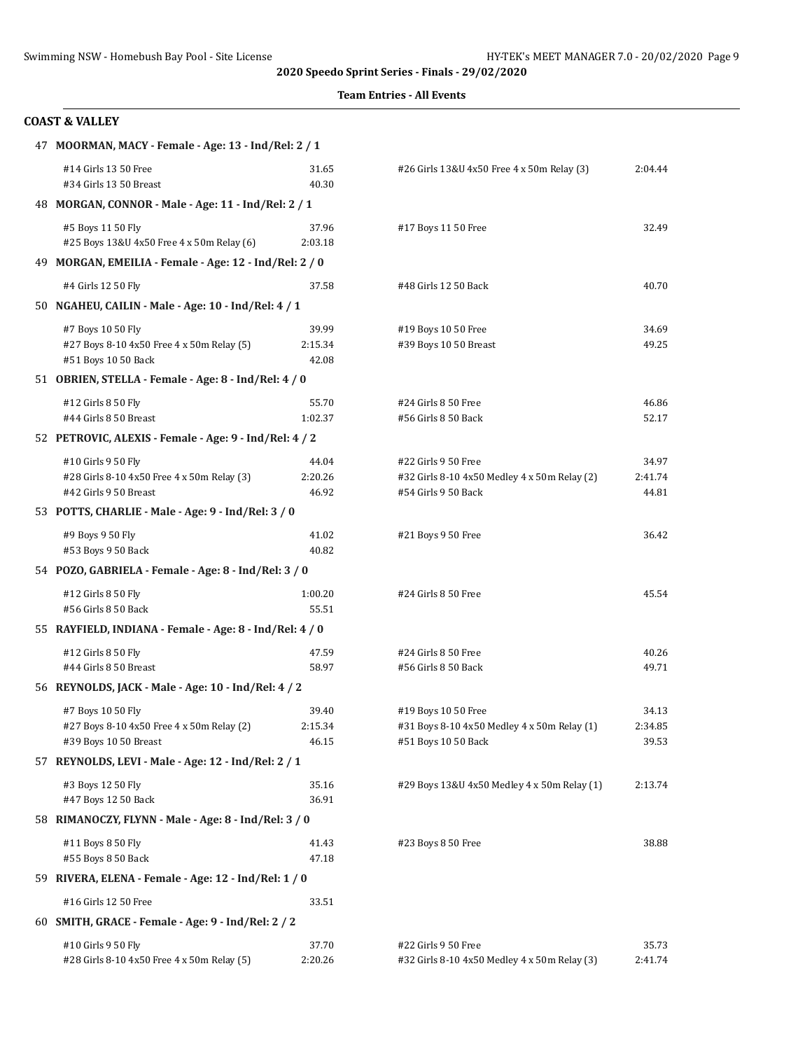**2020 Speedo Sprint Series - Finals - 29/02/2020**

**Team Entries - All Events**

## COAST & VALLEY

**47 MOORMAN, MACY - Female - Age: 13 - Ind/Rel: 2 / 1**

| Event | Time | Event | Time |
|---|---|---|---|
| #14 Girls 13 50 Free | 31.65 | #26 Girls 13&U 4x50 Free 4 x 50m Relay (3) | 2:04.44 |
| #34 Girls 13 50 Breast | 40.30 | | |

**48 MORGAN, CONNOR - Male - Age: 11 - Ind/Rel: 2 / 1**

| Event | Time | Event | Time |
|---|---|---|---|
| #5 Boys 11 50 Fly | 37.96 | #17 Boys 11 50 Free | 32.49 |
| #25 Boys 13&U 4x50 Free 4 x 50m Relay (6) | 2:03.18 | | |

**49 MORGAN, EMEILIA - Female - Age: 12 - Ind/Rel: 2 / 0**

| Event | Time | Event | Time |
|---|---|---|---|
| #4 Girls 12 50 Fly | 37.58 | #48 Girls 12 50 Back | 40.70 |

**50 NGAHEU, CAILIN - Male - Age: 10 - Ind/Rel: 4 / 1**

| Event | Time | Event | Time |
|---|---|---|---|
| #7 Boys 10 50 Fly | 39.99 | #19 Boys 10 50 Free | 34.69 |
| #27 Boys 8-10 4x50 Free 4 x 50m Relay (5) | 2:15.34 | #39 Boys 10 50 Breast | 49.25 |
| #51 Boys 10 50 Back | 42.08 | | |

**51 OBRIEN, STELLA - Female - Age: 8 - Ind/Rel: 4 / 0**

| Event | Time | Event | Time |
|---|---|---|---|
| #12 Girls 8 50 Fly | 55.70 | #24 Girls 8 50 Free | 46.86 |
| #44 Girls 8 50 Breast | 1:02.37 | #56 Girls 8 50 Back | 52.17 |

**52 PETROVIC, ALEXIS - Female - Age: 9 - Ind/Rel: 4 / 2**

| Event | Time | Event | Time |
|---|---|---|---|
| #10 Girls 9 50 Fly | 44.04 | #22 Girls 9 50 Free | 34.97 |
| #28 Girls 8-10 4x50 Free 4 x 50m Relay (3) | 2:20.26 | #32 Girls 8-10 4x50 Medley 4 x 50m Relay (2) | 2:41.74 |
| #42 Girls 9 50 Breast | 46.92 | #54 Girls 9 50 Back | 44.81 |

**53 POTTS, CHARLIE - Male - Age: 9 - Ind/Rel: 3 / 0**

| Event | Time | Event | Time |
|---|---|---|---|
| #9 Boys 9 50 Fly | 41.02 | #21 Boys 9 50 Free | 36.42 |
| #53 Boys 9 50 Back | 40.82 | | |

**54 POZO, GABRIELA - Female - Age: 8 - Ind/Rel: 3 / 0**

| Event | Time | Event | Time |
|---|---|---|---|
| #12 Girls 8 50 Fly | 1:00.20 | #24 Girls 8 50 Free | 45.54 |
| #56 Girls 8 50 Back | 55.51 | | |

**55 RAYFIELD, INDIANA - Female - Age: 8 - Ind/Rel: 4 / 0**

| Event | Time | Event | Time |
|---|---|---|---|
| #12 Girls 8 50 Fly | 47.59 | #24 Girls 8 50 Free | 40.26 |
| #44 Girls 8 50 Breast | 58.97 | #56 Girls 8 50 Back | 49.71 |

**56 REYNOLDS, JACK - Male - Age: 10 - Ind/Rel: 4 / 2**

| Event | Time | Event | Time |
|---|---|---|---|
| #7 Boys 10 50 Fly | 39.40 | #19 Boys 10 50 Free | 34.13 |
| #27 Boys 8-10 4x50 Free 4 x 50m Relay (2) | 2:15.34 | #31 Boys 8-10 4x50 Medley 4 x 50m Relay (1) | 2:34.85 |
| #39 Boys 10 50 Breast | 46.15 | #51 Boys 10 50 Back | 39.53 |

**57 REYNOLDS, LEVI - Male - Age: 12 - Ind/Rel: 2 / 1**

| Event | Time | Event | Time |
|---|---|---|---|
| #3 Boys 12 50 Fly | 35.16 | #29 Boys 13&U 4x50 Medley 4 x 50m Relay (1) | 2:13.74 |
| #47 Boys 12 50 Back | 36.91 | | |

**58 RIMANOCZY, FLYNN - Male - Age: 8 - Ind/Rel: 3 / 0**

| Event | Time | Event | Time |
|---|---|---|---|
| #11 Boys 8 50 Fly | 41.43 | #23 Boys 8 50 Free | 38.88 |
| #55 Boys 8 50 Back | 47.18 | | |

**59 RIVERA, ELENA - Female - Age: 12 - Ind/Rel: 1 / 0**

| Event | Time |
|---|---|
| #16 Girls 12 50 Free | 33.51 |

**60 SMITH, GRACE - Female - Age: 9 - Ind/Rel: 2 / 2**

| Event | Time | Event | Time |
|---|---|---|---|
| #10 Girls 9 50 Fly | 37.70 | #22 Girls 9 50 Free | 35.73 |
| #28 Girls 8-10 4x50 Free 4 x 50m Relay (5) | 2:20.26 | #32 Girls 8-10 4x50 Medley 4 x 50m Relay (3) | 2:41.74 |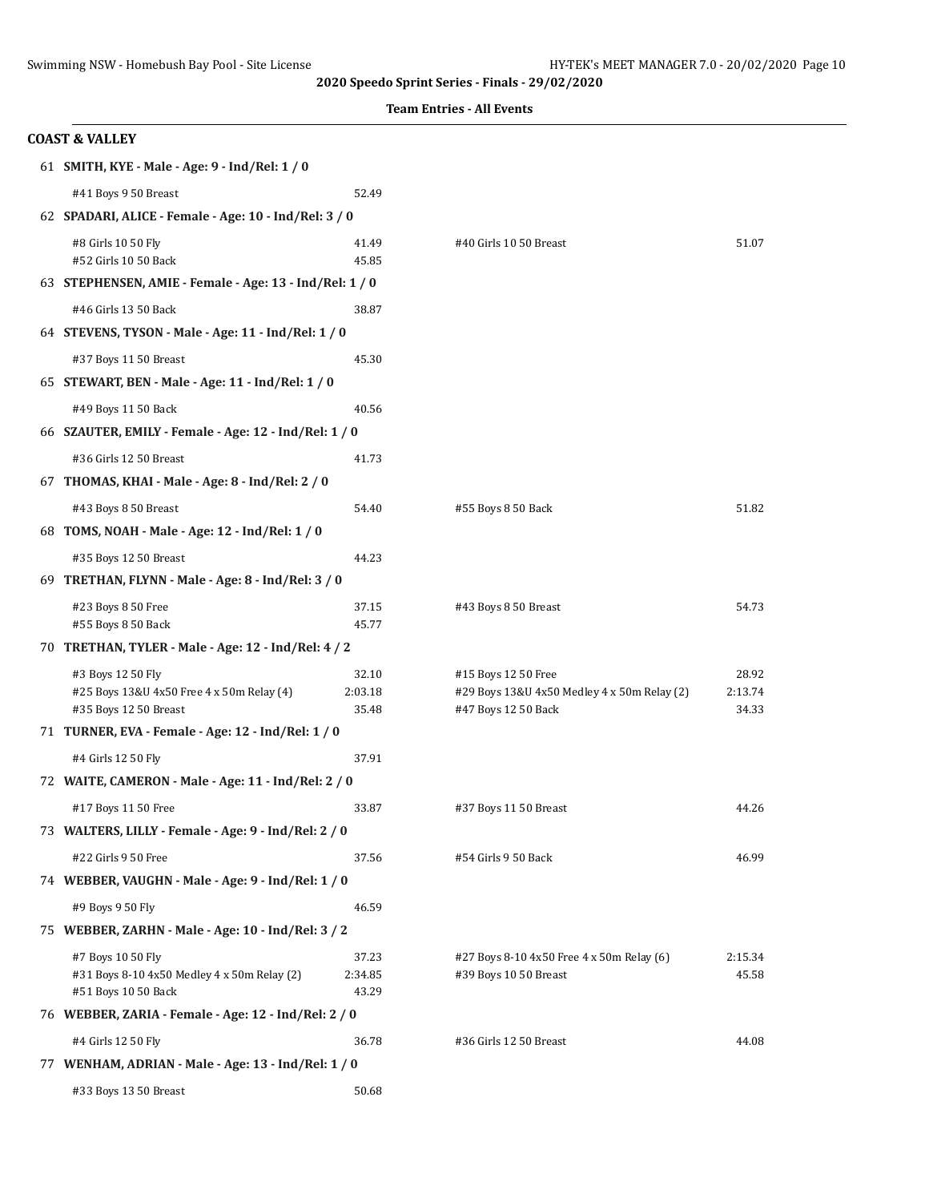2020 Speedo Sprint Series - Finals - 29/02/2020

**Team Entries - All Events**

## COAST & VALLEY

**61 SMITH, KYE - Male - Age: 9 - Ind/Rel: 1 / 0**

| Event | Time | Event | Time |
|---|---|---|---|
| #41 Boys 9 50 Breast | 52.49 | | |

**62 SPADARI, ALICE - Female - Age: 10 - Ind/Rel: 3 / 0**

| Event | Time | Event | Time |
|---|---|---|---|
| #8 Girls 10 50 Fly | 41.49 | #40 Girls 10 50 Breast | 51.07 |
| #52 Girls 10 50 Back | 45.85 | | |

**63 STEPHENSEN, AMIE - Female - Age: 13 - Ind/Rel: 1 / 0**

| Event | Time | Event | Time |
|---|---|---|---|
| #46 Girls 13 50 Back | 38.87 | | |

**64 STEVENS, TYSON - Male - Age: 11 - Ind/Rel: 1 / 0**

| Event | Time | Event | Time |
|---|---|---|---|
| #37 Boys 11 50 Breast | 45.30 | | |

**65 STEWART, BEN - Male - Age: 11 - Ind/Rel: 1 / 0**

| Event | Time | Event | Time |
|---|---|---|---|
| #49 Boys 11 50 Back | 40.56 | | |

**66 SZAUTER, EMILY - Female - Age: 12 - Ind/Rel: 1 / 0**

| Event | Time | Event | Time |
|---|---|---|---|
| #36 Girls 12 50 Breast | 41.73 | | |

**67 THOMAS, KHAI - Male - Age: 8 - Ind/Rel: 2 / 0**

| Event | Time | Event | Time |
|---|---|---|---|
| #43 Boys 8 50 Breast | 54.40 | #55 Boys 8 50 Back | 51.82 |

**68 TOMS, NOAH - Male - Age: 12 - Ind/Rel: 1 / 0**

| Event | Time | Event | Time |
|---|---|---|---|
| #35 Boys 12 50 Breast | 44.23 | | |

**69 TRETHAN, FLYNN - Male - Age: 8 - Ind/Rel: 3 / 0**

| Event | Time | Event | Time |
|---|---|---|---|
| #23 Boys 8 50 Free | 37.15 | #43 Boys 8 50 Breast | 54.73 |
| #55 Boys 8 50 Back | 45.77 | | |

**70 TRETHAN, TYLER - Male - Age: 12 - Ind/Rel: 4 / 2**

| Event | Time | Event | Time |
|---|---|---|---|
| #3 Boys 12 50 Fly | 32.10 | #15 Boys 12 50 Free | 28.92 |
| #25 Boys 13&U 4x50 Free 4 x 50m Relay (4) | 2:03.18 | #29 Boys 13&U 4x50 Medley 4 x 50m Relay (2) | 2:13.74 |
| #35 Boys 12 50 Breast | 35.48 | #47 Boys 12 50 Back | 34.33 |

**71 TURNER, EVA - Female - Age: 12 - Ind/Rel: 1 / 0**

| Event | Time | Event | Time |
|---|---|---|---|
| #4 Girls 12 50 Fly | 37.91 | | |

**72 WAITE, CAMERON - Male - Age: 11 - Ind/Rel: 2 / 0**

| Event | Time | Event | Time |
|---|---|---|---|
| #17 Boys 11 50 Free | 33.87 | #37 Boys 11 50 Breast | 44.26 |

**73 WALTERS, LILLY - Female - Age: 9 - Ind/Rel: 2 / 0**

| Event | Time | Event | Time |
|---|---|---|---|
| #22 Girls 9 50 Free | 37.56 | #54 Girls 9 50 Back | 46.99 |

**74 WEBBER, VAUGHN - Male - Age: 9 - Ind/Rel: 1 / 0**

| Event | Time | Event | Time |
|---|---|---|---|
| #9 Boys 9 50 Fly | 46.59 | | |

**75 WEBBER, ZARHN - Male - Age: 10 - Ind/Rel: 3 / 2**

| Event | Time | Event | Time |
|---|---|---|---|
| #7 Boys 10 50 Fly | 37.23 | #27 Boys 8-10 4x50 Free 4 x 50m Relay (6) | 2:15.34 |
| #31 Boys 8-10 4x50 Medley 4 x 50m Relay (2) | 2:34.85 | #39 Boys 10 50 Breast | 45.58 |
| #51 Boys 10 50 Back | 43.29 | | |

**76 WEBBER, ZARIA - Female - Age: 12 - Ind/Rel: 2 / 0**

| Event | Time | Event | Time |
|---|---|---|---|
| #4 Girls 12 50 Fly | 36.78 | #36 Girls 12 50 Breast | 44.08 |

**77 WENHAM, ADRIAN - Male - Age: 13 - Ind/Rel: 1 / 0**

| Event | Time | Event | Time |
|---|---|---|---|
| #33 Boys 13 50 Breast | 50.68 | | |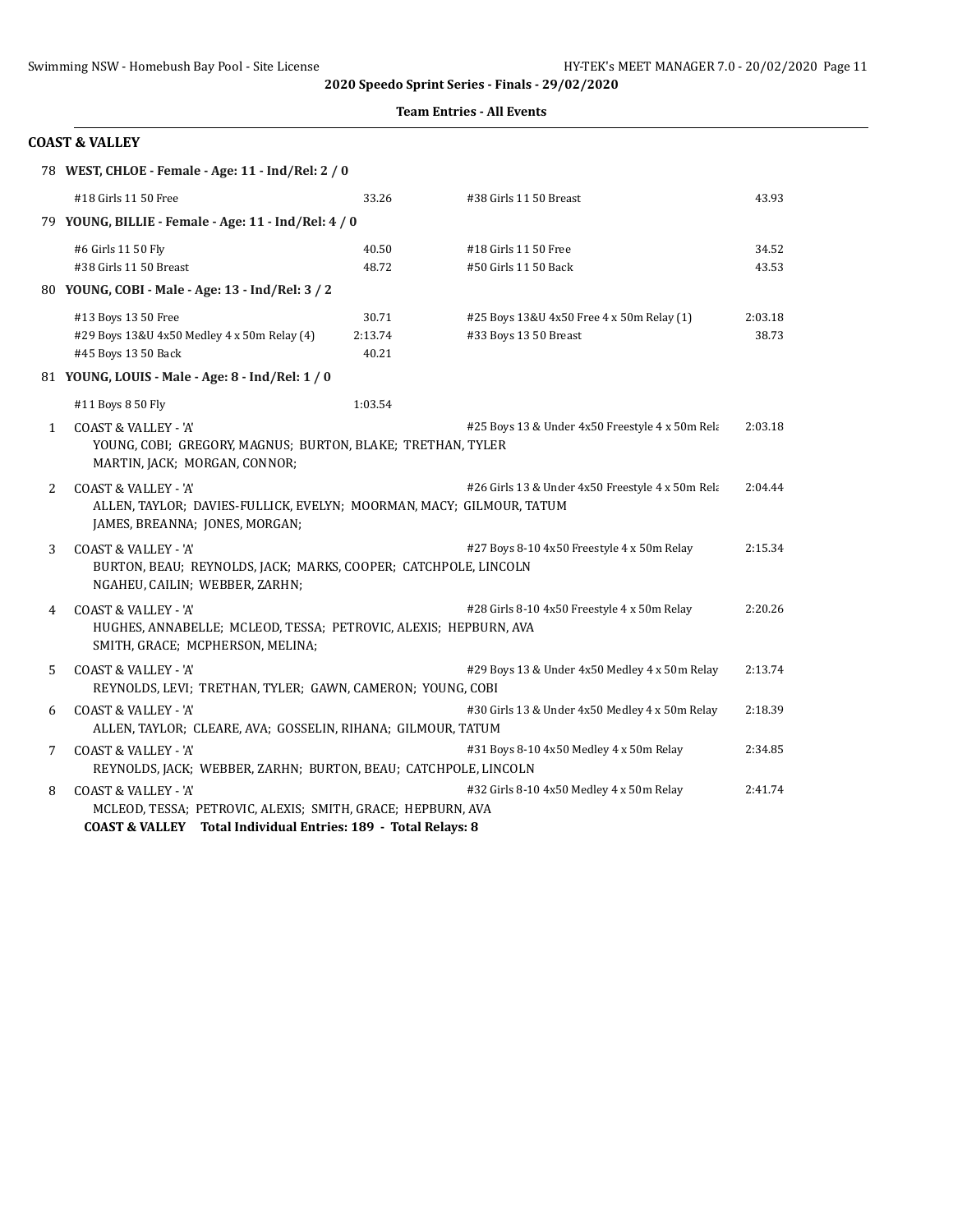**2020 Speedo Sprint Series - Finals - 29/02/2020**

**Team Entries - All Events**

## COAST & VALLEY

78 **WEST, CHLOE - Female - Age: 11 - Ind/Rel: 2 / 0**

| Event | Time | Event | Time |
|---|---|---|---|
| #18 Girls 11 50 Free | 33.26 | #38 Girls 11 50 Breast | 43.93 |

79 **YOUNG, BILLIE - Female - Age: 11 - Ind/Rel: 4 / 0**

| Event | Time | Event | Time |
|---|---|---|---|
| #6 Girls 11 50 Fly | 40.50 | #18 Girls 11 50 Free | 34.52 |
| #38 Girls 11 50 Breast | 48.72 | #50 Girls 11 50 Back | 43.53 |

80 **YOUNG, COBI - Male - Age: 13 - Ind/Rel: 3 / 2**

| Event | Time | Event | Time |
|---|---|---|---|
| #13 Boys 13 50 Free | 30.71 | #25 Boys 13&U 4x50 Free 4 x 50m Relay (1) | 2:03.18 |
| #29 Boys 13&U 4x50 Medley 4 x 50m Relay (4) | 2:13.74 | #33 Boys 13 50 Breast | 38.73 |
| #45 Boys 13 50 Back | 40.21 | | |

81 **YOUNG, LOUIS - Male - Age: 8 - Ind/Rel: 1 / 0**

| Event | Time |
|---|---|
| #11 Boys 8 50 Fly | 1:03.54 |

1 COAST & VALLEY - 'A' — #25 Boys 13 & Under 4x50 Freestyle 4 x 50m Rela — 2:03.18
YOUNG, COBI; GREGORY, MAGNUS; BURTON, BLAKE; TRETHAN, TYLER
MARTIN, JACK; MORGAN, CONNOR;

2 COAST & VALLEY - 'A' — #26 Girls 13 & Under 4x50 Freestyle 4 x 50m Rela — 2:04.44
ALLEN, TAYLOR; DAVIES-FULLICK, EVELYN; MOORMAN, MACY; GILMOUR, TATUM
JAMES, BREANNA; JONES, MORGAN;

3 COAST & VALLEY - 'A' — #27 Boys 8-10 4x50 Freestyle 4 x 50m Relay — 2:15.34
BURTON, BEAU; REYNOLDS, JACK; MARKS, COOPER; CATCHPOLE, LINCOLN
NGAHEU, CAILIN; WEBBER, ZARHN;

4 COAST & VALLEY - 'A' — #28 Girls 8-10 4x50 Freestyle 4 x 50m Relay — 2:20.26
HUGHES, ANNABELLE; MCLEOD, TESSA; PETROVIC, ALEXIS; HEPBURN, AVA
SMITH, GRACE; MCPHERSON, MELINA;

5 COAST & VALLEY - 'A' — #29 Boys 13 & Under 4x50 Medley 4 x 50m Relay — 2:13.74
REYNOLDS, LEVI; TRETHAN, TYLER; GAWN, CAMERON; YOUNG, COBI

6 COAST & VALLEY - 'A' — #30 Girls 13 & Under 4x50 Medley 4 x 50m Relay — 2:18.39
ALLEN, TAYLOR; CLEARE, AVA; GOSSELIN, RIHANA; GILMOUR, TATUM

7 COAST & VALLEY - 'A' — #31 Boys 8-10 4x50 Medley 4 x 50m Relay — 2:34.85
REYNOLDS, JACK; WEBBER, ZARHN; BURTON, BEAU; CATCHPOLE, LINCOLN

8 COAST & VALLEY - 'A' — #32 Girls 8-10 4x50 Medley 4 x 50m Relay — 2:41.74
MCLEOD, TESSA; PETROVIC, ALEXIS; SMITH, GRACE; HEPBURN, AVA

**COAST & VALLEY Total Individual Entries: 189 - Total Relays: 8**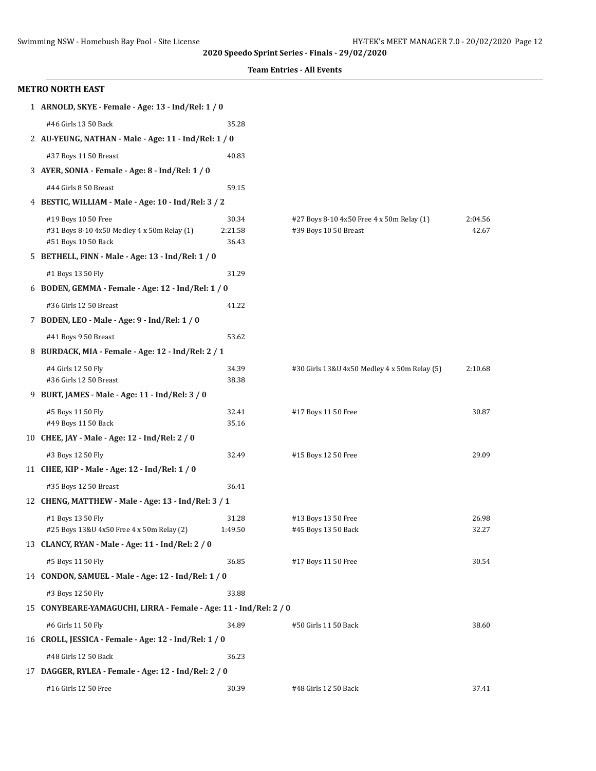**2020 Speedo Sprint Series - Finals - 29/02/2020**

**Team Entries - All Events**

### METRO NORTH EAST

1 **ARNOLD, SKYE - Female - Age: 13 - Ind/Rel: 1 / 0**

| Event | Time | Event | Time |
|---|---|---|---|
| #46 Girls 13 50 Back | 35.28 | | |

2 **AU-YEUNG, NATHAN - Male - Age: 11 - Ind/Rel: 1 / 0**

| Event | Time | Event | Time |
|---|---|---|---|
| #37 Boys 11 50 Breast | 40.83 | | |

3 **AYER, SONIA - Female - Age: 8 - Ind/Rel: 1 / 0**

| Event | Time | Event | Time |
|---|---|---|---|
| #44 Girls 8 50 Breast | 59.15 | | |

4 **BESTIC, WILLIAM - Male - Age: 10 - Ind/Rel: 3 / 2**

| Event | Time | Event | Time |
|---|---|---|---|
| #19 Boys 10 50 Free | 30.34 | #27 Boys 8-10 4x50 Free 4 x 50m Relay (1) | 2:04.56 |
| #31 Boys 8-10 4x50 Medley 4 x 50m Relay (1) | 2:21.58 | #39 Boys 10 50 Breast | 42.67 |
| #51 Boys 10 50 Back | 36.43 | | |

5 **BETHELL, FINN - Male - Age: 13 - Ind/Rel: 1 / 0**

| Event | Time | Event | Time |
|---|---|---|---|
| #1 Boys 13 50 Fly | 31.29 | | |

6 **BODEN, GEMMA - Female - Age: 12 - Ind/Rel: 1 / 0**

| Event | Time | Event | Time |
|---|---|---|---|
| #36 Girls 12 50 Breast | 41.22 | | |

7 **BODEN, LEO - Male - Age: 9 - Ind/Rel: 1 / 0**

| Event | Time | Event | Time |
|---|---|---|---|
| #41 Boys 9 50 Breast | 53.62 | | |

8 **BURDACK, MIA - Female - Age: 12 - Ind/Rel: 2 / 1**

| Event | Time | Event | Time |
|---|---|---|---|
| #4 Girls 12 50 Fly | 34.39 | #30 Girls 13&U 4x50 Medley 4 x 50m Relay (5) | 2:10.68 |
| #36 Girls 12 50 Breast | 38.38 | | |

9 **BURT, JAMES - Male - Age: 11 - Ind/Rel: 3 / 0**

| Event | Time | Event | Time |
|---|---|---|---|
| #5 Boys 11 50 Fly | 32.41 | #17 Boys 11 50 Free | 30.87 |
| #49 Boys 11 50 Back | 35.16 | | |

10 **CHEE, JAY - Male - Age: 12 - Ind/Rel: 2 / 0**

| Event | Time | Event | Time |
|---|---|---|---|
| #3 Boys 12 50 Fly | 32.49 | #15 Boys 12 50 Free | 29.09 |

11 **CHEE, KIP - Male - Age: 12 - Ind/Rel: 1 / 0**

| Event | Time | Event | Time |
|---|---|---|---|
| #35 Boys 12 50 Breast | 36.41 | | |

12 **CHENG, MATTHEW - Male - Age: 13 - Ind/Rel: 3 / 1**

| Event | Time | Event | Time |
|---|---|---|---|
| #1 Boys 13 50 Fly | 31.28 | #13 Boys 13 50 Free | 26.98 |
| #25 Boys 13&U 4x50 Free 4 x 50m Relay (2) | 1:49.50 | #45 Boys 13 50 Back | 32.27 |

13 **CLANCY, RYAN - Male - Age: 11 - Ind/Rel: 2 / 0**

| Event | Time | Event | Time |
|---|---|---|---|
| #5 Boys 11 50 Fly | 36.85 | #17 Boys 11 50 Free | 30.54 |

14 **CONDON, SAMUEL - Male - Age: 12 - Ind/Rel: 1 / 0**

| Event | Time | Event | Time |
|---|---|---|---|
| #3 Boys 12 50 Fly | 33.88 | | |

15 **CONYBEARE-YAMAGUCHI, LIRRA - Female - Age: 11 - Ind/Rel: 2 / 0**

| Event | Time | Event | Time |
|---|---|---|---|
| #6 Girls 11 50 Fly | 34.89 | #50 Girls 11 50 Back | 38.60 |

16 **CROLL, JESSICA - Female - Age: 12 - Ind/Rel: 1 / 0**

| Event | Time | Event | Time |
|---|---|---|---|
| #48 Girls 12 50 Back | 36.23 | | |

17 **DAGGER, RYLEA - Female - Age: 12 - Ind/Rel: 2 / 0**

| Event | Time | Event | Time |
|---|---|---|---|
| #16 Girls 12 50 Free | 30.39 | #48 Girls 12 50 Back | 37.41 |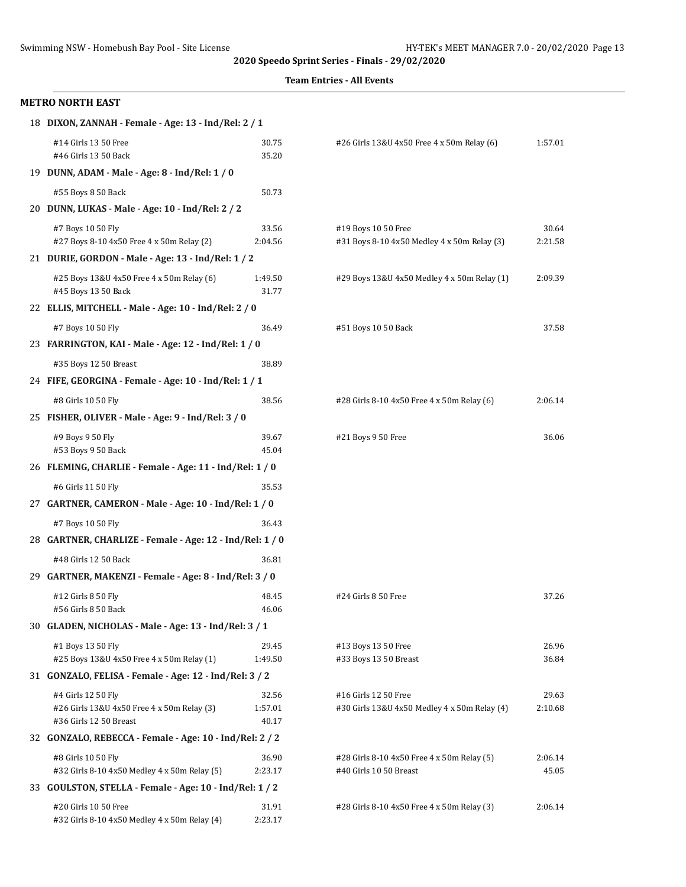**2020 Speedo Sprint Series - Finals - 29/02/2020**

**Team Entries - All Events**

## METRO NORTH EAST

**18 DIXON, ZANNAH - Female - Age: 13 - Ind/Rel: 2 / 1**

| Event | Time | Event | Time |
|---|---|---|---|
| #14 Girls 13 50 Free | 30.75 | #26 Girls 13&U 4x50 Free 4 x 50m Relay (6) | 1:57.01 |
| #46 Girls 13 50 Back | 35.20 | | |

**19 DUNN, ADAM - Male - Age: 8 - Ind/Rel: 1 / 0**

| Event | Time | Event | Time |
|---|---|---|---|
| #55 Boys 8 50 Back | 50.73 | | |

**20 DUNN, LUKAS - Male - Age: 10 - Ind/Rel: 2 / 2**

| Event | Time | Event | Time |
|---|---|---|---|
| #7 Boys 10 50 Fly | 33.56 | #19 Boys 10 50 Free | 30.64 |
| #27 Boys 8-10 4x50 Free 4 x 50m Relay (2) | 2:04.56 | #31 Boys 8-10 4x50 Medley 4 x 50m Relay (3) | 2:21.58 |

**21 DURIE, GORDON - Male - Age: 13 - Ind/Rel: 1 / 2**

| Event | Time | Event | Time |
|---|---|---|---|
| #25 Boys 13&U 4x50 Free 4 x 50m Relay (6) | 1:49.50 | #29 Boys 13&U 4x50 Medley 4 x 50m Relay (1) | 2:09.39 |
| #45 Boys 13 50 Back | 31.77 | | |

**22 ELLIS, MITCHELL - Male - Age: 10 - Ind/Rel: 2 / 0**

| Event | Time | Event | Time |
|---|---|---|---|
| #7 Boys 10 50 Fly | 36.49 | #51 Boys 10 50 Back | 37.58 |

**23 FARRINGTON, KAI - Male - Age: 12 - Ind/Rel: 1 / 0**

| Event | Time | Event | Time |
|---|---|---|---|
| #35 Boys 12 50 Breast | 38.89 | | |

**24 FIFE, GEORGINA - Female - Age: 10 - Ind/Rel: 1 / 1**

| Event | Time | Event | Time |
|---|---|---|---|
| #8 Girls 10 50 Fly | 38.56 | #28 Girls 8-10 4x50 Free 4 x 50m Relay (6) | 2:06.14 |

**25 FISHER, OLIVER - Male - Age: 9 - Ind/Rel: 3 / 0**

| Event | Time | Event | Time |
|---|---|---|---|
| #9 Boys 9 50 Fly | 39.67 | #21 Boys 9 50 Free | 36.06 |
| #53 Boys 9 50 Back | 45.04 | | |

**26 FLEMING, CHARLIE - Female - Age: 11 - Ind/Rel: 1 / 0**

| Event | Time | Event | Time |
|---|---|---|---|
| #6 Girls 11 50 Fly | 35.53 | | |

**27 GARTNER, CAMERON - Male - Age: 10 - Ind/Rel: 1 / 0**

| Event | Time | Event | Time |
|---|---|---|---|
| #7 Boys 10 50 Fly | 36.43 | | |

**28 GARTNER, CHARLIZE - Female - Age: 12 - Ind/Rel: 1 / 0**

| Event | Time | Event | Time |
|---|---|---|---|
| #48 Girls 12 50 Back | 36.81 | | |

**29 GARTNER, MAKENZI - Female - Age: 8 - Ind/Rel: 3 / 0**

| Event | Time | Event | Time |
|---|---|---|---|
| #12 Girls 8 50 Fly | 48.45 | #24 Girls 8 50 Free | 37.26 |
| #56 Girls 8 50 Back | 46.06 | | |

**30 GLADEN, NICHOLAS - Male - Age: 13 - Ind/Rel: 3 / 1**

| Event | Time | Event | Time |
|---|---|---|---|
| #1 Boys 13 50 Fly | 29.45 | #13 Boys 13 50 Free | 26.96 |
| #25 Boys 13&U 4x50 Free 4 x 50m Relay (1) | 1:49.50 | #33 Boys 13 50 Breast | 36.84 |

**31 GONZALO, FELISA - Female - Age: 12 - Ind/Rel: 3 / 2**

| Event | Time | Event | Time |
|---|---|---|---|
| #4 Girls 12 50 Fly | 32.56 | #16 Girls 12 50 Free | 29.63 |
| #26 Girls 13&U 4x50 Free 4 x 50m Relay (3) | 1:57.01 | #30 Girls 13&U 4x50 Medley 4 x 50m Relay (4) | 2:10.68 |
| #36 Girls 12 50 Breast | 40.17 | | |

**32 GONZALO, REBECCA - Female - Age: 10 - Ind/Rel: 2 / 2**

| Event | Time | Event | Time |
|---|---|---|---|
| #8 Girls 10 50 Fly | 36.90 | #28 Girls 8-10 4x50 Free 4 x 50m Relay (5) | 2:06.14 |
| #32 Girls 8-10 4x50 Medley 4 x 50m Relay (5) | 2:23.17 | #40 Girls 10 50 Breast | 45.05 |

**33 GOULSTON, STELLA - Female - Age: 10 - Ind/Rel: 1 / 2**

| Event | Time | Event | Time |
|---|---|---|---|
| #20 Girls 10 50 Free | 31.91 | #28 Girls 8-10 4x50 Free 4 x 50m Relay (3) | 2:06.14 |
| #32 Girls 8-10 4x50 Medley 4 x 50m Relay (4) | 2:23.17 | | |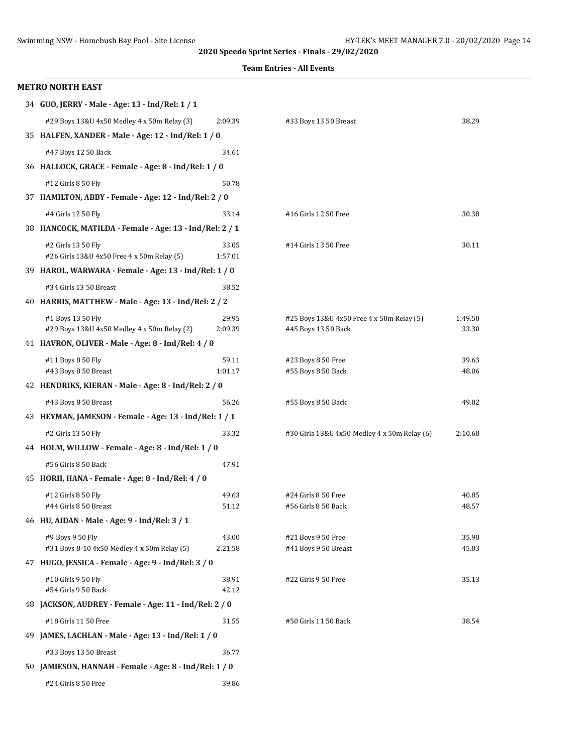2020 Speedo Sprint Series - Finals - 29/02/2020

**Team Entries - All Events**

## METRO NORTH EAST

**34 GUO, JERRY - Male - Age: 13 - Ind/Rel: 1 / 1**

| | | | |
|---|---|---|---|
| #29 Boys 13&U 4x50 Medley 4 x 50m Relay (3) | 2:09.39 | #33 Boys 13 50 Breast | 38.29 |

**35 HALFEN, XANDER - Male - Age: 12 - Ind/Rel: 1 / 0**

| | | | |
|---|---|---|---|
| #47 Boys 12 50 Back | 34.61 | | |

**36 HALLOCK, GRACE - Female - Age: 8 - Ind/Rel: 1 / 0**

| | | | |
|---|---|---|---|
| #12 Girls 8 50 Fly | 50.78 | | |

**37 HAMILTON, ABBY - Female - Age: 12 - Ind/Rel: 2 / 0**

| | | | |
|---|---|---|---|
| #4 Girls 12 50 Fly | 33.14 | #16 Girls 12 50 Free | 30.38 |

**38 HANCOCK, MATILDA - Female - Age: 13 - Ind/Rel: 2 / 1**

| | | | |
|---|---|---|---|
| #2 Girls 13 50 Fly | 33.05 | #14 Girls 13 50 Free | 30.11 |
| #26 Girls 13&U 4x50 Free 4 x 50m Relay (5) | 1:57.01 | | |

**39 HAROL, WARWARA - Female - Age: 13 - Ind/Rel: 1 / 0**

| | | | |
|---|---|---|---|
| #34 Girls 13 50 Breast | 38.52 | | |

**40 HARRIS, MATTHEW - Male - Age: 13 - Ind/Rel: 2 / 2**

| | | | |
|---|---|---|---|
| #1 Boys 13 50 Fly | 29.95 | #25 Boys 13&U 4x50 Free 4 x 50m Relay (5) | 1:49.50 |
| #29 Boys 13&U 4x50 Medley 4 x 50m Relay (2) | 2:09.39 | #45 Boys 13 50 Back | 33.30 |

**41 HAVRON, OLIVER - Male - Age: 8 - Ind/Rel: 4 / 0**

| | | | |
|---|---|---|---|
| #11 Boys 8 50 Fly | 59.11 | #23 Boys 8 50 Free | 39.63 |
| #43 Boys 8 50 Breast | 1:01.17 | #55 Boys 8 50 Back | 48.06 |

**42 HENDRIKS, KIERAN - Male - Age: 8 - Ind/Rel: 2 / 0**

| | | | |
|---|---|---|---|
| #43 Boys 8 50 Breast | 56.26 | #55 Boys 8 50 Back | 49.02 |

**43 HEYMAN, JAMESON - Female - Age: 13 - Ind/Rel: 1 / 1**

| | | | |
|---|---|---|---|
| #2 Girls 13 50 Fly | 33.32 | #30 Girls 13&U 4x50 Medley 4 x 50m Relay (6) | 2:10.68 |

**44 HOLM, WILLOW - Female - Age: 8 - Ind/Rel: 1 / 0**

| | | | |
|---|---|---|---|
| #56 Girls 8 50 Back | 47.91 | | |

**45 HORII, HANA - Female - Age: 8 - Ind/Rel: 4 / 0**

| | | | |
|---|---|---|---|
| #12 Girls 8 50 Fly | 49.63 | #24 Girls 8 50 Free | 40.85 |
| #44 Girls 8 50 Breast | 51.12 | #56 Girls 8 50 Back | 48.57 |

**46 HU, AIDAN - Male - Age: 9 - Ind/Rel: 3 / 1**

| | | | |
|---|---|---|---|
| #9 Boys 9 50 Fly | 43.00 | #21 Boys 9 50 Free | 35.98 |
| #31 Boys 8-10 4x50 Medley 4 x 50m Relay (5) | 2:21.58 | #41 Boys 9 50 Breast | 45.03 |

**47 HUGO, JESSICA - Female - Age: 9 - Ind/Rel: 3 / 0**

| | | | |
|---|---|---|---|
| #10 Girls 9 50 Fly | 38.91 | #22 Girls 9 50 Free | 35.13 |
| #54 Girls 9 50 Back | 42.12 | | |

**48 JACKSON, AUDREY - Female - Age: 11 - Ind/Rel: 2 / 0**

| | | | |
|---|---|---|---|
| #18 Girls 11 50 Free | 31.55 | #50 Girls 11 50 Back | 38.54 |

**49 JAMES, LACHLAN - Male - Age: 13 - Ind/Rel: 1 / 0**

| | | | |
|---|---|---|---|
| #33 Boys 13 50 Breast | 36.77 | | |

**50 JAMIESON, HANNAH - Female - Age: 8 - Ind/Rel: 1 / 0**

| | | | |
|---|---|---|---|
| #24 Girls 8 50 Free | 39.86 | | |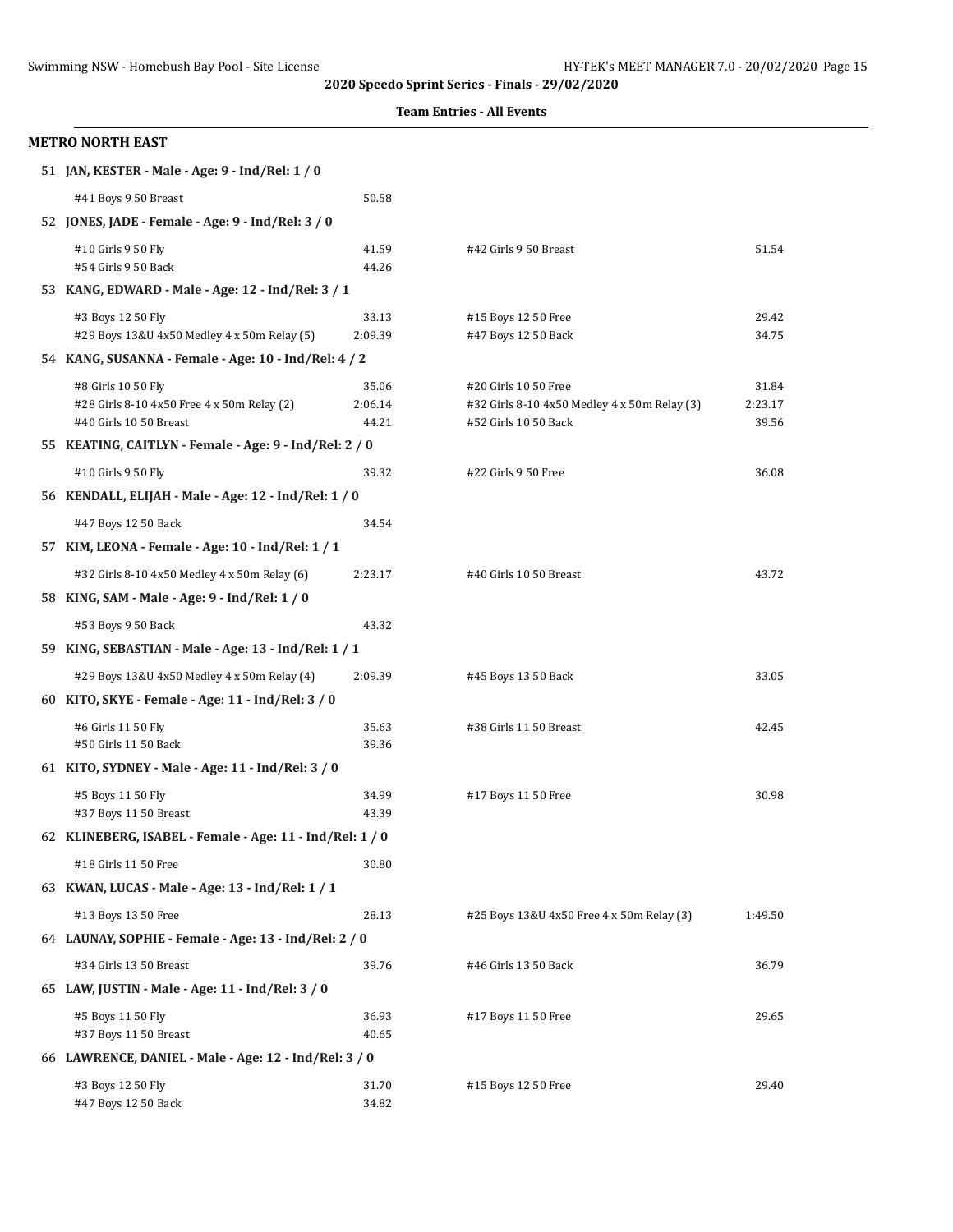**2020 Speedo Sprint Series - Finals - 29/02/2020**

**Team Entries - All Events**

## METRO NORTH EAST

**51 JAN, KESTER - Male - Age: 9 - Ind/Rel: 1 / 0**

| Event | Time | Event | Time |
|---|---|---|---|
| #41 Boys 9 50 Breast | 50.58 | | |

**52 JONES, JADE - Female - Age: 9 - Ind/Rel: 3 / 0**

| Event | Time | Event | Time |
|---|---|---|---|
| #10 Girls 9 50 Fly | 41.59 | #42 Girls 9 50 Breast | 51.54 |
| #54 Girls 9 50 Back | 44.26 | | |

**53 KANG, EDWARD - Male - Age: 12 - Ind/Rel: 3 / 1**

| Event | Time | Event | Time |
|---|---|---|---|
| #3 Boys 12 50 Fly | 33.13 | #15 Boys 12 50 Free | 29.42 |
| #29 Boys 13&U 4x50 Medley 4 x 50m Relay (5) | 2:09.39 | #47 Boys 12 50 Back | 34.75 |

**54 KANG, SUSANNA - Female - Age: 10 - Ind/Rel: 4 / 2**

| Event | Time | Event | Time |
|---|---|---|---|
| #8 Girls 10 50 Fly | 35.06 | #20 Girls 10 50 Free | 31.84 |
| #28 Girls 8-10 4x50 Free 4 x 50m Relay (2) | 2:06.14 | #32 Girls 8-10 4x50 Medley 4 x 50m Relay (3) | 2:23.17 |
| #40 Girls 10 50 Breast | 44.21 | #52 Girls 10 50 Back | 39.56 |

**55 KEATING, CAITLYN - Female - Age: 9 - Ind/Rel: 2 / 0**

| Event | Time | Event | Time |
|---|---|---|---|
| #10 Girls 9 50 Fly | 39.32 | #22 Girls 9 50 Free | 36.08 |

**56 KENDALL, ELIJAH - Male - Age: 12 - Ind/Rel: 1 / 0**

| Event | Time | Event | Time |
|---|---|---|---|
| #47 Boys 12 50 Back | 34.54 | | |

**57 KIM, LEONA - Female - Age: 10 - Ind/Rel: 1 / 1**

| Event | Time | Event | Time |
|---|---|---|---|
| #32 Girls 8-10 4x50 Medley 4 x 50m Relay (6) | 2:23.17 | #40 Girls 10 50 Breast | 43.72 |

**58 KING, SAM - Male - Age: 9 - Ind/Rel: 1 / 0**

| Event | Time | Event | Time |
|---|---|---|---|
| #53 Boys 9 50 Back | 43.32 | | |

**59 KING, SEBASTIAN - Male - Age: 13 - Ind/Rel: 1 / 1**

| Event | Time | Event | Time |
|---|---|---|---|
| #29 Boys 13&U 4x50 Medley 4 x 50m Relay (4) | 2:09.39 | #45 Boys 13 50 Back | 33.05 |

**60 KITO, SKYE - Female - Age: 11 - Ind/Rel: 3 / 0**

| Event | Time | Event | Time |
|---|---|---|---|
| #6 Girls 11 50 Fly | 35.63 | #38 Girls 11 50 Breast | 42.45 |
| #50 Girls 11 50 Back | 39.36 | | |

**61 KITO, SYDNEY - Male - Age: 11 - Ind/Rel: 3 / 0**

| Event | Time | Event | Time |
|---|---|---|---|
| #5 Boys 11 50 Fly | 34.99 | #17 Boys 11 50 Free | 30.98 |
| #37 Boys 11 50 Breast | 43.39 | | |

**62 KLINEBERG, ISABEL - Female - Age: 11 - Ind/Rel: 1 / 0**

| Event | Time | Event | Time |
|---|---|---|---|
| #18 Girls 11 50 Free | 30.80 | | |

**63 KWAN, LUCAS - Male - Age: 13 - Ind/Rel: 1 / 1**

| Event | Time | Event | Time |
|---|---|---|---|
| #13 Boys 13 50 Free | 28.13 | #25 Boys 13&U 4x50 Free 4 x 50m Relay (3) | 1:49.50 |

**64 LAUNAY, SOPHIE - Female - Age: 13 - Ind/Rel: 2 / 0**

| Event | Time | Event | Time |
|---|---|---|---|
| #34 Girls 13 50 Breast | 39.76 | #46 Girls 13 50 Back | 36.79 |

**65 LAW, JUSTIN - Male - Age: 11 - Ind/Rel: 3 / 0**

| Event | Time | Event | Time |
|---|---|---|---|
| #5 Boys 11 50 Fly | 36.93 | #17 Boys 11 50 Free | 29.65 |
| #37 Boys 11 50 Breast | 40.65 | | |

**66 LAWRENCE, DANIEL - Male - Age: 12 - Ind/Rel: 3 / 0**

| Event | Time | Event | Time |
|---|---|---|---|
| #3 Boys 12 50 Fly | 31.70 | #15 Boys 12 50 Free | 29.40 |
| #47 Boys 12 50 Back | 34.82 | | |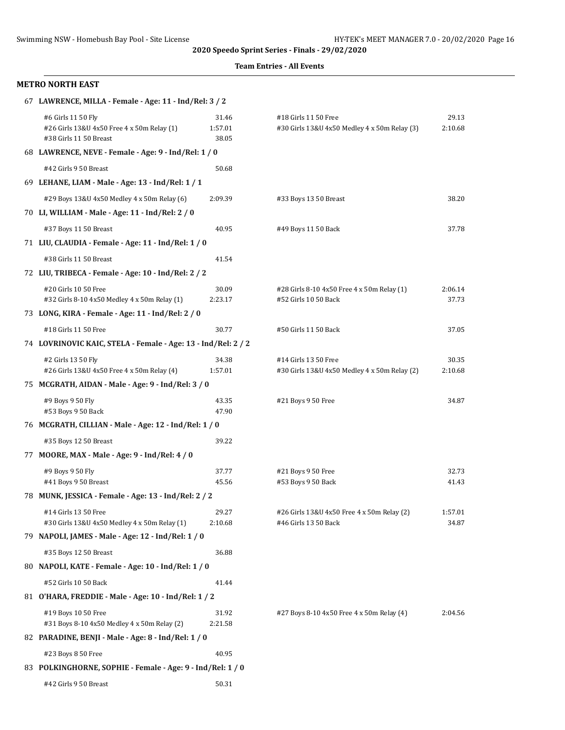2020 Speedo Sprint Series - Finals - 29/02/2020

**Team Entries - All Events**

## METRO NORTH EAST

**67 LAWRENCE, MILLA - Female - Age: 11 - Ind/Rel: 3 / 2**

| Event | Time | Event | Time |
|---|---|---|---|
| #6 Girls 11 50 Fly | 31.46 | #18 Girls 11 50 Free | 29.13 |
| #26 Girls 13&U 4x50 Free 4 x 50m Relay (1) | 1:57.01 | #30 Girls 13&U 4x50 Medley 4 x 50m Relay (3) | 2:10.68 |
| #38 Girls 11 50 Breast | 38.05 | | |

**68 LAWRENCE, NEVE - Female - Age: 9 - Ind/Rel: 1 / 0**

| Event | Time | Event | Time |
|---|---|---|---|
| #42 Girls 9 50 Breast | 50.68 | | |

**69 LEHANE, LIAM - Male - Age: 13 - Ind/Rel: 1 / 1**

| Event | Time | Event | Time |
|---|---|---|---|
| #29 Boys 13&U 4x50 Medley 4 x 50m Relay (6) | 2:09.39 | #33 Boys 13 50 Breast | 38.20 |

**70 LI, WILLIAM - Male - Age: 11 - Ind/Rel: 2 / 0**

| Event | Time | Event | Time |
|---|---|---|---|
| #37 Boys 11 50 Breast | 40.95 | #49 Boys 11 50 Back | 37.78 |

**71 LIU, CLAUDIA - Female - Age: 11 - Ind/Rel: 1 / 0**

| Event | Time | Event | Time |
|---|---|---|---|
| #38 Girls 11 50 Breast | 41.54 | | |

**72 LIU, TRIBECA - Female - Age: 10 - Ind/Rel: 2 / 2**

| Event | Time | Event | Time |
|---|---|---|---|
| #20 Girls 10 50 Free | 30.09 | #28 Girls 8-10 4x50 Free 4 x 50m Relay (1) | 2:06.14 |
| #32 Girls 8-10 4x50 Medley 4 x 50m Relay (1) | 2:23.17 | #52 Girls 10 50 Back | 37.73 |

**73 LONG, KIRA - Female - Age: 11 - Ind/Rel: 2 / 0**

| Event | Time | Event | Time |
|---|---|---|---|
| #18 Girls 11 50 Free | 30.77 | #50 Girls 11 50 Back | 37.05 |

**74 LOVRINOVIC KAIC, STELA - Female - Age: 13 - Ind/Rel: 2 / 2**

| Event | Time | Event | Time |
|---|---|---|---|
| #2 Girls 13 50 Fly | 34.38 | #14 Girls 13 50 Free | 30.35 |
| #26 Girls 13&U 4x50 Free 4 x 50m Relay (4) | 1:57.01 | #30 Girls 13&U 4x50 Medley 4 x 50m Relay (2) | 2:10.68 |

**75 MCGRATH, AIDAN - Male - Age: 9 - Ind/Rel: 3 / 0**

| Event | Time | Event | Time |
|---|---|---|---|
| #9 Boys 9 50 Fly | 43.35 | #21 Boys 9 50 Free | 34.87 |
| #53 Boys 9 50 Back | 47.90 | | |

**76 MCGRATH, CILLIAN - Male - Age: 12 - Ind/Rel: 1 / 0**

| Event | Time | Event | Time |
|---|---|---|---|
| #35 Boys 12 50 Breast | 39.22 | | |

**77 MOORE, MAX - Male - Age: 9 - Ind/Rel: 4 / 0**

| Event | Time | Event | Time |
|---|---|---|---|
| #9 Boys 9 50 Fly | 37.77 | #21 Boys 9 50 Free | 32.73 |
| #41 Boys 9 50 Breast | 45.56 | #53 Boys 9 50 Back | 41.43 |

**78 MUNK, JESSICA - Female - Age: 13 - Ind/Rel: 2 / 2**

| Event | Time | Event | Time |
|---|---|---|---|
| #14 Girls 13 50 Free | 29.27 | #26 Girls 13&U 4x50 Free 4 x 50m Relay (2) | 1:57.01 |
| #30 Girls 13&U 4x50 Medley 4 x 50m Relay (1) | 2:10.68 | #46 Girls 13 50 Back | 34.87 |

**79 NAPOLI, JAMES - Male - Age: 12 - Ind/Rel: 1 / 0**

| Event | Time | Event | Time |
|---|---|---|---|
| #35 Boys 12 50 Breast | 36.88 | | |

**80 NAPOLI, KATE - Female - Age: 10 - Ind/Rel: 1 / 0**

| Event | Time | Event | Time |
|---|---|---|---|
| #52 Girls 10 50 Back | 41.44 | | |

**81 O'HARA, FREDDIE - Male - Age: 10 - Ind/Rel: 1 / 2**

| Event | Time | Event | Time |
|---|---|---|---|
| #19 Boys 10 50 Free | 31.92 | #27 Boys 8-10 4x50 Free 4 x 50m Relay (4) | 2:04.56 |
| #31 Boys 8-10 4x50 Medley 4 x 50m Relay (2) | 2:21.58 | | |

**82 PARADINE, BENJI - Male - Age: 8 - Ind/Rel: 1 / 0**

| Event | Time | Event | Time |
|---|---|---|---|
| #23 Boys 8 50 Free | 40.95 | | |

**83 POLKINGHORNE, SOPHIE - Female - Age: 9 - Ind/Rel: 1 / 0**

| Event | Time | Event | Time |
|---|---|---|---|
| #42 Girls 9 50 Breast | 50.31 | | |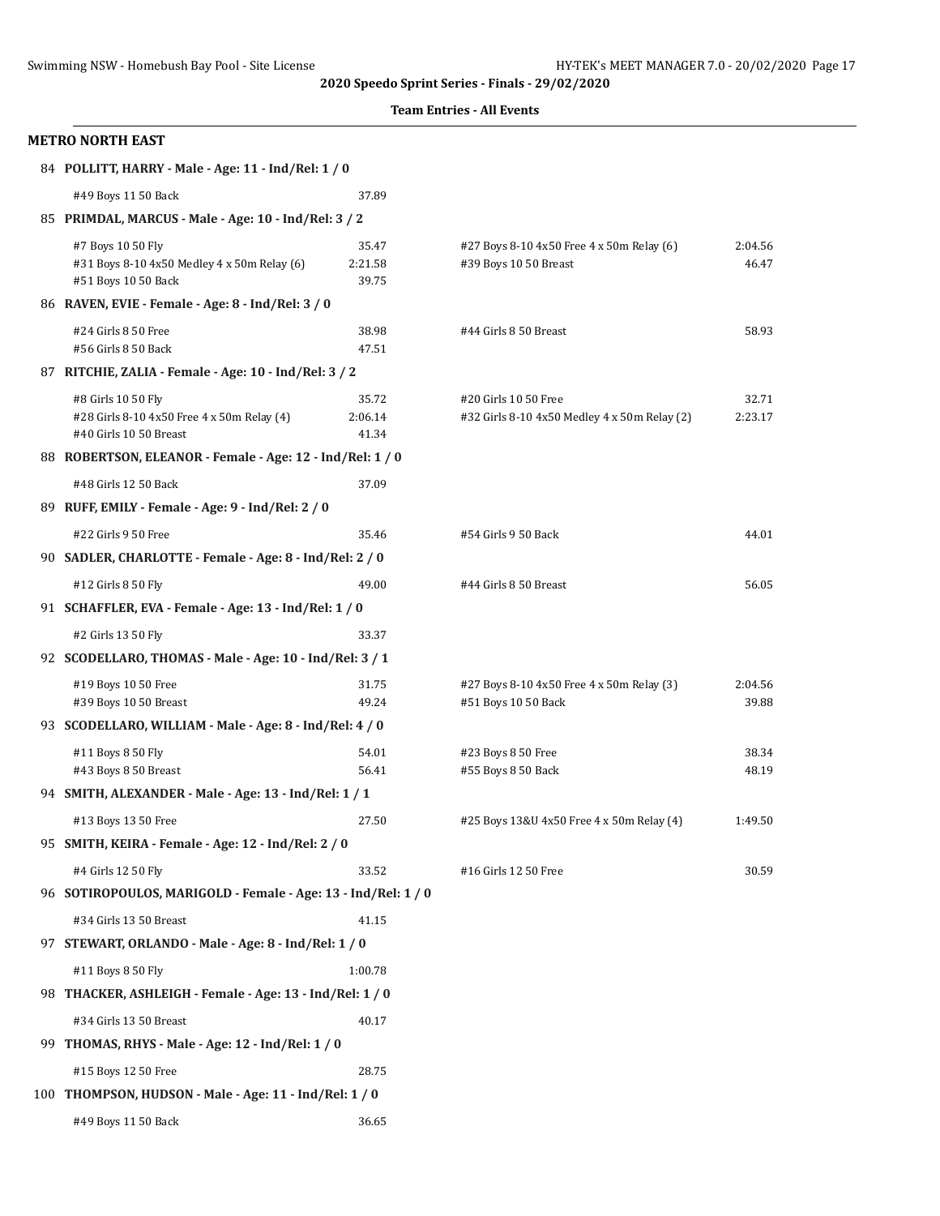2020 Speedo Sprint Series - Finals - 29/02/2020

Team Entries - All Events

## METRO NORTH EAST

**84 POLLITT, HARRY - Male - Age: 11 - Ind/Rel: 1 / 0**

| Event | Time | Event | Time |
|---|---|---|---|
| #49 Boys 11 50 Back | 37.89 | | |

**85 PRIMDAL, MARCUS - Male - Age: 10 - Ind/Rel: 3 / 2**

| Event | Time | Event | Time |
|---|---|---|---|
| #7 Boys 10 50 Fly | 35.47 | #27 Boys 8-10 4x50 Free 4 x 50m Relay (6) | 2:04.56 |
| #31 Boys 8-10 4x50 Medley 4 x 50m Relay (6) | 2:21.58 | #39 Boys 10 50 Breast | 46.47 |
| #51 Boys 10 50 Back | 39.75 | | |

**86 RAVEN, EVIE - Female - Age: 8 - Ind/Rel: 3 / 0**

| Event | Time | Event | Time |
|---|---|---|---|
| #24 Girls 8 50 Free | 38.98 | #44 Girls 8 50 Breast | 58.93 |
| #56 Girls 8 50 Back | 47.51 | | |

**87 RITCHIE, ZALIA - Female - Age: 10 - Ind/Rel: 3 / 2**

| Event | Time | Event | Time |
|---|---|---|---|
| #8 Girls 10 50 Fly | 35.72 | #20 Girls 10 50 Free | 32.71 |
| #28 Girls 8-10 4x50 Free 4 x 50m Relay (4) | 2:06.14 | #32 Girls 8-10 4x50 Medley 4 x 50m Relay (2) | 2:23.17 |
| #40 Girls 10 50 Breast | 41.34 | | |

**88 ROBERTSON, ELEANOR - Female - Age: 12 - Ind/Rel: 1 / 0**

| Event | Time | Event | Time |
|---|---|---|---|
| #48 Girls 12 50 Back | 37.09 | | |

**89 RUFF, EMILY - Female - Age: 9 - Ind/Rel: 2 / 0**

| Event | Time | Event | Time |
|---|---|---|---|
| #22 Girls 9 50 Free | 35.46 | #54 Girls 9 50 Back | 44.01 |

**90 SADLER, CHARLOTTE - Female - Age: 8 - Ind/Rel: 2 / 0**

| Event | Time | Event | Time |
|---|---|---|---|
| #12 Girls 8 50 Fly | 49.00 | #44 Girls 8 50 Breast | 56.05 |

**91 SCHAFFLER, EVA - Female - Age: 13 - Ind/Rel: 1 / 0**

| Event | Time | Event | Time |
|---|---|---|---|
| #2 Girls 13 50 Fly | 33.37 | | |

**92 SCODELLARO, THOMAS - Male - Age: 10 - Ind/Rel: 3 / 1**

| Event | Time | Event | Time |
|---|---|---|---|
| #19 Boys 10 50 Free | 31.75 | #27 Boys 8-10 4x50 Free 4 x 50m Relay (3) | 2:04.56 |
| #39 Boys 10 50 Breast | 49.24 | #51 Boys 10 50 Back | 39.88 |

**93 SCODELLARO, WILLIAM - Male - Age: 8 - Ind/Rel: 4 / 0**

| Event | Time | Event | Time |
|---|---|---|---|
| #11 Boys 8 50 Fly | 54.01 | #23 Boys 8 50 Free | 38.34 |
| #43 Boys 8 50 Breast | 56.41 | #55 Boys 8 50 Back | 48.19 |

**94 SMITH, ALEXANDER - Male - Age: 13 - Ind/Rel: 1 / 1**

| Event | Time | Event | Time |
|---|---|---|---|
| #13 Boys 13 50 Free | 27.50 | #25 Boys 13&U 4x50 Free 4 x 50m Relay (4) | 1:49.50 |

**95 SMITH, KEIRA - Female - Age: 12 - Ind/Rel: 2 / 0**

| Event | Time | Event | Time |
|---|---|---|---|
| #4 Girls 12 50 Fly | 33.52 | #16 Girls 12 50 Free | 30.59 |

**96 SOTIROPOULOS, MARIGOLD - Female - Age: 13 - Ind/Rel: 1 / 0**

| Event | Time | Event | Time |
|---|---|---|---|
| #34 Girls 13 50 Breast | 41.15 | | |

**97 STEWART, ORLANDO - Male - Age: 8 - Ind/Rel: 1 / 0**

| Event | Time | Event | Time |
|---|---|---|---|
| #11 Boys 8 50 Fly | 1:00.78 | | |

**98 THACKER, ASHLEIGH - Female - Age: 13 - Ind/Rel: 1 / 0**

| Event | Time | Event | Time |
|---|---|---|---|
| #34 Girls 13 50 Breast | 40.17 | | |

**99 THOMAS, RHYS - Male - Age: 12 - Ind/Rel: 1 / 0**

| Event | Time | Event | Time |
|---|---|---|---|
| #15 Boys 12 50 Free | 28.75 | | |

**100 THOMPSON, HUDSON - Male - Age: 11 - Ind/Rel: 1 / 0**

| Event | Time | Event | Time |
|---|---|---|---|
| #49 Boys 11 50 Back | 36.65 | | |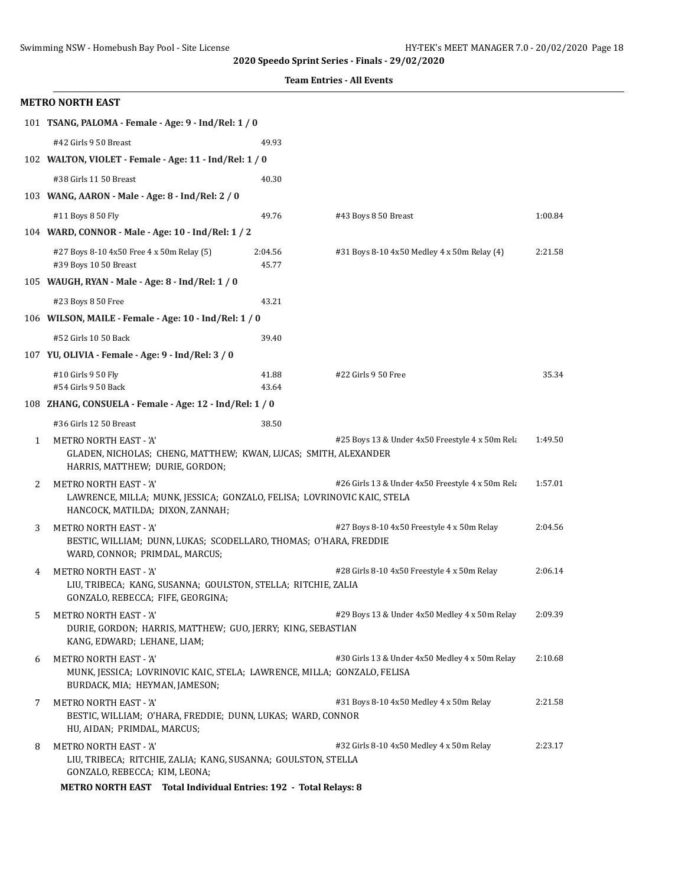**2020 Speedo Sprint Series - Finals - 29/02/2020**

**Team Entries - All Events**

## METRO NORTH EAST

**101 TSANG, PALOMA - Female - Age: 9 - Ind/Rel: 1 / 0**

| Event | Time | Event | Time |
|---|---|---|---|
| #42 Girls 9 50 Breast | 49.93 | | |

**102 WALTON, VIOLET - Female - Age: 11 - Ind/Rel: 1 / 0**

| Event | Time | Event | Time |
|---|---|---|---|
| #38 Girls 11 50 Breast | 40.30 | | |

**103 WANG, AARON - Male - Age: 8 - Ind/Rel: 2 / 0**

| Event | Time | Event | Time |
|---|---|---|---|
| #11 Boys 8 50 Fly | 49.76 | #43 Boys 8 50 Breast | 1:00.84 |

**104 WARD, CONNOR - Male - Age: 10 - Ind/Rel: 1 / 2**

| Event | Time | Event | Time |
|---|---|---|---|
| #27 Boys 8-10 4x50 Free 4 x 50m Relay (5) | 2:04.56 | #31 Boys 8-10 4x50 Medley 4 x 50m Relay (4) | 2:21.58 |
| #39 Boys 10 50 Breast | 45.77 | | |

**105 WAUGH, RYAN - Male - Age: 8 - Ind/Rel: 1 / 0**

| Event | Time | Event | Time |
|---|---|---|---|
| #23 Boys 8 50 Free | 43.21 | | |

**106 WILSON, MAILE - Female - Age: 10 - Ind/Rel: 1 / 0**

| Event | Time | Event | Time |
|---|---|---|---|
| #52 Girls 10 50 Back | 39.40 | | |

**107 YU, OLIVIA - Female - Age: 9 - Ind/Rel: 3 / 0**

| Event | Time | Event | Time |
|---|---|---|---|
| #10 Girls 9 50 Fly | 41.88 | #22 Girls 9 50 Free | 35.34 |
| #54 Girls 9 50 Back | 43.64 | | |

**108 ZHANG, CONSUELA - Female - Age: 12 - Ind/Rel: 1 / 0**

| Event | Time | Event | Time |
|---|---|---|---|
| #36 Girls 12 50 Breast | 38.50 | | |

| # | Team | Event | Time |
|---|---|---|---|
| 1 | METRO NORTH EAST - 'A'<br>GLADEN, NICHOLAS; CHENG, MATTHEW; KWAN, LUCAS; SMITH, ALEXANDER<br>HARRIS, MATTHEW; DURIE, GORDON; | #25 Boys 13 & Under 4x50 Freestyle 4 x 50m Rela | 1:49.50 |
| 2 | METRO NORTH EAST - 'A'<br>LAWRENCE, MILLA; MUNK, JESSICA; GONZALO, FELISA; LOVRINOVIC KAIC, STELA<br>HANCOCK, MATILDA; DIXON, ZANNAH; | #26 Girls 13 & Under 4x50 Freestyle 4 x 50m Rela | 1:57.01 |
| 3 | METRO NORTH EAST - 'A'<br>BESTIC, WILLIAM; DUNN, LUKAS; SCODELLARO, THOMAS; O'HARA, FREDDIE<br>WARD, CONNOR; PRIMDAL, MARCUS; | #27 Boys 8-10 4x50 Freestyle 4 x 50m Relay | 2:04.56 |
| 4 | METRO NORTH EAST - 'A'<br>LIU, TRIBECA; KANG, SUSANNA; GOULSTON, STELLA; RITCHIE, ZALIA<br>GONZALO, REBECCA; FIFE, GEORGINA; | #28 Girls 8-10 4x50 Freestyle 4 x 50m Relay | 2:06.14 |
| 5 | METRO NORTH EAST - 'A'<br>DURIE, GORDON; HARRIS, MATTHEW; GUO, JERRY; KING, SEBASTIAN<br>KANG, EDWARD; LEHANE, LIAM; | #29 Boys 13 & Under 4x50 Medley 4 x 50m Relay | 2:09.39 |
| 6 | METRO NORTH EAST - 'A'<br>MUNK, JESSICA; LOVRINOVIC KAIC, STELA; LAWRENCE, MILLA; GONZALO, FELISA<br>BURDACK, MIA; HEYMAN, JAMESON; | #30 Girls 13 & Under 4x50 Medley 4 x 50m Relay | 2:10.68 |
| 7 | METRO NORTH EAST - 'A'<br>BESTIC, WILLIAM; O'HARA, FREDDIE; DUNN, LUKAS; WARD, CONNOR<br>HU, AIDAN; PRIMDAL, MARCUS; | #31 Boys 8-10 4x50 Medley 4 x 50m Relay | 2:21.58 |
| 8 | METRO NORTH EAST - 'A'<br>LIU, TRIBECA; RITCHIE, ZALIA; KANG, SUSANNA; GOULSTON, STELLA<br>GONZALO, REBECCA; KIM, LEONA; | #32 Girls 8-10 4x50 Medley 4 x 50m Relay | 2:23.17 |

**METRO NORTH EAST Total Individual Entries: 192 - Total Relays: 8**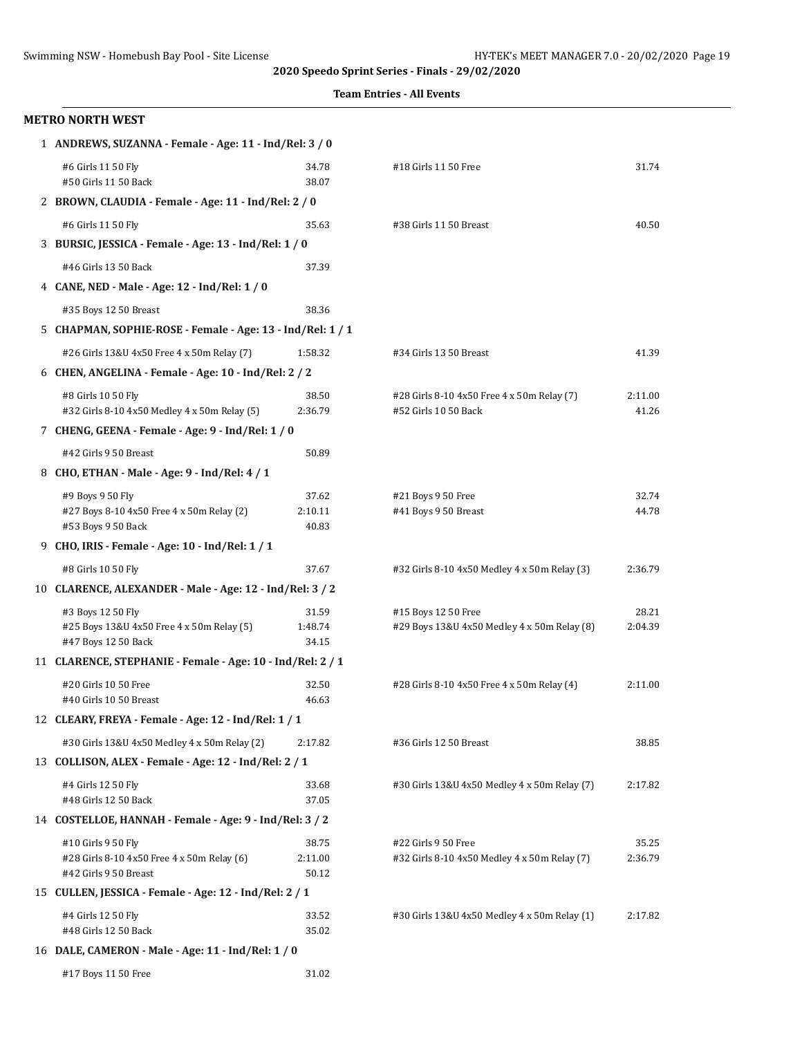2020 Speedo Sprint Series - Finals - 29/02/2020

**Team Entries - All Events**

## METRO NORTH WEST

**1 ANDREWS, SUZANNA - Female - Age: 11 - Ind/Rel: 3 / 0**

| | | | |
|---|---|---|---|
| #6 Girls 11 50 Fly | 34.78 | #18 Girls 11 50 Free | 31.74 |
| #50 Girls 11 50 Back | 38.07 | | |

**2 BROWN, CLAUDIA - Female - Age: 11 - Ind/Rel: 2 / 0**

| | | | |
|---|---|---|---|
| #6 Girls 11 50 Fly | 35.63 | #38 Girls 11 50 Breast | 40.50 |

**3 BURSIC, JESSICA - Female - Age: 13 - Ind/Rel: 1 / 0**

| | | | |
|---|---|---|---|
| #46 Girls 13 50 Back | 37.39 | | |

**4 CANE, NED - Male - Age: 12 - Ind/Rel: 1 / 0**

| | | | |
|---|---|---|---|
| #35 Boys 12 50 Breast | 38.36 | | |

**5 CHAPMAN, SOPHIE-ROSE - Female - Age: 13 - Ind/Rel: 1 / 1**

| | | | |
|---|---|---|---|
| #26 Girls 13&U 4x50 Free 4 x 50m Relay (7) | 1:58.32 | #34 Girls 13 50 Breast | 41.39 |

**6 CHEN, ANGELINA - Female - Age: 10 - Ind/Rel: 2 / 2**

| | | | |
|---|---|---|---|
| #8 Girls 10 50 Fly | 38.50 | #28 Girls 8-10 4x50 Free 4 x 50m Relay (7) | 2:11.00 |
| #32 Girls 8-10 4x50 Medley 4 x 50m Relay (5) | 2:36.79 | #52 Girls 10 50 Back | 41.26 |

**7 CHENG, GEENA - Female - Age: 9 - Ind/Rel: 1 / 0**

| | | | |
|---|---|---|---|
| #42 Girls 9 50 Breast | 50.89 | | |

**8 CHO, ETHAN - Male - Age: 9 - Ind/Rel: 4 / 1**

| | | | |
|---|---|---|---|
| #9 Boys 9 50 Fly | 37.62 | #21 Boys 9 50 Free | 32.74 |
| #27 Boys 8-10 4x50 Free 4 x 50m Relay (2) | 2:10.11 | #41 Boys 9 50 Breast | 44.78 |
| #53 Boys 9 50 Back | 40.83 | | |

**9 CHO, IRIS - Female - Age: 10 - Ind/Rel: 1 / 1**

| | | | |
|---|---|---|---|
| #8 Girls 10 50 Fly | 37.67 | #32 Girls 8-10 4x50 Medley 4 x 50m Relay (3) | 2:36.79 |

**10 CLARENCE, ALEXANDER - Male - Age: 12 - Ind/Rel: 3 / 2**

| | | | |
|---|---|---|---|
| #3 Boys 12 50 Fly | 31.59 | #15 Boys 12 50 Free | 28.21 |
| #25 Boys 13&U 4x50 Free 4 x 50m Relay (5) | 1:48.74 | #29 Boys 13&U 4x50 Medley 4 x 50m Relay (8) | 2:04.39 |
| #47 Boys 12 50 Back | 34.15 | | |

**11 CLARENCE, STEPHANIE - Female - Age: 10 - Ind/Rel: 2 / 1**

| | | | |
|---|---|---|---|
| #20 Girls 10 50 Free | 32.50 | #28 Girls 8-10 4x50 Free 4 x 50m Relay (4) | 2:11.00 |
| #40 Girls 10 50 Breast | 46.63 | | |

**12 CLEARY, FREYA - Female - Age: 12 - Ind/Rel: 1 / 1**

| | | | |
|---|---|---|---|
| #30 Girls 13&U 4x50 Medley 4 x 50m Relay (2) | 2:17.82 | #36 Girls 12 50 Breast | 38.85 |

**13 COLLISON, ALEX - Female - Age: 12 - Ind/Rel: 2 / 1**

| | | | |
|---|---|---|---|
| #4 Girls 12 50 Fly | 33.68 | #30 Girls 13&U 4x50 Medley 4 x 50m Relay (7) | 2:17.82 |
| #48 Girls 12 50 Back | 37.05 | | |

**14 COSTELLOE, HANNAH - Female - Age: 9 - Ind/Rel: 3 / 2**

| | | | |
|---|---|---|---|
| #10 Girls 9 50 Fly | 38.75 | #22 Girls 9 50 Free | 35.25 |
| #28 Girls 8-10 4x50 Free 4 x 50m Relay (6) | 2:11.00 | #32 Girls 8-10 4x50 Medley 4 x 50m Relay (7) | 2:36.79 |
| #42 Girls 9 50 Breast | 50.12 | | |

**15 CULLEN, JESSICA - Female - Age: 12 - Ind/Rel: 2 / 1**

| | | | |
|---|---|---|---|
| #4 Girls 12 50 Fly | 33.52 | #30 Girls 13&U 4x50 Medley 4 x 50m Relay (1) | 2:17.82 |
| #48 Girls 12 50 Back | 35.02 | | |

**16 DALE, CAMERON - Male - Age: 11 - Ind/Rel: 1 / 0**

| | | | |
|---|---|---|---|
| #17 Boys 11 50 Free | 31.02 | | |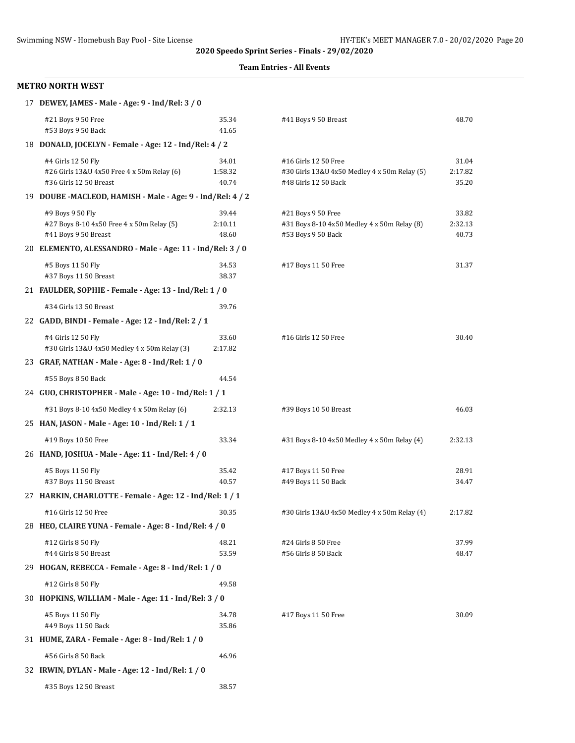**2020 Speedo Sprint Series - Finals - 29/02/2020**

**Team Entries - All Events**

## METRO NORTH WEST

**17 DEWEY, JAMES - Male - Age: 9 - Ind/Rel: 3 / 0**

| Event | Time | Event | Time |
|---|---|---|---|
| #21 Boys 9 50 Free | 35.34 | #41 Boys 9 50 Breast | 48.70 |
| #53 Boys 9 50 Back | 41.65 | | |

**18 DONALD, JOCELYN - Female - Age: 12 - Ind/Rel: 4 / 2**

| Event | Time | Event | Time |
|---|---|---|---|
| #4 Girls 12 50 Fly | 34.01 | #16 Girls 12 50 Free | 31.04 |
| #26 Girls 13&U 4x50 Free 4 x 50m Relay (6) | 1:58.32 | #30 Girls 13&U 4x50 Medley 4 x 50m Relay (5) | 2:17.82 |
| #36 Girls 12 50 Breast | 40.74 | #48 Girls 12 50 Back | 35.20 |

**19 DOUBE -MACLEOD, HAMISH - Male - Age: 9 - Ind/Rel: 4 / 2**

| Event | Time | Event | Time |
|---|---|---|---|
| #9 Boys 9 50 Fly | 39.44 | #21 Boys 9 50 Free | 33.82 |
| #27 Boys 8-10 4x50 Free 4 x 50m Relay (5) | 2:10.11 | #31 Boys 8-10 4x50 Medley 4 x 50m Relay (8) | 2:32.13 |
| #41 Boys 9 50 Breast | 48.60 | #53 Boys 9 50 Back | 40.73 |

**20 ELEMENTO, ALESSANDRO - Male - Age: 11 - Ind/Rel: 3 / 0**

| Event | Time | Event | Time |
|---|---|---|---|
| #5 Boys 11 50 Fly | 34.53 | #17 Boys 11 50 Free | 31.37 |
| #37 Boys 11 50 Breast | 38.37 | | |

**21 FAULDER, SOPHIE - Female - Age: 13 - Ind/Rel: 1 / 0**

| Event | Time | Event | Time |
|---|---|---|---|
| #34 Girls 13 50 Breast | 39.76 | | |

**22 GADD, BINDI - Female - Age: 12 - Ind/Rel: 2 / 1**

| Event | Time | Event | Time |
|---|---|---|---|
| #4 Girls 12 50 Fly | 33.60 | #16 Girls 12 50 Free | 30.40 |
| #30 Girls 13&U 4x50 Medley 4 x 50m Relay (3) | 2:17.82 | | |

**23 GRAF, NATHAN - Male - Age: 8 - Ind/Rel: 1 / 0**

| Event | Time | Event | Time |
|---|---|---|---|
| #55 Boys 8 50 Back | 44.54 | | |

**24 GUO, CHRISTOPHER - Male - Age: 10 - Ind/Rel: 1 / 1**

| Event | Time | Event | Time |
|---|---|---|---|
| #31 Boys 8-10 4x50 Medley 4 x 50m Relay (6) | 2:32.13 | #39 Boys 10 50 Breast | 46.03 |

**25 HAN, JASON - Male - Age: 10 - Ind/Rel: 1 / 1**

| Event | Time | Event | Time |
|---|---|---|---|
| #19 Boys 10 50 Free | 33.34 | #31 Boys 8-10 4x50 Medley 4 x 50m Relay (4) | 2:32.13 |

**26 HAND, JOSHUA - Male - Age: 11 - Ind/Rel: 4 / 0**

| Event | Time | Event | Time |
|---|---|---|---|
| #5 Boys 11 50 Fly | 35.42 | #17 Boys 11 50 Free | 28.91 |
| #37 Boys 11 50 Breast | 40.57 | #49 Boys 11 50 Back | 34.47 |

**27 HARKIN, CHARLOTTE - Female - Age: 12 - Ind/Rel: 1 / 1**

| Event | Time | Event | Time |
|---|---|---|---|
| #16 Girls 12 50 Free | 30.35 | #30 Girls 13&U 4x50 Medley 4 x 50m Relay (4) | 2:17.82 |

**28 HEO, CLAIRE YUNA - Female - Age: 8 - Ind/Rel: 4 / 0**

| Event | Time | Event | Time |
|---|---|---|---|
| #12 Girls 8 50 Fly | 48.21 | #24 Girls 8 50 Free | 37.99 |
| #44 Girls 8 50 Breast | 53.59 | #56 Girls 8 50 Back | 48.47 |

**29 HOGAN, REBECCA - Female - Age: 8 - Ind/Rel: 1 / 0**

| Event | Time | Event | Time |
|---|---|---|---|
| #12 Girls 8 50 Fly | 49.58 | | |

**30 HOPKINS, WILLIAM - Male - Age: 11 - Ind/Rel: 3 / 0**

| Event | Time | Event | Time |
|---|---|---|---|
| #5 Boys 11 50 Fly | 34.78 | #17 Boys 11 50 Free | 30.09 |
| #49 Boys 11 50 Back | 35.86 | | |

**31 HUME, ZARA - Female - Age: 8 - Ind/Rel: 1 / 0**

| Event | Time | Event | Time |
|---|---|---|---|
| #56 Girls 8 50 Back | 46.96 | | |

**32 IRWIN, DYLAN - Male - Age: 12 - Ind/Rel: 1 / 0**

| Event | Time | Event | Time |
|---|---|---|---|
| #35 Boys 12 50 Breast | 38.57 | | |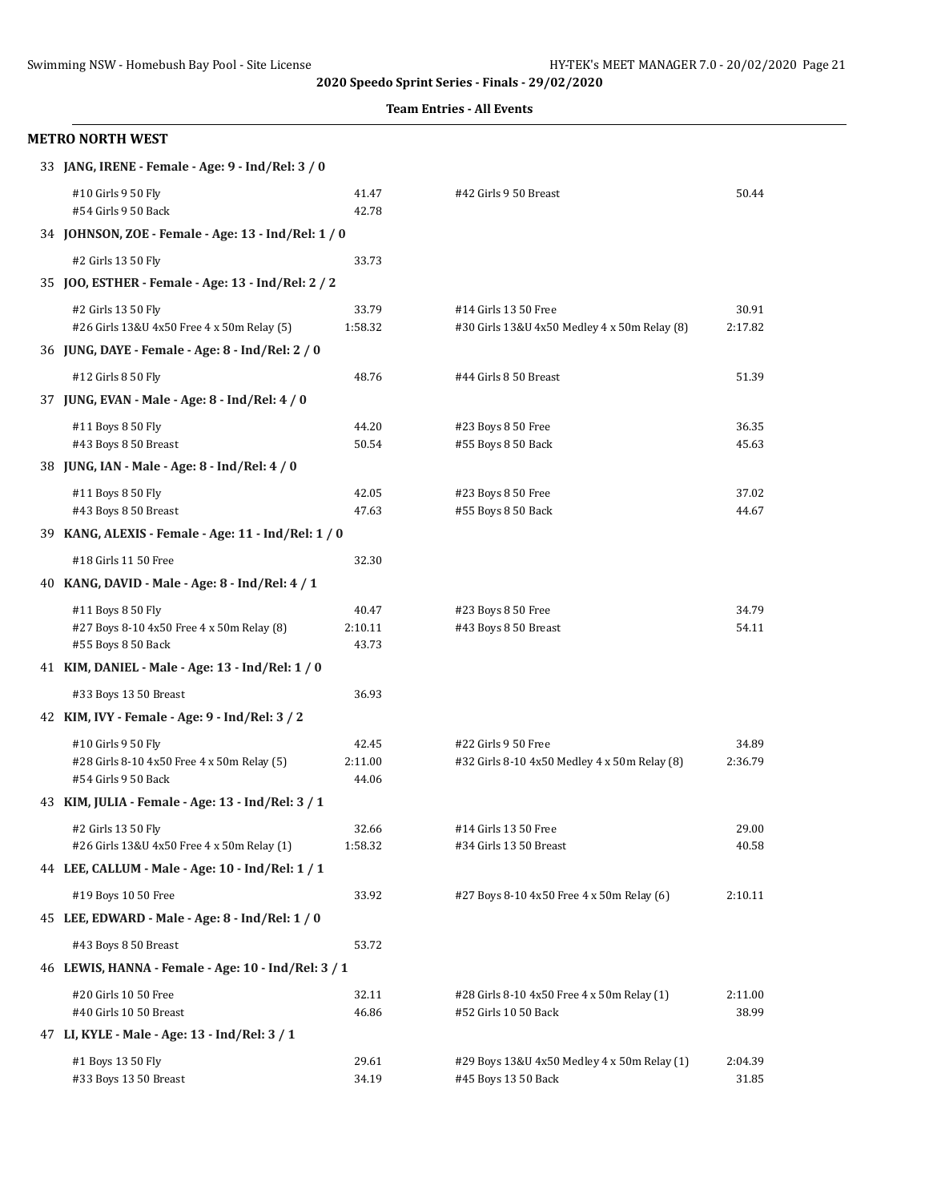**2020 Speedo Sprint Series - Finals - 29/02/2020**

**Team Entries - All Events**

## METRO NORTH WEST

**33 JANG, IRENE - Female - Age: 9 - Ind/Rel: 3 / 0**

| | | | |
|---|---|---|---|
| #10 Girls 9 50 Fly | 41.47 | #42 Girls 9 50 Breast | 50.44 |
| #54 Girls 9 50 Back | 42.78 | | |

**34 JOHNSON, ZOE - Female - Age: 13 - Ind/Rel: 1 / 0**

| | | | |
|---|---|---|---|
| #2 Girls 13 50 Fly | 33.73 | | |

**35 JOO, ESTHER - Female - Age: 13 - Ind/Rel: 2 / 2**

| | | | |
|---|---|---|---|
| #2 Girls 13 50 Fly | 33.79 | #14 Girls 13 50 Free | 30.91 |
| #26 Girls 13&U 4x50 Free 4 x 50m Relay (5) | 1:58.32 | #30 Girls 13&U 4x50 Medley 4 x 50m Relay (8) | 2:17.82 |

**36 JUNG, DAYE - Female - Age: 8 - Ind/Rel: 2 / 0**

| | | | |
|---|---|---|---|
| #12 Girls 8 50 Fly | 48.76 | #44 Girls 8 50 Breast | 51.39 |

**37 JUNG, EVAN - Male - Age: 8 - Ind/Rel: 4 / 0**

| | | | |
|---|---|---|---|
| #11 Boys 8 50 Fly | 44.20 | #23 Boys 8 50 Free | 36.35 |
| #43 Boys 8 50 Breast | 50.54 | #55 Boys 8 50 Back | 45.63 |

**38 JUNG, IAN - Male - Age: 8 - Ind/Rel: 4 / 0**

| | | | |
|---|---|---|---|
| #11 Boys 8 50 Fly | 42.05 | #23 Boys 8 50 Free | 37.02 |
| #43 Boys 8 50 Breast | 47.63 | #55 Boys 8 50 Back | 44.67 |

**39 KANG, ALEXIS - Female - Age: 11 - Ind/Rel: 1 / 0**

| | | | |
|---|---|---|---|
| #18 Girls 11 50 Free | 32.30 | | |

**40 KANG, DAVID - Male - Age: 8 - Ind/Rel: 4 / 1**

| | | | |
|---|---|---|---|
| #11 Boys 8 50 Fly | 40.47 | #23 Boys 8 50 Free | 34.79 |
| #27 Boys 8-10 4x50 Free 4 x 50m Relay (8) | 2:10.11 | #43 Boys 8 50 Breast | 54.11 |
| #55 Boys 8 50 Back | 43.73 | | |

**41 KIM, DANIEL - Male - Age: 13 - Ind/Rel: 1 / 0**

| | | | |
|---|---|---|---|
| #33 Boys 13 50 Breast | 36.93 | | |

**42 KIM, IVY - Female - Age: 9 - Ind/Rel: 3 / 2**

| | | | |
|---|---|---|---|
| #10 Girls 9 50 Fly | 42.45 | #22 Girls 9 50 Free | 34.89 |
| #28 Girls 8-10 4x50 Free 4 x 50m Relay (5) | 2:11.00 | #32 Girls 8-10 4x50 Medley 4 x 50m Relay (8) | 2:36.79 |
| #54 Girls 9 50 Back | 44.06 | | |

**43 KIM, JULIA - Female - Age: 13 - Ind/Rel: 3 / 1**

| | | | |
|---|---|---|---|
| #2 Girls 13 50 Fly | 32.66 | #14 Girls 13 50 Free | 29.00 |
| #26 Girls 13&U 4x50 Free 4 x 50m Relay (1) | 1:58.32 | #34 Girls 13 50 Breast | 40.58 |

**44 LEE, CALLUM - Male - Age: 10 - Ind/Rel: 1 / 1**

| | | | |
|---|---|---|---|
| #19 Boys 10 50 Free | 33.92 | #27 Boys 8-10 4x50 Free 4 x 50m Relay (6) | 2:10.11 |

**45 LEE, EDWARD - Male - Age: 8 - Ind/Rel: 1 / 0**

| | | | |
|---|---|---|---|
| #43 Boys 8 50 Breast | 53.72 | | |

**46 LEWIS, HANNA - Female - Age: 10 - Ind/Rel: 3 / 1**

| | | | |
|---|---|---|---|
| #20 Girls 10 50 Free | 32.11 | #28 Girls 8-10 4x50 Free 4 x 50m Relay (1) | 2:11.00 |
| #40 Girls 10 50 Breast | 46.86 | #52 Girls 10 50 Back | 38.99 |

**47 LI, KYLE - Male - Age: 13 - Ind/Rel: 3 / 1**

| | | | |
|---|---|---|---|
| #1 Boys 13 50 Fly | 29.61 | #29 Boys 13&U 4x50 Medley 4 x 50m Relay (1) | 2:04.39 |
| #33 Boys 13 50 Breast | 34.19 | #45 Boys 13 50 Back | 31.85 |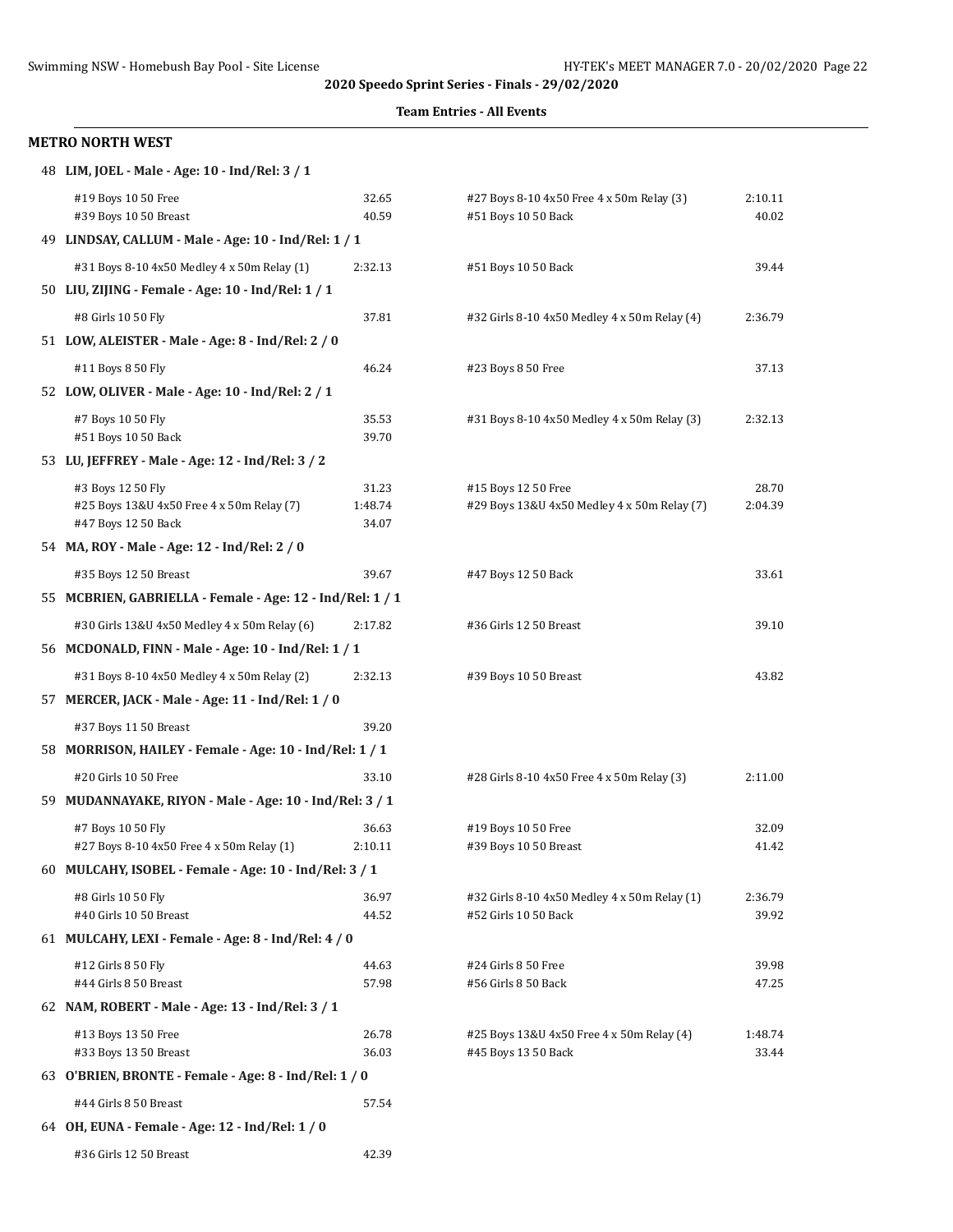**2020 Speedo Sprint Series - Finals - 29/02/2020**

**Team Entries - All Events**

### METRO NORTH WEST

**48 LIM, JOEL - Male - Age: 10 - Ind/Rel: 3 / 1**

| Event | Time | Event | Time |
|---|---|---|---|
| #19 Boys 10 50 Free | 32.65 | #27 Boys 8-10 4x50 Free 4 x 50m Relay (3) | 2:10.11 |
| #39 Boys 10 50 Breast | 40.59 | #51 Boys 10 50 Back | 40.02 |

**49 LINDSAY, CALLUM - Male - Age: 10 - Ind/Rel: 1 / 1**

| Event | Time | Event | Time |
|---|---|---|---|
| #31 Boys 8-10 4x50 Medley 4 x 50m Relay (1) | 2:32.13 | #51 Boys 10 50 Back | 39.44 |

**50 LIU, ZIJING - Female - Age: 10 - Ind/Rel: 1 / 1**

| Event | Time | Event | Time |
|---|---|---|---|
| #8 Girls 10 50 Fly | 37.81 | #32 Girls 8-10 4x50 Medley 4 x 50m Relay (4) | 2:36.79 |

**51 LOW, ALEISTER - Male - Age: 8 - Ind/Rel: 2 / 0**

| Event | Time | Event | Time |
|---|---|---|---|
| #11 Boys 8 50 Fly | 46.24 | #23 Boys 8 50 Free | 37.13 |

**52 LOW, OLIVER - Male - Age: 10 - Ind/Rel: 2 / 1**

| Event | Time | Event | Time |
|---|---|---|---|
| #7 Boys 10 50 Fly | 35.53 | #31 Boys 8-10 4x50 Medley 4 x 50m Relay (3) | 2:32.13 |
| #51 Boys 10 50 Back | 39.70 | | |

**53 LU, JEFFREY - Male - Age: 12 - Ind/Rel: 3 / 2**

| Event | Time | Event | Time |
|---|---|---|---|
| #3 Boys 12 50 Fly | 31.23 | #15 Boys 12 50 Free | 28.70 |
| #25 Boys 13&U 4x50 Free 4 x 50m Relay (7) | 1:48.74 | #29 Boys 13&U 4x50 Medley 4 x 50m Relay (7) | 2:04.39 |
| #47 Boys 12 50 Back | 34.07 | | |

**54 MA, ROY - Male - Age: 12 - Ind/Rel: 2 / 0**

| Event | Time | Event | Time |
|---|---|---|---|
| #35 Boys 12 50 Breast | 39.67 | #47 Boys 12 50 Back | 33.61 |

**55 MCBRIEN, GABRIELLA - Female - Age: 12 - Ind/Rel: 1 / 1**

| Event | Time | Event | Time |
|---|---|---|---|
| #30 Girls 13&U 4x50 Medley 4 x 50m Relay (6) | 2:17.82 | #36 Girls 12 50 Breast | 39.10 |

**56 MCDONALD, FINN - Male - Age: 10 - Ind/Rel: 1 / 1**

| Event | Time | Event | Time |
|---|---|---|---|
| #31 Boys 8-10 4x50 Medley 4 x 50m Relay (2) | 2:32.13 | #39 Boys 10 50 Breast | 43.82 |

**57 MERCER, JACK - Male - Age: 11 - Ind/Rel: 1 / 0**

| Event | Time | Event | Time |
|---|---|---|---|
| #37 Boys 11 50 Breast | 39.20 | | |

**58 MORRISON, HAILEY - Female - Age: 10 - Ind/Rel: 1 / 1**

| Event | Time | Event | Time |
|---|---|---|---|
| #20 Girls 10 50 Free | 33.10 | #28 Girls 8-10 4x50 Free 4 x 50m Relay (3) | 2:11.00 |

**59 MUDANNAYAKE, RIYON - Male - Age: 10 - Ind/Rel: 3 / 1**

| Event | Time | Event | Time |
|---|---|---|---|
| #7 Boys 10 50 Fly | 36.63 | #19 Boys 10 50 Free | 32.09 |
| #27 Boys 8-10 4x50 Free 4 x 50m Relay (1) | 2:10.11 | #39 Boys 10 50 Breast | 41.42 |

**60 MULCAHY, ISOBEL - Female - Age: 10 - Ind/Rel: 3 / 1**

| Event | Time | Event | Time |
|---|---|---|---|
| #8 Girls 10 50 Fly | 36.97 | #32 Girls 8-10 4x50 Medley 4 x 50m Relay (1) | 2:36.79 |
| #40 Girls 10 50 Breast | 44.52 | #52 Girls 10 50 Back | 39.92 |

**61 MULCAHY, LEXI - Female - Age: 8 - Ind/Rel: 4 / 0**

| Event | Time | Event | Time |
|---|---|---|---|
| #12 Girls 8 50 Fly | 44.63 | #24 Girls 8 50 Free | 39.98 |
| #44 Girls 8 50 Breast | 57.98 | #56 Girls 8 50 Back | 47.25 |

**62 NAM, ROBERT - Male - Age: 13 - Ind/Rel: 3 / 1**

| Event | Time | Event | Time |
|---|---|---|---|
| #13 Boys 13 50 Free | 26.78 | #25 Boys 13&U 4x50 Free 4 x 50m Relay (4) | 1:48.74 |
| #33 Boys 13 50 Breast | 36.03 | #45 Boys 13 50 Back | 33.44 |

**63 O'BRIEN, BRONTE - Female - Age: 8 - Ind/Rel: 1 / 0**

| Event | Time | Event | Time |
|---|---|---|---|
| #44 Girls 8 50 Breast | 57.54 | | |

**64 OH, EUNA - Female - Age: 12 - Ind/Rel: 1 / 0**

| Event | Time | Event | Time |
|---|---|---|---|
| #36 Girls 12 50 Breast | 42.39 | | |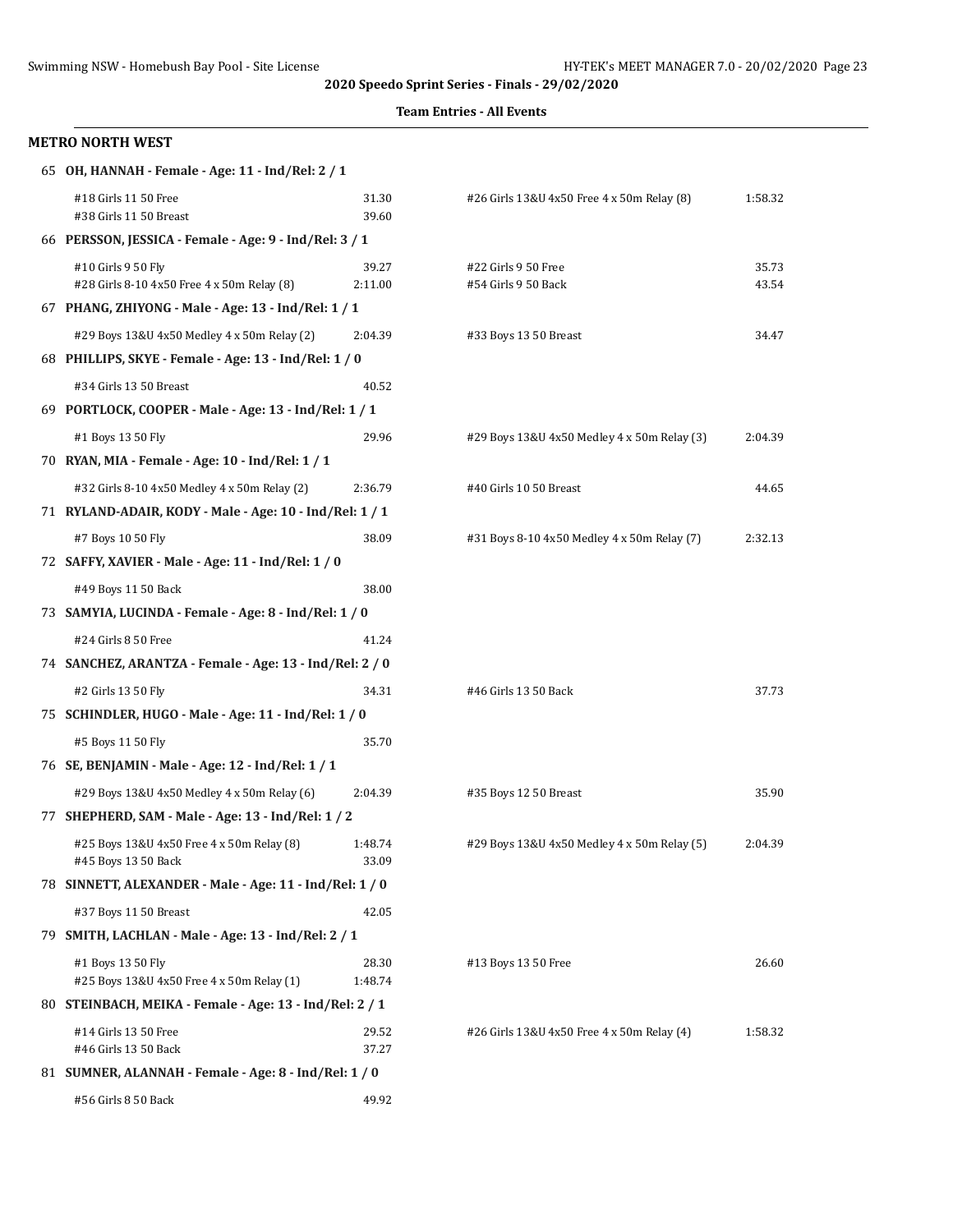**2020 Speedo Sprint Series - Finals - 29/02/2020**

**Team Entries - All Events**

## METRO NORTH WEST

**65 OH, HANNAH - Female - Age: 11 - Ind/Rel: 2 / 1**

| | | | |
|---|---|---|---|
| #18 Girls 11 50 Free | 31.30 | #26 Girls 13&U 4x50 Free 4 x 50m Relay (8) | 1:58.32 |
| #38 Girls 11 50 Breast | 39.60 | | |

**66 PERSSON, JESSICA - Female - Age: 9 - Ind/Rel: 3 / 1**

| | | | |
|---|---|---|---|
| #10 Girls 9 50 Fly | 39.27 | #22 Girls 9 50 Free | 35.73 |
| #28 Girls 8-10 4x50 Free 4 x 50m Relay (8) | 2:11.00 | #54 Girls 9 50 Back | 43.54 |

**67 PHANG, ZHIYONG - Male - Age: 13 - Ind/Rel: 1 / 1**

| | | | |
|---|---|---|---|
| #29 Boys 13&U 4x50 Medley 4 x 50m Relay (2) | 2:04.39 | #33 Boys 13 50 Breast | 34.47 |

**68 PHILLIPS, SKYE - Female - Age: 13 - Ind/Rel: 1 / 0**

| | | | |
|---|---|---|---|
| #34 Girls 13 50 Breast | 40.52 | | |

**69 PORTLOCK, COOPER - Male - Age: 13 - Ind/Rel: 1 / 1**

| | | | |
|---|---|---|---|
| #1 Boys 13 50 Fly | 29.96 | #29 Boys 13&U 4x50 Medley 4 x 50m Relay (3) | 2:04.39 |

**70 RYAN, MIA - Female - Age: 10 - Ind/Rel: 1 / 1**

| | | | |
|---|---|---|---|
| #32 Girls 8-10 4x50 Medley 4 x 50m Relay (2) | 2:36.79 | #40 Girls 10 50 Breast | 44.65 |

**71 RYLAND-ADAIR, KODY - Male - Age: 10 - Ind/Rel: 1 / 1**

| | | | |
|---|---|---|---|
| #7 Boys 10 50 Fly | 38.09 | #31 Boys 8-10 4x50 Medley 4 x 50m Relay (7) | 2:32.13 |

**72 SAFFY, XAVIER - Male - Age: 11 - Ind/Rel: 1 / 0**

| | | | |
|---|---|---|---|
| #49 Boys 11 50 Back | 38.00 | | |

**73 SAMYIA, LUCINDA - Female - Age: 8 - Ind/Rel: 1 / 0**

| | | | |
|---|---|---|---|
| #24 Girls 8 50 Free | 41.24 | | |

**74 SANCHEZ, ARANTZA - Female - Age: 13 - Ind/Rel: 2 / 0**

| | | | |
|---|---|---|---|
| #2 Girls 13 50 Fly | 34.31 | #46 Girls 13 50 Back | 37.73 |

**75 SCHINDLER, HUGO - Male - Age: 11 - Ind/Rel: 1 / 0**

| | | | |
|---|---|---|---|
| #5 Boys 11 50 Fly | 35.70 | | |

**76 SE, BENJAMIN - Male - Age: 12 - Ind/Rel: 1 / 1**

| | | | |
|---|---|---|---|
| #29 Boys 13&U 4x50 Medley 4 x 50m Relay (6) | 2:04.39 | #35 Boys 12 50 Breast | 35.90 |

**77 SHEPHERD, SAM - Male - Age: 13 - Ind/Rel: 1 / 2**

| | | | |
|---|---|---|---|
| #25 Boys 13&U 4x50 Free 4 x 50m Relay (8) | 1:48.74 | #29 Boys 13&U 4x50 Medley 4 x 50m Relay (5) | 2:04.39 |
| #45 Boys 13 50 Back | 33.09 | | |

**78 SINNETT, ALEXANDER - Male - Age: 11 - Ind/Rel: 1 / 0**

| | | | |
|---|---|---|---|
| #37 Boys 11 50 Breast | 42.05 | | |

**79 SMITH, LACHLAN - Male - Age: 13 - Ind/Rel: 2 / 1**

| | | | |
|---|---|---|---|
| #1 Boys 13 50 Fly | 28.30 | #13 Boys 13 50 Free | 26.60 |
| #25 Boys 13&U 4x50 Free 4 x 50m Relay (1) | 1:48.74 | | |

**80 STEINBACH, MEIKA - Female - Age: 13 - Ind/Rel: 2 / 1**

| | | | |
|---|---|---|---|
| #14 Girls 13 50 Free | 29.52 | #26 Girls 13&U 4x50 Free 4 x 50m Relay (4) | 1:58.32 |
| #46 Girls 13 50 Back | 37.27 | | |

**81 SUMNER, ALANNAH - Female - Age: 8 - Ind/Rel: 1 / 0**

| | | | |
|---|---|---|---|
| #56 Girls 8 50 Back | 49.92 | | |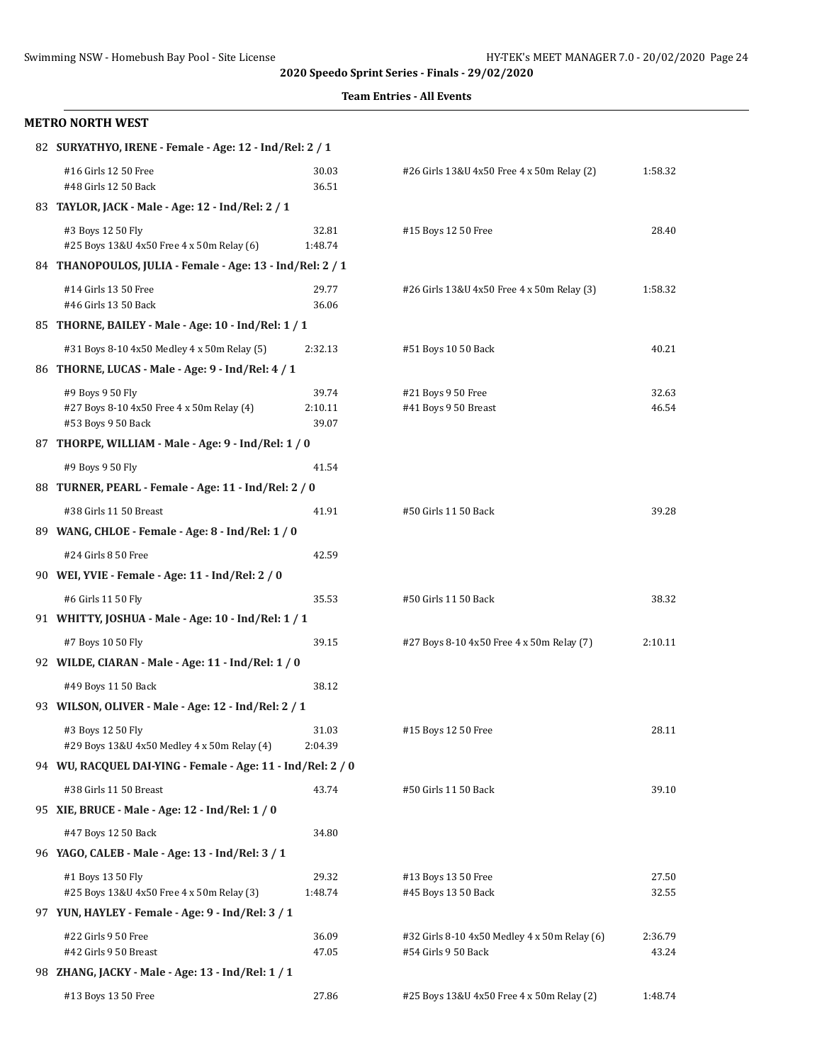**2020 Speedo Sprint Series - Finals - 29/02/2020**

**Team Entries - All Events**

## METRO NORTH WEST

**82 SURYATHYO, IRENE - Female - Age: 12 - Ind/Rel: 2 / 1**

| | | | |
|---|---|---|---|
| #16 Girls 12 50 Free | 30.03 | #26 Girls 13&U 4x50 Free 4 x 50m Relay (2) | 1:58.32 |
| #48 Girls 12 50 Back | 36.51 | | |

**83 TAYLOR, JACK - Male - Age: 12 - Ind/Rel: 2 / 1**

| | | | |
|---|---|---|---|
| #3 Boys 12 50 Fly | 32.81 | #15 Boys 12 50 Free | 28.40 |
| #25 Boys 13&U 4x50 Free 4 x 50m Relay (6) | 1:48.74 | | |

**84 THANOPOULOS, JULIA - Female - Age: 13 - Ind/Rel: 2 / 1**

| | | | |
|---|---|---|---|
| #14 Girls 13 50 Free | 29.77 | #26 Girls 13&U 4x50 Free 4 x 50m Relay (3) | 1:58.32 |
| #46 Girls 13 50 Back | 36.06 | | |

**85 THORNE, BAILEY - Male - Age: 10 - Ind/Rel: 1 / 1**

| | | | |
|---|---|---|---|
| #31 Boys 8-10 4x50 Medley 4 x 50m Relay (5) | 2:32.13 | #51 Boys 10 50 Back | 40.21 |

**86 THORNE, LUCAS - Male - Age: 9 - Ind/Rel: 4 / 1**

| | | | |
|---|---|---|---|
| #9 Boys 9 50 Fly | 39.74 | #21 Boys 9 50 Free | 32.63 |
| #27 Boys 8-10 4x50 Free 4 x 50m Relay (4) | 2:10.11 | #41 Boys 9 50 Breast | 46.54 |
| #53 Boys 9 50 Back | 39.07 | | |

**87 THORPE, WILLIAM - Male - Age: 9 - Ind/Rel: 1 / 0**

| | | | |
|---|---|---|---|
| #9 Boys 9 50 Fly | 41.54 | | |

**88 TURNER, PEARL - Female - Age: 11 - Ind/Rel: 2 / 0**

| | | | |
|---|---|---|---|
| #38 Girls 11 50 Breast | 41.91 | #50 Girls 11 50 Back | 39.28 |

**89 WANG, CHLOE - Female - Age: 8 - Ind/Rel: 1 / 0**

| | | | |
|---|---|---|---|
| #24 Girls 8 50 Free | 42.59 | | |

**90 WEI, YVIE - Female - Age: 11 - Ind/Rel: 2 / 0**

| | | | |
|---|---|---|---|
| #6 Girls 11 50 Fly | 35.53 | #50 Girls 11 50 Back | 38.32 |

**91 WHITTY, JOSHUA - Male - Age: 10 - Ind/Rel: 1 / 1**

| | | | |
|---|---|---|---|
| #7 Boys 10 50 Fly | 39.15 | #27 Boys 8-10 4x50 Free 4 x 50m Relay (7) | 2:10.11 |

**92 WILDE, CIARAN - Male - Age: 11 - Ind/Rel: 1 / 0**

| | | | |
|---|---|---|---|
| #49 Boys 11 50 Back | 38.12 | | |

**93 WILSON, OLIVER - Male - Age: 12 - Ind/Rel: 2 / 1**

| | | | |
|---|---|---|---|
| #3 Boys 12 50 Fly | 31.03 | #15 Boys 12 50 Free | 28.11 |
| #29 Boys 13&U 4x50 Medley 4 x 50m Relay (4) | 2:04.39 | | |

**94 WU, RACQUEL DAI-YING - Female - Age: 11 - Ind/Rel: 2 / 0**

| | | | |
|---|---|---|---|
| #38 Girls 11 50 Breast | 43.74 | #50 Girls 11 50 Back | 39.10 |

**95 XIE, BRUCE - Male - Age: 12 - Ind/Rel: 1 / 0**

| | | | |
|---|---|---|---|
| #47 Boys 12 50 Back | 34.80 | | |

**96 YAGO, CALEB - Male - Age: 13 - Ind/Rel: 3 / 1**

| | | | |
|---|---|---|---|
| #1 Boys 13 50 Fly | 29.32 | #13 Boys 13 50 Free | 27.50 |
| #25 Boys 13&U 4x50 Free 4 x 50m Relay (3) | 1:48.74 | #45 Boys 13 50 Back | 32.55 |

**97 YUN, HAYLEY - Female - Age: 9 - Ind/Rel: 3 / 1**

| | | | |
|---|---|---|---|
| #22 Girls 9 50 Free | 36.09 | #32 Girls 8-10 4x50 Medley 4 x 50m Relay (6) | 2:36.79 |
| #42 Girls 9 50 Breast | 47.05 | #54 Girls 9 50 Back | 43.24 |

**98 ZHANG, JACKY - Male - Age: 13 - Ind/Rel: 1 / 1**

| | | | |
|---|---|---|---|
| #13 Boys 13 50 Free | 27.86 | #25 Boys 13&U 4x50 Free 4 x 50m Relay (2) | 1:48.74 |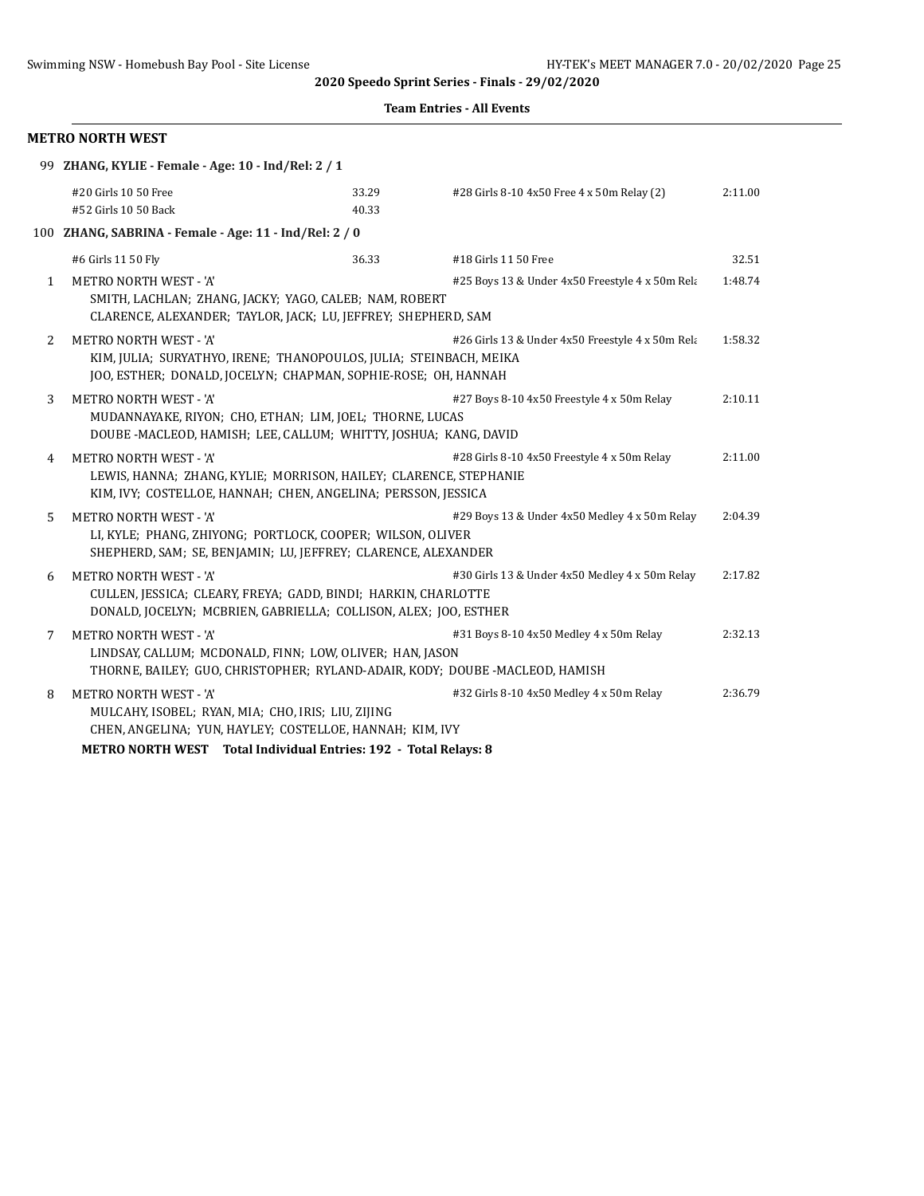## METRO NORTH WEST

**99 ZHANG, KYLIE - Female - Age: 10 - Ind/Rel: 2 / 1**

| Event | Time | Event | Time |
|---|---|---|---|
| #20 Girls 10 50 Free | 33.29 | #28 Girls 8-10 4x50 Free 4 x 50m Relay (2) | 2:11.00 |
| #52 Girls 10 50 Back | 40.33 | | |

**100 ZHANG, SABRINA - Female - Age: 11 - Ind/Rel: 2 / 0**

| Event | Time | Event | Time |
|---|---|---|---|
| #6 Girls 11 50 Fly | 36.33 | #18 Girls 11 50 Free | 32.51 |

1 METRO NORTH WEST - 'A' — #25 Boys 13 & Under 4x50 Freestyle 4 x 50m Rela — 1:48.74
SMITH, LACHLAN; ZHANG, JACKY; YAGO, CALEB; NAM, ROBERT
CLARENCE, ALEXANDER; TAYLOR, JACK; LU, JEFFREY; SHEPHERD, SAM

2 METRO NORTH WEST - 'A' — #26 Girls 13 & Under 4x50 Freestyle 4 x 50m Rela — 1:58.32
KIM, JULIA; SURYATHYO, IRENE; THANOPOULOS, JULIA; STEINBACH, MEIKA
JOO, ESTHER; DONALD, JOCELYN; CHAPMAN, SOPHIE-ROSE; OH, HANNAH

3 METRO NORTH WEST - 'A' — #27 Boys 8-10 4x50 Freestyle 4 x 50m Relay — 2:10.11
MUDANNAYAKE, RIYON; CHO, ETHAN; LIM, JOEL; THORNE, LUCAS
DOUBE -MACLEOD, HAMISH; LEE, CALLUM; WHITTY, JOSHUA; KANG, DAVID

4 METRO NORTH WEST - 'A' — #28 Girls 8-10 4x50 Freestyle 4 x 50m Relay — 2:11.00
LEWIS, HANNA; ZHANG, KYLIE; MORRISON, HAILEY; CLARENCE, STEPHANIE
KIM, IVY; COSTELLOE, HANNAH; CHEN, ANGELINA; PERSSON, JESSICA

5 METRO NORTH WEST - 'A' — #29 Boys 13 & Under 4x50 Medley 4 x 50m Relay — 2:04.39
LI, KYLE; PHANG, ZHIYONG; PORTLOCK, COOPER; WILSON, OLIVER
SHEPHERD, SAM; SE, BENJAMIN; LU, JEFFREY; CLARENCE, ALEXANDER

6 METRO NORTH WEST - 'A' — #30 Girls 13 & Under 4x50 Medley 4 x 50m Relay — 2:17.82
CULLEN, JESSICA; CLEARY, FREYA; GADD, BINDI; HARKIN, CHARLOTTE
DONALD, JOCELYN; MCBRIEN, GABRIELLA; COLLISON, ALEX; JOO, ESTHER

7 METRO NORTH WEST - 'A' — #31 Boys 8-10 4x50 Medley 4 x 50m Relay — 2:32.13
LINDSAY, CALLUM; MCDONALD, FINN; LOW, OLIVER; HAN, JASON
THORNE, BAILEY; GUO, CHRISTOPHER; RYLAND-ADAIR, KODY; DOUBE -MACLEOD, HAMISH

8 METRO NORTH WEST - 'A' — #32 Girls 8-10 4x50 Medley 4 x 50m Relay — 2:36.79
MULCAHY, ISOBEL; RYAN, MIA; CHO, IRIS; LIU, ZIJING
CHEN, ANGELINA; YUN, HAYLEY; COSTELLOE, HANNAH; KIM, IVY

**METRO NORTH WEST Total Individual Entries: 192 - Total Relays: 8**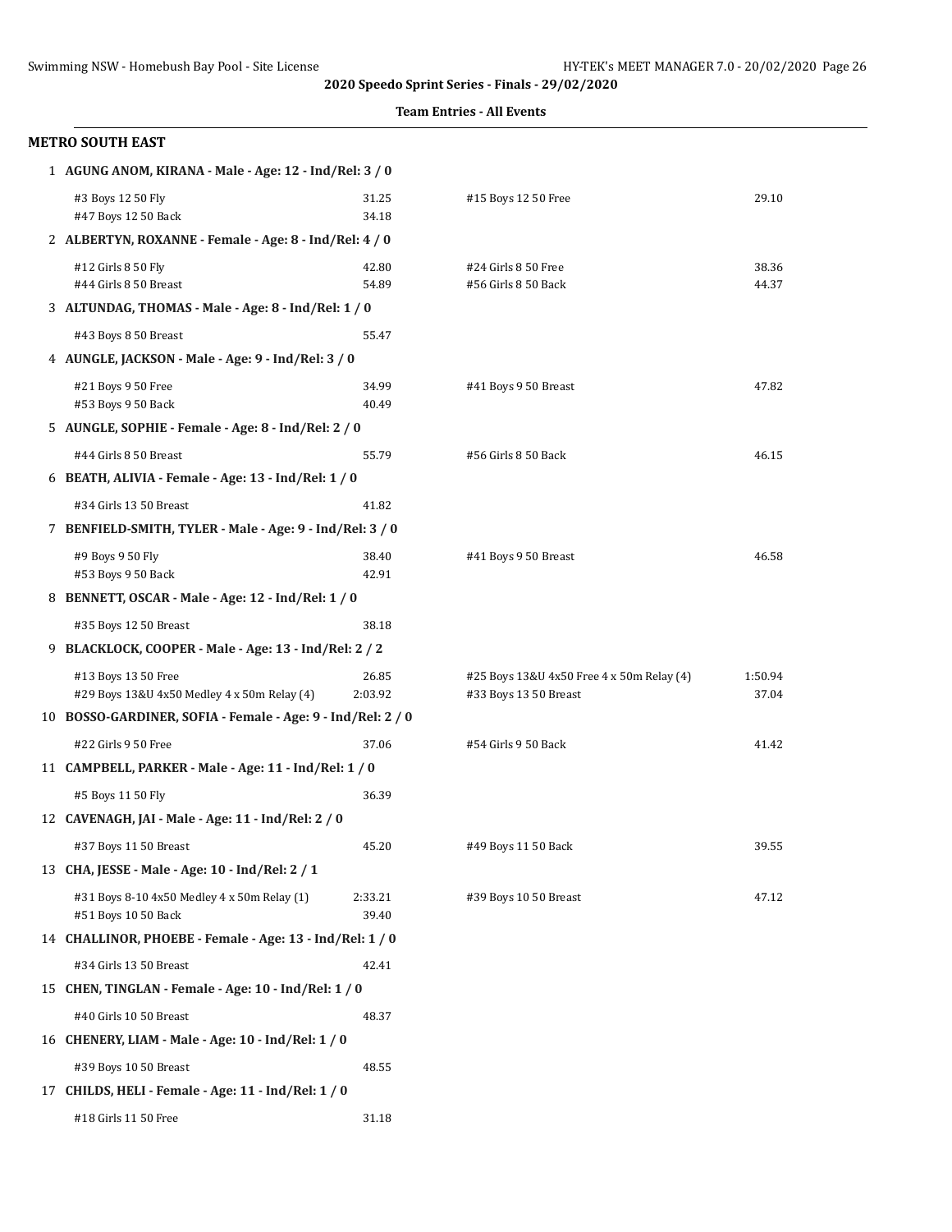**Team Entries - All Events**

## METRO SOUTH EAST

1 **AGUNG ANOM, KIRANA - Male - Age: 12 - Ind/Rel: 3 / 0**

| Event | Time | Event | Time |
|---|---|---|---|
| #3 Boys 12 50 Fly | 31.25 | #15 Boys 12 50 Free | 29.10 |
| #47 Boys 12 50 Back | 34.18 | | |

2 **ALBERTYN, ROXANNE - Female - Age: 8 - Ind/Rel: 4 / 0**

| Event | Time | Event | Time |
|---|---|---|---|
| #12 Girls 8 50 Fly | 42.80 | #24 Girls 8 50 Free | 38.36 |
| #44 Girls 8 50 Breast | 54.89 | #56 Girls 8 50 Back | 44.37 |

3 **ALTUNDAG, THOMAS - Male - Age: 8 - Ind/Rel: 1 / 0**

| Event | Time | Event | Time |
|---|---|---|---|
| #43 Boys 8 50 Breast | 55.47 | | |

4 **AUNGLE, JACKSON - Male - Age: 9 - Ind/Rel: 3 / 0**

| Event | Time | Event | Time |
|---|---|---|---|
| #21 Boys 9 50 Free | 34.99 | #41 Boys 9 50 Breast | 47.82 |
| #53 Boys 9 50 Back | 40.49 | | |

5 **AUNGLE, SOPHIE - Female - Age: 8 - Ind/Rel: 2 / 0**

| Event | Time | Event | Time |
|---|---|---|---|
| #44 Girls 8 50 Breast | 55.79 | #56 Girls 8 50 Back | 46.15 |

6 **BEATH, ALIVIA - Female - Age: 13 - Ind/Rel: 1 / 0**

| Event | Time | Event | Time |
|---|---|---|---|
| #34 Girls 13 50 Breast | 41.82 | | |

7 **BENFIELD-SMITH, TYLER - Male - Age: 9 - Ind/Rel: 3 / 0**

| Event | Time | Event | Time |
|---|---|---|---|
| #9 Boys 9 50 Fly | 38.40 | #41 Boys 9 50 Breast | 46.58 |
| #53 Boys 9 50 Back | 42.91 | | |

8 **BENNETT, OSCAR - Male - Age: 12 - Ind/Rel: 1 / 0**

| Event | Time | Event | Time |
|---|---|---|---|
| #35 Boys 12 50 Breast | 38.18 | | |

9 **BLACKLOCK, COOPER - Male - Age: 13 - Ind/Rel: 2 / 2**

| Event | Time | Event | Time |
|---|---|---|---|
| #13 Boys 13 50 Free | 26.85 | #25 Boys 13&U 4x50 Free 4 x 50m Relay (4) | 1:50.94 |
| #29 Boys 13&U 4x50 Medley 4 x 50m Relay (4) | 2:03.92 | #33 Boys 13 50 Breast | 37.04 |

10 **BOSSO-GARDINER, SOFIA - Female - Age: 9 - Ind/Rel: 2 / 0**

| Event | Time | Event | Time |
|---|---|---|---|
| #22 Girls 9 50 Free | 37.06 | #54 Girls 9 50 Back | 41.42 |

11 **CAMPBELL, PARKER - Male - Age: 11 - Ind/Rel: 1 / 0**

| Event | Time | Event | Time |
|---|---|---|---|
| #5 Boys 11 50 Fly | 36.39 | | |

12 **CAVENAGH, JAI - Male - Age: 11 - Ind/Rel: 2 / 0**

| Event | Time | Event | Time |
|---|---|---|---|
| #37 Boys 11 50 Breast | 45.20 | #49 Boys 11 50 Back | 39.55 |

13 **CHA, JESSE - Male - Age: 10 - Ind/Rel: 2 / 1**

| Event | Time | Event | Time |
|---|---|---|---|
| #31 Boys 8-10 4x50 Medley 4 x 50m Relay (1) | 2:33.21 | #39 Boys 10 50 Breast | 47.12 |
| #51 Boys 10 50 Back | 39.40 | | |

14 **CHALLINOR, PHOEBE - Female - Age: 13 - Ind/Rel: 1 / 0**

| Event | Time | Event | Time |
|---|---|---|---|
| #34 Girls 13 50 Breast | 42.41 | | |

15 **CHEN, TINGLAN - Female - Age: 10 - Ind/Rel: 1 / 0**

| Event | Time | Event | Time |
|---|---|---|---|
| #40 Girls 10 50 Breast | 48.37 | | |

16 **CHENERY, LIAM - Male - Age: 10 - Ind/Rel: 1 / 0**

| Event | Time | Event | Time |
|---|---|---|---|
| #39 Boys 10 50 Breast | 48.55 | | |

17 **CHILDS, HELI - Female - Age: 11 - Ind/Rel: 1 / 0**

| Event | Time | Event | Time |
|---|---|---|---|
| #18 Girls 11 50 Free | 31.18 | | |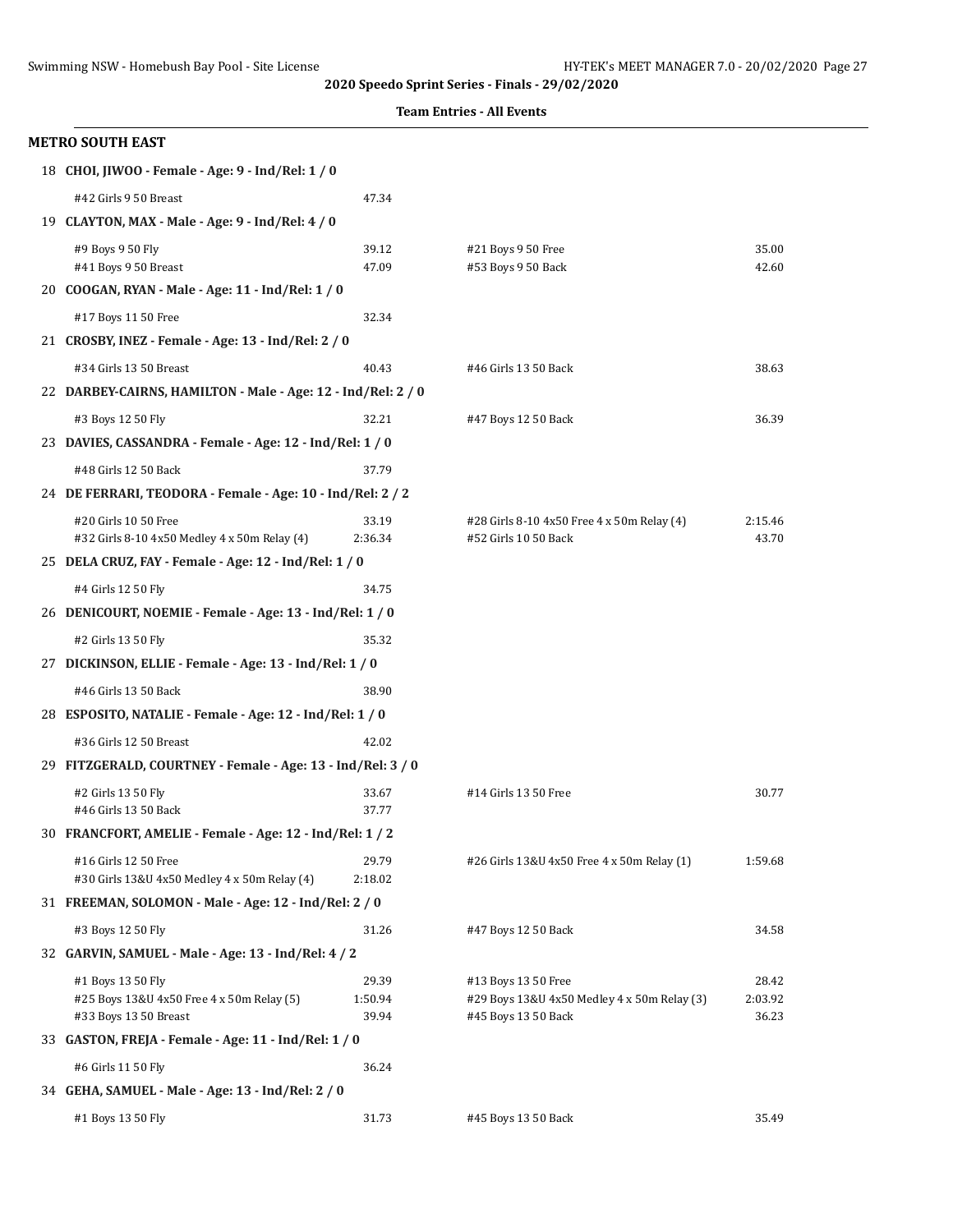**2020 Speedo Sprint Series - Finals - 29/02/2020**

**Team Entries - All Events**

## METRO SOUTH EAST

**18 CHOI, JIWOO - Female - Age: 9 - Ind/Rel: 1 / 0**

| | | | |
|---|---|---|---|
| #42 Girls 9 50 Breast | 47.34 | | |

**19 CLAYTON, MAX - Male - Age: 9 - Ind/Rel: 4 / 0**

| | | | |
|---|---|---|---|
| #9 Boys 9 50 Fly | 39.12 | #21 Boys 9 50 Free | 35.00 |
| #41 Boys 9 50 Breast | 47.09 | #53 Boys 9 50 Back | 42.60 |

**20 COOGAN, RYAN - Male - Age: 11 - Ind/Rel: 1 / 0**

| | | | |
|---|---|---|---|
| #17 Boys 11 50 Free | 32.34 | | |

**21 CROSBY, INEZ - Female - Age: 13 - Ind/Rel: 2 / 0**

| | | | |
|---|---|---|---|
| #34 Girls 13 50 Breast | 40.43 | #46 Girls 13 50 Back | 38.63 |

**22 DARBEY-CAIRNS, HAMILTON - Male - Age: 12 - Ind/Rel: 2 / 0**

| | | | |
|---|---|---|---|
| #3 Boys 12 50 Fly | 32.21 | #47 Boys 12 50 Back | 36.39 |

**23 DAVIES, CASSANDRA - Female - Age: 12 - Ind/Rel: 1 / 0**

| | | | |
|---|---|---|---|
| #48 Girls 12 50 Back | 37.79 | | |

**24 DE FERRARI, TEODORA - Female - Age: 10 - Ind/Rel: 2 / 2**

| | | | |
|---|---|---|---|
| #20 Girls 10 50 Free | 33.19 | #28 Girls 8-10 4x50 Free 4 x 50m Relay (4) | 2:15.46 |
| #32 Girls 8-10 4x50 Medley 4 x 50m Relay (4) | 2:36.34 | #52 Girls 10 50 Back | 43.70 |

**25 DELA CRUZ, FAY - Female - Age: 12 - Ind/Rel: 1 / 0**

| | | | |
|---|---|---|---|
| #4 Girls 12 50 Fly | 34.75 | | |

**26 DENICOURT, NOEMIE - Female - Age: 13 - Ind/Rel: 1 / 0**

| | | | |
|---|---|---|---|
| #2 Girls 13 50 Fly | 35.32 | | |

**27 DICKINSON, ELLIE - Female - Age: 13 - Ind/Rel: 1 / 0**

| | | | |
|---|---|---|---|
| #46 Girls 13 50 Back | 38.90 | | |

**28 ESPOSITO, NATALIE - Female - Age: 12 - Ind/Rel: 1 / 0**

| | | | |
|---|---|---|---|
| #36 Girls 12 50 Breast | 42.02 | | |

**29 FITZGERALD, COURTNEY - Female - Age: 13 - Ind/Rel: 3 / 0**

| | | | |
|---|---|---|---|
| #2 Girls 13 50 Fly | 33.67 | #14 Girls 13 50 Free | 30.77 |
| #46 Girls 13 50 Back | 37.77 | | |

**30 FRANCFORT, AMELIE - Female - Age: 12 - Ind/Rel: 1 / 2**

| | | | |
|---|---|---|---|
| #16 Girls 12 50 Free | 29.79 | #26 Girls 13&U 4x50 Free 4 x 50m Relay (1) | 1:59.68 |
| #30 Girls 13&U 4x50 Medley 4 x 50m Relay (4) | 2:18.02 | | |

**31 FREEMAN, SOLOMON - Male - Age: 12 - Ind/Rel: 2 / 0**

| | | | |
|---|---|---|---|
| #3 Boys 12 50 Fly | 31.26 | #47 Boys 12 50 Back | 34.58 |

**32 GARVIN, SAMUEL - Male - Age: 13 - Ind/Rel: 4 / 2**

| | | | |
|---|---|---|---|
| #1 Boys 13 50 Fly | 29.39 | #13 Boys 13 50 Free | 28.42 |
| #25 Boys 13&U 4x50 Free 4 x 50m Relay (5) | 1:50.94 | #29 Boys 13&U 4x50 Medley 4 x 50m Relay (3) | 2:03.92 |
| #33 Boys 13 50 Breast | 39.94 | #45 Boys 13 50 Back | 36.23 |

**33 GASTON, FREJA - Female - Age: 11 - Ind/Rel: 1 / 0**

| | | | |
|---|---|---|---|
| #6 Girls 11 50 Fly | 36.24 | | |

**34 GEHA, SAMUEL - Male - Age: 13 - Ind/Rel: 2 / 0**

| | | | |
|---|---|---|---|
| #1 Boys 13 50 Fly | 31.73 | #45 Boys 13 50 Back | 35.49 |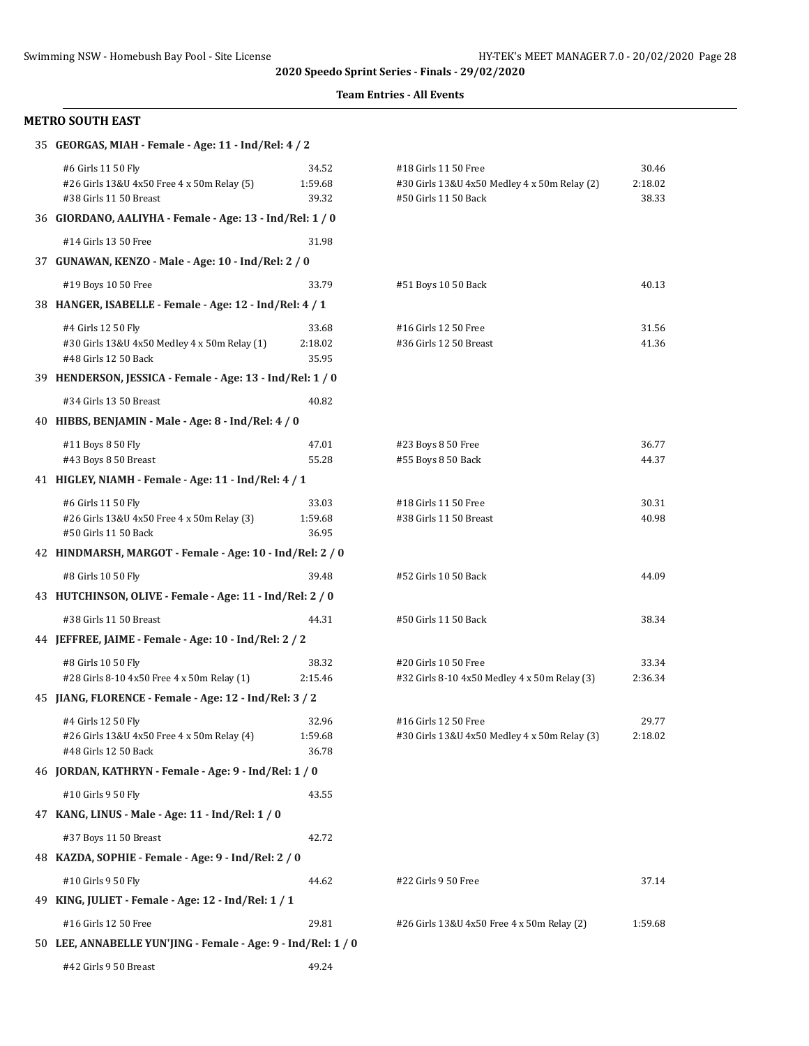**2020 Speedo Sprint Series - Finals - 29/02/2020**

**Team Entries - All Events**

### METRO SOUTH EAST

**35 GEORGAS, MIAH - Female - Age: 11 - Ind/Rel: 4 / 2**

| Event | Time | Event | Time |
|---|---|---|---|
| #6 Girls 11 50 Fly | 34.52 | #18 Girls 11 50 Free | 30.46 |
| #26 Girls 13&U 4x50 Free 4 x 50m Relay (5) | 1:59.68 | #30 Girls 13&U 4x50 Medley 4 x 50m Relay (2) | 2:18.02 |
| #38 Girls 11 50 Breast | 39.32 | #50 Girls 11 50 Back | 38.33 |

**36 GIORDANO, AALIYHA - Female - Age: 13 - Ind/Rel: 1 / 0**

| Event | Time | Event | Time |
|---|---|---|---|
| #14 Girls 13 50 Free | 31.98 | | |

**37 GUNAWAN, KENZO - Male - Age: 10 - Ind/Rel: 2 / 0**

| Event | Time | Event | Time |
|---|---|---|---|
| #19 Boys 10 50 Free | 33.79 | #51 Boys 10 50 Back | 40.13 |

**38 HANGER, ISABELLE - Female - Age: 12 - Ind/Rel: 4 / 1**

| Event | Time | Event | Time |
|---|---|---|---|
| #4 Girls 12 50 Fly | 33.68 | #16 Girls 12 50 Free | 31.56 |
| #30 Girls 13&U 4x50 Medley 4 x 50m Relay (1) | 2:18.02 | #36 Girls 12 50 Breast | 41.36 |
| #48 Girls 12 50 Back | 35.95 | | |

**39 HENDERSON, JESSICA - Female - Age: 13 - Ind/Rel: 1 / 0**

| Event | Time | Event | Time |
|---|---|---|---|
| #34 Girls 13 50 Breast | 40.82 | | |

**40 HIBBS, BENJAMIN - Male - Age: 8 - Ind/Rel: 4 / 0**

| Event | Time | Event | Time |
|---|---|---|---|
| #11 Boys 8 50 Fly | 47.01 | #23 Boys 8 50 Free | 36.77 |
| #43 Boys 8 50 Breast | 55.28 | #55 Boys 8 50 Back | 44.37 |

**41 HIGLEY, NIAMH - Female - Age: 11 - Ind/Rel: 4 / 1**

| Event | Time | Event | Time |
|---|---|---|---|
| #6 Girls 11 50 Fly | 33.03 | #18 Girls 11 50 Free | 30.31 |
| #26 Girls 13&U 4x50 Free 4 x 50m Relay (3) | 1:59.68 | #38 Girls 11 50 Breast | 40.98 |
| #50 Girls 11 50 Back | 36.95 | | |

**42 HINDMARSH, MARGOT - Female - Age: 10 - Ind/Rel: 2 / 0**

| Event | Time | Event | Time |
|---|---|---|---|
| #8 Girls 10 50 Fly | 39.48 | #52 Girls 10 50 Back | 44.09 |

**43 HUTCHINSON, OLIVE - Female - Age: 11 - Ind/Rel: 2 / 0**

| Event | Time | Event | Time |
|---|---|---|---|
| #38 Girls 11 50 Breast | 44.31 | #50 Girls 11 50 Back | 38.34 |

**44 JEFFREE, JAIME - Female - Age: 10 - Ind/Rel: 2 / 2**

| Event | Time | Event | Time |
|---|---|---|---|
| #8 Girls 10 50 Fly | 38.32 | #20 Girls 10 50 Free | 33.34 |
| #28 Girls 8-10 4x50 Free 4 x 50m Relay (1) | 2:15.46 | #32 Girls 8-10 4x50 Medley 4 x 50m Relay (3) | 2:36.34 |

**45 JIANG, FLORENCE - Female - Age: 12 - Ind/Rel: 3 / 2**

| Event | Time | Event | Time |
|---|---|---|---|
| #4 Girls 12 50 Fly | 32.96 | #16 Girls 12 50 Free | 29.77 |
| #26 Girls 13&U 4x50 Free 4 x 50m Relay (4) | 1:59.68 | #30 Girls 13&U 4x50 Medley 4 x 50m Relay (3) | 2:18.02 |
| #48 Girls 12 50 Back | 36.78 | | |

**46 JORDAN, KATHRYN - Female - Age: 9 - Ind/Rel: 1 / 0**

| Event | Time | Event | Time |
|---|---|---|---|
| #10 Girls 9 50 Fly | 43.55 | | |

**47 KANG, LINUS - Male - Age: 11 - Ind/Rel: 1 / 0**

| Event | Time | Event | Time |
|---|---|---|---|
| #37 Boys 11 50 Breast | 42.72 | | |

**48 KAZDA, SOPHIE - Female - Age: 9 - Ind/Rel: 2 / 0**

| Event | Time | Event | Time |
|---|---|---|---|
| #10 Girls 9 50 Fly | 44.62 | #22 Girls 9 50 Free | 37.14 |

**49 KING, JULIET - Female - Age: 12 - Ind/Rel: 1 / 1**

| Event | Time | Event | Time |
|---|---|---|---|
| #16 Girls 12 50 Free | 29.81 | #26 Girls 13&U 4x50 Free 4 x 50m Relay (2) | 1:59.68 |

**50 LEE, ANNABELLE YUN'JING - Female - Age: 9 - Ind/Rel: 1 / 0**

| Event | Time | Event | Time |
|---|---|---|---|
| #42 Girls 9 50 Breast | 49.24 | | |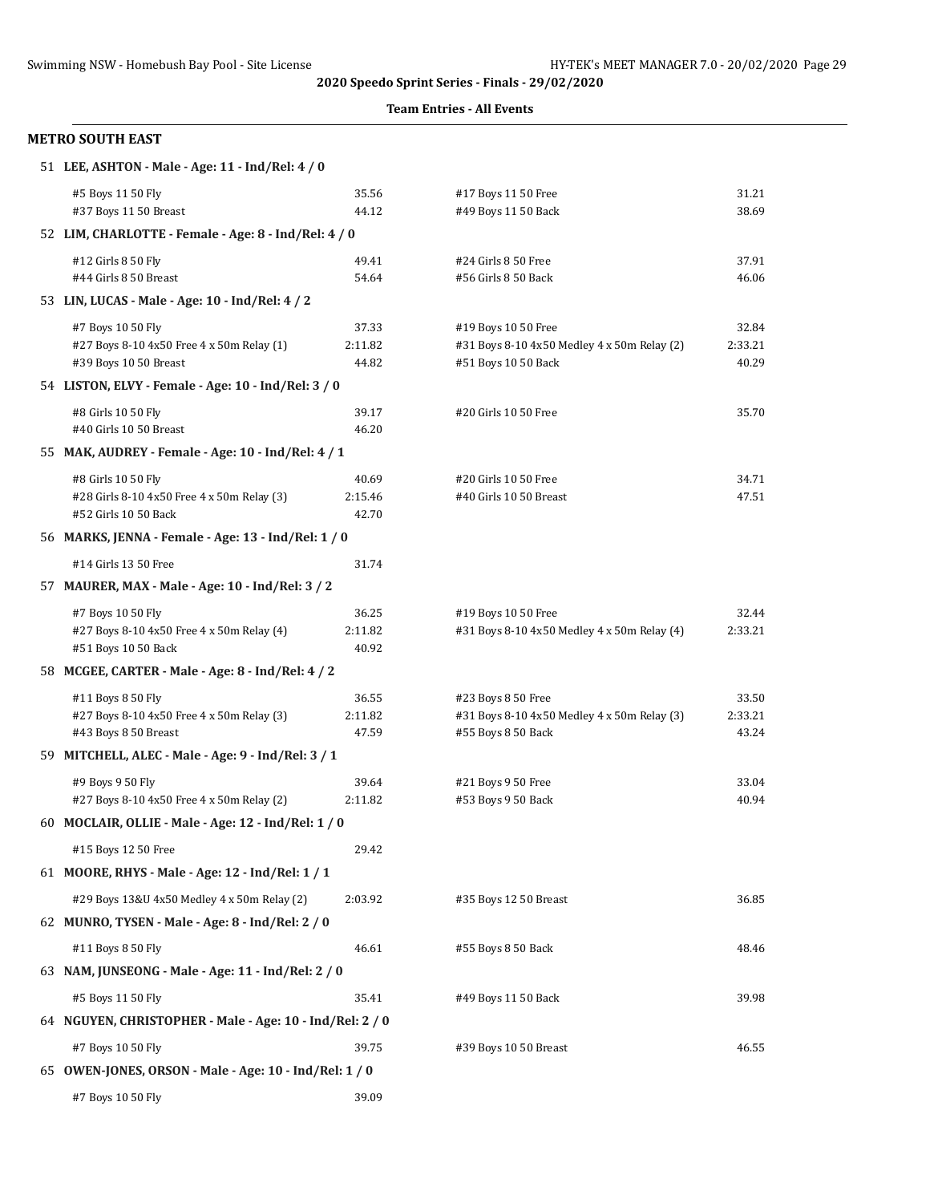2020 Speedo Sprint Series - Finals - 29/02/2020

**Team Entries - All Events**

## METRO SOUTH EAST

**51 LEE, ASHTON - Male - Age: 11 - Ind/Rel: 4 / 0**

| Event | Time | Event | Time |
|---|---|---|---|
| #5 Boys 11 50 Fly | 35.56 | #17 Boys 11 50 Free | 31.21 |
| #37 Boys 11 50 Breast | 44.12 | #49 Boys 11 50 Back | 38.69 |

**52 LIM, CHARLOTTE - Female - Age: 8 - Ind/Rel: 4 / 0**

| Event | Time | Event | Time |
|---|---|---|---|
| #12 Girls 8 50 Fly | 49.41 | #24 Girls 8 50 Free | 37.91 |
| #44 Girls 8 50 Breast | 54.64 | #56 Girls 8 50 Back | 46.06 |

**53 LIN, LUCAS - Male - Age: 10 - Ind/Rel: 4 / 2**

| Event | Time | Event | Time |
|---|---|---|---|
| #7 Boys 10 50 Fly | 37.33 | #19 Boys 10 50 Free | 32.84 |
| #27 Boys 8-10 4x50 Free 4 x 50m Relay (1) | 2:11.82 | #31 Boys 8-10 4x50 Medley 4 x 50m Relay (2) | 2:33.21 |
| #39 Boys 10 50 Breast | 44.82 | #51 Boys 10 50 Back | 40.29 |

**54 LISTON, ELVY - Female - Age: 10 - Ind/Rel: 3 / 0**

| Event | Time | Event | Time |
|---|---|---|---|
| #8 Girls 10 50 Fly | 39.17 | #20 Girls 10 50 Free | 35.70 |
| #40 Girls 10 50 Breast | 46.20 | | |

**55 MAK, AUDREY - Female - Age: 10 - Ind/Rel: 4 / 1**

| Event | Time | Event | Time |
|---|---|---|---|
| #8 Girls 10 50 Fly | 40.69 | #20 Girls 10 50 Free | 34.71 |
| #28 Girls 8-10 4x50 Free 4 x 50m Relay (3) | 2:15.46 | #40 Girls 10 50 Breast | 47.51 |
| #52 Girls 10 50 Back | 42.70 | | |

**56 MARKS, JENNA - Female - Age: 13 - Ind/Rel: 1 / 0**

| Event | Time | Event | Time |
|---|---|---|---|
| #14 Girls 13 50 Free | 31.74 | | |

**57 MAURER, MAX - Male - Age: 10 - Ind/Rel: 3 / 2**

| Event | Time | Event | Time |
|---|---|---|---|
| #7 Boys 10 50 Fly | 36.25 | #19 Boys 10 50 Free | 32.44 |
| #27 Boys 8-10 4x50 Free 4 x 50m Relay (4) | 2:11.82 | #31 Boys 8-10 4x50 Medley 4 x 50m Relay (4) | 2:33.21 |
| #51 Boys 10 50 Back | 40.92 | | |

**58 MCGEE, CARTER - Male - Age: 8 - Ind/Rel: 4 / 2**

| Event | Time | Event | Time |
|---|---|---|---|
| #11 Boys 8 50 Fly | 36.55 | #23 Boys 8 50 Free | 33.50 |
| #27 Boys 8-10 4x50 Free 4 x 50m Relay (3) | 2:11.82 | #31 Boys 8-10 4x50 Medley 4 x 50m Relay (3) | 2:33.21 |
| #43 Boys 8 50 Breast | 47.59 | #55 Boys 8 50 Back | 43.24 |

**59 MITCHELL, ALEC - Male - Age: 9 - Ind/Rel: 3 / 1**

| Event | Time | Event | Time |
|---|---|---|---|
| #9 Boys 9 50 Fly | 39.64 | #21 Boys 9 50 Free | 33.04 |
| #27 Boys 8-10 4x50 Free 4 x 50m Relay (2) | 2:11.82 | #53 Boys 9 50 Back | 40.94 |

**60 MOCLAIR, OLLIE - Male - Age: 12 - Ind/Rel: 1 / 0**

| Event | Time | Event | Time |
|---|---|---|---|
| #15 Boys 12 50 Free | 29.42 | | |

**61 MOORE, RHYS - Male - Age: 12 - Ind/Rel: 1 / 1**

| Event | Time | Event | Time |
|---|---|---|---|
| #29 Boys 13&U 4x50 Medley 4 x 50m Relay (2) | 2:03.92 | #35 Boys 12 50 Breast | 36.85 |

**62 MUNRO, TYSEN - Male - Age: 8 - Ind/Rel: 2 / 0**

| Event | Time | Event | Time |
|---|---|---|---|
| #11 Boys 8 50 Fly | 46.61 | #55 Boys 8 50 Back | 48.46 |

**63 NAM, JUNSEONG - Male - Age: 11 - Ind/Rel: 2 / 0**

| Event | Time | Event | Time |
|---|---|---|---|
| #5 Boys 11 50 Fly | 35.41 | #49 Boys 11 50 Back | 39.98 |

**64 NGUYEN, CHRISTOPHER - Male - Age: 10 - Ind/Rel: 2 / 0**

| Event | Time | Event | Time |
|---|---|---|---|
| #7 Boys 10 50 Fly | 39.75 | #39 Boys 10 50 Breast | 46.55 |

**65 OWEN-JONES, ORSON - Male - Age: 10 - Ind/Rel: 1 / 0**

| Event | Time | Event | Time |
|---|---|---|---|
| #7 Boys 10 50 Fly | 39.09 | | |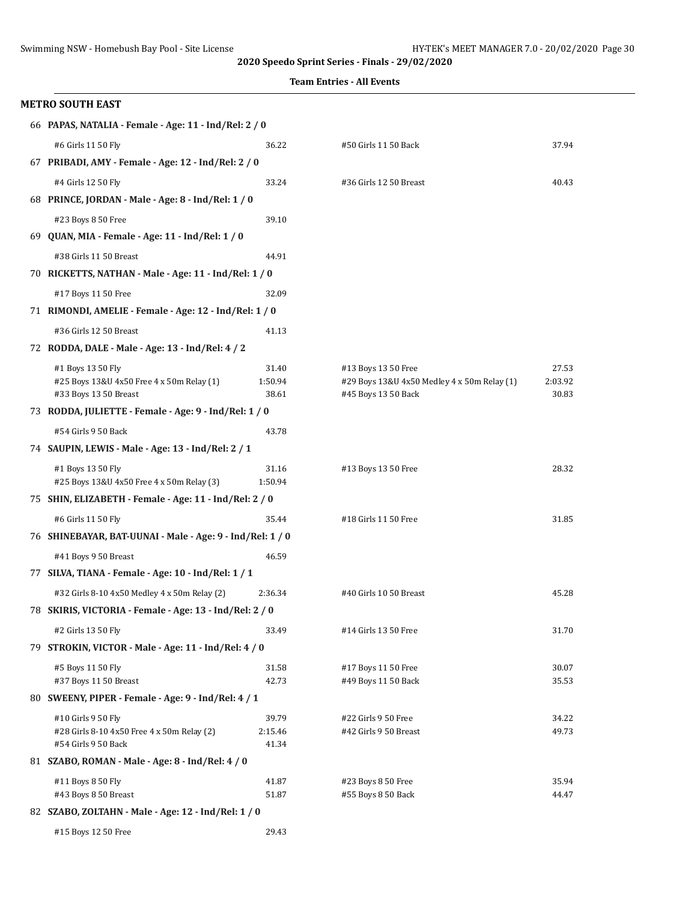**2020 Speedo Sprint Series - Finals - 29/02/2020**

**Team Entries - All Events**

## METRO SOUTH EAST

66 **PAPAS, NATALIA - Female - Age: 11 - Ind/Rel: 2 / 0**

| | | | |
|---|---|---|---|
| #6 Girls 11 50 Fly | 36.22 | #50 Girls 11 50 Back | 37.94 |

67 **PRIBADI, AMY - Female - Age: 12 - Ind/Rel: 2 / 0**

| | | | |
|---|---|---|---|
| #4 Girls 12 50 Fly | 33.24 | #36 Girls 12 50 Breast | 40.43 |

68 **PRINCE, JORDAN - Male - Age: 8 - Ind/Rel: 1 / 0**

| | | | |
|---|---|---|---|
| #23 Boys 8 50 Free | 39.10 | | |

69 **QUAN, MIA - Female - Age: 11 - Ind/Rel: 1 / 0**

| | | | |
|---|---|---|---|
| #38 Girls 11 50 Breast | 44.91 | | |

70 **RICKETTS, NATHAN - Male - Age: 11 - Ind/Rel: 1 / 0**

| | | | |
|---|---|---|---|
| #17 Boys 11 50 Free | 32.09 | | |

71 **RIMONDI, AMELIE - Female - Age: 12 - Ind/Rel: 1 / 0**

| | | | |
|---|---|---|---|
| #36 Girls 12 50 Breast | 41.13 | | |

72 **RODDA, DALE - Male - Age: 13 - Ind/Rel: 4 / 2**

| | | | |
|---|---|---|---|
| #1 Boys 13 50 Fly | 31.40 | #13 Boys 13 50 Free | 27.53 |
| #25 Boys 13&U 4x50 Free 4 x 50m Relay (1) | 1:50.94 | #29 Boys 13&U 4x50 Medley 4 x 50m Relay (1) | 2:03.92 |
| #33 Boys 13 50 Breast | 38.61 | #45 Boys 13 50 Back | 30.83 |

73 **RODDA, JULIETTE - Female - Age: 9 - Ind/Rel: 1 / 0**

| | | | |
|---|---|---|---|
| #54 Girls 9 50 Back | 43.78 | | |

74 **SAUPIN, LEWIS - Male - Age: 13 - Ind/Rel: 2 / 1**

| | | | |
|---|---|---|---|
| #1 Boys 13 50 Fly | 31.16 | #13 Boys 13 50 Free | 28.32 |
| #25 Boys 13&U 4x50 Free 4 x 50m Relay (3) | 1:50.94 | | |

75 **SHIN, ELIZABETH - Female - Age: 11 - Ind/Rel: 2 / 0**

| | | | |
|---|---|---|---|
| #6 Girls 11 50 Fly | 35.44 | #18 Girls 11 50 Free | 31.85 |

76 **SHINEBAYAR, BAT-UUNAI - Male - Age: 9 - Ind/Rel: 1 / 0**

| | | | |
|---|---|---|---|
| #41 Boys 9 50 Breast | 46.59 | | |

77 **SILVA, TIANA - Female - Age: 10 - Ind/Rel: 1 / 1**

| | | | |
|---|---|---|---|
| #32 Girls 8-10 4x50 Medley 4 x 50m Relay (2) | 2:36.34 | #40 Girls 10 50 Breast | 45.28 |

78 **SKIRIS, VICTORIA - Female - Age: 13 - Ind/Rel: 2 / 0**

| | | | |
|---|---|---|---|
| #2 Girls 13 50 Fly | 33.49 | #14 Girls 13 50 Free | 31.70 |

79 **STROKIN, VICTOR - Male - Age: 11 - Ind/Rel: 4 / 0**

| | | | |
|---|---|---|---|
| #5 Boys 11 50 Fly | 31.58 | #17 Boys 11 50 Free | 30.07 |
| #37 Boys 11 50 Breast | 42.73 | #49 Boys 11 50 Back | 35.53 |

80 **SWEENY, PIPER - Female - Age: 9 - Ind/Rel: 4 / 1**

| | | | |
|---|---|---|---|
| #10 Girls 9 50 Fly | 39.79 | #22 Girls 9 50 Free | 34.22 |
| #28 Girls 8-10 4x50 Free 4 x 50m Relay (2) | 2:15.46 | #42 Girls 9 50 Breast | 49.73 |
| #54 Girls 9 50 Back | 41.34 | | |

81 **SZABO, ROMAN - Male - Age: 8 - Ind/Rel: 4 / 0**

| | | | |
|---|---|---|---|
| #11 Boys 8 50 Fly | 41.87 | #23 Boys 8 50 Free | 35.94 |
| #43 Boys 8 50 Breast | 51.87 | #55 Boys 8 50 Back | 44.47 |

82 **SZABO, ZOLTAHN - Male - Age: 12 - Ind/Rel: 1 / 0**

| | | | |
|---|---|---|---|
| #15 Boys 12 50 Free | 29.43 | | |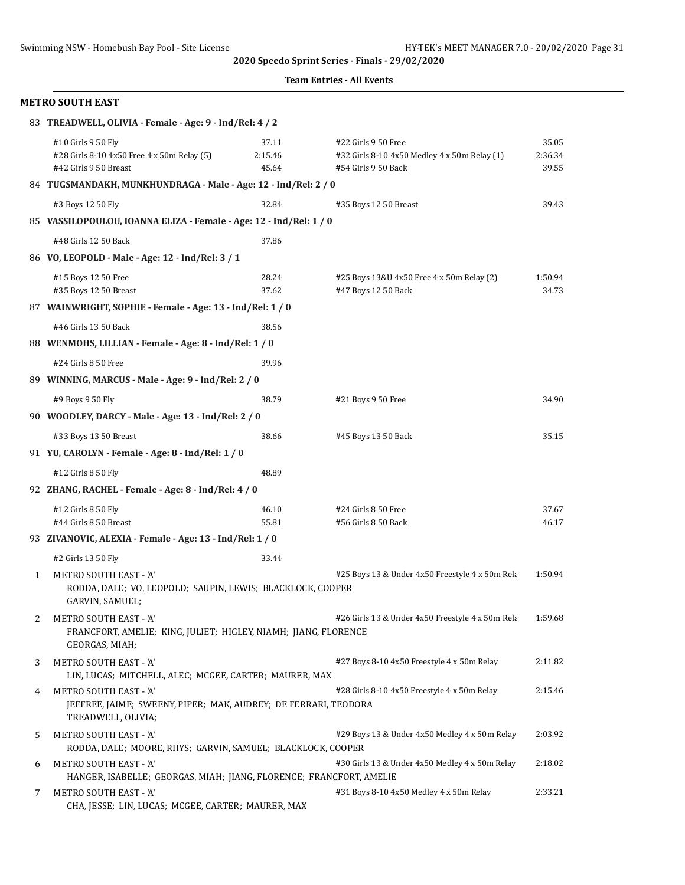**2020 Speedo Sprint Series - Finals - 29/02/2020**

**Team Entries - All Events**

## METRO SOUTH EAST

**83 TREADWELL, OLIVIA - Female - Age: 9 - Ind/Rel: 4 / 2**

| Event | Time | Event | Time |
|---|---|---|---|
| #10 Girls 9 50 Fly | 37.11 | #22 Girls 9 50 Free | 35.05 |
| #28 Girls 8-10 4x50 Free 4 x 50m Relay (5) | 2:15.46 | #32 Girls 8-10 4x50 Medley 4 x 50m Relay (1) | 2:36.34 |
| #42 Girls 9 50 Breast | 45.64 | #54 Girls 9 50 Back | 39.55 |

**84 TUGSMANDAKH, MUNKHUNDRAGA - Male - Age: 12 - Ind/Rel: 2 / 0**

| Event | Time | Event | Time |
|---|---|---|---|
| #3 Boys 12 50 Fly | 32.84 | #35 Boys 12 50 Breast | 39.43 |

**85 VASSILOPOULOU, IOANNA ELIZA - Female - Age: 12 - Ind/Rel: 1 / 0**

| Event | Time |
|---|---|
| #48 Girls 12 50 Back | 37.86 |

**86 VO, LEOPOLD - Male - Age: 12 - Ind/Rel: 3 / 1**

| Event | Time | Event | Time |
|---|---|---|---|
| #15 Boys 12 50 Free | 28.24 | #25 Boys 13&U 4x50 Free 4 x 50m Relay (2) | 1:50.94 |
| #35 Boys 12 50 Breast | 37.62 | #47 Boys 12 50 Back | 34.73 |

**87 WAINWRIGHT, SOPHIE - Female - Age: 13 - Ind/Rel: 1 / 0**

| Event | Time |
|---|---|
| #46 Girls 13 50 Back | 38.56 |

**88 WENMOHS, LILLIAN - Female - Age: 8 - Ind/Rel: 1 / 0**

| Event | Time |
|---|---|
| #24 Girls 8 50 Free | 39.96 |

**89 WINNING, MARCUS - Male - Age: 9 - Ind/Rel: 2 / 0**

| Event | Time | Event | Time |
|---|---|---|---|
| #9 Boys 9 50 Fly | 38.79 | #21 Boys 9 50 Free | 34.90 |

**90 WOODLEY, DARCY - Male - Age: 13 - Ind/Rel: 2 / 0**

| Event | Time | Event | Time |
|---|---|---|---|
| #33 Boys 13 50 Breast | 38.66 | #45 Boys 13 50 Back | 35.15 |

**91 YU, CAROLYN - Female - Age: 8 - Ind/Rel: 1 / 0**

| Event | Time |
|---|---|
| #12 Girls 8 50 Fly | 48.89 |

**92 ZHANG, RACHEL - Female - Age: 8 - Ind/Rel: 4 / 0**

| Event | Time | Event | Time |
|---|---|---|---|
| #12 Girls 8 50 Fly | 46.10 | #24 Girls 8 50 Free | 37.67 |
| #44 Girls 8 50 Breast | 55.81 | #56 Girls 8 50 Back | 46.17 |

**93 ZIVANOVIC, ALEXIA - Female - Age: 13 - Ind/Rel: 1 / 0**

| Event | Time |
|---|---|
| #2 Girls 13 50 Fly | 33.44 |

| # | Team / Swimmers | Event | Time |
|---|---|---|---|
| 1 | METRO SOUTH EAST - 'A'<br>RODDA, DALE; VO, LEOPOLD; SAUPIN, LEWIS; BLACKLOCK, COOPER<br>GARVIN, SAMUEL; | #25 Boys 13 & Under 4x50 Freestyle 4 x 50m Rela | 1:50.94 |
| 2 | METRO SOUTH EAST - 'A'<br>FRANCFORT, AMELIE; KING, JULIET; HIGLEY, NIAMH; JIANG, FLORENCE<br>GEORGAS, MIAH; | #26 Girls 13 & Under 4x50 Freestyle 4 x 50m Rela | 1:59.68 |
| 3 | METRO SOUTH EAST - 'A'<br>LIN, LUCAS; MITCHELL, ALEC; MCGEE, CARTER; MAURER, MAX | #27 Boys 8-10 4x50 Freestyle 4 x 50m Relay | 2:11.82 |
| 4 | METRO SOUTH EAST - 'A'<br>JEFFREE, JAIME; SWEENY, PIPER; MAK, AUDREY; DE FERRARI, TEODORA<br>TREADWELL, OLIVIA; | #28 Girls 8-10 4x50 Freestyle 4 x 50m Relay | 2:15.46 |
| 5 | METRO SOUTH EAST - 'A'<br>RODDA, DALE; MOORE, RHYS; GARVIN, SAMUEL; BLACKLOCK, COOPER | #29 Boys 13 & Under 4x50 Medley 4 x 50m Relay | 2:03.92 |
| 6 | METRO SOUTH EAST - 'A'<br>HANGER, ISABELLE; GEORGAS, MIAH; JIANG, FLORENCE; FRANCFORT, AMELIE | #30 Girls 13 & Under 4x50 Medley 4 x 50m Relay | 2:18.02 |
| 7 | METRO SOUTH EAST - 'A'<br>CHA, JESSE; LIN, LUCAS; MCGEE, CARTER; MAURER, MAX | #31 Boys 8-10 4x50 Medley 4 x 50m Relay | 2:33.21 |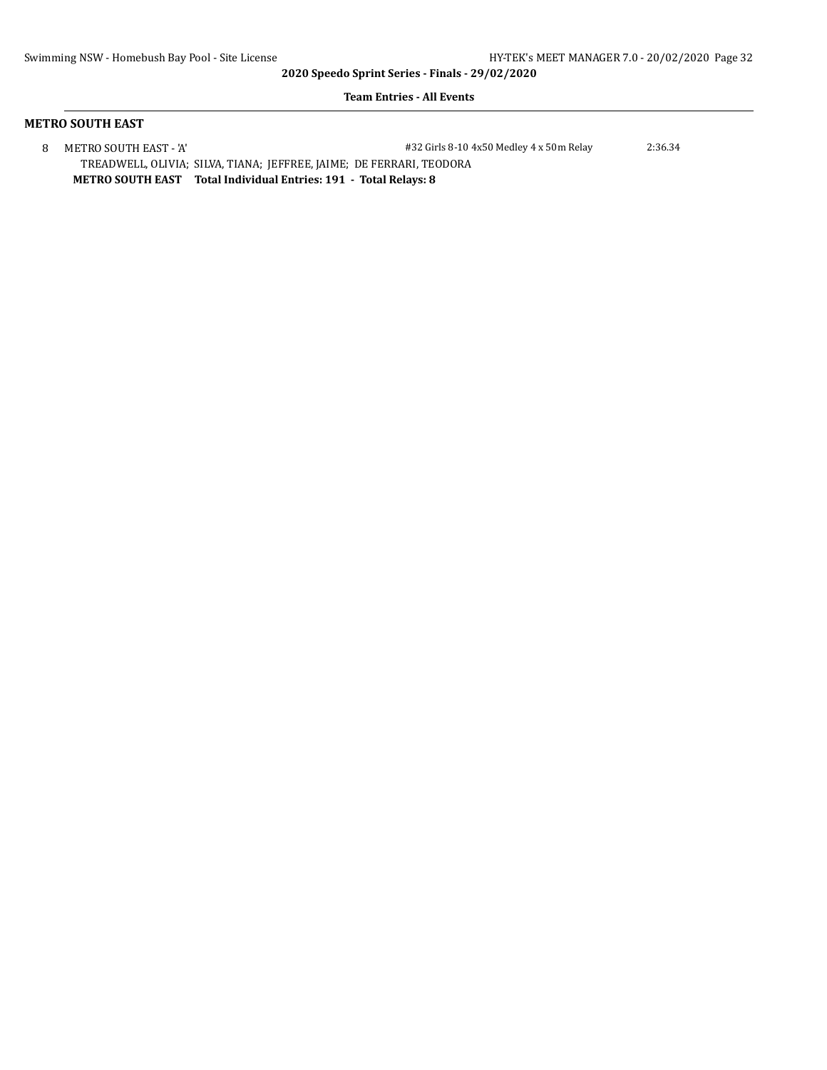**2020 Speedo Sprint Series - Finals - 29/02/2020**

**Team Entries - All Events**

## METRO SOUTH EAST

8 METRO SOUTH EAST - 'A' #32 Girls 8-10 4x50 Medley 4 x 50m Relay 2:36.34

TREADWELL, OLIVIA; SILVA, TIANA; JEFFREE, JAIME; DE FERRARI, TEODORA

**METRO SOUTH EAST Total Individual Entries: 191 - Total Relays: 8**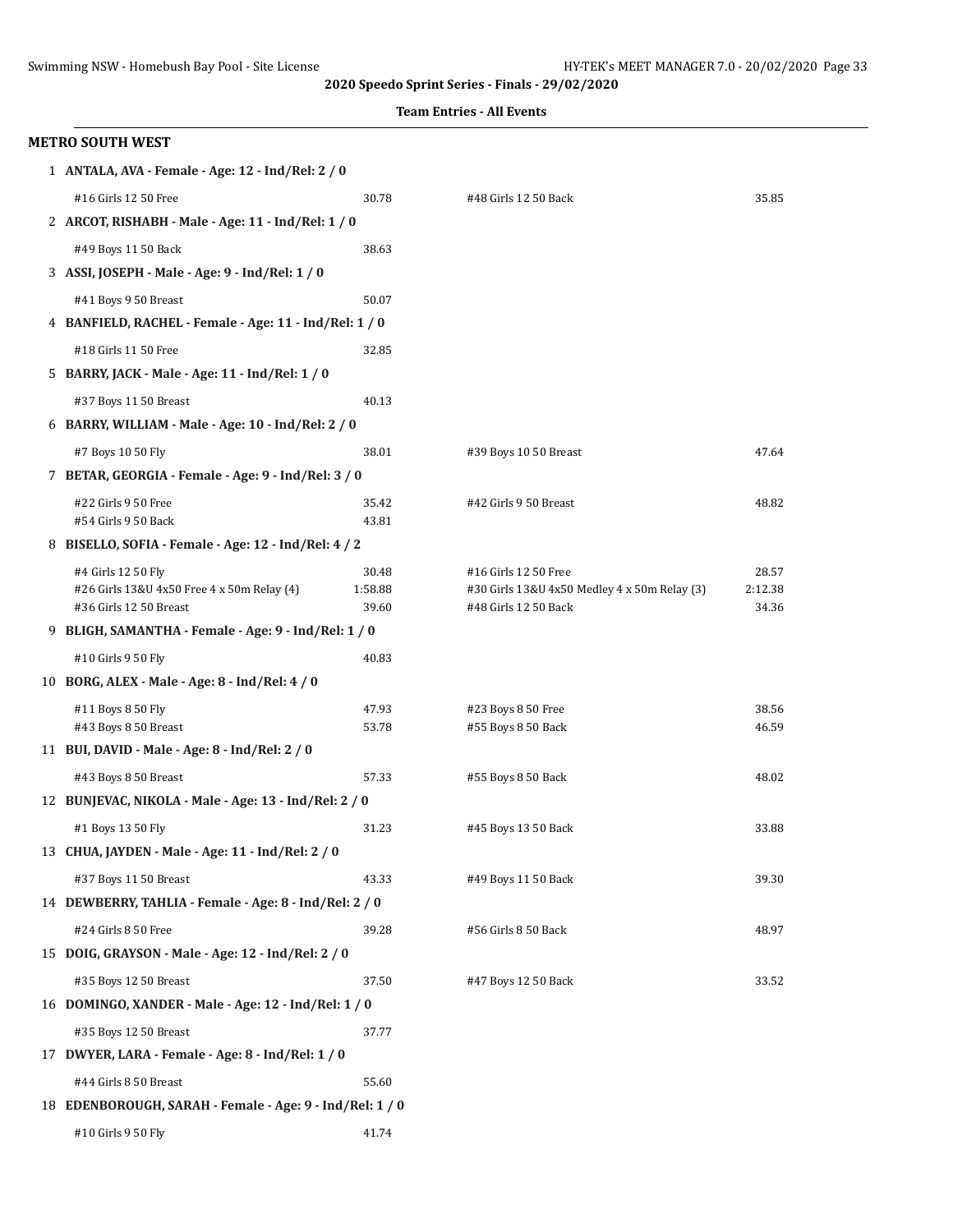**Team Entries - All Events**

## METRO SOUTH WEST

**1 ANTALA, AVA - Female - Age: 12 - Ind/Rel: 2 / 0**

| Event | Time | Event | Time |
|---|---|---|---|
| #16 Girls 12 50 Free | 30.78 | #48 Girls 12 50 Back | 35.85 |

**2 ARCOT, RISHABH - Male - Age: 11 - Ind/Rel: 1 / 0**

| Event | Time |
|---|---|
| #49 Boys 11 50 Back | 38.63 |

**3 ASSI, JOSEPH - Male - Age: 9 - Ind/Rel: 1 / 0**

| Event | Time |
|---|---|
| #41 Boys 9 50 Breast | 50.07 |

**4 BANFIELD, RACHEL - Female - Age: 11 - Ind/Rel: 1 / 0**

| Event | Time |
|---|---|
| #18 Girls 11 50 Free | 32.85 |

**5 BARRY, JACK - Male - Age: 11 - Ind/Rel: 1 / 0**

| Event | Time |
|---|---|
| #37 Boys 11 50 Breast | 40.13 |

**6 BARRY, WILLIAM - Male - Age: 10 - Ind/Rel: 2 / 0**

| Event | Time | Event | Time |
|---|---|---|---|
| #7 Boys 10 50 Fly | 38.01 | #39 Boys 10 50 Breast | 47.64 |

**7 BETAR, GEORGIA - Female - Age: 9 - Ind/Rel: 3 / 0**

| Event | Time | Event | Time |
|---|---|---|---|
| #22 Girls 9 50 Free | 35.42 | #42 Girls 9 50 Breast | 48.82 |
| #54 Girls 9 50 Back | 43.81 | | |

**8 BISELLO, SOFIA - Female - Age: 12 - Ind/Rel: 4 / 2**

| Event | Time | Event | Time |
|---|---|---|---|
| #4 Girls 12 50 Fly | 30.48 | #16 Girls 12 50 Free | 28.57 |
| #26 Girls 13&U 4x50 Free 4 x 50m Relay (4) | 1:58.88 | #30 Girls 13&U 4x50 Medley 4 x 50m Relay (3) | 2:12.38 |
| #36 Girls 12 50 Breast | 39.60 | #48 Girls 12 50 Back | 34.36 |

**9 BLIGH, SAMANTHA - Female - Age: 9 - Ind/Rel: 1 / 0**

| Event | Time |
|---|---|
| #10 Girls 9 50 Fly | 40.83 |

**10 BORG, ALEX - Male - Age: 8 - Ind/Rel: 4 / 0**

| Event | Time | Event | Time |
|---|---|---|---|
| #11 Boys 8 50 Fly | 47.93 | #23 Boys 8 50 Free | 38.56 |
| #43 Boys 8 50 Breast | 53.78 | #55 Boys 8 50 Back | 46.59 |

**11 BUI, DAVID - Male - Age: 8 - Ind/Rel: 2 / 0**

| Event | Time | Event | Time |
|---|---|---|---|
| #43 Boys 8 50 Breast | 57.33 | #55 Boys 8 50 Back | 48.02 |

**12 BUNJEVAC, NIKOLA - Male - Age: 13 - Ind/Rel: 2 / 0**

| Event | Time | Event | Time |
|---|---|---|---|
| #1 Boys 13 50 Fly | 31.23 | #45 Boys 13 50 Back | 33.88 |

**13 CHUA, JAYDEN - Male - Age: 11 - Ind/Rel: 2 / 0**

| Event | Time | Event | Time |
|---|---|---|---|
| #37 Boys 11 50 Breast | 43.33 | #49 Boys 11 50 Back | 39.30 |

**14 DEWBERRY, TAHLIA - Female - Age: 8 - Ind/Rel: 2 / 0**

| Event | Time | Event | Time |
|---|---|---|---|
| #24 Girls 8 50 Free | 39.28 | #56 Girls 8 50 Back | 48.97 |

**15 DOIG, GRAYSON - Male - Age: 12 - Ind/Rel: 2 / 0**

| Event | Time | Event | Time |
|---|---|---|---|
| #35 Boys 12 50 Breast | 37.50 | #47 Boys 12 50 Back | 33.52 |

**16 DOMINGO, XANDER - Male - Age: 12 - Ind/Rel: 1 / 0**

| Event | Time |
|---|---|
| #35 Boys 12 50 Breast | 37.77 |

**17 DWYER, LARA - Female - Age: 8 - Ind/Rel: 1 / 0**

| Event | Time |
|---|---|
| #44 Girls 8 50 Breast | 55.60 |

**18 EDENBOROUGH, SARAH - Female - Age: 9 - Ind/Rel: 1 / 0**

| Event | Time |
|---|---|
| #10 Girls 9 50 Fly | 41.74 |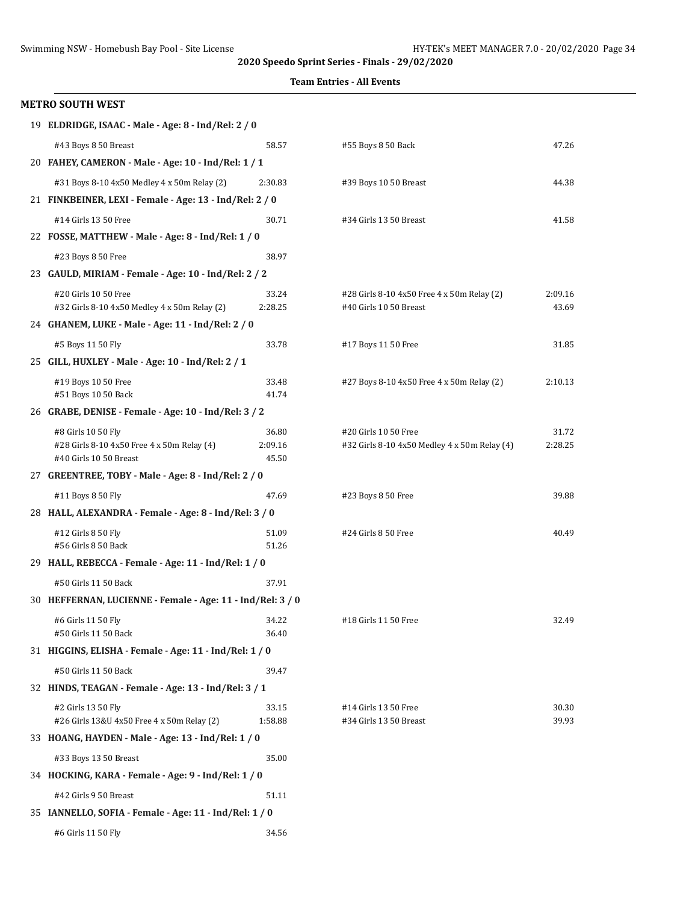**2020 Speedo Sprint Series - Finals - 29/02/2020**

**Team Entries - All Events**

## METRO SOUTH WEST

**19 ELDRIDGE, ISAAC - Male - Age: 8 - Ind/Rel: 2 / 0**

| Event | Time | Event | Time |
|---|---|---|---|
| #43 Boys 8 50 Breast | 58.57 | #55 Boys 8 50 Back | 47.26 |

**20 FAHEY, CAMERON - Male - Age: 10 - Ind/Rel: 1 / 1**

| Event | Time | Event | Time |
|---|---|---|---|
| #31 Boys 8-10 4x50 Medley 4 x 50m Relay (2) | 2:30.83 | #39 Boys 10 50 Breast | 44.38 |

**21 FINKBEINER, LEXI - Female - Age: 13 - Ind/Rel: 2 / 0**

| Event | Time | Event | Time |
|---|---|---|---|
| #14 Girls 13 50 Free | 30.71 | #34 Girls 13 50 Breast | 41.58 |

**22 FOSSE, MATTHEW - Male - Age: 8 - Ind/Rel: 1 / 0**

| Event | Time | Event | Time |
|---|---|---|---|
| #23 Boys 8 50 Free | 38.97 | | |

**23 GAULD, MIRIAM - Female - Age: 10 - Ind/Rel: 2 / 2**

| Event | Time | Event | Time |
|---|---|---|---|
| #20 Girls 10 50 Free | 33.24 | #28 Girls 8-10 4x50 Free 4 x 50m Relay (2) | 2:09.16 |
| #32 Girls 8-10 4x50 Medley 4 x 50m Relay (2) | 2:28.25 | #40 Girls 10 50 Breast | 43.69 |

**24 GHANEM, LUKE - Male - Age: 11 - Ind/Rel: 2 / 0**

| Event | Time | Event | Time |
|---|---|---|---|
| #5 Boys 11 50 Fly | 33.78 | #17 Boys 11 50 Free | 31.85 |

**25 GILL, HUXLEY - Male - Age: 10 - Ind/Rel: 2 / 1**

| Event | Time | Event | Time |
|---|---|---|---|
| #19 Boys 10 50 Free | 33.48 | #27 Boys 8-10 4x50 Free 4 x 50m Relay (2) | 2:10.13 |
| #51 Boys 10 50 Back | 41.74 | | |

**26 GRABE, DENISE - Female - Age: 10 - Ind/Rel: 3 / 2**

| Event | Time | Event | Time |
|---|---|---|---|
| #8 Girls 10 50 Fly | 36.80 | #20 Girls 10 50 Free | 31.72 |
| #28 Girls 8-10 4x50 Free 4 x 50m Relay (4) | 2:09.16 | #32 Girls 8-10 4x50 Medley 4 x 50m Relay (4) | 2:28.25 |
| #40 Girls 10 50 Breast | 45.50 | | |

**27 GREENTREE, TOBY - Male - Age: 8 - Ind/Rel: 2 / 0**

| Event | Time | Event | Time |
|---|---|---|---|
| #11 Boys 8 50 Fly | 47.69 | #23 Boys 8 50 Free | 39.88 |

**28 HALL, ALEXANDRA - Female - Age: 8 - Ind/Rel: 3 / 0**

| Event | Time | Event | Time |
|---|---|---|---|
| #12 Girls 8 50 Fly | 51.09 | #24 Girls 8 50 Free | 40.49 |
| #56 Girls 8 50 Back | 51.26 | | |

**29 HALL, REBECCA - Female - Age: 11 - Ind/Rel: 1 / 0**

| Event | Time | Event | Time |
|---|---|---|---|
| #50 Girls 11 50 Back | 37.91 | | |

**30 HEFFERNAN, LUCIENNE - Female - Age: 11 - Ind/Rel: 3 / 0**

| Event | Time | Event | Time |
|---|---|---|---|
| #6 Girls 11 50 Fly | 34.22 | #18 Girls 11 50 Free | 32.49 |
| #50 Girls 11 50 Back | 36.40 | | |

**31 HIGGINS, ELISHA - Female - Age: 11 - Ind/Rel: 1 / 0**

| Event | Time | Event | Time |
|---|---|---|---|
| #50 Girls 11 50 Back | 39.47 | | |

**32 HINDS, TEAGAN - Female - Age: 13 - Ind/Rel: 3 / 1**

| Event | Time | Event | Time |
|---|---|---|---|
| #2 Girls 13 50 Fly | 33.15 | #14 Girls 13 50 Free | 30.30 |
| #26 Girls 13&U 4x50 Free 4 x 50m Relay (2) | 1:58.88 | #34 Girls 13 50 Breast | 39.93 |

**33 HOANG, HAYDEN - Male - Age: 13 - Ind/Rel: 1 / 0**

| Event | Time | Event | Time |
|---|---|---|---|
| #33 Boys 13 50 Breast | 35.00 | | |

**34 HOCKING, KARA - Female - Age: 9 - Ind/Rel: 1 / 0**

| Event | Time | Event | Time |
|---|---|---|---|
| #42 Girls 9 50 Breast | 51.11 | | |

**35 IANNELLO, SOFIA - Female - Age: 11 - Ind/Rel: 1 / 0**

| Event | Time | Event | Time |
|---|---|---|---|
| #6 Girls 11 50 Fly | 34.56 | | |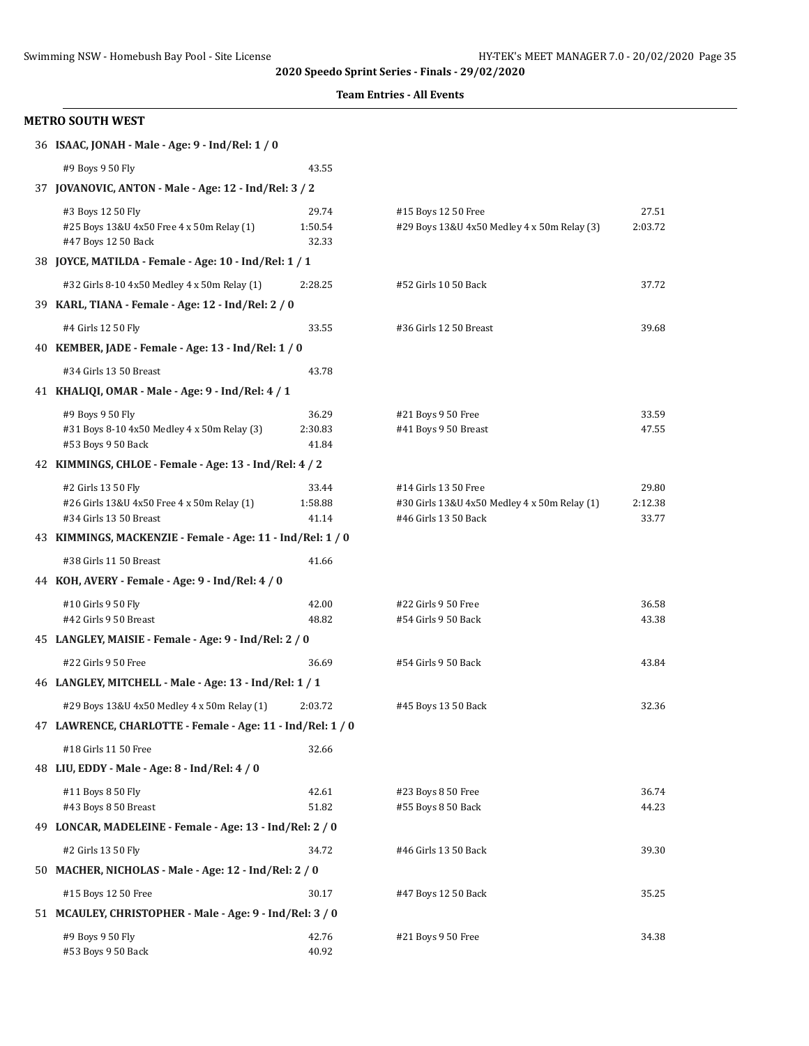**2020 Speedo Sprint Series - Finals - 29/02/2020**

**Team Entries - All Events**

## METRO SOUTH WEST

**36 ISAAC, JONAH - Male - Age: 9 - Ind/Rel: 1 / 0**

| Event | Time | Event | Time |
|---|---|---|---|
| #9 Boys 9 50 Fly | 43.55 | | |

**37 JOVANOVIC, ANTON - Male - Age: 12 - Ind/Rel: 3 / 2**

| Event | Time | Event | Time |
|---|---|---|---|
| #3 Boys 12 50 Fly | 29.74 | #15 Boys 12 50 Free | 27.51 |
| #25 Boys 13&U 4x50 Free 4 x 50m Relay (1) | 1:50.54 | #29 Boys 13&U 4x50 Medley 4 x 50m Relay (3) | 2:03.72 |
| #47 Boys 12 50 Back | 32.33 | | |

**38 JOYCE, MATILDA - Female - Age: 10 - Ind/Rel: 1 / 1**

| Event | Time | Event | Time |
|---|---|---|---|
| #32 Girls 8-10 4x50 Medley 4 x 50m Relay (1) | 2:28.25 | #52 Girls 10 50 Back | 37.72 |

**39 KARL, TIANA - Female - Age: 12 - Ind/Rel: 2 / 0**

| Event | Time | Event | Time |
|---|---|---|---|
| #4 Girls 12 50 Fly | 33.55 | #36 Girls 12 50 Breast | 39.68 |

**40 KEMBER, JADE - Female - Age: 13 - Ind/Rel: 1 / 0**

| Event | Time | Event | Time |
|---|---|---|---|
| #34 Girls 13 50 Breast | 43.78 | | |

**41 KHALIQI, OMAR - Male - Age: 9 - Ind/Rel: 4 / 1**

| Event | Time | Event | Time |
|---|---|---|---|
| #9 Boys 9 50 Fly | 36.29 | #21 Boys 9 50 Free | 33.59 |
| #31 Boys 8-10 4x50 Medley 4 x 50m Relay (3) | 2:30.83 | #41 Boys 9 50 Breast | 47.55 |
| #53 Boys 9 50 Back | 41.84 | | |

**42 KIMMINGS, CHLOE - Female - Age: 13 - Ind/Rel: 4 / 2**

| Event | Time | Event | Time |
|---|---|---|---|
| #2 Girls 13 50 Fly | 33.44 | #14 Girls 13 50 Free | 29.80 |
| #26 Girls 13&U 4x50 Free 4 x 50m Relay (1) | 1:58.88 | #30 Girls 13&U 4x50 Medley 4 x 50m Relay (1) | 2:12.38 |
| #34 Girls 13 50 Breast | 41.14 | #46 Girls 13 50 Back | 33.77 |

**43 KIMMINGS, MACKENZIE - Female - Age: 11 - Ind/Rel: 1 / 0**

| Event | Time | Event | Time |
|---|---|---|---|
| #38 Girls 11 50 Breast | 41.66 | | |

**44 KOH, AVERY - Female - Age: 9 - Ind/Rel: 4 / 0**

| Event | Time | Event | Time |
|---|---|---|---|
| #10 Girls 9 50 Fly | 42.00 | #22 Girls 9 50 Free | 36.58 |
| #42 Girls 9 50 Breast | 48.82 | #54 Girls 9 50 Back | 43.38 |

**45 LANGLEY, MAISIE - Female - Age: 9 - Ind/Rel: 2 / 0**

| Event | Time | Event | Time |
|---|---|---|---|
| #22 Girls 9 50 Free | 36.69 | #54 Girls 9 50 Back | 43.84 |

**46 LANGLEY, MITCHELL - Male - Age: 13 - Ind/Rel: 1 / 1**

| Event | Time | Event | Time |
|---|---|---|---|
| #29 Boys 13&U 4x50 Medley 4 x 50m Relay (1) | 2:03.72 | #45 Boys 13 50 Back | 32.36 |

**47 LAWRENCE, CHARLOTTE - Female - Age: 11 - Ind/Rel: 1 / 0**

| Event | Time | Event | Time |
|---|---|---|---|
| #18 Girls 11 50 Free | 32.66 | | |

**48 LIU, EDDY - Male - Age: 8 - Ind/Rel: 4 / 0**

| Event | Time | Event | Time |
|---|---|---|---|
| #11 Boys 8 50 Fly | 42.61 | #23 Boys 8 50 Free | 36.74 |
| #43 Boys 8 50 Breast | 51.82 | #55 Boys 8 50 Back | 44.23 |

**49 LONCAR, MADELEINE - Female - Age: 13 - Ind/Rel: 2 / 0**

| Event | Time | Event | Time |
|---|---|---|---|
| #2 Girls 13 50 Fly | 34.72 | #46 Girls 13 50 Back | 39.30 |

**50 MACHER, NICHOLAS - Male - Age: 12 - Ind/Rel: 2 / 0**

| Event | Time | Event | Time |
|---|---|---|---|
| #15 Boys 12 50 Free | 30.17 | #47 Boys 12 50 Back | 35.25 |

**51 MCAULEY, CHRISTOPHER - Male - Age: 9 - Ind/Rel: 3 / 0**

| Event | Time | Event | Time |
|---|---|---|---|
| #9 Boys 9 50 Fly | 42.76 | #21 Boys 9 50 Free | 34.38 |
| #53 Boys 9 50 Back | 40.92 | | |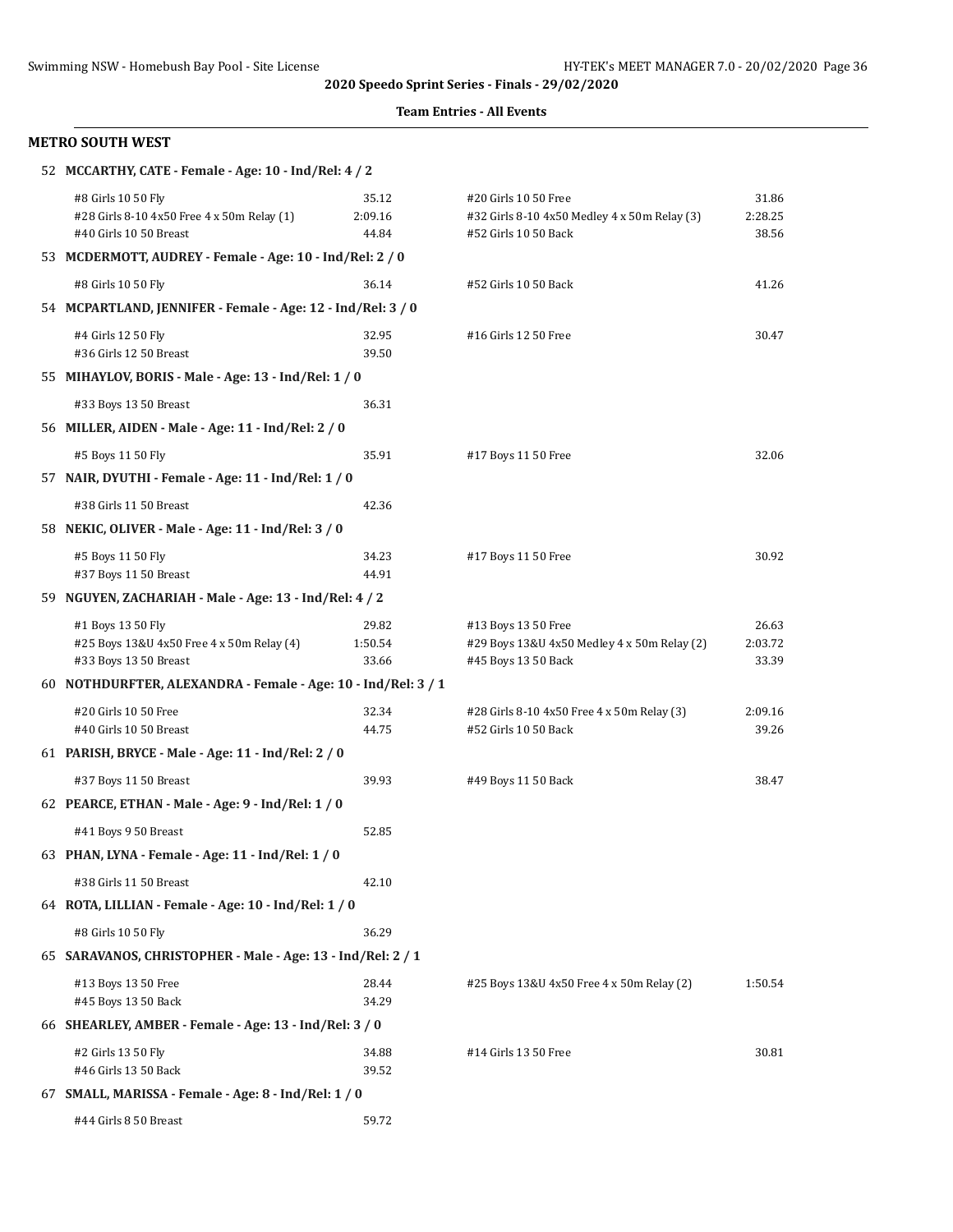**2020 Speedo Sprint Series - Finals - 29/02/2020**

**Team Entries - All Events**

## METRO SOUTH WEST

**52 MCCARTHY, CATE - Female - Age: 10 - Ind/Rel: 4 / 2**

| Event | Time | Event | Time |
|---|---|---|---|
| #8 Girls 10 50 Fly | 35.12 | #20 Girls 10 50 Free | 31.86 |
| #28 Girls 8-10 4x50 Free 4 x 50m Relay (1) | 2:09.16 | #32 Girls 8-10 4x50 Medley 4 x 50m Relay (3) | 2:28.25 |
| #40 Girls 10 50 Breast | 44.84 | #52 Girls 10 50 Back | 38.56 |

**53 MCDERMOTT, AUDREY - Female - Age: 10 - Ind/Rel: 2 / 0**

| Event | Time | Event | Time |
|---|---|---|---|
| #8 Girls 10 50 Fly | 36.14 | #52 Girls 10 50 Back | 41.26 |

**54 MCPARTLAND, JENNIFER - Female - Age: 12 - Ind/Rel: 3 / 0**

| Event | Time | Event | Time |
|---|---|---|---|
| #4 Girls 12 50 Fly | 32.95 | #16 Girls 12 50 Free | 30.47 |
| #36 Girls 12 50 Breast | 39.50 | | |

**55 MIHAYLOV, BORIS - Male - Age: 13 - Ind/Rel: 1 / 0**

| Event | Time | Event | Time |
|---|---|---|---|
| #33 Boys 13 50 Breast | 36.31 | | |

**56 MILLER, AIDEN - Male - Age: 11 - Ind/Rel: 2 / 0**

| Event | Time | Event | Time |
|---|---|---|---|
| #5 Boys 11 50 Fly | 35.91 | #17 Boys 11 50 Free | 32.06 |

**57 NAIR, DYUTHI - Female - Age: 11 - Ind/Rel: 1 / 0**

| Event | Time | Event | Time |
|---|---|---|---|
| #38 Girls 11 50 Breast | 42.36 | | |

**58 NEKIC, OLIVER - Male - Age: 11 - Ind/Rel: 3 / 0**

| Event | Time | Event | Time |
|---|---|---|---|
| #5 Boys 11 50 Fly | 34.23 | #17 Boys 11 50 Free | 30.92 |
| #37 Boys 11 50 Breast | 44.91 | | |

**59 NGUYEN, ZACHARIAH - Male - Age: 13 - Ind/Rel: 4 / 2**

| Event | Time | Event | Time |
|---|---|---|---|
| #1 Boys 13 50 Fly | 29.82 | #13 Boys 13 50 Free | 26.63 |
| #25 Boys 13&U 4x50 Free 4 x 50m Relay (4) | 1:50.54 | #29 Boys 13&U 4x50 Medley 4 x 50m Relay (2) | 2:03.72 |
| #33 Boys 13 50 Breast | 33.66 | #45 Boys 13 50 Back | 33.39 |

**60 NOTHDURFTER, ALEXANDRA - Female - Age: 10 - Ind/Rel: 3 / 1**

| Event | Time | Event | Time |
|---|---|---|---|
| #20 Girls 10 50 Free | 32.34 | #28 Girls 8-10 4x50 Free 4 x 50m Relay (3) | 2:09.16 |
| #40 Girls 10 50 Breast | 44.75 | #52 Girls 10 50 Back | 39.26 |

**61 PARISH, BRYCE - Male - Age: 11 - Ind/Rel: 2 / 0**

| Event | Time | Event | Time |
|---|---|---|---|
| #37 Boys 11 50 Breast | 39.93 | #49 Boys 11 50 Back | 38.47 |

**62 PEARCE, ETHAN - Male - Age: 9 - Ind/Rel: 1 / 0**

| Event | Time | Event | Time |
|---|---|---|---|
| #41 Boys 9 50 Breast | 52.85 | | |

**63 PHAN, LYNA - Female - Age: 11 - Ind/Rel: 1 / 0**

| Event | Time | Event | Time |
|---|---|---|---|
| #38 Girls 11 50 Breast | 42.10 | | |

**64 ROTA, LILLIAN - Female - Age: 10 - Ind/Rel: 1 / 0**

| Event | Time | Event | Time |
|---|---|---|---|
| #8 Girls 10 50 Fly | 36.29 | | |

**65 SARAVANOS, CHRISTOPHER - Male - Age: 13 - Ind/Rel: 2 / 1**

| Event | Time | Event | Time |
|---|---|---|---|
| #13 Boys 13 50 Free | 28.44 | #25 Boys 13&U 4x50 Free 4 x 50m Relay (2) | 1:50.54 |
| #45 Boys 13 50 Back | 34.29 | | |

**66 SHEARLEY, AMBER - Female - Age: 13 - Ind/Rel: 3 / 0**

| Event | Time | Event | Time |
|---|---|---|---|
| #2 Girls 13 50 Fly | 34.88 | #14 Girls 13 50 Free | 30.81 |
| #46 Girls 13 50 Back | 39.52 | | |

**67 SMALL, MARISSA - Female - Age: 8 - Ind/Rel: 1 / 0**

| Event | Time | Event | Time |
|---|---|---|---|
| #44 Girls 8 50 Breast | 59.72 | | |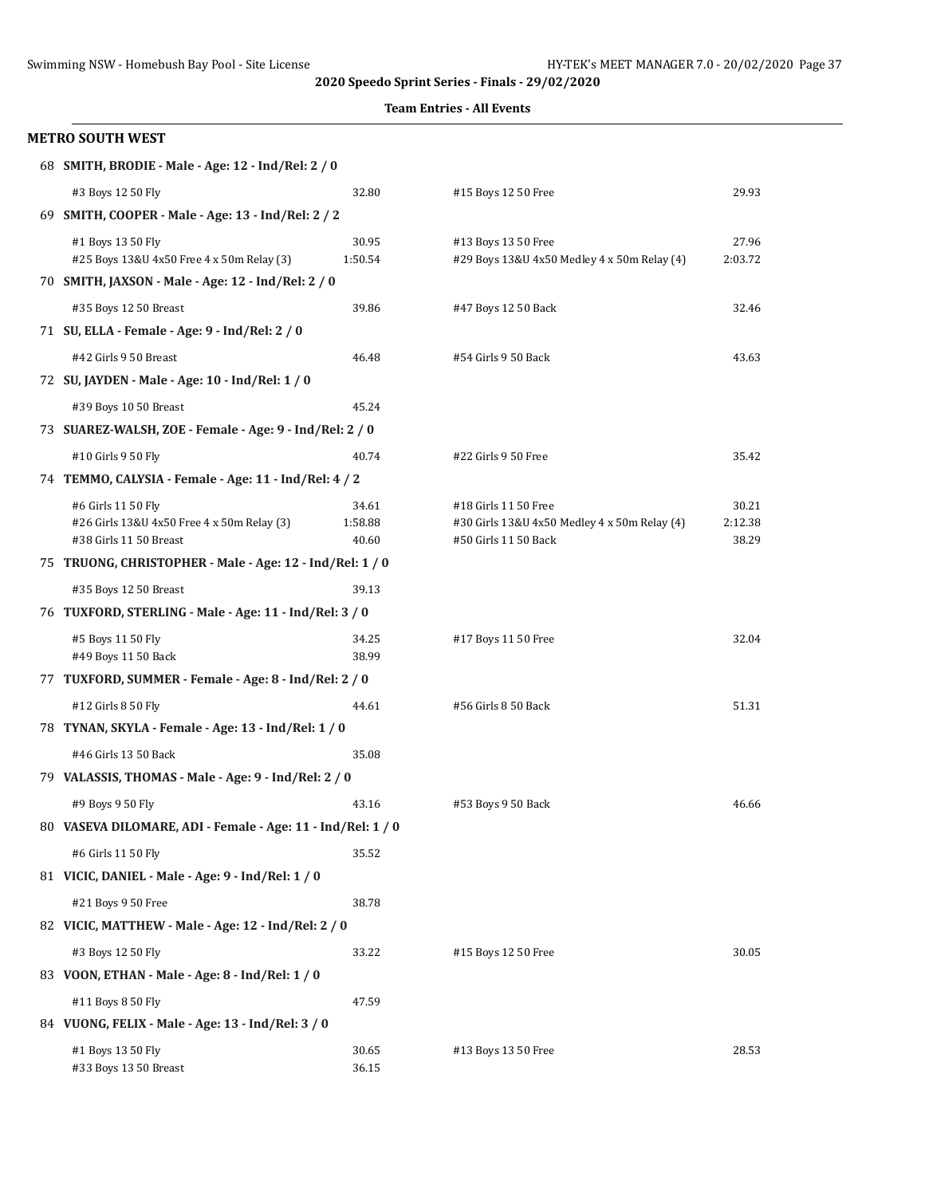**2020 Speedo Sprint Series - Finals - 29/02/2020**

**Team Entries - All Events**

## METRO SOUTH WEST

**68 SMITH, BRODIE - Male - Age: 12 - Ind/Rel: 2 / 0**

| | | | |
|---|---|---|---|
| #3 Boys 12 50 Fly | 32.80 | #15 Boys 12 50 Free | 29.93 |

**69 SMITH, COOPER - Male - Age: 13 - Ind/Rel: 2 / 2**

| | | | |
|---|---|---|---|
| #1 Boys 13 50 Fly | 30.95 | #13 Boys 13 50 Free | 27.96 |
| #25 Boys 13&U 4x50 Free 4 x 50m Relay (3) | 1:50.54 | #29 Boys 13&U 4x50 Medley 4 x 50m Relay (4) | 2:03.72 |

**70 SMITH, JAXSON - Male - Age: 12 - Ind/Rel: 2 / 0**

| | | | |
|---|---|---|---|
| #35 Boys 12 50 Breast | 39.86 | #47 Boys 12 50 Back | 32.46 |

**71 SU, ELLA - Female - Age: 9 - Ind/Rel: 2 / 0**

| | | | |
|---|---|---|---|
| #42 Girls 9 50 Breast | 46.48 | #54 Girls 9 50 Back | 43.63 |

**72 SU, JAYDEN - Male - Age: 10 - Ind/Rel: 1 / 0**

| | | | |
|---|---|---|---|
| #39 Boys 10 50 Breast | 45.24 | | |

**73 SUAREZ-WALSH, ZOE - Female - Age: 9 - Ind/Rel: 2 / 0**

| | | | |
|---|---|---|---|
| #10 Girls 9 50 Fly | 40.74 | #22 Girls 9 50 Free | 35.42 |

**74 TEMMO, CALYSIA - Female - Age: 11 - Ind/Rel: 4 / 2**

| | | | |
|---|---|---|---|
| #6 Girls 11 50 Fly | 34.61 | #18 Girls 11 50 Free | 30.21 |
| #26 Girls 13&U 4x50 Free 4 x 50m Relay (3) | 1:58.88 | #30 Girls 13&U 4x50 Medley 4 x 50m Relay (4) | 2:12.38 |
| #38 Girls 11 50 Breast | 40.60 | #50 Girls 11 50 Back | 38.29 |

**75 TRUONG, CHRISTOPHER - Male - Age: 12 - Ind/Rel: 1 / 0**

| | | | |
|---|---|---|---|
| #35 Boys 12 50 Breast | 39.13 | | |

**76 TUXFORD, STERLING - Male - Age: 11 - Ind/Rel: 3 / 0**

| | | | |
|---|---|---|---|
| #5 Boys 11 50 Fly | 34.25 | #17 Boys 11 50 Free | 32.04 |
| #49 Boys 11 50 Back | 38.99 | | |

**77 TUXFORD, SUMMER - Female - Age: 8 - Ind/Rel: 2 / 0**

| | | | |
|---|---|---|---|
| #12 Girls 8 50 Fly | 44.61 | #56 Girls 8 50 Back | 51.31 |

**78 TYNAN, SKYLA - Female - Age: 13 - Ind/Rel: 1 / 0**

| | | | |
|---|---|---|---|
| #46 Girls 13 50 Back | 35.08 | | |

**79 VALASSIS, THOMAS - Male - Age: 9 - Ind/Rel: 2 / 0**

| | | | |
|---|---|---|---|
| #9 Boys 9 50 Fly | 43.16 | #53 Boys 9 50 Back | 46.66 |

**80 VASEVA DILOMARE, ADI - Female - Age: 11 - Ind/Rel: 1 / 0**

| | | | |
|---|---|---|---|
| #6 Girls 11 50 Fly | 35.52 | | |

**81 VICIC, DANIEL - Male - Age: 9 - Ind/Rel: 1 / 0**

| | | | |
|---|---|---|---|
| #21 Boys 9 50 Free | 38.78 | | |

**82 VICIC, MATTHEW - Male - Age: 12 - Ind/Rel: 2 / 0**

| | | | |
|---|---|---|---|
| #3 Boys 12 50 Fly | 33.22 | #15 Boys 12 50 Free | 30.05 |

**83 VOON, ETHAN - Male - Age: 8 - Ind/Rel: 1 / 0**

| | | | |
|---|---|---|---|
| #11 Boys 8 50 Fly | 47.59 | | |

**84 VUONG, FELIX - Male - Age: 13 - Ind/Rel: 3 / 0**

| | | | |
|---|---|---|---|
| #1 Boys 13 50 Fly | 30.65 | #13 Boys 13 50 Free | 28.53 |
| #33 Boys 13 50 Breast | 36.15 | | |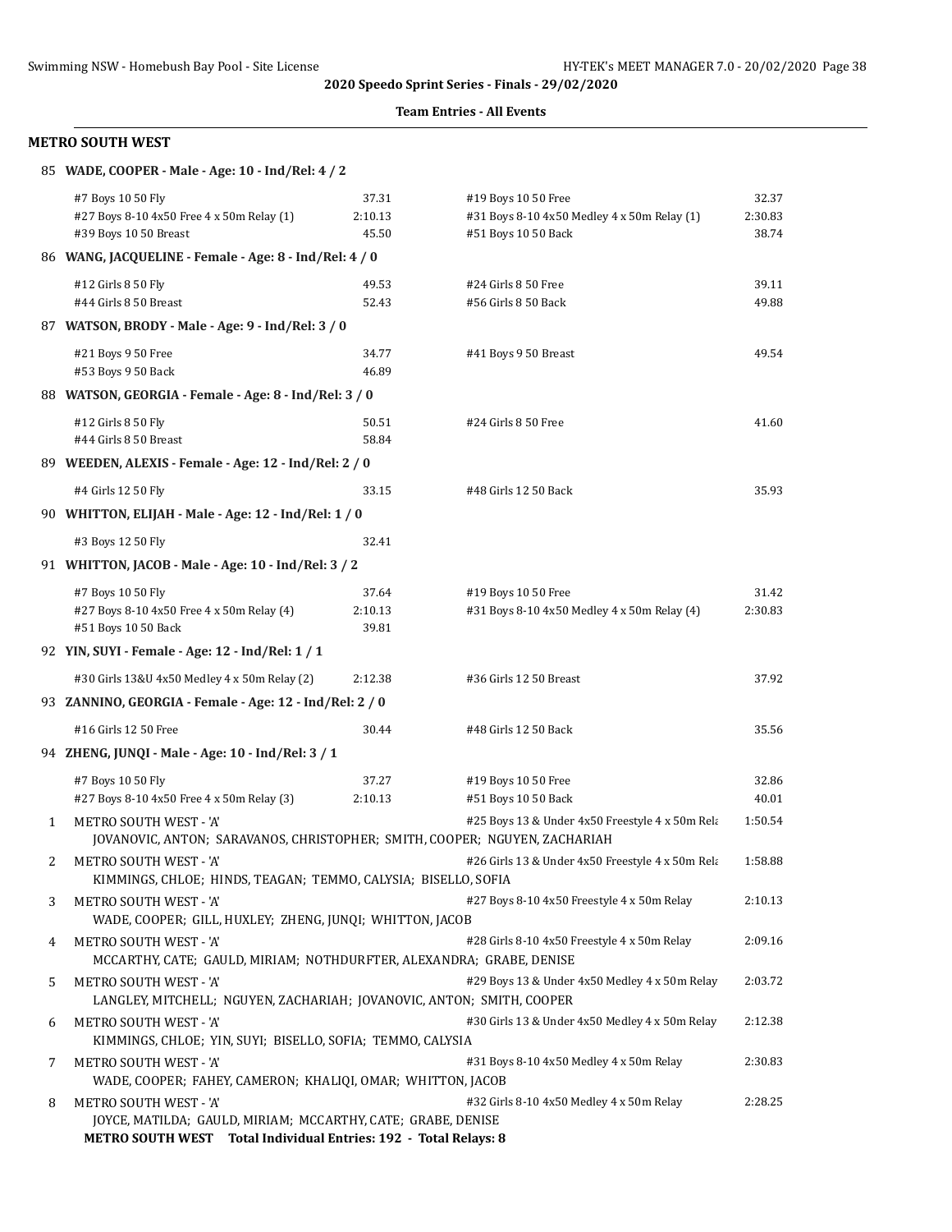**2020 Speedo Sprint Series - Finals - 29/02/2020**

**Team Entries - All Events**

### METRO SOUTH WEST

**85 WADE, COOPER - Male - Age: 10 - Ind/Rel: 4 / 2**

| Event | Time | Event | Time |
|---|---|---|---|
| #7 Boys 10 50 Fly | 37.31 | #19 Boys 10 50 Free | 32.37 |
| #27 Boys 8-10 4x50 Free 4 x 50m Relay (1) | 2:10.13 | #31 Boys 8-10 4x50 Medley 4 x 50m Relay (1) | 2:30.83 |
| #39 Boys 10 50 Breast | 45.50 | #51 Boys 10 50 Back | 38.74 |

**86 WANG, JACQUELINE - Female - Age: 8 - Ind/Rel: 4 / 0**

| Event | Time | Event | Time |
|---|---|---|---|
| #12 Girls 8 50 Fly | 49.53 | #24 Girls 8 50 Free | 39.11 |
| #44 Girls 8 50 Breast | 52.43 | #56 Girls 8 50 Back | 49.88 |

**87 WATSON, BRODY - Male - Age: 9 - Ind/Rel: 3 / 0**

| Event | Time | Event | Time |
|---|---|---|---|
| #21 Boys 9 50 Free | 34.77 | #41 Boys 9 50 Breast | 49.54 |
| #53 Boys 9 50 Back | 46.89 | | |

**88 WATSON, GEORGIA - Female - Age: 8 - Ind/Rel: 3 / 0**

| Event | Time | Event | Time |
|---|---|---|---|
| #12 Girls 8 50 Fly | 50.51 | #24 Girls 8 50 Free | 41.60 |
| #44 Girls 8 50 Breast | 58.84 | | |

**89 WEEDEN, ALEXIS - Female - Age: 12 - Ind/Rel: 2 / 0**

| Event | Time | Event | Time |
|---|---|---|---|
| #4 Girls 12 50 Fly | 33.15 | #48 Girls 12 50 Back | 35.93 |

**90 WHITTON, ELIJAH - Male - Age: 12 - Ind/Rel: 1 / 0**

| Event | Time | Event | Time |
|---|---|---|---|
| #3 Boys 12 50 Fly | 32.41 | | |

**91 WHITTON, JACOB - Male - Age: 10 - Ind/Rel: 3 / 2**

| Event | Time | Event | Time |
|---|---|---|---|
| #7 Boys 10 50 Fly | 37.64 | #19 Boys 10 50 Free | 31.42 |
| #27 Boys 8-10 4x50 Free 4 x 50m Relay (4) | 2:10.13 | #31 Boys 8-10 4x50 Medley 4 x 50m Relay (4) | 2:30.83 |
| #51 Boys 10 50 Back | 39.81 | | |

**92 YIN, SUYI - Female - Age: 12 - Ind/Rel: 1 / 1**

| Event | Time | Event | Time |
|---|---|---|---|
| #30 Girls 13&U 4x50 Medley 4 x 50m Relay (2) | 2:12.38 | #36 Girls 12 50 Breast | 37.92 |

**93 ZANNINO, GEORGIA - Female - Age: 12 - Ind/Rel: 2 / 0**

| Event | Time | Event | Time |
|---|---|---|---|
| #16 Girls 12 50 Free | 30.44 | #48 Girls 12 50 Back | 35.56 |

**94 ZHENG, JUNQI - Male - Age: 10 - Ind/Rel: 3 / 1**

| Event | Time | Event | Time |
|---|---|---|---|
| #7 Boys 10 50 Fly | 37.27 | #19 Boys 10 50 Free | 32.86 |
| #27 Boys 8-10 4x50 Free 4 x 50m Relay (3) | 2:10.13 | #51 Boys 10 50 Back | 40.01 |

| # | Team | Event | Time |
|---|---|---|---|
| 1 | METRO SOUTH WEST - 'A' <br> JOVANOVIC, ANTON; SARAVANOS, CHRISTOPHER; SMITH, COOPER; NGUYEN, ZACHARIAH | #25 Boys 13 & Under 4x50 Freestyle 4 x 50m Rela | 1:50.54 |
| 2 | METRO SOUTH WEST - 'A' <br> KIMMINGS, CHLOE; HINDS, TEAGAN; TEMMO, CALYSIA; BISELLO, SOFIA | #26 Girls 13 & Under 4x50 Freestyle 4 x 50m Rela | 1:58.88 |
| 3 | METRO SOUTH WEST - 'A' <br> WADE, COOPER; GILL, HUXLEY; ZHENG, JUNQI; WHITTON, JACOB | #27 Boys 8-10 4x50 Freestyle 4 x 50m Relay | 2:10.13 |
| 4 | METRO SOUTH WEST - 'A' <br> MCCARTHY, CATE; GAULD, MIRIAM; NOTHDURFTER, ALEXANDRA; GRABE, DENISE | #28 Girls 8-10 4x50 Freestyle 4 x 50m Relay | 2:09.16 |
| 5 | METRO SOUTH WEST - 'A' <br> LANGLEY, MITCHELL; NGUYEN, ZACHARIAH; JOVANOVIC, ANTON; SMITH, COOPER | #29 Boys 13 & Under 4x50 Medley 4 x 50m Relay | 2:03.72 |
| 6 | METRO SOUTH WEST - 'A' <br> KIMMINGS, CHLOE; YIN, SUYI; BISELLO, SOFIA; TEMMO, CALYSIA | #30 Girls 13 & Under 4x50 Medley 4 x 50m Relay | 2:12.38 |
| 7 | METRO SOUTH WEST - 'A' <br> WADE, COOPER; FAHEY, CAMERON; KHALIQI, OMAR; WHITTON, JACOB | #31 Boys 8-10 4x50 Medley 4 x 50m Relay | 2:30.83 |
| 8 | METRO SOUTH WEST - 'A' <br> JOYCE, MATILDA; GAULD, MIRIAM; MCCARTHY, CATE; GRABE, DENISE | #32 Girls 8-10 4x50 Medley 4 x 50m Relay | 2:28.25 |

**METRO SOUTH WEST Total Individual Entries: 192 - Total Relays: 8**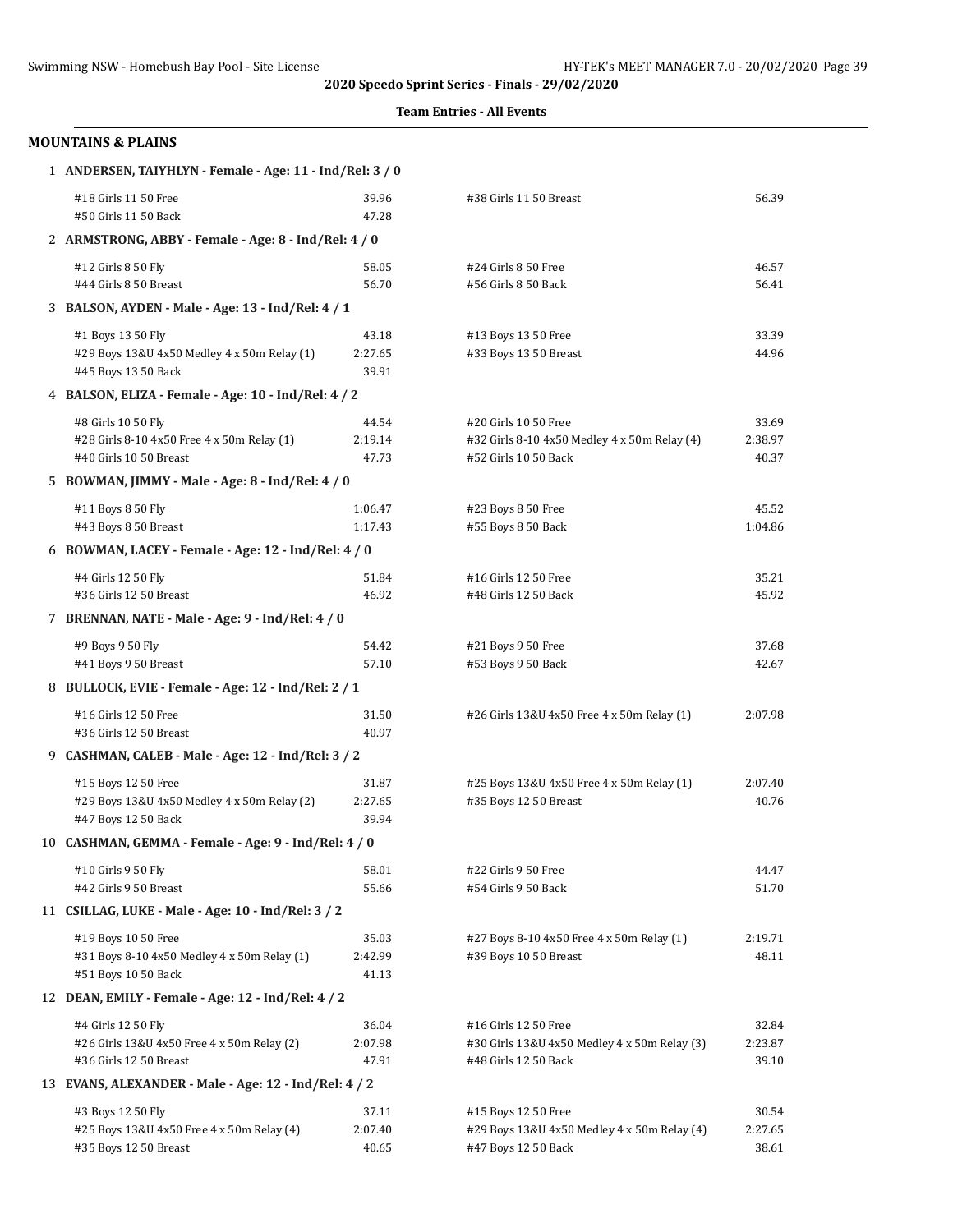**2020 Speedo Sprint Series - Finals - 29/02/2020**

**Team Entries - All Events**

## MOUNTAINS & PLAINS

**1 ANDERSEN, TAIYHLYN - Female - Age: 11 - Ind/Rel: 3 / 0**

| Event | Time | Event | Time |
|---|---|---|---|
| #18 Girls 11 50 Free | 39.96 | #38 Girls 11 50 Breast | 56.39 |
| #50 Girls 11 50 Back | 47.28 | | |

**2 ARMSTRONG, ABBY - Female - Age: 8 - Ind/Rel: 4 / 0**

| Event | Time | Event | Time |
|---|---|---|---|
| #12 Girls 8 50 Fly | 58.05 | #24 Girls 8 50 Free | 46.57 |
| #44 Girls 8 50 Breast | 56.70 | #56 Girls 8 50 Back | 56.41 |

**3 BALSON, AYDEN - Male - Age: 13 - Ind/Rel: 4 / 1**

| Event | Time | Event | Time |
|---|---|---|---|
| #1 Boys 13 50 Fly | 43.18 | #13 Boys 13 50 Free | 33.39 |
| #29 Boys 13&U 4x50 Medley 4 x 50m Relay (1) | 2:27.65 | #33 Boys 13 50 Breast | 44.96 |
| #45 Boys 13 50 Back | 39.91 | | |

**4 BALSON, ELIZA - Female - Age: 10 - Ind/Rel: 4 / 2**

| Event | Time | Event | Time |
|---|---|---|---|
| #8 Girls 10 50 Fly | 44.54 | #20 Girls 10 50 Free | 33.69 |
| #28 Girls 8-10 4x50 Free 4 x 50m Relay (1) | 2:19.14 | #32 Girls 8-10 4x50 Medley 4 x 50m Relay (4) | 2:38.97 |
| #40 Girls 10 50 Breast | 47.73 | #52 Girls 10 50 Back | 40.37 |

**5 BOWMAN, JIMMY - Male - Age: 8 - Ind/Rel: 4 / 0**

| Event | Time | Event | Time |
|---|---|---|---|
| #11 Boys 8 50 Fly | 1:06.47 | #23 Boys 8 50 Free | 45.52 |
| #43 Boys 8 50 Breast | 1:17.43 | #55 Boys 8 50 Back | 1:04.86 |

**6 BOWMAN, LACEY - Female - Age: 12 - Ind/Rel: 4 / 0**

| Event | Time | Event | Time |
|---|---|---|---|
| #4 Girls 12 50 Fly | 51.84 | #16 Girls 12 50 Free | 35.21 |
| #36 Girls 12 50 Breast | 46.92 | #48 Girls 12 50 Back | 45.92 |

**7 BRENNAN, NATE - Male - Age: 9 - Ind/Rel: 4 / 0**

| Event | Time | Event | Time |
|---|---|---|---|
| #9 Boys 9 50 Fly | 54.42 | #21 Boys 9 50 Free | 37.68 |
| #41 Boys 9 50 Breast | 57.10 | #53 Boys 9 50 Back | 42.67 |

**8 BULLOCK, EVIE - Female - Age: 12 - Ind/Rel: 2 / 1**

| Event | Time | Event | Time |
|---|---|---|---|
| #16 Girls 12 50 Free | 31.50 | #26 Girls 13&U 4x50 Free 4 x 50m Relay (1) | 2:07.98 |
| #36 Girls 12 50 Breast | 40.97 | | |

**9 CASHMAN, CALEB - Male - Age: 12 - Ind/Rel: 3 / 2**

| Event | Time | Event | Time |
|---|---|---|---|
| #15 Boys 12 50 Free | 31.87 | #25 Boys 13&U 4x50 Free 4 x 50m Relay (1) | 2:07.40 |
| #29 Boys 13&U 4x50 Medley 4 x 50m Relay (2) | 2:27.65 | #35 Boys 12 50 Breast | 40.76 |
| #47 Boys 12 50 Back | 39.94 | | |

**10 CASHMAN, GEMMA - Female - Age: 9 - Ind/Rel: 4 / 0**

| Event | Time | Event | Time |
|---|---|---|---|
| #10 Girls 9 50 Fly | 58.01 | #22 Girls 9 50 Free | 44.47 |
| #42 Girls 9 50 Breast | 55.66 | #54 Girls 9 50 Back | 51.70 |

**11 CSILLAG, LUKE - Male - Age: 10 - Ind/Rel: 3 / 2**

| Event | Time | Event | Time |
|---|---|---|---|
| #19 Boys 10 50 Free | 35.03 | #27 Boys 8-10 4x50 Free 4 x 50m Relay (1) | 2:19.71 |
| #31 Boys 8-10 4x50 Medley 4 x 50m Relay (1) | 2:42.99 | #39 Boys 10 50 Breast | 48.11 |
| #51 Boys 10 50 Back | 41.13 | | |

**12 DEAN, EMILY - Female - Age: 12 - Ind/Rel: 4 / 2**

| Event | Time | Event | Time |
|---|---|---|---|
| #4 Girls 12 50 Fly | 36.04 | #16 Girls 12 50 Free | 32.84 |
| #26 Girls 13&U 4x50 Free 4 x 50m Relay (2) | 2:07.98 | #30 Girls 13&U 4x50 Medley 4 x 50m Relay (3) | 2:23.87 |
| #36 Girls 12 50 Breast | 47.91 | #48 Girls 12 50 Back | 39.10 |

**13 EVANS, ALEXANDER - Male - Age: 12 - Ind/Rel: 4 / 2**

| Event | Time | Event | Time |
|---|---|---|---|
| #3 Boys 12 50 Fly | 37.11 | #15 Boys 12 50 Free | 30.54 |
| #25 Boys 13&U 4x50 Free 4 x 50m Relay (4) | 2:07.40 | #29 Boys 13&U 4x50 Medley 4 x 50m Relay (4) | 2:27.65 |
| #35 Boys 12 50 Breast | 40.65 | #47 Boys 12 50 Back | 38.61 |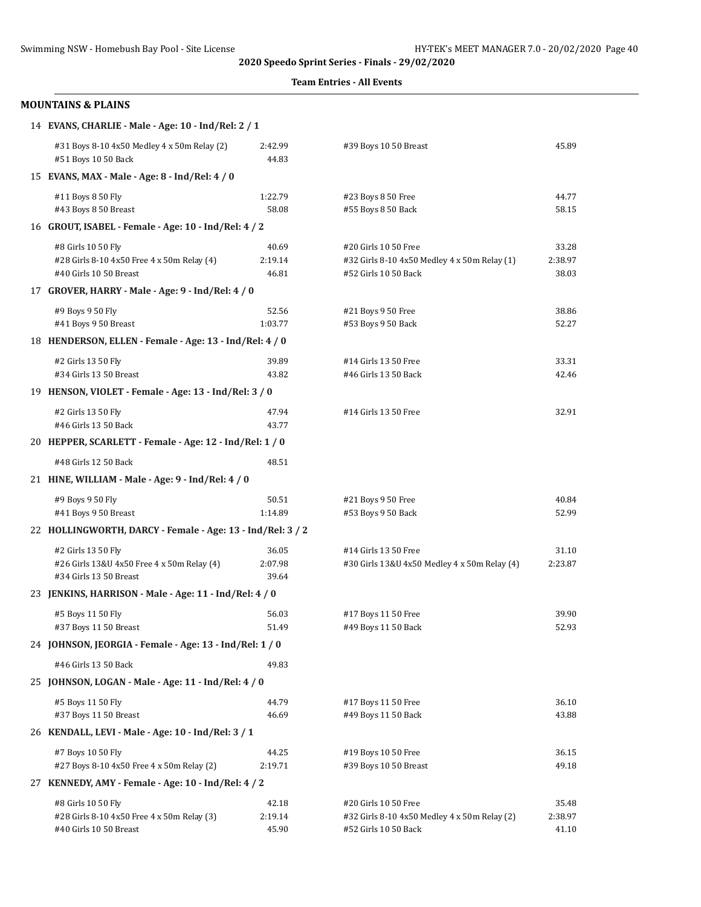**2020 Speedo Sprint Series - Finals - 29/02/2020**

**Team Entries - All Events**

## MOUNTAINS & PLAINS

**14 EVANS, CHARLIE - Male - Age: 10 - Ind/Rel: 2 / 1**

| Event | Time | Event | Time |
|---|---|---|---|
| #31 Boys 8-10 4x50 Medley 4 x 50m Relay (2) | 2:42.99 | #39 Boys 10 50 Breast | 45.89 |
| #51 Boys 10 50 Back | 44.83 | | |

**15 EVANS, MAX - Male - Age: 8 - Ind/Rel: 4 / 0**

| Event | Time | Event | Time |
|---|---|---|---|
| #11 Boys 8 50 Fly | 1:22.79 | #23 Boys 8 50 Free | 44.77 |
| #43 Boys 8 50 Breast | 58.08 | #55 Boys 8 50 Back | 58.15 |

**16 GROUT, ISABEL - Female - Age: 10 - Ind/Rel: 4 / 2**

| Event | Time | Event | Time |
|---|---|---|---|
| #8 Girls 10 50 Fly | 40.69 | #20 Girls 10 50 Free | 33.28 |
| #28 Girls 8-10 4x50 Free 4 x 50m Relay (4) | 2:19.14 | #32 Girls 8-10 4x50 Medley 4 x 50m Relay (1) | 2:38.97 |
| #40 Girls 10 50 Breast | 46.81 | #52 Girls 10 50 Back | 38.03 |

**17 GROVER, HARRY - Male - Age: 9 - Ind/Rel: 4 / 0**

| Event | Time | Event | Time |
|---|---|---|---|
| #9 Boys 9 50 Fly | 52.56 | #21 Boys 9 50 Free | 38.86 |
| #41 Boys 9 50 Breast | 1:03.77 | #53 Boys 9 50 Back | 52.27 |

**18 HENDERSON, ELLEN - Female - Age: 13 - Ind/Rel: 4 / 0**

| Event | Time | Event | Time |
|---|---|---|---|
| #2 Girls 13 50 Fly | 39.89 | #14 Girls 13 50 Free | 33.31 |
| #34 Girls 13 50 Breast | 43.82 | #46 Girls 13 50 Back | 42.46 |

**19 HENSON, VIOLET - Female - Age: 13 - Ind/Rel: 3 / 0**

| Event | Time | Event | Time |
|---|---|---|---|
| #2 Girls 13 50 Fly | 47.94 | #14 Girls 13 50 Free | 32.91 |
| #46 Girls 13 50 Back | 43.77 | | |

**20 HEPPER, SCARLETT - Female - Age: 12 - Ind/Rel: 1 / 0**

| Event | Time | Event | Time |
|---|---|---|---|
| #48 Girls 12 50 Back | 48.51 | | |

**21 HINE, WILLIAM - Male - Age: 9 - Ind/Rel: 4 / 0**

| Event | Time | Event | Time |
|---|---|---|---|
| #9 Boys 9 50 Fly | 50.51 | #21 Boys 9 50 Free | 40.84 |
| #41 Boys 9 50 Breast | 1:14.89 | #53 Boys 9 50 Back | 52.99 |

**22 HOLLINGWORTH, DARCY - Female - Age: 13 - Ind/Rel: 3 / 2**

| Event | Time | Event | Time |
|---|---|---|---|
| #2 Girls 13 50 Fly | 36.05 | #14 Girls 13 50 Free | 31.10 |
| #26 Girls 13&U 4x50 Free 4 x 50m Relay (4) | 2:07.98 | #30 Girls 13&U 4x50 Medley 4 x 50m Relay (4) | 2:23.87 |
| #34 Girls 13 50 Breast | 39.64 | | |

**23 JENKINS, HARRISON - Male - Age: 11 - Ind/Rel: 4 / 0**

| Event | Time | Event | Time |
|---|---|---|---|
| #5 Boys 11 50 Fly | 56.03 | #17 Boys 11 50 Free | 39.90 |
| #37 Boys 11 50 Breast | 51.49 | #49 Boys 11 50 Back | 52.93 |

**24 JOHNSON, JEORGIA - Female - Age: 13 - Ind/Rel: 1 / 0**

| Event | Time | Event | Time |
|---|---|---|---|
| #46 Girls 13 50 Back | 49.83 | | |

**25 JOHNSON, LOGAN - Male - Age: 11 - Ind/Rel: 4 / 0**

| Event | Time | Event | Time |
|---|---|---|---|
| #5 Boys 11 50 Fly | 44.79 | #17 Boys 11 50 Free | 36.10 |
| #37 Boys 11 50 Breast | 46.69 | #49 Boys 11 50 Back | 43.88 |

**26 KENDALL, LEVI - Male - Age: 10 - Ind/Rel: 3 / 1**

| Event | Time | Event | Time |
|---|---|---|---|
| #7 Boys 10 50 Fly | 44.25 | #19 Boys 10 50 Free | 36.15 |
| #27 Boys 8-10 4x50 Free 4 x 50m Relay (2) | 2:19.71 | #39 Boys 10 50 Breast | 49.18 |

**27 KENNEDY, AMY - Female - Age: 10 - Ind/Rel: 4 / 2**

| Event | Time | Event | Time |
|---|---|---|---|
| #8 Girls 10 50 Fly | 42.18 | #20 Girls 10 50 Free | 35.48 |
| #28 Girls 8-10 4x50 Free 4 x 50m Relay (3) | 2:19.14 | #32 Girls 8-10 4x50 Medley 4 x 50m Relay (2) | 2:38.97 |
| #40 Girls 10 50 Breast | 45.90 | #52 Girls 10 50 Back | 41.10 |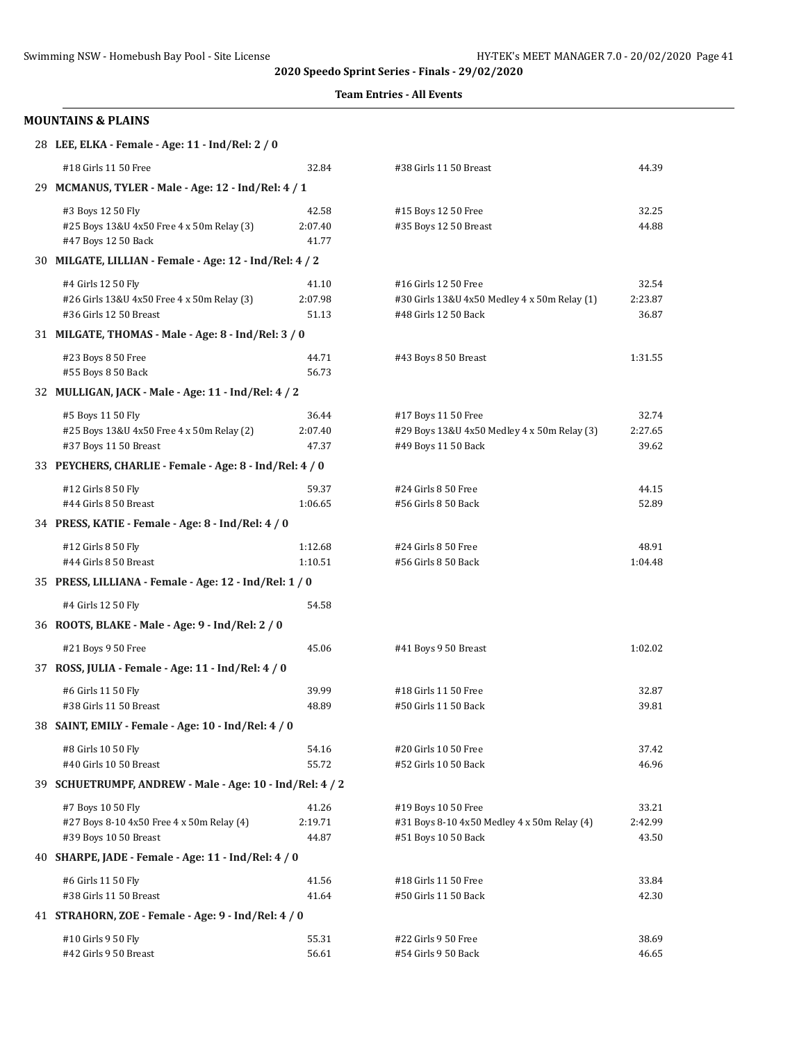2020 Speedo Sprint Series - Finals - 29/02/2020

**Team Entries - All Events**

## MOUNTAINS & PLAINS

**28 LEE, ELKA - Female - Age: 11 - Ind/Rel: 2 / 0**

| Event | Time | Event | Time |
|---|---|---|---|
| #18 Girls 11 50 Free | 32.84 | #38 Girls 11 50 Breast | 44.39 |

**29 MCMANUS, TYLER - Male - Age: 12 - Ind/Rel: 4 / 1**

| Event | Time | Event | Time |
|---|---|---|---|
| #3 Boys 12 50 Fly | 42.58 | #15 Boys 12 50 Free | 32.25 |
| #25 Boys 13&U 4x50 Free 4 x 50m Relay (3) | 2:07.40 | #35 Boys 12 50 Breast | 44.88 |
| #47 Boys 12 50 Back | 41.77 | | |

**30 MILGATE, LILLIAN - Female - Age: 12 - Ind/Rel: 4 / 2**

| Event | Time | Event | Time |
|---|---|---|---|
| #4 Girls 12 50 Fly | 41.10 | #16 Girls 12 50 Free | 32.54 |
| #26 Girls 13&U 4x50 Free 4 x 50m Relay (3) | 2:07.98 | #30 Girls 13&U 4x50 Medley 4 x 50m Relay (1) | 2:23.87 |
| #36 Girls 12 50 Breast | 51.13 | #48 Girls 12 50 Back | 36.87 |

**31 MILGATE, THOMAS - Male - Age: 8 - Ind/Rel: 3 / 0**

| Event | Time | Event | Time |
|---|---|---|---|
| #23 Boys 8 50 Free | 44.71 | #43 Boys 8 50 Breast | 1:31.55 |
| #55 Boys 8 50 Back | 56.73 | | |

**32 MULLIGAN, JACK - Male - Age: 11 - Ind/Rel: 4 / 2**

| Event | Time | Event | Time |
|---|---|---|---|
| #5 Boys 11 50 Fly | 36.44 | #17 Boys 11 50 Free | 32.74 |
| #25 Boys 13&U 4x50 Free 4 x 50m Relay (2) | 2:07.40 | #29 Boys 13&U 4x50 Medley 4 x 50m Relay (3) | 2:27.65 |
| #37 Boys 11 50 Breast | 47.37 | #49 Boys 11 50 Back | 39.62 |

**33 PEYCHERS, CHARLIE - Female - Age: 8 - Ind/Rel: 4 / 0**

| Event | Time | Event | Time |
|---|---|---|---|
| #12 Girls 8 50 Fly | 59.37 | #24 Girls 8 50 Free | 44.15 |
| #44 Girls 8 50 Breast | 1:06.65 | #56 Girls 8 50 Back | 52.89 |

**34 PRESS, KATIE - Female - Age: 8 - Ind/Rel: 4 / 0**

| Event | Time | Event | Time |
|---|---|---|---|
| #12 Girls 8 50 Fly | 1:12.68 | #24 Girls 8 50 Free | 48.91 |
| #44 Girls 8 50 Breast | 1:10.51 | #56 Girls 8 50 Back | 1:04.48 |

**35 PRESS, LILLIANA - Female - Age: 12 - Ind/Rel: 1 / 0**

| Event | Time | Event | Time |
|---|---|---|---|
| #4 Girls 12 50 Fly | 54.58 | | |

**36 ROOTS, BLAKE - Male - Age: 9 - Ind/Rel: 2 / 0**

| Event | Time | Event | Time |
|---|---|---|---|
| #21 Boys 9 50 Free | 45.06 | #41 Boys 9 50 Breast | 1:02.02 |

**37 ROSS, JULIA - Female - Age: 11 - Ind/Rel: 4 / 0**

| Event | Time | Event | Time |
|---|---|---|---|
| #6 Girls 11 50 Fly | 39.99 | #18 Girls 11 50 Free | 32.87 |
| #38 Girls 11 50 Breast | 48.89 | #50 Girls 11 50 Back | 39.81 |

**38 SAINT, EMILY - Female - Age: 10 - Ind/Rel: 4 / 0**

| Event | Time | Event | Time |
|---|---|---|---|
| #8 Girls 10 50 Fly | 54.16 | #20 Girls 10 50 Free | 37.42 |
| #40 Girls 10 50 Breast | 55.72 | #52 Girls 10 50 Back | 46.96 |

**39 SCHUETRUMPF, ANDREW - Male - Age: 10 - Ind/Rel: 4 / 2**

| Event | Time | Event | Time |
|---|---|---|---|
| #7 Boys 10 50 Fly | 41.26 | #19 Boys 10 50 Free | 33.21 |
| #27 Boys 8-10 4x50 Free 4 x 50m Relay (4) | 2:19.71 | #31 Boys 8-10 4x50 Medley 4 x 50m Relay (4) | 2:42.99 |
| #39 Boys 10 50 Breast | 44.87 | #51 Boys 10 50 Back | 43.50 |

**40 SHARPE, JADE - Female - Age: 11 - Ind/Rel: 4 / 0**

| Event | Time | Event | Time |
|---|---|---|---|
| #6 Girls 11 50 Fly | 41.56 | #18 Girls 11 50 Free | 33.84 |
| #38 Girls 11 50 Breast | 41.64 | #50 Girls 11 50 Back | 42.30 |

**41 STRAHORN, ZOE - Female - Age: 9 - Ind/Rel: 4 / 0**

| Event | Time | Event | Time |
|---|---|---|---|
| #10 Girls 9 50 Fly | 55.31 | #22 Girls 9 50 Free | 38.69 |
| #42 Girls 9 50 Breast | 56.61 | #54 Girls 9 50 Back | 46.65 |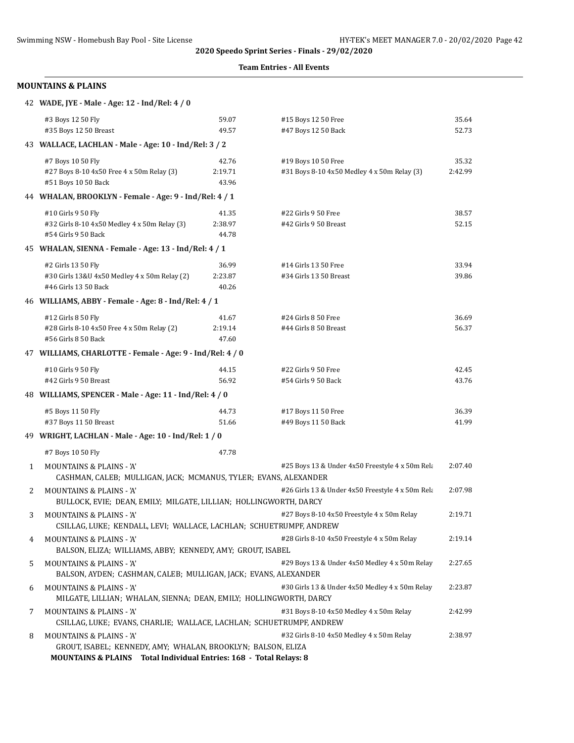**2020 Speedo Sprint Series - Finals - 29/02/2020**

**Team Entries - All Events**

## MOUNTAINS & PLAINS

**42 WADE, JYE - Male - Age: 12 - Ind/Rel: 4 / 0**

| Event | Time | Event | Time |
|---|---|---|---|
| #3 Boys 12 50 Fly | 59.07 | #15 Boys 12 50 Free | 35.64 |
| #35 Boys 12 50 Breast | 49.57 | #47 Boys 12 50 Back | 52.73 |

**43 WALLACE, LACHLAN - Male - Age: 10 - Ind/Rel: 3 / 2**

| Event | Time | Event | Time |
|---|---|---|---|
| #7 Boys 10 50 Fly | 42.76 | #19 Boys 10 50 Free | 35.32 |
| #27 Boys 8-10 4x50 Free 4 x 50m Relay (3) | 2:19.71 | #31 Boys 8-10 4x50 Medley 4 x 50m Relay (3) | 2:42.99 |
| #51 Boys 10 50 Back | 43.96 | | |

**44 WHALAN, BROOKLYN - Female - Age: 9 - Ind/Rel: 4 / 1**

| Event | Time | Event | Time |
|---|---|---|---|
| #10 Girls 9 50 Fly | 41.35 | #22 Girls 9 50 Free | 38.57 |
| #32 Girls 8-10 4x50 Medley 4 x 50m Relay (3) | 2:38.97 | #42 Girls 9 50 Breast | 52.15 |
| #54 Girls 9 50 Back | 44.78 | | |

**45 WHALAN, SIENNA - Female - Age: 13 - Ind/Rel: 4 / 1**

| Event | Time | Event | Time |
|---|---|---|---|
| #2 Girls 13 50 Fly | 36.99 | #14 Girls 13 50 Free | 33.94 |
| #30 Girls 13&U 4x50 Medley 4 x 50m Relay (2) | 2:23.87 | #34 Girls 13 50 Breast | 39.86 |
| #46 Girls 13 50 Back | 40.26 | | |

**46 WILLIAMS, ABBY - Female - Age: 8 - Ind/Rel: 4 / 1**

| Event | Time | Event | Time |
|---|---|---|---|
| #12 Girls 8 50 Fly | 41.67 | #24 Girls 8 50 Free | 36.69 |
| #28 Girls 8-10 4x50 Free 4 x 50m Relay (2) | 2:19.14 | #44 Girls 8 50 Breast | 56.37 |
| #56 Girls 8 50 Back | 47.60 | | |

**47 WILLIAMS, CHARLOTTE - Female - Age: 9 - Ind/Rel: 4 / 0**

| Event | Time | Event | Time |
|---|---|---|---|
| #10 Girls 9 50 Fly | 44.15 | #22 Girls 9 50 Free | 42.45 |
| #42 Girls 9 50 Breast | 56.92 | #54 Girls 9 50 Back | 43.76 |

**48 WILLIAMS, SPENCER - Male - Age: 11 - Ind/Rel: 4 / 0**

| Event | Time | Event | Time |
|---|---|---|---|
| #5 Boys 11 50 Fly | 44.73 | #17 Boys 11 50 Free | 36.39 |
| #37 Boys 11 50 Breast | 51.66 | #49 Boys 11 50 Back | 41.99 |

**49 WRIGHT, LACHLAN - Male - Age: 10 - Ind/Rel: 1 / 0**

| Event | Time |
|---|---|
| #7 Boys 10 50 Fly | 47.78 |

| # | Team | Event | Time |
|---|---|---|---|
| 1 | MOUNTAINS & PLAINS - 'A' | #25 Boys 13 & Under 4x50 Freestyle 4 x 50m Rela | 2:07.40 |
| | CASHMAN, CALEB; MULLIGAN, JACK; MCMANUS, TYLER; EVANS, ALEXANDER | | |
| 2 | MOUNTAINS & PLAINS - 'A' | #26 Girls 13 & Under 4x50 Freestyle 4 x 50m Rela | 2:07.98 |
| | BULLOCK, EVIE; DEAN, EMILY; MILGATE, LILLIAN; HOLLINGWORTH, DARCY | | |
| 3 | MOUNTAINS & PLAINS - 'A' | #27 Boys 8-10 4x50 Freestyle 4 x 50m Relay | 2:19.71 |
| | CSILLAG, LUKE; KENDALL, LEVI; WALLACE, LACHLAN; SCHUETRUMPF, ANDREW | | |
| 4 | MOUNTAINS & PLAINS - 'A' | #28 Girls 8-10 4x50 Freestyle 4 x 50m Relay | 2:19.14 |
| | BALSON, ELIZA; WILLIAMS, ABBY; KENNEDY, AMY; GROUT, ISABEL | | |
| 5 | MOUNTAINS & PLAINS - 'A' | #29 Boys 13 & Under 4x50 Medley 4 x 50m Relay | 2:27.65 |
| | BALSON, AYDEN; CASHMAN, CALEB; MULLIGAN, JACK; EVANS, ALEXANDER | | |
| 6 | MOUNTAINS & PLAINS - 'A' | #30 Girls 13 & Under 4x50 Medley 4 x 50m Relay | 2:23.87 |
| | MILGATE, LILLIAN; WHALAN, SIENNA; DEAN, EMILY; HOLLINGWORTH, DARCY | | |
| 7 | MOUNTAINS & PLAINS - 'A' | #31 Boys 8-10 4x50 Medley 4 x 50m Relay | 2:42.99 |
| | CSILLAG, LUKE; EVANS, CHARLIE; WALLACE, LACHLAN; SCHUETRUMPF, ANDREW | | |
| 8 | MOUNTAINS & PLAINS - 'A' | #32 Girls 8-10 4x50 Medley 4 x 50m Relay | 2:38.97 |
| | GROUT, ISABEL; KENNEDY, AMY; WHALAN, BROOKLYN; BALSON, ELIZA | | |

**MOUNTAINS & PLAINS Total Individual Entries: 168 - Total Relays: 8**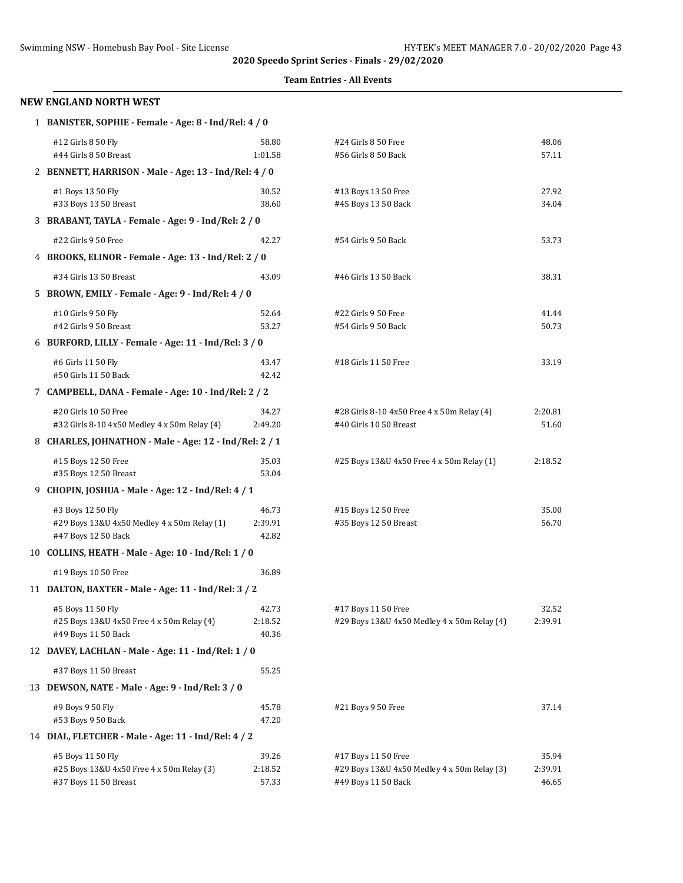**2020 Speedo Sprint Series - Finals - 29/02/2020**

**Team Entries - All Events**

## NEW ENGLAND NORTH WEST

**1 BANISTER, SOPHIE - Female - Age: 8 - Ind/Rel: 4 / 0**

| | | | |
|---|---|---|---|
| #12 Girls 8 50 Fly | 58.80 | #24 Girls 8 50 Free | 48.06 |
| #44 Girls 8 50 Breast | 1:01.58 | #56 Girls 8 50 Back | 57.11 |

**2 BENNETT, HARRISON - Male - Age: 13 - Ind/Rel: 4 / 0**

| | | | |
|---|---|---|---|
| #1 Boys 13 50 Fly | 30.52 | #13 Boys 13 50 Free | 27.92 |
| #33 Boys 13 50 Breast | 38.60 | #45 Boys 13 50 Back | 34.04 |

**3 BRABANT, TAYLA - Female - Age: 9 - Ind/Rel: 2 / 0**

| | | | |
|---|---|---|---|
| #22 Girls 9 50 Free | 42.27 | #54 Girls 9 50 Back | 53.73 |

**4 BROOKS, ELINOR - Female - Age: 13 - Ind/Rel: 2 / 0**

| | | | |
|---|---|---|---|
| #34 Girls 13 50 Breast | 43.09 | #46 Girls 13 50 Back | 38.31 |

**5 BROWN, EMILY - Female - Age: 9 - Ind/Rel: 4 / 0**

| | | | |
|---|---|---|---|
| #10 Girls 9 50 Fly | 52.64 | #22 Girls 9 50 Free | 41.44 |
| #42 Girls 9 50 Breast | 53.27 | #54 Girls 9 50 Back | 50.73 |

**6 BURFORD, LILLY - Female - Age: 11 - Ind/Rel: 3 / 0**

| | | | |
|---|---|---|---|
| #6 Girls 11 50 Fly | 43.47 | #18 Girls 11 50 Free | 33.19 |
| #50 Girls 11 50 Back | 42.42 | | |

**7 CAMPBELL, DANA - Female - Age: 10 - Ind/Rel: 2 / 2**

| | | | |
|---|---|---|---|
| #20 Girls 10 50 Free | 34.27 | #28 Girls 8-10 4x50 Free 4 x 50m Relay (4) | 2:20.81 |
| #32 Girls 8-10 4x50 Medley 4 x 50m Relay (4) | 2:49.20 | #40 Girls 10 50 Breast | 51.60 |

**8 CHARLES, JOHNATHON - Male - Age: 12 - Ind/Rel: 2 / 1**

| | | | |
|---|---|---|---|
| #15 Boys 12 50 Free | 35.03 | #25 Boys 13&U 4x50 Free 4 x 50m Relay (1) | 2:18.52 |
| #35 Boys 12 50 Breast | 53.04 | | |

**9 CHOPIN, JOSHUA - Male - Age: 12 - Ind/Rel: 4 / 1**

| | | | |
|---|---|---|---|
| #3 Boys 12 50 Fly | 46.73 | #15 Boys 12 50 Free | 35.00 |
| #29 Boys 13&U 4x50 Medley 4 x 50m Relay (1) | 2:39.91 | #35 Boys 12 50 Breast | 56.70 |
| #47 Boys 12 50 Back | 42.82 | | |

**10 COLLINS, HEATH - Male - Age: 10 - Ind/Rel: 1 / 0**

| | | | |
|---|---|---|---|
| #19 Boys 10 50 Free | 36.89 | | |

**11 DALTON, BAXTER - Male - Age: 11 - Ind/Rel: 3 / 2**

| | | | |
|---|---|---|---|
| #5 Boys 11 50 Fly | 42.73 | #17 Boys 11 50 Free | 32.52 |
| #25 Boys 13&U 4x50 Free 4 x 50m Relay (4) | 2:18.52 | #29 Boys 13&U 4x50 Medley 4 x 50m Relay (4) | 2:39.91 |
| #49 Boys 11 50 Back | 40.36 | | |

**12 DAVEY, LACHLAN - Male - Age: 11 - Ind/Rel: 1 / 0**

| | | | |
|---|---|---|---|
| #37 Boys 11 50 Breast | 55.25 | | |

**13 DEWSON, NATE - Male - Age: 9 - Ind/Rel: 3 / 0**

| | | | |
|---|---|---|---|
| #9 Boys 9 50 Fly | 45.78 | #21 Boys 9 50 Free | 37.14 |
| #53 Boys 9 50 Back | 47.20 | | |

**14 DIAL, FLETCHER - Male - Age: 11 - Ind/Rel: 4 / 2**

| | | | |
|---|---|---|---|
| #5 Boys 11 50 Fly | 39.26 | #17 Boys 11 50 Free | 35.94 |
| #25 Boys 13&U 4x50 Free 4 x 50m Relay (3) | 2:18.52 | #29 Boys 13&U 4x50 Medley 4 x 50m Relay (3) | 2:39.91 |
| #37 Boys 11 50 Breast | 57.33 | #49 Boys 11 50 Back | 46.65 |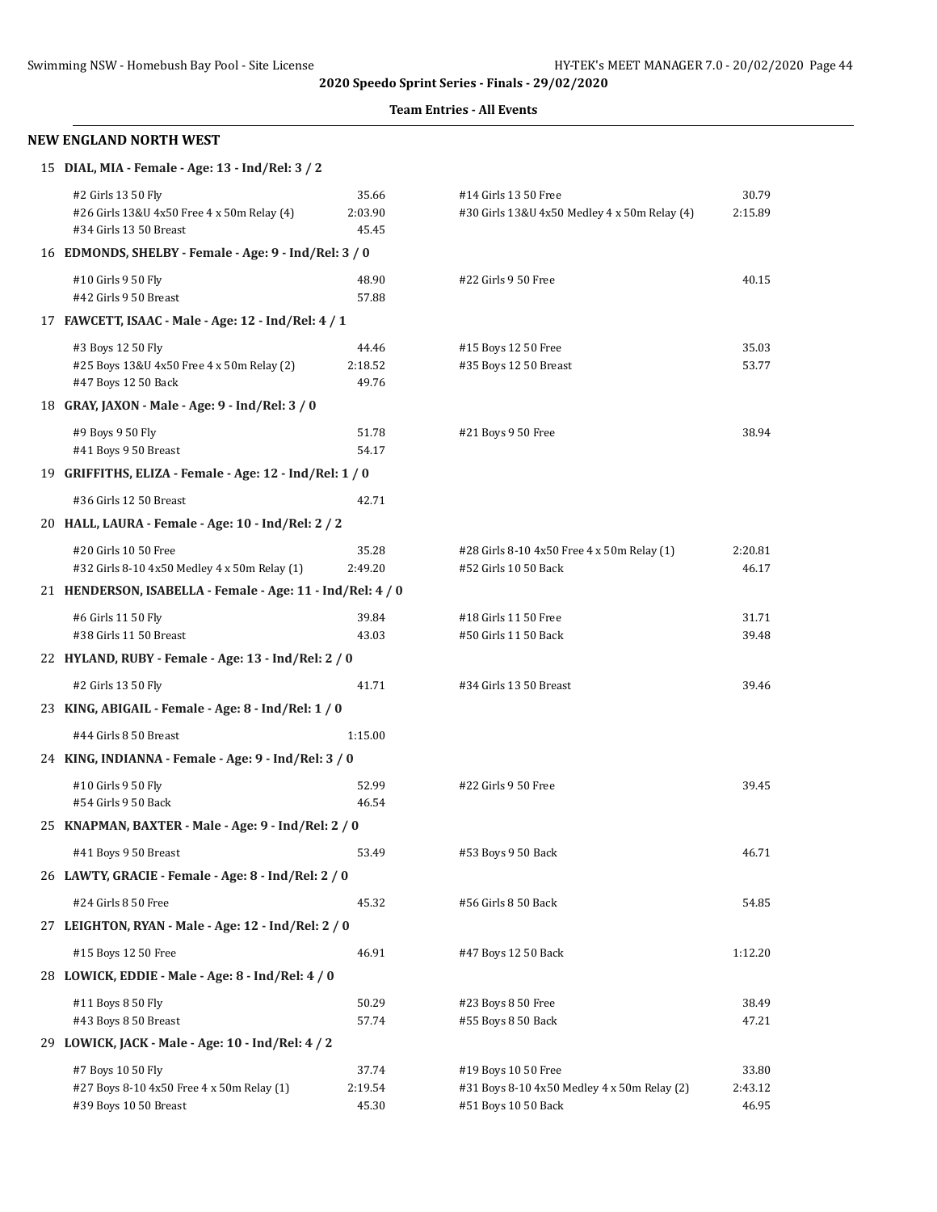**2020 Speedo Sprint Series - Finals - 29/02/2020**

**Team Entries - All Events**

## NEW ENGLAND NORTH WEST

### 15 DIAL, MIA - Female - Age: 13 - Ind/Rel: 3 / 2

| Event | Time | Event | Time |
|---|---|---|---|
| #2 Girls 13 50 Fly | 35.66 | #14 Girls 13 50 Free | 30.79 |
| #26 Girls 13&U 4x50 Free 4 x 50m Relay (4) | 2:03.90 | #30 Girls 13&U 4x50 Medley 4 x 50m Relay (4) | 2:15.89 |
| #34 Girls 13 50 Breast | 45.45 | | |

### 16 EDMONDS, SHELBY - Female - Age: 9 - Ind/Rel: 3 / 0

| Event | Time | Event | Time |
|---|---|---|---|
| #10 Girls 9 50 Fly | 48.90 | #22 Girls 9 50 Free | 40.15 |
| #42 Girls 9 50 Breast | 57.88 | | |

### 17 FAWCETT, ISAAC - Male - Age: 12 - Ind/Rel: 4 / 1

| Event | Time | Event | Time |
|---|---|---|---|
| #3 Boys 12 50 Fly | 44.46 | #15 Boys 12 50 Free | 35.03 |
| #25 Boys 13&U 4x50 Free 4 x 50m Relay (2) | 2:18.52 | #35 Boys 12 50 Breast | 53.77 |
| #47 Boys 12 50 Back | 49.76 | | |

### 18 GRAY, JAXON - Male - Age: 9 - Ind/Rel: 3 / 0

| Event | Time | Event | Time |
|---|---|---|---|
| #9 Boys 9 50 Fly | 51.78 | #21 Boys 9 50 Free | 38.94 |
| #41 Boys 9 50 Breast | 54.17 | | |

### 19 GRIFFITHS, ELIZA - Female - Age: 12 - Ind/Rel: 1 / 0

| Event | Time | Event | Time |
|---|---|---|---|
| #36 Girls 12 50 Breast | 42.71 | | |

### 20 HALL, LAURA - Female - Age: 10 - Ind/Rel: 2 / 2

| Event | Time | Event | Time |
|---|---|---|---|
| #20 Girls 10 50 Free | 35.28 | #28 Girls 8-10 4x50 Free 4 x 50m Relay (1) | 2:20.81 |
| #32 Girls 8-10 4x50 Medley 4 x 50m Relay (1) | 2:49.20 | #52 Girls 10 50 Back | 46.17 |

### 21 HENDERSON, ISABELLA - Female - Age: 11 - Ind/Rel: 4 / 0

| Event | Time | Event | Time |
|---|---|---|---|
| #6 Girls 11 50 Fly | 39.84 | #18 Girls 11 50 Free | 31.71 |
| #38 Girls 11 50 Breast | 43.03 | #50 Girls 11 50 Back | 39.48 |

### 22 HYLAND, RUBY - Female - Age: 13 - Ind/Rel: 2 / 0

| Event | Time | Event | Time |
|---|---|---|---|
| #2 Girls 13 50 Fly | 41.71 | #34 Girls 13 50 Breast | 39.46 |

### 23 KING, ABIGAIL - Female - Age: 8 - Ind/Rel: 1 / 0

| Event | Time | Event | Time |
|---|---|---|---|
| #44 Girls 8 50 Breast | 1:15.00 | | |

### 24 KING, INDIANNA - Female - Age: 9 - Ind/Rel: 3 / 0

| Event | Time | Event | Time |
|---|---|---|---|
| #10 Girls 9 50 Fly | 52.99 | #22 Girls 9 50 Free | 39.45 |
| #54 Girls 9 50 Back | 46.54 | | |

### 25 KNAPMAN, BAXTER - Male - Age: 9 - Ind/Rel: 2 / 0

| Event | Time | Event | Time |
|---|---|---|---|
| #41 Boys 9 50 Breast | 53.49 | #53 Boys 9 50 Back | 46.71 |

### 26 LAWTY, GRACIE - Female - Age: 8 - Ind/Rel: 2 / 0

| Event | Time | Event | Time |
|---|---|---|---|
| #24 Girls 8 50 Free | 45.32 | #56 Girls 8 50 Back | 54.85 |

### 27 LEIGHTON, RYAN - Male - Age: 12 - Ind/Rel: 2 / 0

| Event | Time | Event | Time |
|---|---|---|---|
| #15 Boys 12 50 Free | 46.91 | #47 Boys 12 50 Back | 1:12.20 |

### 28 LOWICK, EDDIE - Male - Age: 8 - Ind/Rel: 4 / 0

| Event | Time | Event | Time |
|---|---|---|---|
| #11 Boys 8 50 Fly | 50.29 | #23 Boys 8 50 Free | 38.49 |
| #43 Boys 8 50 Breast | 57.74 | #55 Boys 8 50 Back | 47.21 |

### 29 LOWICK, JACK - Male - Age: 10 - Ind/Rel: 4 / 2

| Event | Time | Event | Time |
|---|---|---|---|
| #7 Boys 10 50 Fly | 37.74 | #19 Boys 10 50 Free | 33.80 |
| #27 Boys 8-10 4x50 Free 4 x 50m Relay (1) | 2:19.54 | #31 Boys 8-10 4x50 Medley 4 x 50m Relay (2) | 2:43.12 |
| #39 Boys 10 50 Breast | 45.30 | #51 Boys 10 50 Back | 46.95 |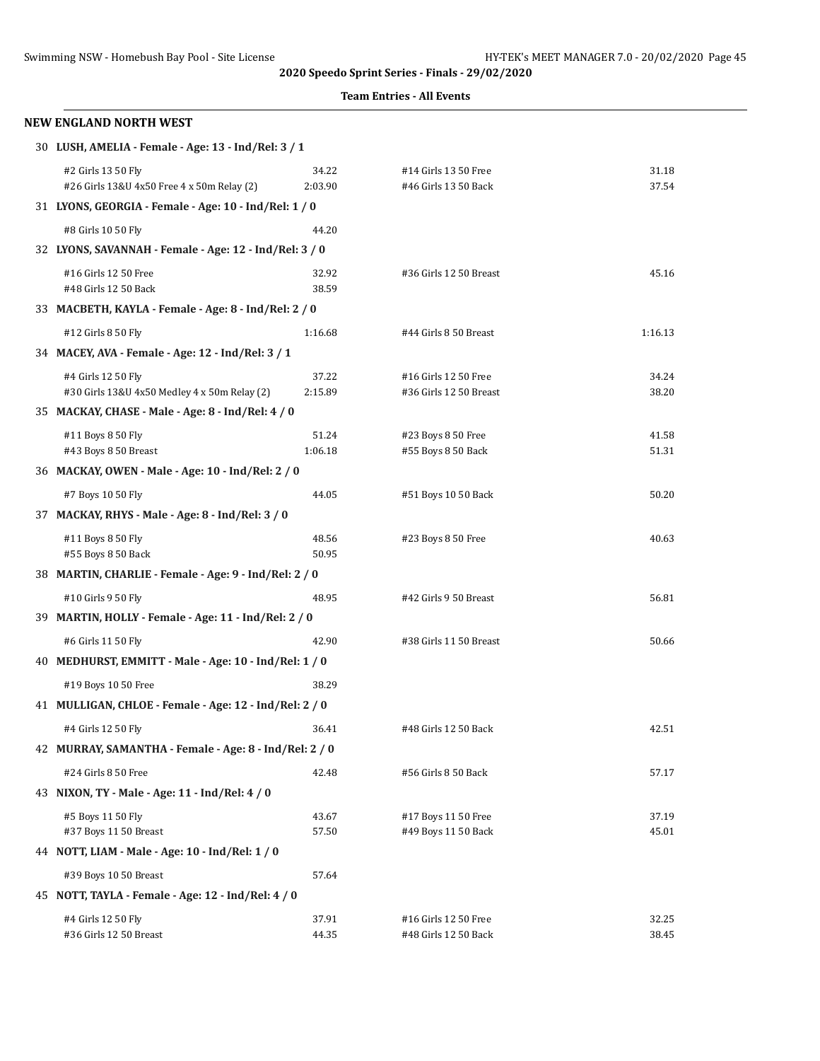**2020 Speedo Sprint Series - Finals - 29/02/2020**

**Team Entries - All Events**

## NEW ENGLAND NORTH WEST

**30 LUSH, AMELIA - Female - Age: 13 - Ind/Rel: 3 / 1**

| Event | Time | Event | Time |
|---|---|---|---|
| #2 Girls 13 50 Fly | 34.22 | #14 Girls 13 50 Free | 31.18 |
| #26 Girls 13&U 4x50 Free 4 x 50m Relay (2) | 2:03.90 | #46 Girls 13 50 Back | 37.54 |

**31 LYONS, GEORGIA - Female - Age: 10 - Ind/Rel: 1 / 0**

| Event | Time | Event | Time |
|---|---|---|---|
| #8 Girls 10 50 Fly | 44.20 | | |

**32 LYONS, SAVANNAH - Female - Age: 12 - Ind/Rel: 3 / 0**

| Event | Time | Event | Time |
|---|---|---|---|
| #16 Girls 12 50 Free | 32.92 | #36 Girls 12 50 Breast | 45.16 |
| #48 Girls 12 50 Back | 38.59 | | |

**33 MACBETH, KAYLA - Female - Age: 8 - Ind/Rel: 2 / 0**

| Event | Time | Event | Time |
|---|---|---|---|
| #12 Girls 8 50 Fly | 1:16.68 | #44 Girls 8 50 Breast | 1:16.13 |

**34 MACEY, AVA - Female - Age: 12 - Ind/Rel: 3 / 1**

| Event | Time | Event | Time |
|---|---|---|---|
| #4 Girls 12 50 Fly | 37.22 | #16 Girls 12 50 Free | 34.24 |
| #30 Girls 13&U 4x50 Medley 4 x 50m Relay (2) | 2:15.89 | #36 Girls 12 50 Breast | 38.20 |

**35 MACKAY, CHASE - Male - Age: 8 - Ind/Rel: 4 / 0**

| Event | Time | Event | Time |
|---|---|---|---|
| #11 Boys 8 50 Fly | 51.24 | #23 Boys 8 50 Free | 41.58 |
| #43 Boys 8 50 Breast | 1:06.18 | #55 Boys 8 50 Back | 51.31 |

**36 MACKAY, OWEN - Male - Age: 10 - Ind/Rel: 2 / 0**

| Event | Time | Event | Time |
|---|---|---|---|
| #7 Boys 10 50 Fly | 44.05 | #51 Boys 10 50 Back | 50.20 |

**37 MACKAY, RHYS - Male - Age: 8 - Ind/Rel: 3 / 0**

| Event | Time | Event | Time |
|---|---|---|---|
| #11 Boys 8 50 Fly | 48.56 | #23 Boys 8 50 Free | 40.63 |
| #55 Boys 8 50 Back | 50.95 | | |

**38 MARTIN, CHARLIE - Female - Age: 9 - Ind/Rel: 2 / 0**

| Event | Time | Event | Time |
|---|---|---|---|
| #10 Girls 9 50 Fly | 48.95 | #42 Girls 9 50 Breast | 56.81 |

**39 MARTIN, HOLLY - Female - Age: 11 - Ind/Rel: 2 / 0**

| Event | Time | Event | Time |
|---|---|---|---|
| #6 Girls 11 50 Fly | 42.90 | #38 Girls 11 50 Breast | 50.66 |

**40 MEDHURST, EMMITT - Male - Age: 10 - Ind/Rel: 1 / 0**

| Event | Time | Event | Time |
|---|---|---|---|
| #19 Boys 10 50 Free | 38.29 | | |

**41 MULLIGAN, CHLOE - Female - Age: 12 - Ind/Rel: 2 / 0**

| Event | Time | Event | Time |
|---|---|---|---|
| #4 Girls 12 50 Fly | 36.41 | #48 Girls 12 50 Back | 42.51 |

**42 MURRAY, SAMANTHA - Female - Age: 8 - Ind/Rel: 2 / 0**

| Event | Time | Event | Time |
|---|---|---|---|
| #24 Girls 8 50 Free | 42.48 | #56 Girls 8 50 Back | 57.17 |

**43 NIXON, TY - Male - Age: 11 - Ind/Rel: 4 / 0**

| Event | Time | Event | Time |
|---|---|---|---|
| #5 Boys 11 50 Fly | 43.67 | #17 Boys 11 50 Free | 37.19 |
| #37 Boys 11 50 Breast | 57.50 | #49 Boys 11 50 Back | 45.01 |

**44 NOTT, LIAM - Male - Age: 10 - Ind/Rel: 1 / 0**

| Event | Time | Event | Time |
|---|---|---|---|
| #39 Boys 10 50 Breast | 57.64 | | |

**45 NOTT, TAYLA - Female - Age: 12 - Ind/Rel: 4 / 0**

| Event | Time | Event | Time |
|---|---|---|---|
| #4 Girls 12 50 Fly | 37.91 | #16 Girls 12 50 Free | 32.25 |
| #36 Girls 12 50 Breast | 44.35 | #48 Girls 12 50 Back | 38.45 |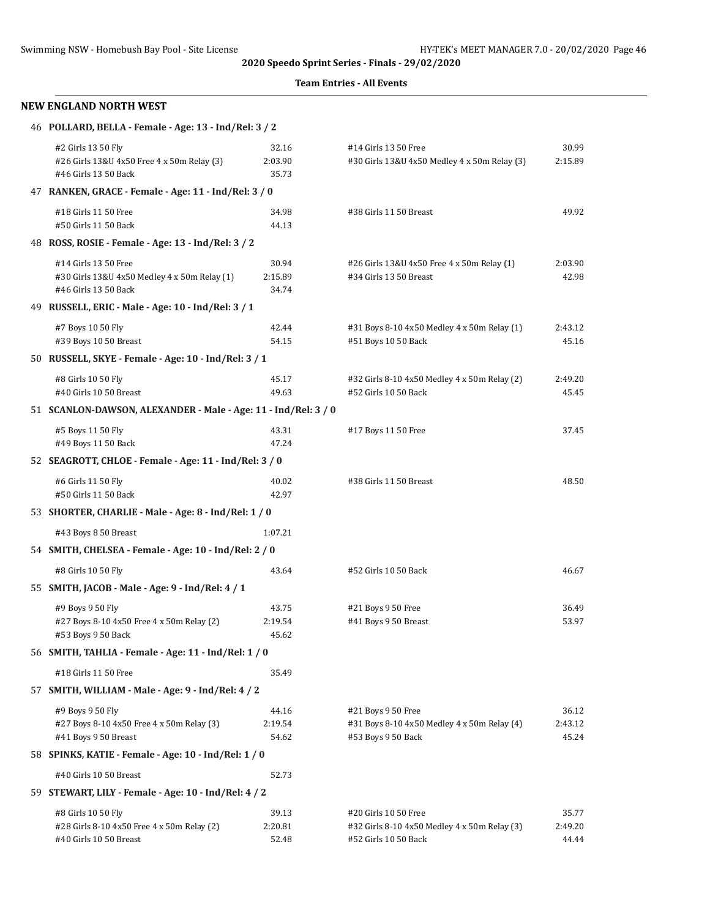**2020 Speedo Sprint Series - Finals - 29/02/2020**

**Team Entries - All Events**

## NEW ENGLAND NORTH WEST

**46 POLLARD, BELLA - Female - Age: 13 - Ind/Rel: 3 / 2**

| | | | |
|---|---|---|---|
| #2 Girls 13 50 Fly | 32.16 | #14 Girls 13 50 Free | 30.99 |
| #26 Girls 13&U 4x50 Free 4 x 50m Relay (3) | 2:03.90 | #30 Girls 13&U 4x50 Medley 4 x 50m Relay (3) | 2:15.89 |
| #46 Girls 13 50 Back | 35.73 | | |

**47 RANKEN, GRACE - Female - Age: 11 - Ind/Rel: 3 / 0**

| | | | |
|---|---|---|---|
| #18 Girls 11 50 Free | 34.98 | #38 Girls 11 50 Breast | 49.92 |
| #50 Girls 11 50 Back | 44.13 | | |

**48 ROSS, ROSIE - Female - Age: 13 - Ind/Rel: 3 / 2**

| | | | |
|---|---|---|---|
| #14 Girls 13 50 Free | 30.94 | #26 Girls 13&U 4x50 Free 4 x 50m Relay (1) | 2:03.90 |
| #30 Girls 13&U 4x50 Medley 4 x 50m Relay (1) | 2:15.89 | #34 Girls 13 50 Breast | 42.98 |
| #46 Girls 13 50 Back | 34.74 | | |

**49 RUSSELL, ERIC - Male - Age: 10 - Ind/Rel: 3 / 1**

| | | | |
|---|---|---|---|
| #7 Boys 10 50 Fly | 42.44 | #31 Boys 8-10 4x50 Medley 4 x 50m Relay (1) | 2:43.12 |
| #39 Boys 10 50 Breast | 54.15 | #51 Boys 10 50 Back | 45.16 |

**50 RUSSELL, SKYE - Female - Age: 10 - Ind/Rel: 3 / 1**

| | | | |
|---|---|---|---|
| #8 Girls 10 50 Fly | 45.17 | #32 Girls 8-10 4x50 Medley 4 x 50m Relay (2) | 2:49.20 |
| #40 Girls 10 50 Breast | 49.63 | #52 Girls 10 50 Back | 45.45 |

**51 SCANLON-DAWSON, ALEXANDER - Male - Age: 11 - Ind/Rel: 3 / 0**

| | | | |
|---|---|---|---|
| #5 Boys 11 50 Fly | 43.31 | #17 Boys 11 50 Free | 37.45 |
| #49 Boys 11 50 Back | 47.24 | | |

**52 SEAGROTT, CHLOE - Female - Age: 11 - Ind/Rel: 3 / 0**

| | | | |
|---|---|---|---|
| #6 Girls 11 50 Fly | 40.02 | #38 Girls 11 50 Breast | 48.50 |
| #50 Girls 11 50 Back | 42.97 | | |

**53 SHORTER, CHARLIE - Male - Age: 8 - Ind/Rel: 1 / 0**

| | | | |
|---|---|---|---|
| #43 Boys 8 50 Breast | 1:07.21 | | |

**54 SMITH, CHELSEA - Female - Age: 10 - Ind/Rel: 2 / 0**

| | | | |
|---|---|---|---|
| #8 Girls 10 50 Fly | 43.64 | #52 Girls 10 50 Back | 46.67 |

**55 SMITH, JACOB - Male - Age: 9 - Ind/Rel: 4 / 1**

| | | | |
|---|---|---|---|
| #9 Boys 9 50 Fly | 43.75 | #21 Boys 9 50 Free | 36.49 |
| #27 Boys 8-10 4x50 Free 4 x 50m Relay (2) | 2:19.54 | #41 Boys 9 50 Breast | 53.97 |
| #53 Boys 9 50 Back | 45.62 | | |

**56 SMITH, TAHLIA - Female - Age: 11 - Ind/Rel: 1 / 0**

| | | | |
|---|---|---|---|
| #18 Girls 11 50 Free | 35.49 | | |

**57 SMITH, WILLIAM - Male - Age: 9 - Ind/Rel: 4 / 2**

| | | | |
|---|---|---|---|
| #9 Boys 9 50 Fly | 44.16 | #21 Boys 9 50 Free | 36.12 |
| #27 Boys 8-10 4x50 Free 4 x 50m Relay (3) | 2:19.54 | #31 Boys 8-10 4x50 Medley 4 x 50m Relay (4) | 2:43.12 |
| #41 Boys 9 50 Breast | 54.62 | #53 Boys 9 50 Back | 45.24 |

**58 SPINKS, KATIE - Female - Age: 10 - Ind/Rel: 1 / 0**

| | | | |
|---|---|---|---|
| #40 Girls 10 50 Breast | 52.73 | | |

**59 STEWART, LILY - Female - Age: 10 - Ind/Rel: 4 / 2**

| | | | |
|---|---|---|---|
| #8 Girls 10 50 Fly | 39.13 | #20 Girls 10 50 Free | 35.77 |
| #28 Girls 8-10 4x50 Free 4 x 50m Relay (2) | 2:20.81 | #32 Girls 8-10 4x50 Medley 4 x 50m Relay (3) | 2:49.20 |
| #40 Girls 10 50 Breast | 52.48 | #52 Girls 10 50 Back | 44.44 |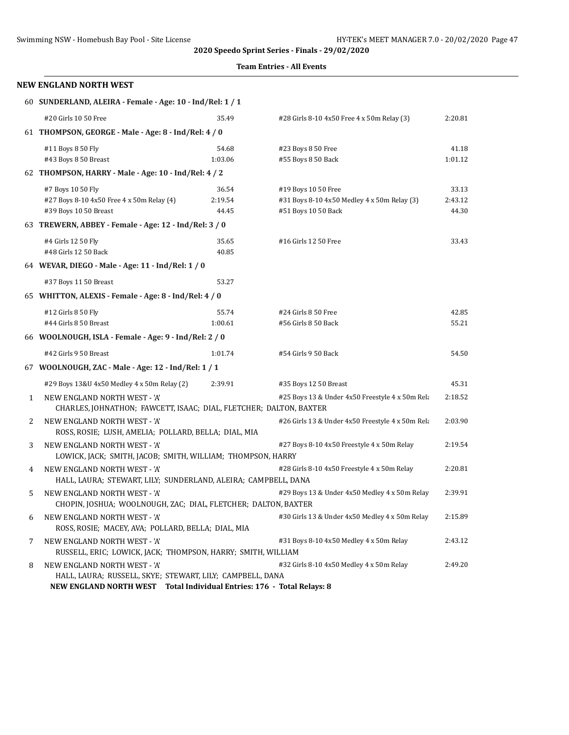**2020 Speedo Sprint Series - Finals - 29/02/2020**

**Team Entries - All Events**

## NEW ENGLAND NORTH WEST

**60 SUNDERLAND, ALEIRA - Female - Age: 10 - Ind/Rel: 1 / 1**

| Event | Time | Event | Time |
|---|---|---|---|
| #20 Girls 10 50 Free | 35.49 | #28 Girls 8-10 4x50 Free 4 x 50m Relay (3) | 2:20.81 |

**61 THOMPSON, GEORGE - Male - Age: 8 - Ind/Rel: 4 / 0**

| Event | Time | Event | Time |
|---|---|---|---|
| #11 Boys 8 50 Fly | 54.68 | #23 Boys 8 50 Free | 41.18 |
| #43 Boys 8 50 Breast | 1:03.06 | #55 Boys 8 50 Back | 1:01.12 |

**62 THOMPSON, HARRY - Male - Age: 10 - Ind/Rel: 4 / 2**

| Event | Time | Event | Time |
|---|---|---|---|
| #7 Boys 10 50 Fly | 36.54 | #19 Boys 10 50 Free | 33.13 |
| #27 Boys 8-10 4x50 Free 4 x 50m Relay (4) | 2:19.54 | #31 Boys 8-10 4x50 Medley 4 x 50m Relay (3) | 2:43.12 |
| #39 Boys 10 50 Breast | 44.45 | #51 Boys 10 50 Back | 44.30 |

**63 TREWERN, ABBEY - Female - Age: 12 - Ind/Rel: 3 / 0**

| Event | Time | Event | Time |
|---|---|---|---|
| #4 Girls 12 50 Fly | 35.65 | #16 Girls 12 50 Free | 33.43 |
| #48 Girls 12 50 Back | 40.85 | | |

**64 WEVAR, DIEGO - Male - Age: 11 - Ind/Rel: 1 / 0**

| Event | Time | Event | Time |
|---|---|---|---|
| #37 Boys 11 50 Breast | 53.27 | | |

**65 WHITTON, ALEXIS - Female - Age: 8 - Ind/Rel: 4 / 0**

| Event | Time | Event | Time |
|---|---|---|---|
| #12 Girls 8 50 Fly | 55.74 | #24 Girls 8 50 Free | 42.85 |
| #44 Girls 8 50 Breast | 1:00.61 | #56 Girls 8 50 Back | 55.21 |

**66 WOOLNOUGH, ISLA - Female - Age: 9 - Ind/Rel: 2 / 0**

| Event | Time | Event | Time |
|---|---|---|---|
| #42 Girls 9 50 Breast | 1:01.74 | #54 Girls 9 50 Back | 54.50 |

**67 WOOLNOUGH, ZAC - Male - Age: 12 - Ind/Rel: 1 / 1**

| Event | Time | Event | Time |
|---|---|---|---|
| #29 Boys 13&U 4x50 Medley 4 x 50m Relay (2) | 2:39.91 | #35 Boys 12 50 Breast | 45.31 |

| # | Team / Swimmers | Event | Time |
|---|---|---|---|
| 1 | NEW ENGLAND NORTH WEST - 'A'<br>CHARLES, JOHNATHON; FAWCETT, ISAAC; DIAL, FLETCHER; DALTON, BAXTER | #25 Boys 13 & Under 4x50 Freestyle 4 x 50m Rela | 2:18.52 |
| 2 | NEW ENGLAND NORTH WEST - 'A'<br>ROSS, ROSIE; LUSH, AMELIA; POLLARD, BELLA; DIAL, MIA | #26 Girls 13 & Under 4x50 Freestyle 4 x 50m Rela | 2:03.90 |
| 3 | NEW ENGLAND NORTH WEST - 'A'<br>LOWICK, JACK; SMITH, JACOB; SMITH, WILLIAM; THOMPSON, HARRY | #27 Boys 8-10 4x50 Freestyle 4 x 50m Relay | 2:19.54 |
| 4 | NEW ENGLAND NORTH WEST - 'A'<br>HALL, LAURA; STEWART, LILY; SUNDERLAND, ALEIRA; CAMPBELL, DANA | #28 Girls 8-10 4x50 Freestyle 4 x 50m Relay | 2:20.81 |
| 5 | NEW ENGLAND NORTH WEST - 'A'<br>CHOPIN, JOSHUA; WOOLNOUGH, ZAC; DIAL, FLETCHER; DALTON, BAXTER | #29 Boys 13 & Under 4x50 Medley 4 x 50m Relay | 2:39.91 |
| 6 | NEW ENGLAND NORTH WEST - 'A'<br>ROSS, ROSIE; MACEY, AVA; POLLARD, BELLA; DIAL, MIA | #30 Girls 13 & Under 4x50 Medley 4 x 50m Relay | 2:15.89 |
| 7 | NEW ENGLAND NORTH WEST - 'A'<br>RUSSELL, ERIC; LOWICK, JACK; THOMPSON, HARRY; SMITH, WILLIAM | #31 Boys 8-10 4x50 Medley 4 x 50m Relay | 2:43.12 |
| 8 | NEW ENGLAND NORTH WEST - 'A'<br>HALL, LAURA; RUSSELL, SKYE; STEWART, LILY; CAMPBELL, DANA | #32 Girls 8-10 4x50 Medley 4 x 50m Relay | 2:49.20 |

**NEW ENGLAND NORTH WEST Total Individual Entries: 176 - Total Relays: 8**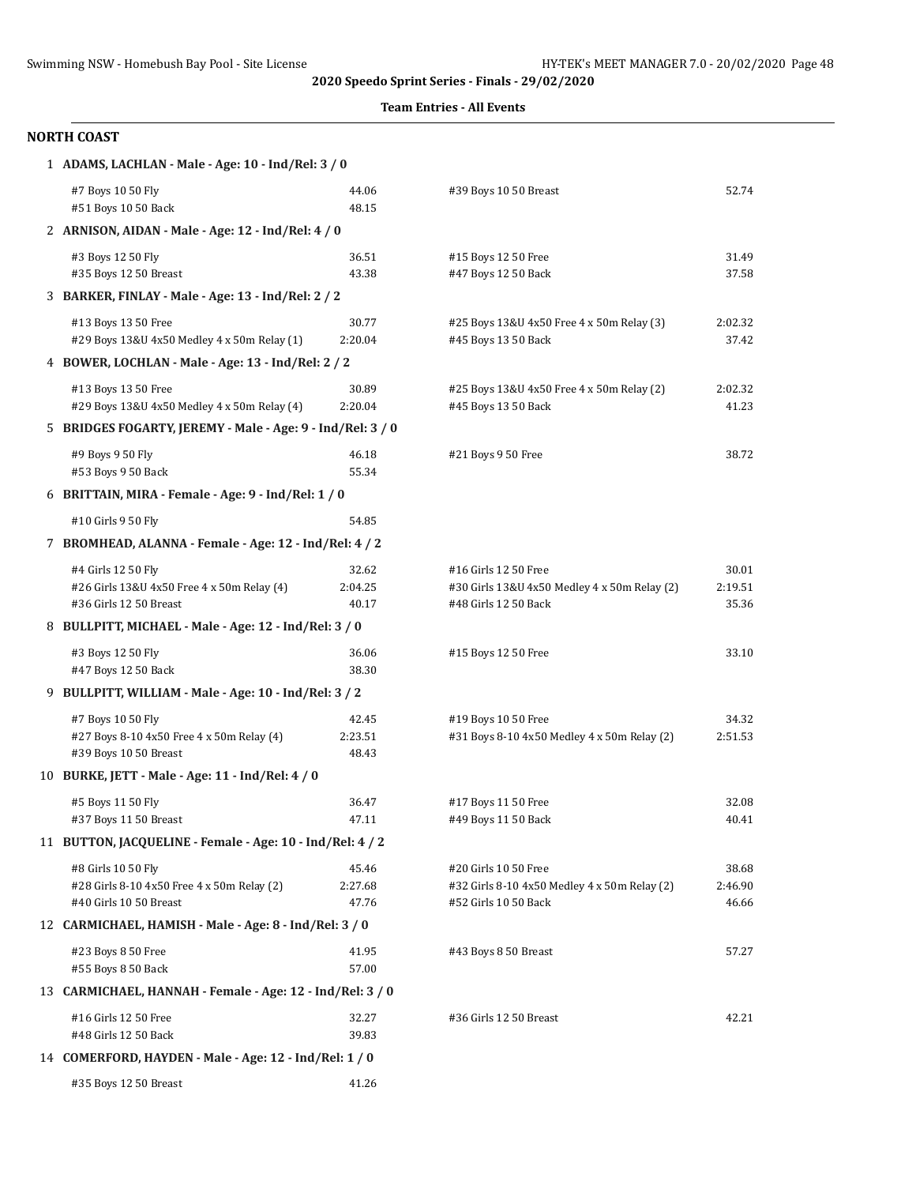**2020 Speedo Sprint Series - Finals - 29/02/2020**

**Team Entries - All Events**

## NORTH COAST

**1 ADAMS, LACHLAN - Male - Age: 10 - Ind/Rel: 3 / 0**

| | | | |
|---|---|---|---|
| #7 Boys 10 50 Fly | 44.06 | #39 Boys 10 50 Breast | 52.74 |
| #51 Boys 10 50 Back | 48.15 | | |

**2 ARNISON, AIDAN - Male - Age: 12 - Ind/Rel: 4 / 0**

| | | | |
|---|---|---|---|
| #3 Boys 12 50 Fly | 36.51 | #15 Boys 12 50 Free | 31.49 |
| #35 Boys 12 50 Breast | 43.38 | #47 Boys 12 50 Back | 37.58 |

**3 BARKER, FINLAY - Male - Age: 13 - Ind/Rel: 2 / 2**

| | | | |
|---|---|---|---|
| #13 Boys 13 50 Free | 30.77 | #25 Boys 13&U 4x50 Free 4 x 50m Relay (3) | 2:02.32 |
| #29 Boys 13&U 4x50 Medley 4 x 50m Relay (1) | 2:20.04 | #45 Boys 13 50 Back | 37.42 |

**4 BOWER, LOCHLAN - Male - Age: 13 - Ind/Rel: 2 / 2**

| | | | |
|---|---|---|---|
| #13 Boys 13 50 Free | 30.89 | #25 Boys 13&U 4x50 Free 4 x 50m Relay (2) | 2:02.32 |
| #29 Boys 13&U 4x50 Medley 4 x 50m Relay (4) | 2:20.04 | #45 Boys 13 50 Back | 41.23 |

**5 BRIDGES FOGARTY, JEREMY - Male - Age: 9 - Ind/Rel: 3 / 0**

| | | | |
|---|---|---|---|
| #9 Boys 9 50 Fly | 46.18 | #21 Boys 9 50 Free | 38.72 |
| #53 Boys 9 50 Back | 55.34 | | |

**6 BRITTAIN, MIRA - Female - Age: 9 - Ind/Rel: 1 / 0**

| | | | |
|---|---|---|---|
| #10 Girls 9 50 Fly | 54.85 | | |

**7 BROMHEAD, ALANNA - Female - Age: 12 - Ind/Rel: 4 / 2**

| | | | |
|---|---|---|---|
| #4 Girls 12 50 Fly | 32.62 | #16 Girls 12 50 Free | 30.01 |
| #26 Girls 13&U 4x50 Free 4 x 50m Relay (4) | 2:04.25 | #30 Girls 13&U 4x50 Medley 4 x 50m Relay (2) | 2:19.51 |
| #36 Girls 12 50 Breast | 40.17 | #48 Girls 12 50 Back | 35.36 |

**8 BULLPITT, MICHAEL - Male - Age: 12 - Ind/Rel: 3 / 0**

| | | | |
|---|---|---|---|
| #3 Boys 12 50 Fly | 36.06 | #15 Boys 12 50 Free | 33.10 |
| #47 Boys 12 50 Back | 38.30 | | |

**9 BULLPITT, WILLIAM - Male - Age: 10 - Ind/Rel: 3 / 2**

| | | | |
|---|---|---|---|
| #7 Boys 10 50 Fly | 42.45 | #19 Boys 10 50 Free | 34.32 |
| #27 Boys 8-10 4x50 Free 4 x 50m Relay (4) | 2:23.51 | #31 Boys 8-10 4x50 Medley 4 x 50m Relay (2) | 2:51.53 |
| #39 Boys 10 50 Breast | 48.43 | | |

**10 BURKE, JETT - Male - Age: 11 - Ind/Rel: 4 / 0**

| | | | |
|---|---|---|---|
| #5 Boys 11 50 Fly | 36.47 | #17 Boys 11 50 Free | 32.08 |
| #37 Boys 11 50 Breast | 47.11 | #49 Boys 11 50 Back | 40.41 |

**11 BUTTON, JACQUELINE - Female - Age: 10 - Ind/Rel: 4 / 2**

| | | | |
|---|---|---|---|
| #8 Girls 10 50 Fly | 45.46 | #20 Girls 10 50 Free | 38.68 |
| #28 Girls 8-10 4x50 Free 4 x 50m Relay (2) | 2:27.68 | #32 Girls 8-10 4x50 Medley 4 x 50m Relay (2) | 2:46.90 |
| #40 Girls 10 50 Breast | 47.76 | #52 Girls 10 50 Back | 46.66 |

**12 CARMICHAEL, HAMISH - Male - Age: 8 - Ind/Rel: 3 / 0**

| | | | |
|---|---|---|---|
| #23 Boys 8 50 Free | 41.95 | #43 Boys 8 50 Breast | 57.27 |
| #55 Boys 8 50 Back | 57.00 | | |

**13 CARMICHAEL, HANNAH - Female - Age: 12 - Ind/Rel: 3 / 0**

| | | | |
|---|---|---|---|
| #16 Girls 12 50 Free | 32.27 | #36 Girls 12 50 Breast | 42.21 |
| #48 Girls 12 50 Back | 39.83 | | |

**14 COMERFORD, HAYDEN - Male - Age: 12 - Ind/Rel: 1 / 0**

| | | | |
|---|---|---|---|
| #35 Boys 12 50 Breast | 41.26 | | |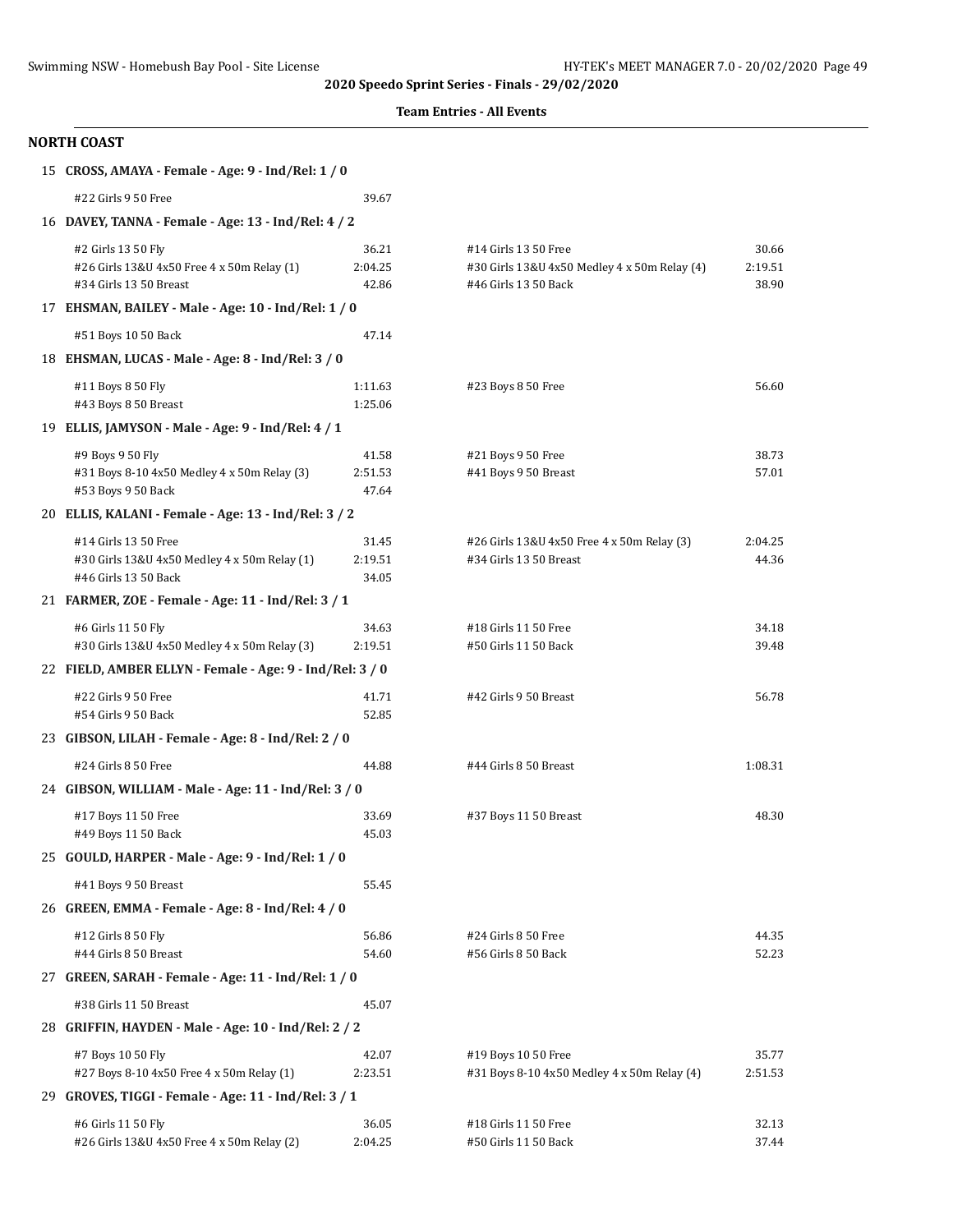2020 Speedo Sprint Series - Finals - 29/02/2020

**Team Entries - All Events**

## NORTH COAST

15 **CROSS, AMAYA - Female - Age: 9 - Ind/Rel: 1 / 0**

| | | | |
|---|---|---|---|
| #22 Girls 9 50 Free | 39.67 | | |

16 **DAVEY, TANNA - Female - Age: 13 - Ind/Rel: 4 / 2**

| | | | |
|---|---|---|---|
| #2 Girls 13 50 Fly | 36.21 | #14 Girls 13 50 Free | 30.66 |
| #26 Girls 13&U 4x50 Free 4 x 50m Relay (1) | 2:04.25 | #30 Girls 13&U 4x50 Medley 4 x 50m Relay (4) | 2:19.51 |
| #34 Girls 13 50 Breast | 42.86 | #46 Girls 13 50 Back | 38.90 |

17 **EHSMAN, BAILEY - Male - Age: 10 - Ind/Rel: 1 / 0**

| | | | |
|---|---|---|---|
| #51 Boys 10 50 Back | 47.14 | | |

18 **EHSMAN, LUCAS - Male - Age: 8 - Ind/Rel: 3 / 0**

| | | | |
|---|---|---|---|
| #11 Boys 8 50 Fly | 1:11.63 | #23 Boys 8 50 Free | 56.60 |
| #43 Boys 8 50 Breast | 1:25.06 | | |

19 **ELLIS, JAMYSON - Male - Age: 9 - Ind/Rel: 4 / 1**

| | | | |
|---|---|---|---|
| #9 Boys 9 50 Fly | 41.58 | #21 Boys 9 50 Free | 38.73 |
| #31 Boys 8-10 4x50 Medley 4 x 50m Relay (3) | 2:51.53 | #41 Boys 9 50 Breast | 57.01 |
| #53 Boys 9 50 Back | 47.64 | | |

20 **ELLIS, KALANI - Female - Age: 13 - Ind/Rel: 3 / 2**

| | | | |
|---|---|---|---|
| #14 Girls 13 50 Free | 31.45 | #26 Girls 13&U 4x50 Free 4 x 50m Relay (3) | 2:04.25 |
| #30 Girls 13&U 4x50 Medley 4 x 50m Relay (1) | 2:19.51 | #34 Girls 13 50 Breast | 44.36 |
| #46 Girls 13 50 Back | 34.05 | | |

21 **FARMER, ZOE - Female - Age: 11 - Ind/Rel: 3 / 1**

| | | | |
|---|---|---|---|
| #6 Girls 11 50 Fly | 34.63 | #18 Girls 11 50 Free | 34.18 |
| #30 Girls 13&U 4x50 Medley 4 x 50m Relay (3) | 2:19.51 | #50 Girls 11 50 Back | 39.48 |

22 **FIELD, AMBER ELLYN - Female - Age: 9 - Ind/Rel: 3 / 0**

| | | | |
|---|---|---|---|
| #22 Girls 9 50 Free | 41.71 | #42 Girls 9 50 Breast | 56.78 |
| #54 Girls 9 50 Back | 52.85 | | |

23 **GIBSON, LILAH - Female - Age: 8 - Ind/Rel: 2 / 0**

| | | | |
|---|---|---|---|
| #24 Girls 8 50 Free | 44.88 | #44 Girls 8 50 Breast | 1:08.31 |

24 **GIBSON, WILLIAM - Male - Age: 11 - Ind/Rel: 3 / 0**

| | | | |
|---|---|---|---|
| #17 Boys 11 50 Free | 33.69 | #37 Boys 11 50 Breast | 48.30 |
| #49 Boys 11 50 Back | 45.03 | | |

25 **GOULD, HARPER - Male - Age: 9 - Ind/Rel: 1 / 0**

| | | | |
|---|---|---|---|
| #41 Boys 9 50 Breast | 55.45 | | |

26 **GREEN, EMMA - Female - Age: 8 - Ind/Rel: 4 / 0**

| | | | |
|---|---|---|---|
| #12 Girls 8 50 Fly | 56.86 | #24 Girls 8 50 Free | 44.35 |
| #44 Girls 8 50 Breast | 54.60 | #56 Girls 8 50 Back | 52.23 |

27 **GREEN, SARAH - Female - Age: 11 - Ind/Rel: 1 / 0**

| | | | |
|---|---|---|---|
| #38 Girls 11 50 Breast | 45.07 | | |

28 **GRIFFIN, HAYDEN - Male - Age: 10 - Ind/Rel: 2 / 2**

| | | | |
|---|---|---|---|
| #7 Boys 10 50 Fly | 42.07 | #19 Boys 10 50 Free | 35.77 |
| #27 Boys 8-10 4x50 Free 4 x 50m Relay (1) | 2:23.51 | #31 Boys 8-10 4x50 Medley 4 x 50m Relay (4) | 2:51.53 |

29 **GROVES, TIGGI - Female - Age: 11 - Ind/Rel: 3 / 1**

| | | | |
|---|---|---|---|
| #6 Girls 11 50 Fly | 36.05 | #18 Girls 11 50 Free | 32.13 |
| #26 Girls 13&U 4x50 Free 4 x 50m Relay (2) | 2:04.25 | #50 Girls 11 50 Back | 37.44 |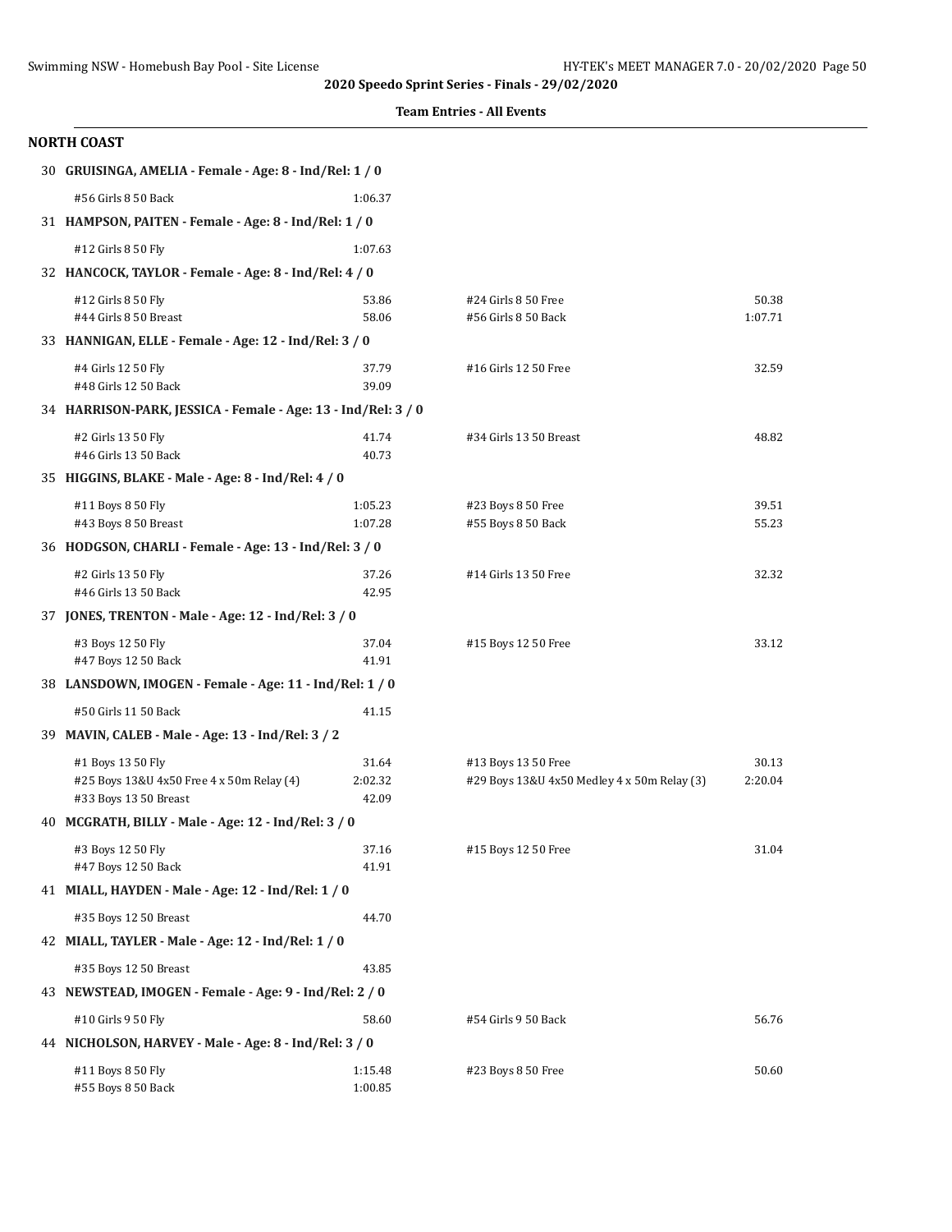**2020 Speedo Sprint Series - Finals - 29/02/2020**

**Team Entries - All Events**

## NORTH COAST

**30 GRUISINGA, AMELIA - Female - Age: 8 - Ind/Rel: 1 / 0**

| Event | Time | Event | Time |
|---|---|---|---|
| #56 Girls 8 50 Back | 1:06.37 | | |

**31 HAMPSON, PAITEN - Female - Age: 8 - Ind/Rel: 1 / 0**

| Event | Time | Event | Time |
|---|---|---|---|
| #12 Girls 8 50 Fly | 1:07.63 | | |

**32 HANCOCK, TAYLOR - Female - Age: 8 - Ind/Rel: 4 / 0**

| Event | Time | Event | Time |
|---|---|---|---|
| #12 Girls 8 50 Fly | 53.86 | #24 Girls 8 50 Free | 50.38 |
| #44 Girls 8 50 Breast | 58.06 | #56 Girls 8 50 Back | 1:07.71 |

**33 HANNIGAN, ELLE - Female - Age: 12 - Ind/Rel: 3 / 0**

| Event | Time | Event | Time |
|---|---|---|---|
| #4 Girls 12 50 Fly | 37.79 | #16 Girls 12 50 Free | 32.59 |
| #48 Girls 12 50 Back | 39.09 | | |

**34 HARRISON-PARK, JESSICA - Female - Age: 13 - Ind/Rel: 3 / 0**

| Event | Time | Event | Time |
|---|---|---|---|
| #2 Girls 13 50 Fly | 41.74 | #34 Girls 13 50 Breast | 48.82 |
| #46 Girls 13 50 Back | 40.73 | | |

**35 HIGGINS, BLAKE - Male - Age: 8 - Ind/Rel: 4 / 0**

| Event | Time | Event | Time |
|---|---|---|---|
| #11 Boys 8 50 Fly | 1:05.23 | #23 Boys 8 50 Free | 39.51 |
| #43 Boys 8 50 Breast | 1:07.28 | #55 Boys 8 50 Back | 55.23 |

**36 HODGSON, CHARLI - Female - Age: 13 - Ind/Rel: 3 / 0**

| Event | Time | Event | Time |
|---|---|---|---|
| #2 Girls 13 50 Fly | 37.26 | #14 Girls 13 50 Free | 32.32 |
| #46 Girls 13 50 Back | 42.95 | | |

**37 JONES, TRENTON - Male - Age: 12 - Ind/Rel: 3 / 0**

| Event | Time | Event | Time |
|---|---|---|---|
| #3 Boys 12 50 Fly | 37.04 | #15 Boys 12 50 Free | 33.12 |
| #47 Boys 12 50 Back | 41.91 | | |

**38 LANSDOWN, IMOGEN - Female - Age: 11 - Ind/Rel: 1 / 0**

| Event | Time | Event | Time |
|---|---|---|---|
| #50 Girls 11 50 Back | 41.15 | | |

**39 MAVIN, CALEB - Male - Age: 13 - Ind/Rel: 3 / 2**

| Event | Time | Event | Time |
|---|---|---|---|
| #1 Boys 13 50 Fly | 31.64 | #13 Boys 13 50 Free | 30.13 |
| #25 Boys 13&U 4x50 Free 4 x 50m Relay (4) | 2:02.32 | #29 Boys 13&U 4x50 Medley 4 x 50m Relay (3) | 2:20.04 |
| #33 Boys 13 50 Breast | 42.09 | | |

**40 MCGRATH, BILLY - Male - Age: 12 - Ind/Rel: 3 / 0**

| Event | Time | Event | Time |
|---|---|---|---|
| #3 Boys 12 50 Fly | 37.16 | #15 Boys 12 50 Free | 31.04 |
| #47 Boys 12 50 Back | 41.91 | | |

**41 MIALL, HAYDEN - Male - Age: 12 - Ind/Rel: 1 / 0**

| Event | Time | Event | Time |
|---|---|---|---|
| #35 Boys 12 50 Breast | 44.70 | | |

**42 MIALL, TAYLER - Male - Age: 12 - Ind/Rel: 1 / 0**

| Event | Time | Event | Time |
|---|---|---|---|
| #35 Boys 12 50 Breast | 43.85 | | |

**43 NEWSTEAD, IMOGEN - Female - Age: 9 - Ind/Rel: 2 / 0**

| Event | Time | Event | Time |
|---|---|---|---|
| #10 Girls 9 50 Fly | 58.60 | #54 Girls 9 50 Back | 56.76 |

**44 NICHOLSON, HARVEY - Male - Age: 8 - Ind/Rel: 3 / 0**

| Event | Time | Event | Time |
|---|---|---|---|
| #11 Boys 8 50 Fly | 1:15.48 | #23 Boys 8 50 Free | 50.60 |
| #55 Boys 8 50 Back | 1:00.85 | | |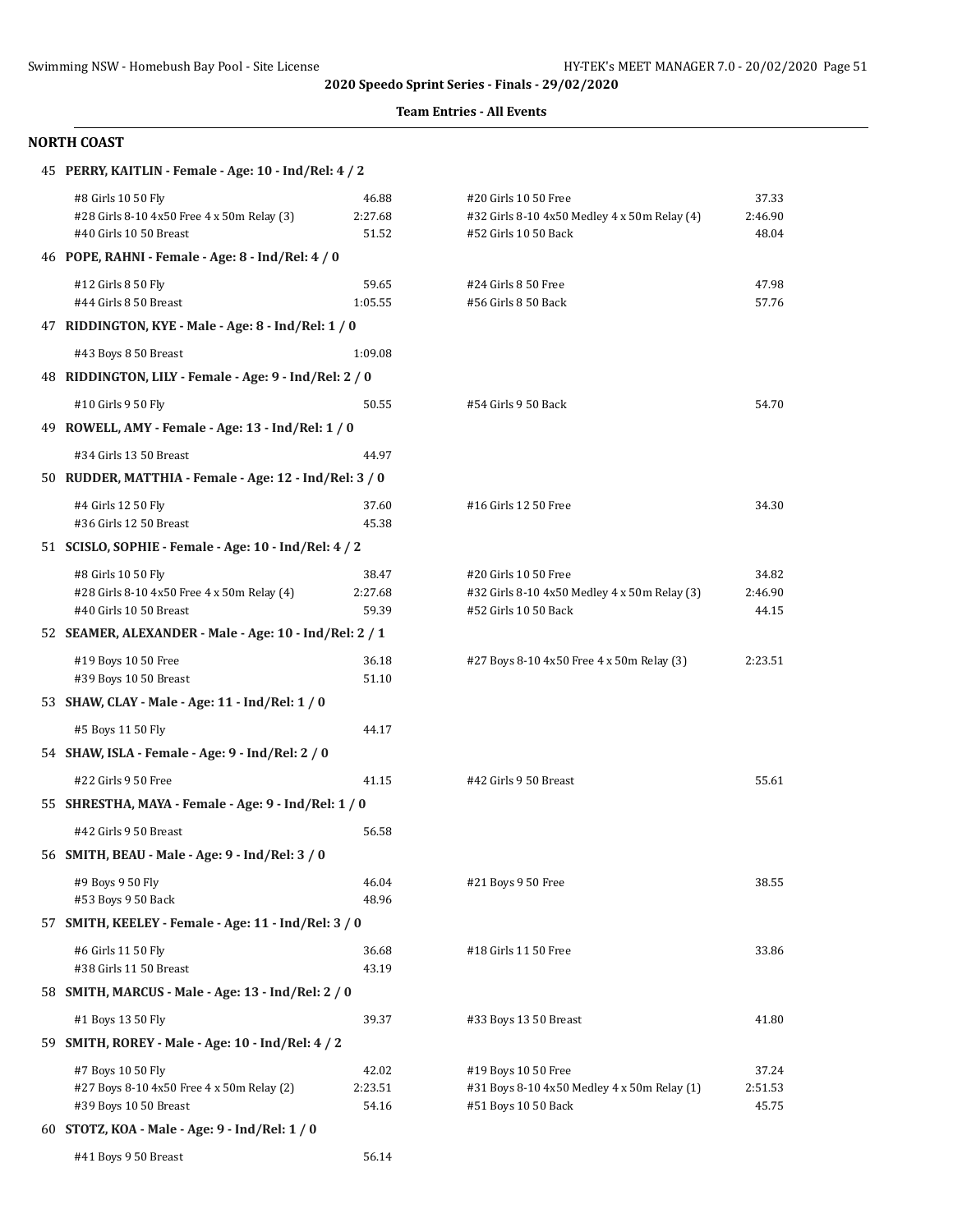**2020 Speedo Sprint Series - Finals - 29/02/2020**

**Team Entries - All Events**

## NORTH COAST

**45 PERRY, KAITLIN - Female - Age: 10 - Ind/Rel: 4 / 2**

| Event | Time | Event | Time |
|---|---|---|---|
| #8 Girls 10 50 Fly | 46.88 | #20 Girls 10 50 Free | 37.33 |
| #28 Girls 8-10 4x50 Free 4 x 50m Relay (3) | 2:27.68 | #32 Girls 8-10 4x50 Medley 4 x 50m Relay (4) | 2:46.90 |
| #40 Girls 10 50 Breast | 51.52 | #52 Girls 10 50 Back | 48.04 |

**46 POPE, RAHNI - Female - Age: 8 - Ind/Rel: 4 / 0**

| Event | Time | Event | Time |
|---|---|---|---|
| #12 Girls 8 50 Fly | 59.65 | #24 Girls 8 50 Free | 47.98 |
| #44 Girls 8 50 Breast | 1:05.55 | #56 Girls 8 50 Back | 57.76 |

**47 RIDDINGTON, KYE - Male - Age: 8 - Ind/Rel: 1 / 0**

| Event | Time |
|---|---|
| #43 Boys 8 50 Breast | 1:09.08 |

**48 RIDDINGTON, LILY - Female - Age: 9 - Ind/Rel: 2 / 0**

| Event | Time | Event | Time |
|---|---|---|---|
| #10 Girls 9 50 Fly | 50.55 | #54 Girls 9 50 Back | 54.70 |

**49 ROWELL, AMY - Female - Age: 13 - Ind/Rel: 1 / 0**

| Event | Time |
|---|---|
| #34 Girls 13 50 Breast | 44.97 |

**50 RUDDER, MATTHIA - Female - Age: 12 - Ind/Rel: 3 / 0**

| Event | Time | Event | Time |
|---|---|---|---|
| #4 Girls 12 50 Fly | 37.60 | #16 Girls 12 50 Free | 34.30 |
| #36 Girls 12 50 Breast | 45.38 | | |

**51 SCISLO, SOPHIE - Female - Age: 10 - Ind/Rel: 4 / 2**

| Event | Time | Event | Time |
|---|---|---|---|
| #8 Girls 10 50 Fly | 38.47 | #20 Girls 10 50 Free | 34.82 |
| #28 Girls 8-10 4x50 Free 4 x 50m Relay (4) | 2:27.68 | #32 Girls 8-10 4x50 Medley 4 x 50m Relay (3) | 2:46.90 |
| #40 Girls 10 50 Breast | 59.39 | #52 Girls 10 50 Back | 44.15 |

**52 SEAMER, ALEXANDER - Male - Age: 10 - Ind/Rel: 2 / 1**

| Event | Time | Event | Time |
|---|---|---|---|
| #19 Boys 10 50 Free | 36.18 | #27 Boys 8-10 4x50 Free 4 x 50m Relay (3) | 2:23.51 |
| #39 Boys 10 50 Breast | 51.10 | | |

**53 SHAW, CLAY - Male - Age: 11 - Ind/Rel: 1 / 0**

| Event | Time |
|---|---|
| #5 Boys 11 50 Fly | 44.17 |

**54 SHAW, ISLA - Female - Age: 9 - Ind/Rel: 2 / 0**

| Event | Time | Event | Time |
|---|---|---|---|
| #22 Girls 9 50 Free | 41.15 | #42 Girls 9 50 Breast | 55.61 |

**55 SHRESTHA, MAYA - Female - Age: 9 - Ind/Rel: 1 / 0**

| Event | Time |
|---|---|
| #42 Girls 9 50 Breast | 56.58 |

**56 SMITH, BEAU - Male - Age: 9 - Ind/Rel: 3 / 0**

| Event | Time | Event | Time |
|---|---|---|---|
| #9 Boys 9 50 Fly | 46.04 | #21 Boys 9 50 Free | 38.55 |
| #53 Boys 9 50 Back | 48.96 | | |

**57 SMITH, KEELEY - Female - Age: 11 - Ind/Rel: 3 / 0**

| Event | Time | Event | Time |
|---|---|---|---|
| #6 Girls 11 50 Fly | 36.68 | #18 Girls 11 50 Free | 33.86 |
| #38 Girls 11 50 Breast | 43.19 | | |

**58 SMITH, MARCUS - Male - Age: 13 - Ind/Rel: 2 / 0**

| Event | Time | Event | Time |
|---|---|---|---|
| #1 Boys 13 50 Fly | 39.37 | #33 Boys 13 50 Breast | 41.80 |

**59 SMITH, ROREY - Male - Age: 10 - Ind/Rel: 4 / 2**

| Event | Time | Event | Time |
|---|---|---|---|
| #7 Boys 10 50 Fly | 42.02 | #19 Boys 10 50 Free | 37.24 |
| #27 Boys 8-10 4x50 Free 4 x 50m Relay (2) | 2:23.51 | #31 Boys 8-10 4x50 Medley 4 x 50m Relay (1) | 2:51.53 |
| #39 Boys 10 50 Breast | 54.16 | #51 Boys 10 50 Back | 45.75 |

**60 STOTZ, KOA - Male - Age: 9 - Ind/Rel: 1 / 0**

| Event | Time |
|---|---|
| #41 Boys 9 50 Breast | 56.14 |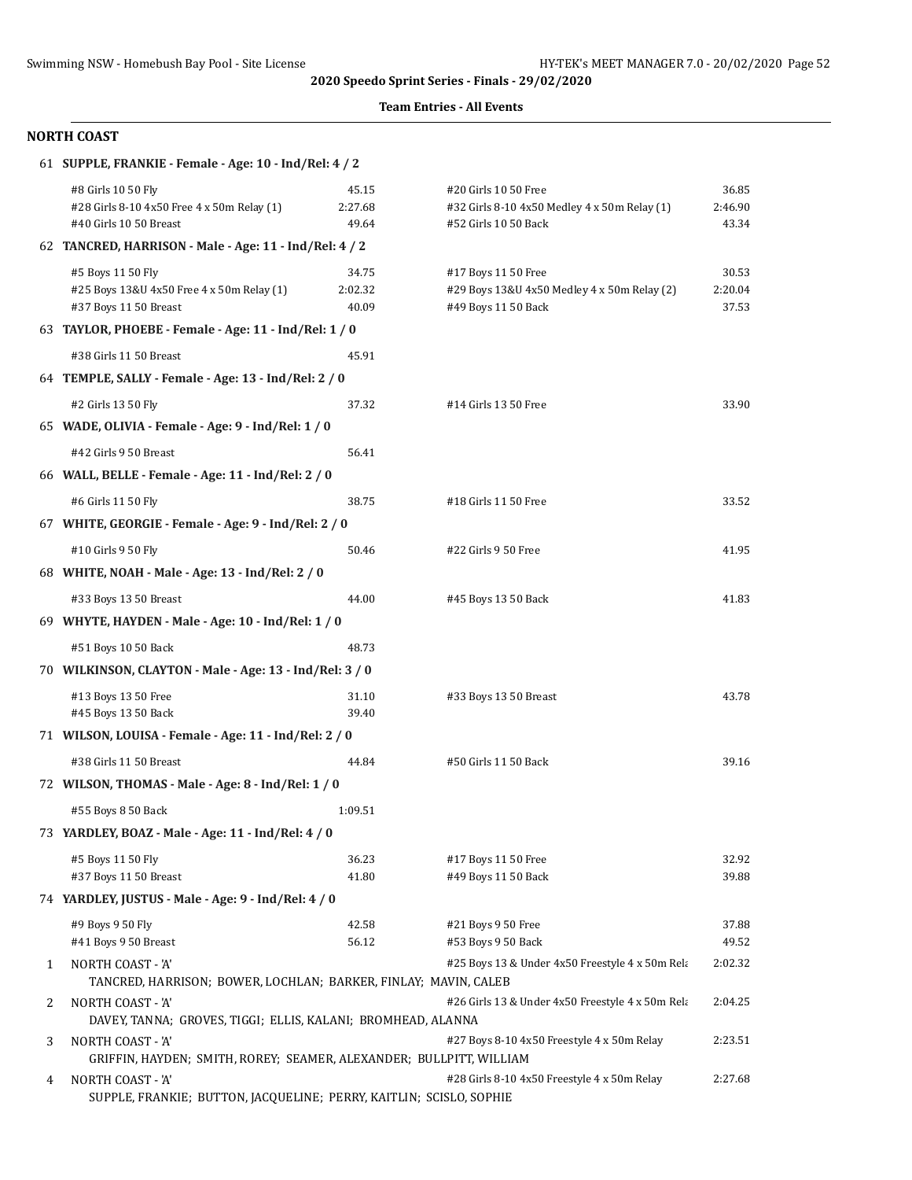**2020 Speedo Sprint Series - Finals - 29/02/2020**

**Team Entries - All Events**

## NORTH COAST

**61 SUPPLE, FRANKIE - Female - Age: 10 - Ind/Rel: 4 / 2**

| | | | |
|---|---|---|---|
| #8 Girls 10 50 Fly | 45.15 | #20 Girls 10 50 Free | 36.85 |
| #28 Girls 8-10 4x50 Free 4 x 50m Relay (1) | 2:27.68 | #32 Girls 8-10 4x50 Medley 4 x 50m Relay (1) | 2:46.90 |
| #40 Girls 10 50 Breast | 49.64 | #52 Girls 10 50 Back | 43.34 |

**62 TANCRED, HARRISON - Male - Age: 11 - Ind/Rel: 4 / 2**

| | | | |
|---|---|---|---|
| #5 Boys 11 50 Fly | 34.75 | #17 Boys 11 50 Free | 30.53 |
| #25 Boys 13&U 4x50 Free 4 x 50m Relay (1) | 2:02.32 | #29 Boys 13&U 4x50 Medley 4 x 50m Relay (2) | 2:20.04 |
| #37 Boys 11 50 Breast | 40.09 | #49 Boys 11 50 Back | 37.53 |

**63 TAYLOR, PHOEBE - Female - Age: 11 - Ind/Rel: 1 / 0**

| | |
|---|---|
| #38 Girls 11 50 Breast | 45.91 |

**64 TEMPLE, SALLY - Female - Age: 13 - Ind/Rel: 2 / 0**

| | | | |
|---|---|---|---|
| #2 Girls 13 50 Fly | 37.32 | #14 Girls 13 50 Free | 33.90 |

**65 WADE, OLIVIA - Female - Age: 9 - Ind/Rel: 1 / 0**

| | |
|---|---|
| #42 Girls 9 50 Breast | 56.41 |

**66 WALL, BELLE - Female - Age: 11 - Ind/Rel: 2 / 0**

| | | | |
|---|---|---|---|
| #6 Girls 11 50 Fly | 38.75 | #18 Girls 11 50 Free | 33.52 |

**67 WHITE, GEORGIE - Female - Age: 9 - Ind/Rel: 2 / 0**

| | | | |
|---|---|---|---|
| #10 Girls 9 50 Fly | 50.46 | #22 Girls 9 50 Free | 41.95 |

**68 WHITE, NOAH - Male - Age: 13 - Ind/Rel: 2 / 0**

| | | | |
|---|---|---|---|
| #33 Boys 13 50 Breast | 44.00 | #45 Boys 13 50 Back | 41.83 |

**69 WHYTE, HAYDEN - Male - Age: 10 - Ind/Rel: 1 / 0**

| | |
|---|---|
| #51 Boys 10 50 Back | 48.73 |

**70 WILKINSON, CLAYTON - Male - Age: 13 - Ind/Rel: 3 / 0**

| | | | |
|---|---|---|---|
| #13 Boys 13 50 Free | 31.10 | #33 Boys 13 50 Breast | 43.78 |
| #45 Boys 13 50 Back | 39.40 | | |

**71 WILSON, LOUISA - Female - Age: 11 - Ind/Rel: 2 / 0**

| | | | |
|---|---|---|---|
| #38 Girls 11 50 Breast | 44.84 | #50 Girls 11 50 Back | 39.16 |

**72 WILSON, THOMAS - Male - Age: 8 - Ind/Rel: 1 / 0**

| | |
|---|---|
| #55 Boys 8 50 Back | 1:09.51 |

**73 YARDLEY, BOAZ - Male - Age: 11 - Ind/Rel: 4 / 0**

| | | | |
|---|---|---|---|
| #5 Boys 11 50 Fly | 36.23 | #17 Boys 11 50 Free | 32.92 |
| #37 Boys 11 50 Breast | 41.80 | #49 Boys 11 50 Back | 39.88 |

**74 YARDLEY, JUSTUS - Male - Age: 9 - Ind/Rel: 4 / 0**

| | | | |
|---|---|---|---|
| #9 Boys 9 50 Fly | 42.58 | #21 Boys 9 50 Free | 37.88 |
| #41 Boys 9 50 Breast | 56.12 | #53 Boys 9 50 Back | 49.52 |

1 NORTH COAST - 'A' — #25 Boys 13 & Under 4x50 Freestyle 4 x 50m Rela — 2:02.32
TANCRED, HARRISON; BOWER, LOCHLAN; BARKER, FINLAY; MAVIN, CALEB

2 NORTH COAST - 'A' — #26 Girls 13 & Under 4x50 Freestyle 4 x 50m Rela — 2:04.25
DAVEY, TANNA; GROVES, TIGGI; ELLIS, KALANI; BROMHEAD, ALANNA

3 NORTH COAST - 'A' — #27 Boys 8-10 4x50 Freestyle 4 x 50m Relay — 2:23.51
GRIFFIN, HAYDEN; SMITH, ROREY; SEAMER, ALEXANDER; BULLPITT, WILLIAM

4 NORTH COAST - 'A' — #28 Girls 8-10 4x50 Freestyle 4 x 50m Relay — 2:27.68
SUPPLE, FRANKIE; BUTTON, JACQUELINE; PERRY, KAITLIN; SCISLO, SOPHIE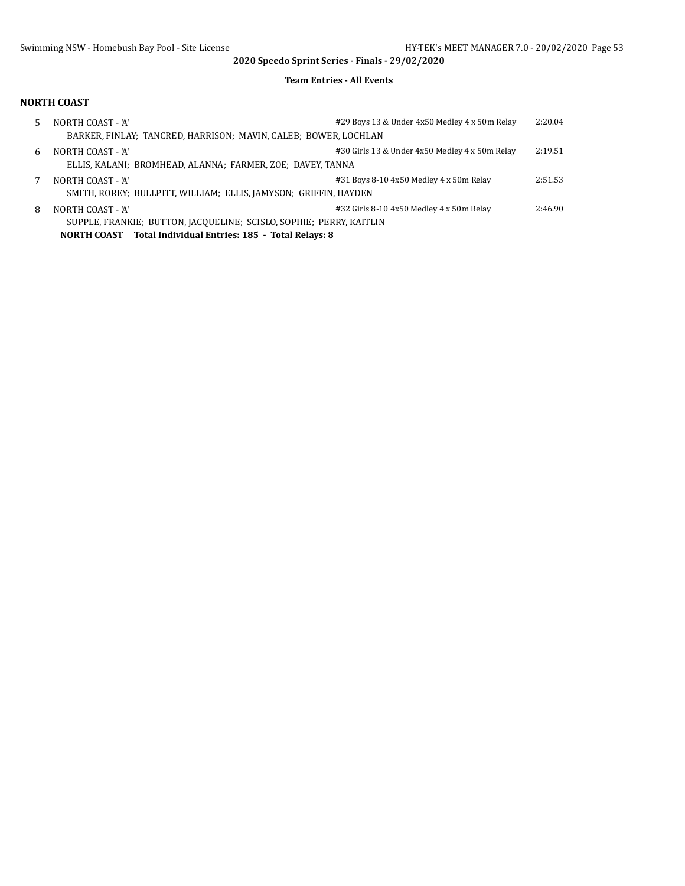**2020 Speedo Sprint Series - Finals - 29/02/2020**

**Team Entries - All Events**

## NORTH COAST

| | Team | Event | Time |
|---|---|---|---|
| 5 | NORTH COAST - 'A' | #29 Boys 13 & Under 4x50 Medley 4 x 50m Relay | 2:20.04 |
| | BARKER, FINLAY; TANCRED, HARRISON; MAVIN, CALEB; BOWER, LOCHLAN | | |
| 6 | NORTH COAST - 'A' | #30 Girls 13 & Under 4x50 Medley 4 x 50m Relay | 2:19.51 |
| | ELLIS, KALANI; BROMHEAD, ALANNA; FARMER, ZOE; DAVEY, TANNA | | |
| 7 | NORTH COAST - 'A' | #31 Boys 8-10 4x50 Medley 4 x 50m Relay | 2:51.53 |
| | SMITH, ROREY; BULLPITT, WILLIAM; ELLIS, JAMYSON; GRIFFIN, HAYDEN | | |
| 8 | NORTH COAST - 'A' | #32 Girls 8-10 4x50 Medley 4 x 50m Relay | 2:46.90 |
| | SUPPLE, FRANKIE; BUTTON, JACQUELINE; SCISLO, SOPHIE; PERRY, KAITLIN | | |

**NORTH COAST Total Individual Entries: 185 - Total Relays: 8**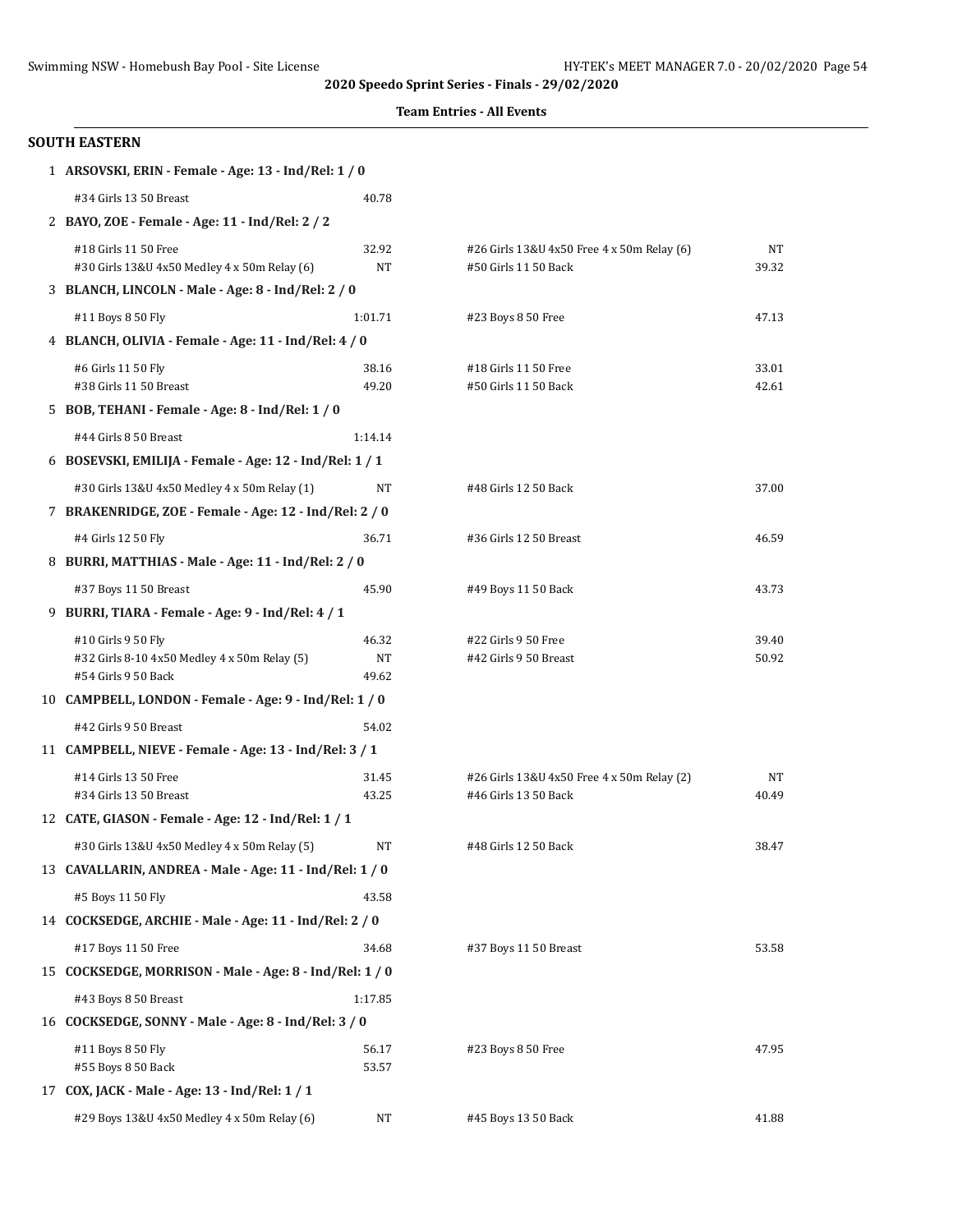**2020 Speedo Sprint Series - Finals - 29/02/2020**

**Team Entries - All Events**

## SOUTH EASTERN

**1 ARSOVSKI, ERIN - Female - Age: 13 - Ind/Rel: 1 / 0**

| Event | Time | Event | Time |
|---|---|---|---|
| #34 Girls 13 50 Breast | 40.78 | | |

**2 BAYO, ZOE - Female - Age: 11 - Ind/Rel: 2 / 2**

| Event | Time | Event | Time |
|---|---|---|---|
| #18 Girls 11 50 Free | 32.92 | #26 Girls 13&U 4x50 Free 4 x 50m Relay (6) | NT |
| #30 Girls 13&U 4x50 Medley 4 x 50m Relay (6) | NT | #50 Girls 11 50 Back | 39.32 |

**3 BLANCH, LINCOLN - Male - Age: 8 - Ind/Rel: 2 / 0**

| Event | Time | Event | Time |
|---|---|---|---|
| #11 Boys 8 50 Fly | 1:01.71 | #23 Boys 8 50 Free | 47.13 |

**4 BLANCH, OLIVIA - Female - Age: 11 - Ind/Rel: 4 / 0**

| Event | Time | Event | Time |
|---|---|---|---|
| #6 Girls 11 50 Fly | 38.16 | #18 Girls 11 50 Free | 33.01 |
| #38 Girls 11 50 Breast | 49.20 | #50 Girls 11 50 Back | 42.61 |

**5 BOB, TEHANI - Female - Age: 8 - Ind/Rel: 1 / 0**

| Event | Time | Event | Time |
|---|---|---|---|
| #44 Girls 8 50 Breast | 1:14.14 | | |

**6 BOSEVSKI, EMILIJA - Female - Age: 12 - Ind/Rel: 1 / 1**

| Event | Time | Event | Time |
|---|---|---|---|
| #30 Girls 13&U 4x50 Medley 4 x 50m Relay (1) | NT | #48 Girls 12 50 Back | 37.00 |

**7 BRAKENRIDGE, ZOE - Female - Age: 12 - Ind/Rel: 2 / 0**

| Event | Time | Event | Time |
|---|---|---|---|
| #4 Girls 12 50 Fly | 36.71 | #36 Girls 12 50 Breast | 46.59 |

**8 BURRI, MATTHIAS - Male - Age: 11 - Ind/Rel: 2 / 0**

| Event | Time | Event | Time |
|---|---|---|---|
| #37 Boys 11 50 Breast | 45.90 | #49 Boys 11 50 Back | 43.73 |

**9 BURRI, TIARA - Female - Age: 9 - Ind/Rel: 4 / 1**

| Event | Time | Event | Time |
|---|---|---|---|
| #10 Girls 9 50 Fly | 46.32 | #22 Girls 9 50 Free | 39.40 |
| #32 Girls 8-10 4x50 Medley 4 x 50m Relay (5) | NT | #42 Girls 9 50 Breast | 50.92 |
| #54 Girls 9 50 Back | 49.62 | | |

**10 CAMPBELL, LONDON - Female - Age: 9 - Ind/Rel: 1 / 0**

| Event | Time | Event | Time |
|---|---|---|---|
| #42 Girls 9 50 Breast | 54.02 | | |

**11 CAMPBELL, NIEVE - Female - Age: 13 - Ind/Rel: 3 / 1**

| Event | Time | Event | Time |
|---|---|---|---|
| #14 Girls 13 50 Free | 31.45 | #26 Girls 13&U 4x50 Free 4 x 50m Relay (2) | NT |
| #34 Girls 13 50 Breast | 43.25 | #46 Girls 13 50 Back | 40.49 |

**12 CATE, GIASON - Female - Age: 12 - Ind/Rel: 1 / 1**

| Event | Time | Event | Time |
|---|---|---|---|
| #30 Girls 13&U 4x50 Medley 4 x 50m Relay (5) | NT | #48 Girls 12 50 Back | 38.47 |

**13 CAVALLARIN, ANDREA - Male - Age: 11 - Ind/Rel: 1 / 0**

| Event | Time | Event | Time |
|---|---|---|---|
| #5 Boys 11 50 Fly | 43.58 | | |

**14 COCKSEDGE, ARCHIE - Male - Age: 11 - Ind/Rel: 2 / 0**

| Event | Time | Event | Time |
|---|---|---|---|
| #17 Boys 11 50 Free | 34.68 | #37 Boys 11 50 Breast | 53.58 |

**15 COCKSEDGE, MORRISON - Male - Age: 8 - Ind/Rel: 1 / 0**

| Event | Time | Event | Time |
|---|---|---|---|
| #43 Boys 8 50 Breast | 1:17.85 | | |

**16 COCKSEDGE, SONNY - Male - Age: 8 - Ind/Rel: 3 / 0**

| Event | Time | Event | Time |
|---|---|---|---|
| #11 Boys 8 50 Fly | 56.17 | #23 Boys 8 50 Free | 47.95 |
| #55 Boys 8 50 Back | 53.57 | | |

**17 COX, JACK - Male - Age: 13 - Ind/Rel: 1 / 1**

| Event | Time | Event | Time |
|---|---|---|---|
| #29 Boys 13&U 4x50 Medley 4 x 50m Relay (6) | NT | #45 Boys 13 50 Back | 41.88 |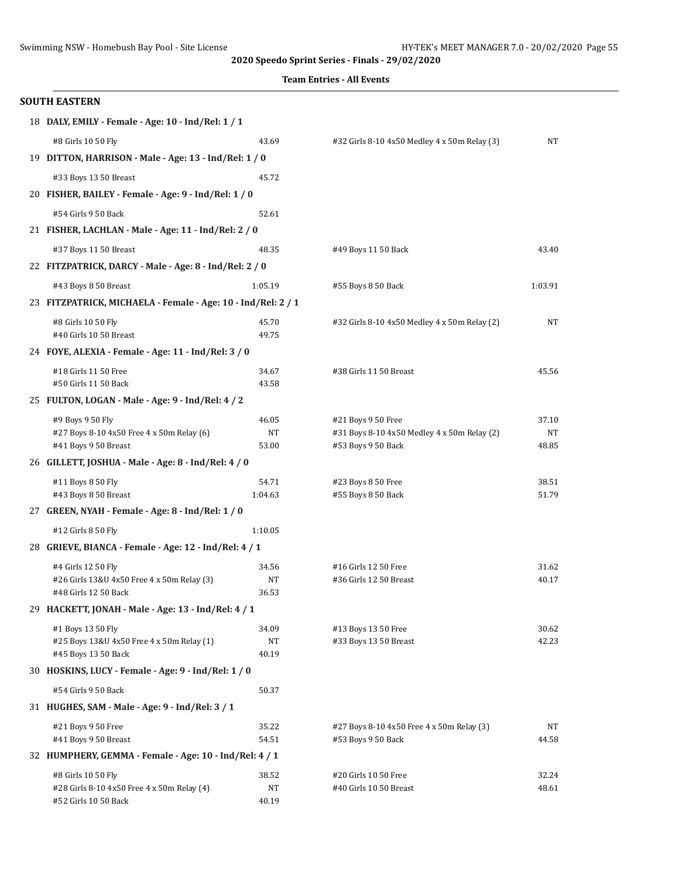**2020 Speedo Sprint Series - Finals - 29/02/2020**

**Team Entries - All Events**

## SOUTH EASTERN

**18 DALY, EMILY - Female - Age: 10 - Ind/Rel: 1 / 1**

| | | | |
|---|---|---|---|
| #8 Girls 10 50 Fly | 43.69 | #32 Girls 8-10 4x50 Medley 4 x 50m Relay (3) | NT |

**19 DITTON, HARRISON - Male - Age: 13 - Ind/Rel: 1 / 0**

| | | | |
|---|---|---|---|
| #33 Boys 13 50 Breast | 45.72 | | |

**20 FISHER, BAILEY - Female - Age: 9 - Ind/Rel: 1 / 0**

| | | | |
|---|---|---|---|
| #54 Girls 9 50 Back | 52.61 | | |

**21 FISHER, LACHLAN - Male - Age: 11 - Ind/Rel: 2 / 0**

| | | | |
|---|---|---|---|
| #37 Boys 11 50 Breast | 48.35 | #49 Boys 11 50 Back | 43.40 |

**22 FITZPATRICK, DARCY - Male - Age: 8 - Ind/Rel: 2 / 0**

| | | | |
|---|---|---|---|
| #43 Boys 8 50 Breast | 1:05.19 | #55 Boys 8 50 Back | 1:03.91 |

**23 FITZPATRICK, MICHAELA - Female - Age: 10 - Ind/Rel: 2 / 1**

| | | | |
|---|---|---|---|
| #8 Girls 10 50 Fly | 45.70 | #32 Girls 8-10 4x50 Medley 4 x 50m Relay (2) | NT |
| #40 Girls 10 50 Breast | 49.75 | | |

**24 FOYE, ALEXIA - Female - Age: 11 - Ind/Rel: 3 / 0**

| | | | |
|---|---|---|---|
| #18 Girls 11 50 Free | 34.67 | #38 Girls 11 50 Breast | 45.56 |
| #50 Girls 11 50 Back | 43.58 | | |

**25 FULTON, LOGAN - Male - Age: 9 - Ind/Rel: 4 / 2**

| | | | |
|---|---|---|---|
| #9 Boys 9 50 Fly | 46.05 | #21 Boys 9 50 Free | 37.10 |
| #27 Boys 8-10 4x50 Free 4 x 50m Relay (6) | NT | #31 Boys 8-10 4x50 Medley 4 x 50m Relay (2) | NT |
| #41 Boys 9 50 Breast | 53.00 | #53 Boys 9 50 Back | 48.85 |

**26 GILLETT, JOSHUA - Male - Age: 8 - Ind/Rel: 4 / 0**

| | | | |
|---|---|---|---|
| #11 Boys 8 50 Fly | 54.71 | #23 Boys 8 50 Free | 38.51 |
| #43 Boys 8 50 Breast | 1:04.63 | #55 Boys 8 50 Back | 51.79 |

**27 GREEN, NYAH - Female - Age: 8 - Ind/Rel: 1 / 0**

| | | | |
|---|---|---|---|
| #12 Girls 8 50 Fly | 1:10.05 | | |

**28 GRIEVE, BIANCA - Female - Age: 12 - Ind/Rel: 4 / 1**

| | | | |
|---|---|---|---|
| #4 Girls 12 50 Fly | 34.56 | #16 Girls 12 50 Free | 31.62 |
| #26 Girls 13&U 4x50 Free 4 x 50m Relay (3) | NT | #36 Girls 12 50 Breast | 40.17 |
| #48 Girls 12 50 Back | 36.53 | | |

**29 HACKETT, JONAH - Male - Age: 13 - Ind/Rel: 4 / 1**

| | | | |
|---|---|---|---|
| #1 Boys 13 50 Fly | 34.09 | #13 Boys 13 50 Free | 30.62 |
| #25 Boys 13&U 4x50 Free 4 x 50m Relay (1) | NT | #33 Boys 13 50 Breast | 42.23 |
| #45 Boys 13 50 Back | 40.19 | | |

**30 HOSKINS, LUCY - Female - Age: 9 - Ind/Rel: 1 / 0**

| | | | |
|---|---|---|---|
| #54 Girls 9 50 Back | 50.37 | | |

**31 HUGHES, SAM - Male - Age: 9 - Ind/Rel: 3 / 1**

| | | | |
|---|---|---|---|
| #21 Boys 9 50 Free | 35.22 | #27 Boys 8-10 4x50 Free 4 x 50m Relay (3) | NT |
| #41 Boys 9 50 Breast | 54.51 | #53 Boys 9 50 Back | 44.58 |

**32 HUMPHERY, GEMMA - Female - Age: 10 - Ind/Rel: 4 / 1**

| | | | |
|---|---|---|---|
| #8 Girls 10 50 Fly | 38.52 | #20 Girls 10 50 Free | 32.24 |
| #28 Girls 8-10 4x50 Free 4 x 50m Relay (4) | NT | #40 Girls 10 50 Breast | 48.61 |
| #52 Girls 10 50 Back | 40.19 | | |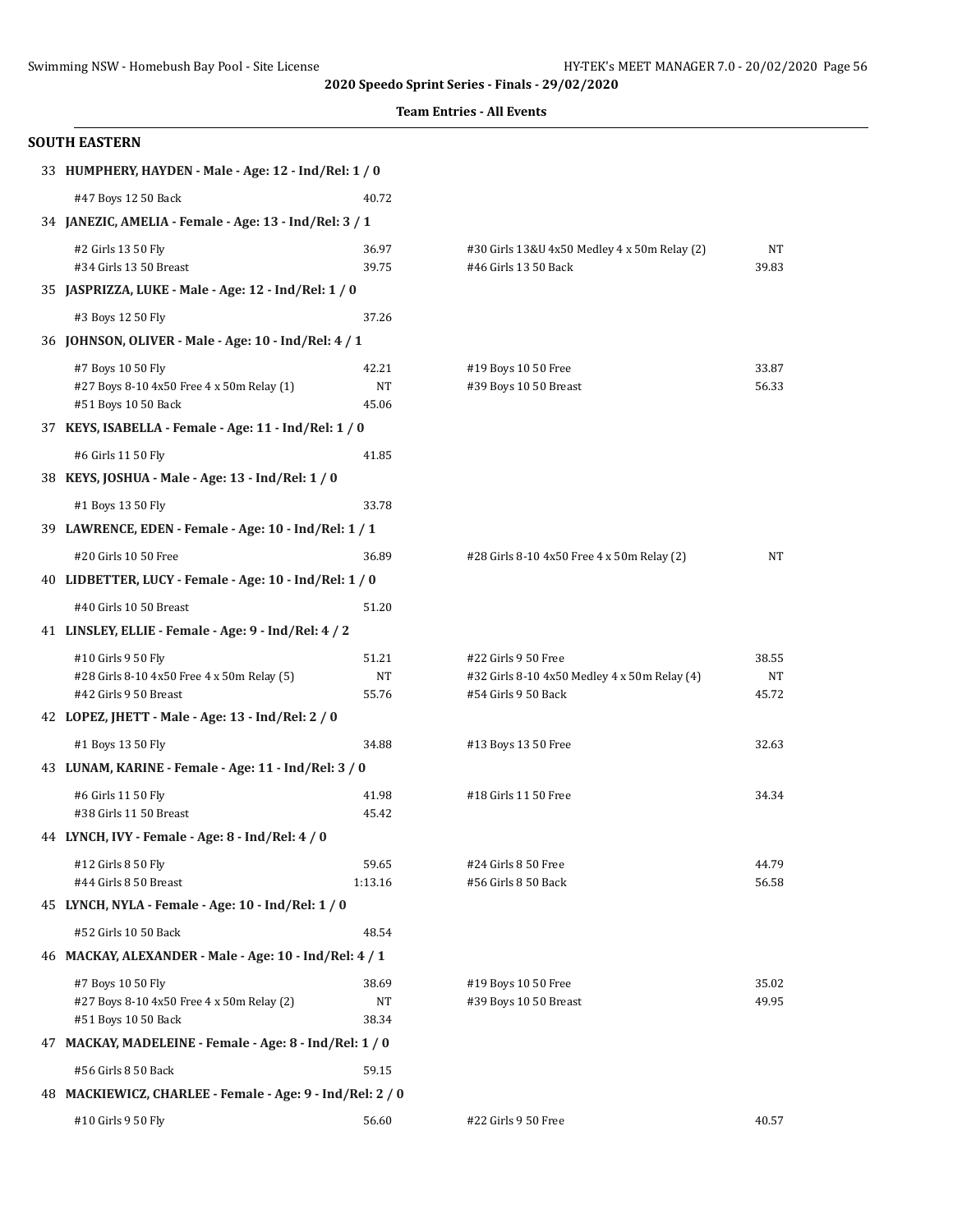**2020 Speedo Sprint Series - Finals - 29/02/2020**

**Team Entries - All Events**

## SOUTH EASTERN

**33 HUMPHERY, HAYDEN - Male - Age: 12 - Ind/Rel: 1 / 0**

| | | | |
|---|---|---|---|
| #47 Boys 12 50 Back | 40.72 | | |

**34 JANEZIC, AMELIA - Female - Age: 13 - Ind/Rel: 3 / 1**

| | | | |
|---|---|---|---|
| #2 Girls 13 50 Fly | 36.97 | #30 Girls 13&U 4x50 Medley 4 x 50m Relay (2) | NT |
| #34 Girls 13 50 Breast | 39.75 | #46 Girls 13 50 Back | 39.83 |

**35 JASPRIZZA, LUKE - Male - Age: 12 - Ind/Rel: 1 / 0**

| | | | |
|---|---|---|---|
| #3 Boys 12 50 Fly | 37.26 | | |

**36 JOHNSON, OLIVER - Male - Age: 10 - Ind/Rel: 4 / 1**

| | | | |
|---|---|---|---|
| #7 Boys 10 50 Fly | 42.21 | #19 Boys 10 50 Free | 33.87 |
| #27 Boys 8-10 4x50 Free 4 x 50m Relay (1) | NT | #39 Boys 10 50 Breast | 56.33 |
| #51 Boys 10 50 Back | 45.06 | | |

**37 KEYS, ISABELLA - Female - Age: 11 - Ind/Rel: 1 / 0**

| | | | |
|---|---|---|---|
| #6 Girls 11 50 Fly | 41.85 | | |

**38 KEYS, JOSHUA - Male - Age: 13 - Ind/Rel: 1 / 0**

| | | | |
|---|---|---|---|
| #1 Boys 13 50 Fly | 33.78 | | |

**39 LAWRENCE, EDEN - Female - Age: 10 - Ind/Rel: 1 / 1**

| | | | |
|---|---|---|---|
| #20 Girls 10 50 Free | 36.89 | #28 Girls 8-10 4x50 Free 4 x 50m Relay (2) | NT |

**40 LIDBETTER, LUCY - Female - Age: 10 - Ind/Rel: 1 / 0**

| | | | |
|---|---|---|---|
| #40 Girls 10 50 Breast | 51.20 | | |

**41 LINSLEY, ELLIE - Female - Age: 9 - Ind/Rel: 4 / 2**

| | | | |
|---|---|---|---|
| #10 Girls 9 50 Fly | 51.21 | #22 Girls 9 50 Free | 38.55 |
| #28 Girls 8-10 4x50 Free 4 x 50m Relay (5) | NT | #32 Girls 8-10 4x50 Medley 4 x 50m Relay (4) | NT |
| #42 Girls 9 50 Breast | 55.76 | #54 Girls 9 50 Back | 45.72 |

**42 LOPEZ, JHETT - Male - Age: 13 - Ind/Rel: 2 / 0**

| | | | |
|---|---|---|---|
| #1 Boys 13 50 Fly | 34.88 | #13 Boys 13 50 Free | 32.63 |

**43 LUNAM, KARINE - Female - Age: 11 - Ind/Rel: 3 / 0**

| | | | |
|---|---|---|---|
| #6 Girls 11 50 Fly | 41.98 | #18 Girls 11 50 Free | 34.34 |
| #38 Girls 11 50 Breast | 45.42 | | |

**44 LYNCH, IVY - Female - Age: 8 - Ind/Rel: 4 / 0**

| | | | |
|---|---|---|---|
| #12 Girls 8 50 Fly | 59.65 | #24 Girls 8 50 Free | 44.79 |
| #44 Girls 8 50 Breast | 1:13.16 | #56 Girls 8 50 Back | 56.58 |

**45 LYNCH, NYLA - Female - Age: 10 - Ind/Rel: 1 / 0**

| | | | |
|---|---|---|---|
| #52 Girls 10 50 Back | 48.54 | | |

**46 MACKAY, ALEXANDER - Male - Age: 10 - Ind/Rel: 4 / 1**

| | | | |
|---|---|---|---|
| #7 Boys 10 50 Fly | 38.69 | #19 Boys 10 50 Free | 35.02 |
| #27 Boys 8-10 4x50 Free 4 x 50m Relay (2) | NT | #39 Boys 10 50 Breast | 49.95 |
| #51 Boys 10 50 Back | 38.34 | | |

**47 MACKAY, MADELEINE - Female - Age: 8 - Ind/Rel: 1 / 0**

| | | | |
|---|---|---|---|
| #56 Girls 8 50 Back | 59.15 | | |

**48 MACKIEWICZ, CHARLEE - Female - Age: 9 - Ind/Rel: 2 / 0**

| | | | |
|---|---|---|---|
| #10 Girls 9 50 Fly | 56.60 | #22 Girls 9 50 Free | 40.57 |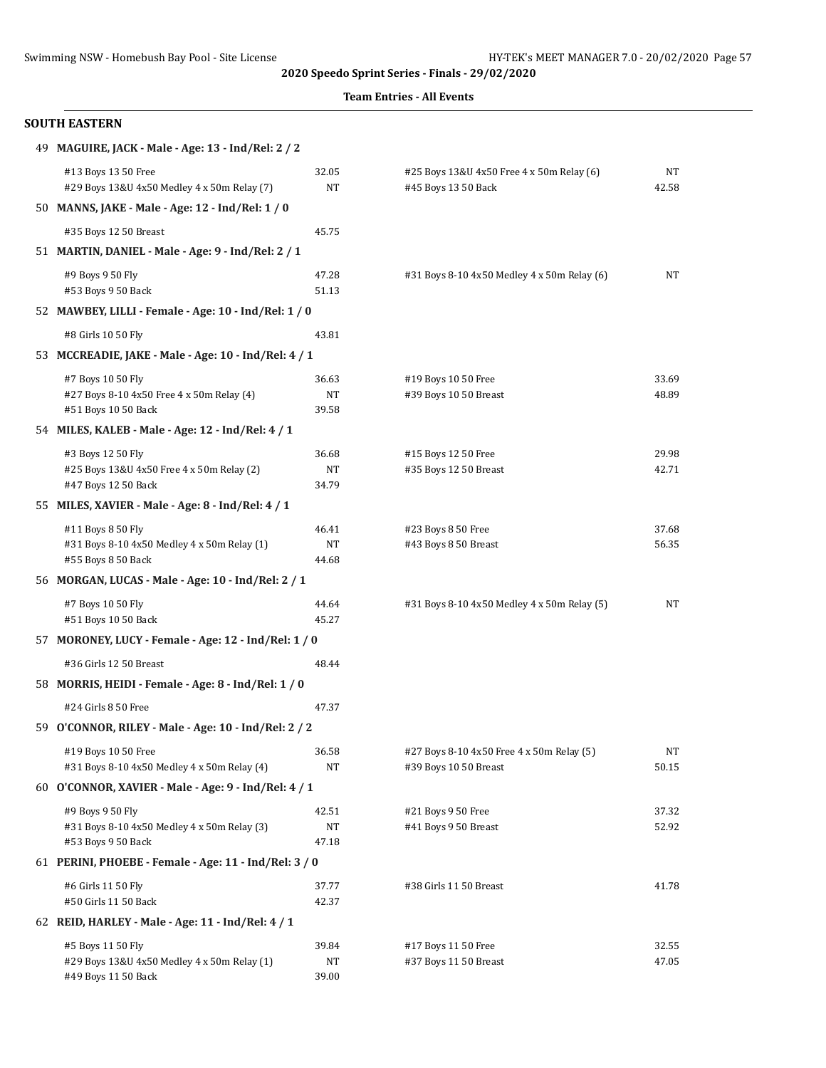**2020 Speedo Sprint Series - Finals - 29/02/2020**

**Team Entries - All Events**

## SOUTH EASTERN

**49 MAGUIRE, JACK - Male - Age: 13 - Ind/Rel: 2 / 2**

| Event | Time | Event | Time |
|---|---|---|---|
| #13 Boys 13 50 Free | 32.05 | #25 Boys 13&U 4x50 Free 4 x 50m Relay (6) | NT |
| #29 Boys 13&U 4x50 Medley 4 x 50m Relay (7) | NT | #45 Boys 13 50 Back | 42.58 |

**50 MANNS, JAKE - Male - Age: 12 - Ind/Rel: 1 / 0**

| Event | Time | Event | Time |
|---|---|---|---|
| #35 Boys 12 50 Breast | 45.75 | | |

**51 MARTIN, DANIEL - Male - Age: 9 - Ind/Rel: 2 / 1**

| Event | Time | Event | Time |
|---|---|---|---|
| #9 Boys 9 50 Fly | 47.28 | #31 Boys 8-10 4x50 Medley 4 x 50m Relay (6) | NT |
| #53 Boys 9 50 Back | 51.13 | | |

**52 MAWBEY, LILLI - Female - Age: 10 - Ind/Rel: 1 / 0**

| Event | Time | Event | Time |
|---|---|---|---|
| #8 Girls 10 50 Fly | 43.81 | | |

**53 MCCREADIE, JAKE - Male - Age: 10 - Ind/Rel: 4 / 1**

| Event | Time | Event | Time |
|---|---|---|---|
| #7 Boys 10 50 Fly | 36.63 | #19 Boys 10 50 Free | 33.69 |
| #27 Boys 8-10 4x50 Free 4 x 50m Relay (4) | NT | #39 Boys 10 50 Breast | 48.89 |
| #51 Boys 10 50 Back | 39.58 | | |

**54 MILES, KALEB - Male - Age: 12 - Ind/Rel: 4 / 1**

| Event | Time | Event | Time |
|---|---|---|---|
| #3 Boys 12 50 Fly | 36.68 | #15 Boys 12 50 Free | 29.98 |
| #25 Boys 13&U 4x50 Free 4 x 50m Relay (2) | NT | #35 Boys 12 50 Breast | 42.71 |
| #47 Boys 12 50 Back | 34.79 | | |

**55 MILES, XAVIER - Male - Age: 8 - Ind/Rel: 4 / 1**

| Event | Time | Event | Time |
|---|---|---|---|
| #11 Boys 8 50 Fly | 46.41 | #23 Boys 8 50 Free | 37.68 |
| #31 Boys 8-10 4x50 Medley 4 x 50m Relay (1) | NT | #43 Boys 8 50 Breast | 56.35 |
| #55 Boys 8 50 Back | 44.68 | | |

**56 MORGAN, LUCAS - Male - Age: 10 - Ind/Rel: 2 / 1**

| Event | Time | Event | Time |
|---|---|---|---|
| #7 Boys 10 50 Fly | 44.64 | #31 Boys 8-10 4x50 Medley 4 x 50m Relay (5) | NT |
| #51 Boys 10 50 Back | 45.27 | | |

**57 MORONEY, LUCY - Female - Age: 12 - Ind/Rel: 1 / 0**

| Event | Time | Event | Time |
|---|---|---|---|
| #36 Girls 12 50 Breast | 48.44 | | |

**58 MORRIS, HEIDI - Female - Age: 8 - Ind/Rel: 1 / 0**

| Event | Time | Event | Time |
|---|---|---|---|
| #24 Girls 8 50 Free | 47.37 | | |

**59 O'CONNOR, RILEY - Male - Age: 10 - Ind/Rel: 2 / 2**

| Event | Time | Event | Time |
|---|---|---|---|
| #19 Boys 10 50 Free | 36.58 | #27 Boys 8-10 4x50 Free 4 x 50m Relay (5) | NT |
| #31 Boys 8-10 4x50 Medley 4 x 50m Relay (4) | NT | #39 Boys 10 50 Breast | 50.15 |

**60 O'CONNOR, XAVIER - Male - Age: 9 - Ind/Rel: 4 / 1**

| Event | Time | Event | Time |
|---|---|---|---|
| #9 Boys 9 50 Fly | 42.51 | #21 Boys 9 50 Free | 37.32 |
| #31 Boys 8-10 4x50 Medley 4 x 50m Relay (3) | NT | #41 Boys 9 50 Breast | 52.92 |
| #53 Boys 9 50 Back | 47.18 | | |

**61 PERINI, PHOEBE - Female - Age: 11 - Ind/Rel: 3 / 0**

| Event | Time | Event | Time |
|---|---|---|---|
| #6 Girls 11 50 Fly | 37.77 | #38 Girls 11 50 Breast | 41.78 |
| #50 Girls 11 50 Back | 42.37 | | |

**62 REID, HARLEY - Male - Age: 11 - Ind/Rel: 4 / 1**

| Event | Time | Event | Time |
|---|---|---|---|
| #5 Boys 11 50 Fly | 39.84 | #17 Boys 11 50 Free | 32.55 |
| #29 Boys 13&U 4x50 Medley 4 x 50m Relay (1) | NT | #37 Boys 11 50 Breast | 47.05 |
| #49 Boys 11 50 Back | 39.00 | | |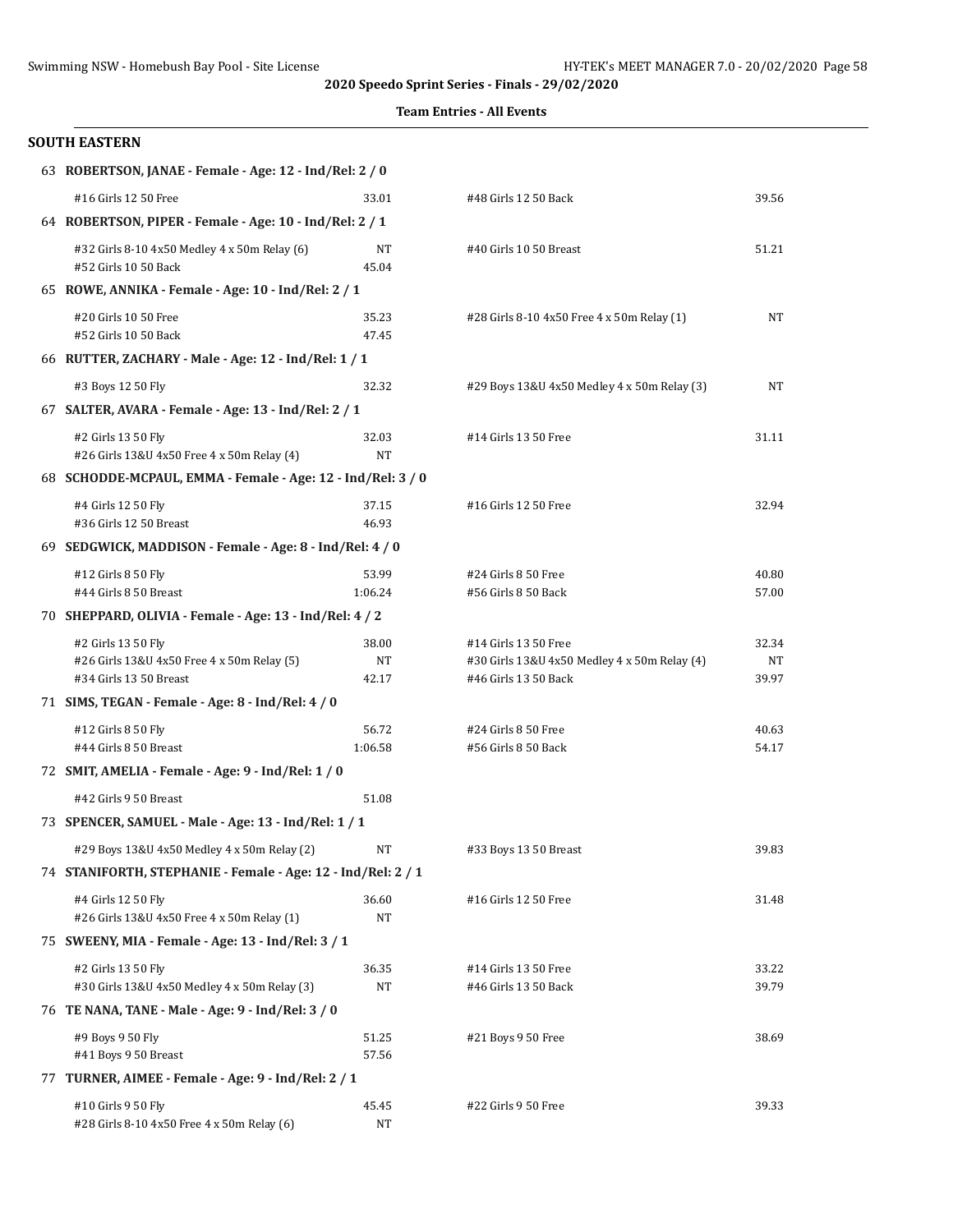**2020 Speedo Sprint Series - Finals - 29/02/2020**

**Team Entries - All Events**

## SOUTH EASTERN

**63 ROBERTSON, JANAE - Female - Age: 12 - Ind/Rel: 2 / 0**

| | | | |
|---|---|---|---|
| #16 Girls 12 50 Free | 33.01 | #48 Girls 12 50 Back | 39.56 |

**64 ROBERTSON, PIPER - Female - Age: 10 - Ind/Rel: 2 / 1**

| | | | |
|---|---|---|---|
| #32 Girls 8-10 4x50 Medley 4 x 50m Relay (6) | NT | #40 Girls 10 50 Breast | 51.21 |
| #52 Girls 10 50 Back | 45.04 | | |

**65 ROWE, ANNIKA - Female - Age: 10 - Ind/Rel: 2 / 1**

| | | | |
|---|---|---|---|
| #20 Girls 10 50 Free | 35.23 | #28 Girls 8-10 4x50 Free 4 x 50m Relay (1) | NT |
| #52 Girls 10 50 Back | 47.45 | | |

**66 RUTTER, ZACHARY - Male - Age: 12 - Ind/Rel: 1 / 1**

| | | | |
|---|---|---|---|
| #3 Boys 12 50 Fly | 32.32 | #29 Boys 13&U 4x50 Medley 4 x 50m Relay (3) | NT |

**67 SALTER, AVARA - Female - Age: 13 - Ind/Rel: 2 / 1**

| | | | |
|---|---|---|---|
| #2 Girls 13 50 Fly | 32.03 | #14 Girls 13 50 Free | 31.11 |
| #26 Girls 13&U 4x50 Free 4 x 50m Relay (4) | NT | | |

**68 SCHODDE-MCPAUL, EMMA - Female - Age: 12 - Ind/Rel: 3 / 0**

| | | | |
|---|---|---|---|
| #4 Girls 12 50 Fly | 37.15 | #16 Girls 12 50 Free | 32.94 |
| #36 Girls 12 50 Breast | 46.93 | | |

**69 SEDGWICK, MADDISON - Female - Age: 8 - Ind/Rel: 4 / 0**

| | | | |
|---|---|---|---|
| #12 Girls 8 50 Fly | 53.99 | #24 Girls 8 50 Free | 40.80 |
| #44 Girls 8 50 Breast | 1:06.24 | #56 Girls 8 50 Back | 57.00 |

**70 SHEPPARD, OLIVIA - Female - Age: 13 - Ind/Rel: 4 / 2**

| | | | |
|---|---|---|---|
| #2 Girls 13 50 Fly | 38.00 | #14 Girls 13 50 Free | 32.34 |
| #26 Girls 13&U 4x50 Free 4 x 50m Relay (5) | NT | #30 Girls 13&U 4x50 Medley 4 x 50m Relay (4) | NT |
| #34 Girls 13 50 Breast | 42.17 | #46 Girls 13 50 Back | 39.97 |

**71 SIMS, TEGAN - Female - Age: 8 - Ind/Rel: 4 / 0**

| | | | |
|---|---|---|---|
| #12 Girls 8 50 Fly | 56.72 | #24 Girls 8 50 Free | 40.63 |
| #44 Girls 8 50 Breast | 1:06.58 | #56 Girls 8 50 Back | 54.17 |

**72 SMIT, AMELIA - Female - Age: 9 - Ind/Rel: 1 / 0**

| | | | |
|---|---|---|---|
| #42 Girls 9 50 Breast | 51.08 | | |

**73 SPENCER, SAMUEL - Male - Age: 13 - Ind/Rel: 1 / 1**

| | | | |
|---|---|---|---|
| #29 Boys 13&U 4x50 Medley 4 x 50m Relay (2) | NT | #33 Boys 13 50 Breast | 39.83 |

**74 STANIFORTH, STEPHANIE - Female - Age: 12 - Ind/Rel: 2 / 1**

| | | | |
|---|---|---|---|
| #4 Girls 12 50 Fly | 36.60 | #16 Girls 12 50 Free | 31.48 |
| #26 Girls 13&U 4x50 Free 4 x 50m Relay (1) | NT | | |

**75 SWEENY, MIA - Female - Age: 13 - Ind/Rel: 3 / 1**

| | | | |
|---|---|---|---|
| #2 Girls 13 50 Fly | 36.35 | #14 Girls 13 50 Free | 33.22 |
| #30 Girls 13&U 4x50 Medley 4 x 50m Relay (3) | NT | #46 Girls 13 50 Back | 39.79 |

**76 TE NANA, TANE - Male - Age: 9 - Ind/Rel: 3 / 0**

| | | | |
|---|---|---|---|
| #9 Boys 9 50 Fly | 51.25 | #21 Boys 9 50 Free | 38.69 |
| #41 Boys 9 50 Breast | 57.56 | | |

**77 TURNER, AIMEE - Female - Age: 9 - Ind/Rel: 2 / 1**

| | | | |
|---|---|---|---|
| #10 Girls 9 50 Fly | 45.45 | #22 Girls 9 50 Free | 39.33 |
| #28 Girls 8-10 4x50 Free 4 x 50m Relay (6) | NT | | |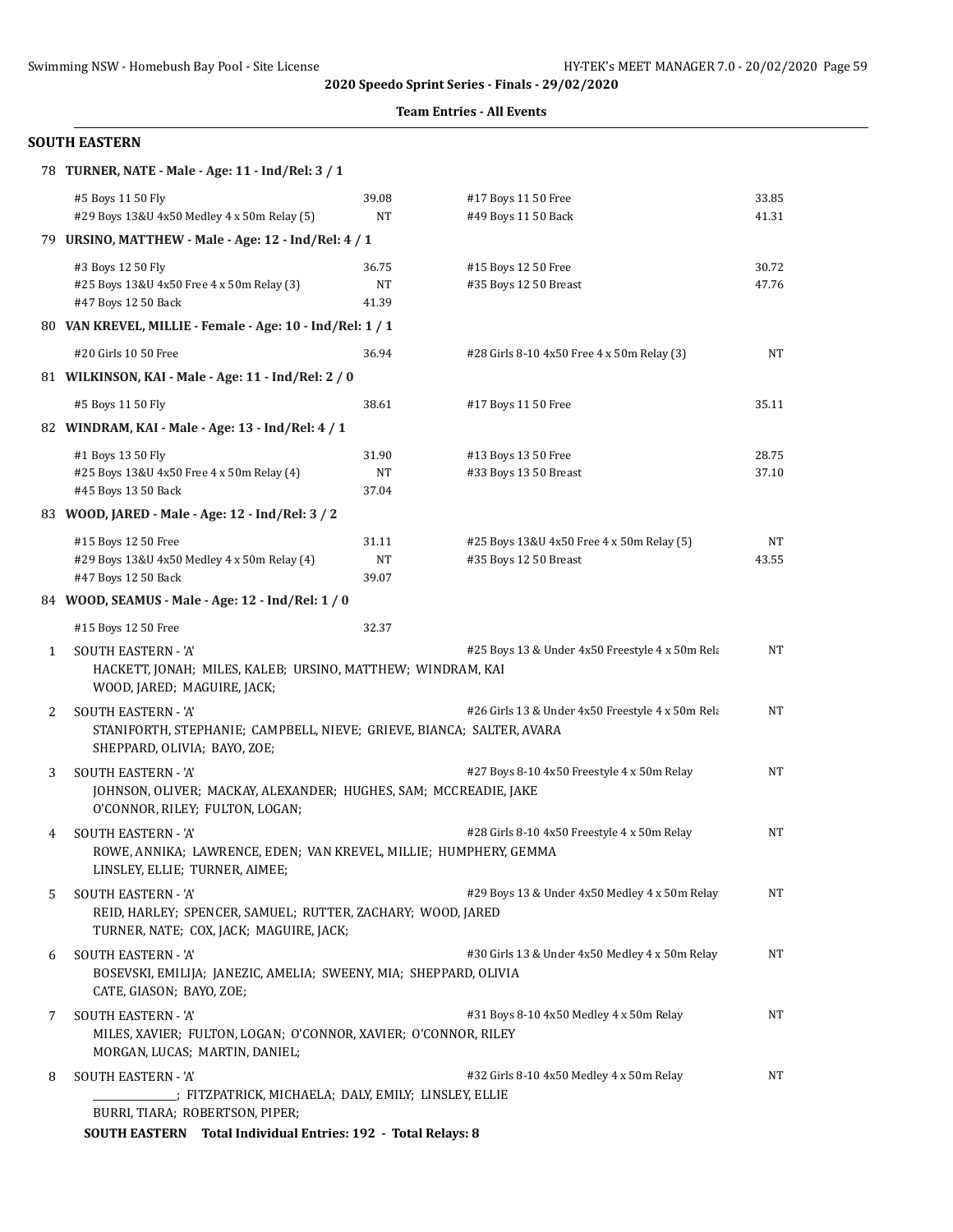**2020 Speedo Sprint Series - Finals - 29/02/2020**

**Team Entries - All Events**

## SOUTH EASTERN

**78 TURNER, NATE - Male - Age: 11 - Ind/Rel: 3 / 1**

| | | | |
|---|---|---|---|
| #5 Boys 11 50 Fly | 39.08 | #17 Boys 11 50 Free | 33.85 |
| #29 Boys 13&U 4x50 Medley 4 x 50m Relay (5) | NT | #49 Boys 11 50 Back | 41.31 |

**79 URSINO, MATTHEW - Male - Age: 12 - Ind/Rel: 4 / 1**

| | | | |
|---|---|---|---|
| #3 Boys 12 50 Fly | 36.75 | #15 Boys 12 50 Free | 30.72 |
| #25 Boys 13&U 4x50 Free 4 x 50m Relay (3) | NT | #35 Boys 12 50 Breast | 47.76 |
| #47 Boys 12 50 Back | 41.39 | | |

**80 VAN KREVEL, MILLIE - Female - Age: 10 - Ind/Rel: 1 / 1**

| | | | |
|---|---|---|---|
| #20 Girls 10 50 Free | 36.94 | #28 Girls 8-10 4x50 Free 4 x 50m Relay (3) | NT |

**81 WILKINSON, KAI - Male - Age: 11 - Ind/Rel: 2 / 0**

| | | | |
|---|---|---|---|
| #5 Boys 11 50 Fly | 38.61 | #17 Boys 11 50 Free | 35.11 |

**82 WINDRAM, KAI - Male - Age: 13 - Ind/Rel: 4 / 1**

| | | | |
|---|---|---|---|
| #1 Boys 13 50 Fly | 31.90 | #13 Boys 13 50 Free | 28.75 |
| #25 Boys 13&U 4x50 Free 4 x 50m Relay (4) | NT | #33 Boys 13 50 Breast | 37.10 |
| #45 Boys 13 50 Back | 37.04 | | |

**83 WOOD, JARED - Male - Age: 12 - Ind/Rel: 3 / 2**

| | | | |
|---|---|---|---|
| #15 Boys 12 50 Free | 31.11 | #25 Boys 13&U 4x50 Free 4 x 50m Relay (5) | NT |
| #29 Boys 13&U 4x50 Medley 4 x 50m Relay (4) | NT | #35 Boys 12 50 Breast | 43.55 |
| #47 Boys 12 50 Back | 39.07 | | |

**84 WOOD, SEAMUS - Male - Age: 12 - Ind/Rel: 1 / 0**

| | |
|---|---|
| #15 Boys 12 50 Free | 32.37 |

1 SOUTH EASTERN - 'A' — #25 Boys 13 & Under 4x50 Freestyle 4 x 50m Rela — NT
HACKETT, JONAH; MILES, KALEB; URSINO, MATTHEW; WINDRAM, KAI
WOOD, JARED; MAGUIRE, JACK;

2 SOUTH EASTERN - 'A' — #26 Girls 13 & Under 4x50 Freestyle 4 x 50m Rela — NT
STANIFORTH, STEPHANIE; CAMPBELL, NIEVE; GRIEVE, BIANCA; SALTER, AVARA
SHEPPARD, OLIVIA; BAYO, ZOE;

3 SOUTH EASTERN - 'A' — #27 Boys 8-10 4x50 Freestyle 4 x 50m Relay — NT
JOHNSON, OLIVER; MACKAY, ALEXANDER; HUGHES, SAM; MCCREADIE, JAKE
O'CONNOR, RILEY; FULTON, LOGAN;

4 SOUTH EASTERN - 'A' — #28 Girls 8-10 4x50 Freestyle 4 x 50m Relay — NT
ROWE, ANNIKA; LAWRENCE, EDEN; VAN KREVEL, MILLIE; HUMPHERY, GEMMA
LINSLEY, ELLIE; TURNER, AIMEE;

5 SOUTH EASTERN - 'A' — #29 Boys 13 & Under 4x50 Medley 4 x 50m Relay — NT
REID, HARLEY; SPENCER, SAMUEL; RUTTER, ZACHARY; WOOD, JARED
TURNER, NATE; COX, JACK; MAGUIRE, JACK;

6 SOUTH EASTERN - 'A' — #30 Girls 13 & Under 4x50 Medley 4 x 50m Relay — NT
BOSEVSKI, EMILIJA; JANEZIC, AMELIA; SWEENY, MIA; SHEPPARD, OLIVIA
CATE, GIASON; BAYO, ZOE;

7 SOUTH EASTERN - 'A' — #31 Boys 8-10 4x50 Medley 4 x 50m Relay — NT
MILES, XAVIER; FULTON, LOGAN; O'CONNOR, XAVIER; O'CONNOR, RILEY
MORGAN, LUCAS; MARTIN, DANIEL;

8 SOUTH EASTERN - 'A' — #32 Girls 8-10 4x50 Medley 4 x 50m Relay — NT
_______________; FITZPATRICK, MICHAELA; DALY, EMILY; LINSLEY, ELLIE
BURRI, TIARA; ROBERTSON, PIPER;

**SOUTH EASTERN Total Individual Entries: 192 - Total Relays: 8**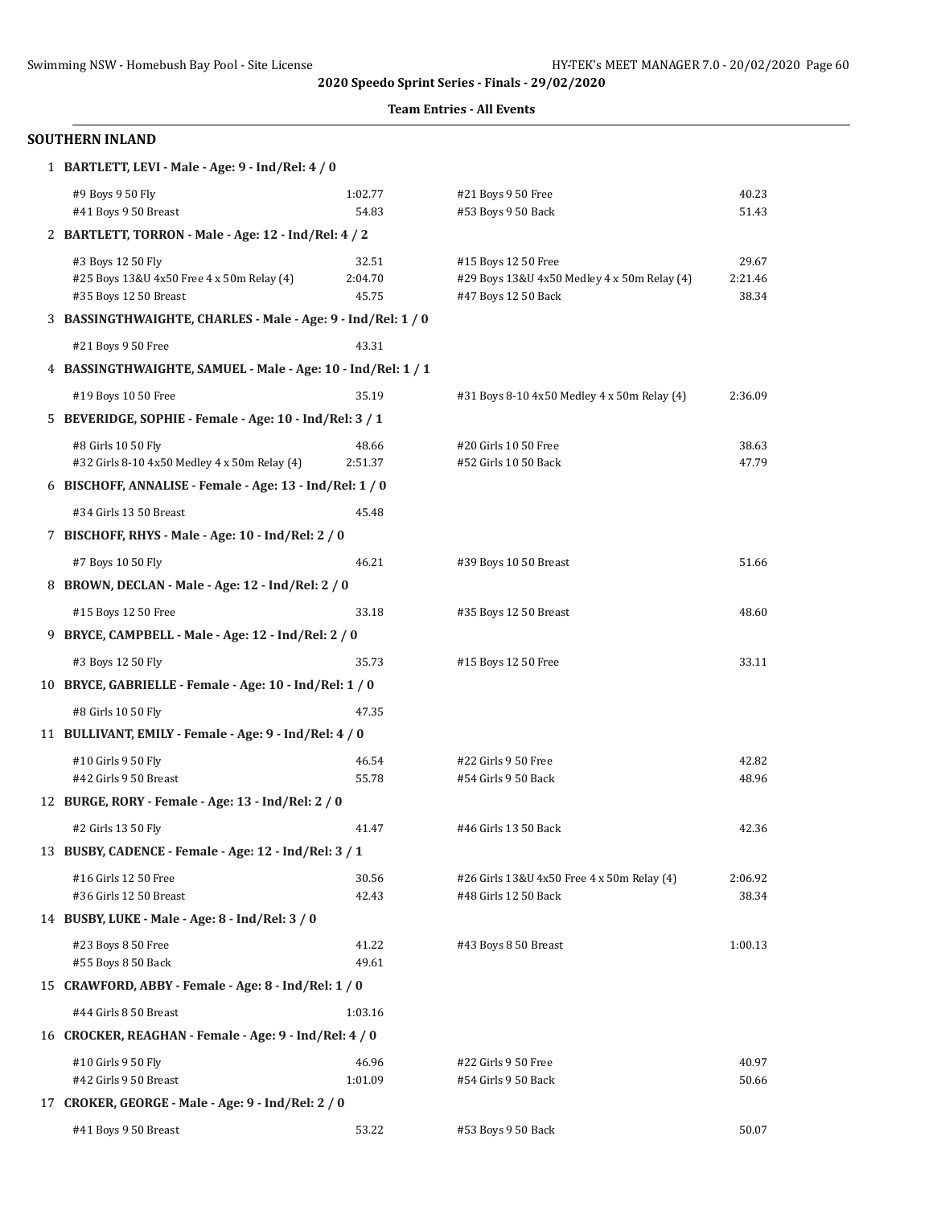**2020 Speedo Sprint Series - Finals - 29/02/2020**

**Team Entries - All Events**

## SOUTHERN INLAND

**1 BARTLETT, LEVI - Male - Age: 9 - Ind/Rel: 4 / 0**

| Event | Time | Event | Time |
|---|---|---|---|
| #9 Boys 9 50 Fly | 1:02.77 | #21 Boys 9 50 Free | 40.23 |
| #41 Boys 9 50 Breast | 54.83 | #53 Boys 9 50 Back | 51.43 |

**2 BARTLETT, TORRON - Male - Age: 12 - Ind/Rel: 4 / 2**

| Event | Time | Event | Time |
|---|---|---|---|
| #3 Boys 12 50 Fly | 32.51 | #15 Boys 12 50 Free | 29.67 |
| #25 Boys 13&U 4x50 Free 4 x 50m Relay (4) | 2:04.70 | #29 Boys 13&U 4x50 Medley 4 x 50m Relay (4) | 2:21.46 |
| #35 Boys 12 50 Breast | 45.75 | #47 Boys 12 50 Back | 38.34 |

**3 BASSINGTHWAIGHTE, CHARLES - Male - Age: 9 - Ind/Rel: 1 / 0**

| Event | Time |
|---|---|
| #21 Boys 9 50 Free | 43.31 |

**4 BASSINGTHWAIGHTE, SAMUEL - Male - Age: 10 - Ind/Rel: 1 / 1**

| Event | Time | Event | Time |
|---|---|---|---|
| #19 Boys 10 50 Free | 35.19 | #31 Boys 8-10 4x50 Medley 4 x 50m Relay (4) | 2:36.09 |

**5 BEVERIDGE, SOPHIE - Female - Age: 10 - Ind/Rel: 3 / 1**

| Event | Time | Event | Time |
|---|---|---|---|
| #8 Girls 10 50 Fly | 48.66 | #20 Girls 10 50 Free | 38.63 |
| #32 Girls 8-10 4x50 Medley 4 x 50m Relay (4) | 2:51.37 | #52 Girls 10 50 Back | 47.79 |

**6 BISCHOFF, ANNALISE - Female - Age: 13 - Ind/Rel: 1 / 0**

| Event | Time |
|---|---|
| #34 Girls 13 50 Breast | 45.48 |

**7 BISCHOFF, RHYS - Male - Age: 10 - Ind/Rel: 2 / 0**

| Event | Time | Event | Time |
|---|---|---|---|
| #7 Boys 10 50 Fly | 46.21 | #39 Boys 10 50 Breast | 51.66 |

**8 BROWN, DECLAN - Male - Age: 12 - Ind/Rel: 2 / 0**

| Event | Time | Event | Time |
|---|---|---|---|
| #15 Boys 12 50 Free | 33.18 | #35 Boys 12 50 Breast | 48.60 |

**9 BRYCE, CAMPBELL - Male - Age: 12 - Ind/Rel: 2 / 0**

| Event | Time | Event | Time |
|---|---|---|---|
| #3 Boys 12 50 Fly | 35.73 | #15 Boys 12 50 Free | 33.11 |

**10 BRYCE, GABRIELLE - Female - Age: 10 - Ind/Rel: 1 / 0**

| Event | Time |
|---|---|
| #8 Girls 10 50 Fly | 47.35 |

**11 BULLIVANT, EMILY - Female - Age: 9 - Ind/Rel: 4 / 0**

| Event | Time | Event | Time |
|---|---|---|---|
| #10 Girls 9 50 Fly | 46.54 | #22 Girls 9 50 Free | 42.82 |
| #42 Girls 9 50 Breast | 55.78 | #54 Girls 9 50 Back | 48.96 |

**12 BURGE, RORY - Female - Age: 13 - Ind/Rel: 2 / 0**

| Event | Time | Event | Time |
|---|---|---|---|
| #2 Girls 13 50 Fly | 41.47 | #46 Girls 13 50 Back | 42.36 |

**13 BUSBY, CADENCE - Female - Age: 12 - Ind/Rel: 3 / 1**

| Event | Time | Event | Time |
|---|---|---|---|
| #16 Girls 12 50 Free | 30.56 | #26 Girls 13&U 4x50 Free 4 x 50m Relay (4) | 2:06.92 |
| #36 Girls 12 50 Breast | 42.43 | #48 Girls 12 50 Back | 38.34 |

**14 BUSBY, LUKE - Male - Age: 8 - Ind/Rel: 3 / 0**

| Event | Time | Event | Time |
|---|---|---|---|
| #23 Boys 8 50 Free | 41.22 | #43 Boys 8 50 Breast | 1:00.13 |
| #55 Boys 8 50 Back | 49.61 | | |

**15 CRAWFORD, ABBY - Female - Age: 8 - Ind/Rel: 1 / 0**

| Event | Time |
|---|---|
| #44 Girls 8 50 Breast | 1:03.16 |

**16 CROCKER, REAGHAN - Female - Age: 9 - Ind/Rel: 4 / 0**

| Event | Time | Event | Time |
|---|---|---|---|
| #10 Girls 9 50 Fly | 46.96 | #22 Girls 9 50 Free | 40.97 |
| #42 Girls 9 50 Breast | 1:01.09 | #54 Girls 9 50 Back | 50.66 |

**17 CROKER, GEORGE - Male - Age: 9 - Ind/Rel: 2 / 0**

| Event | Time | Event | Time |
|---|---|---|---|
| #41 Boys 9 50 Breast | 53.22 | #53 Boys 9 50 Back | 50.07 |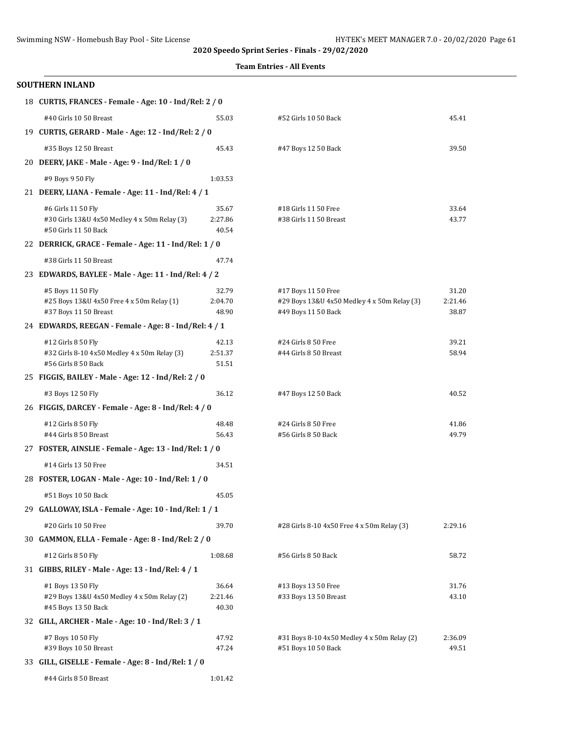**2020 Speedo Sprint Series - Finals - 29/02/2020**

**Team Entries - All Events**

## SOUTHERN INLAND

**18 CURTIS, FRANCES - Female - Age: 10 - Ind/Rel: 2 / 0**

| Event | Time | Event | Time |
|---|---|---|---|
| #40 Girls 10 50 Breast | 55.03 | #52 Girls 10 50 Back | 45.41 |

**19 CURTIS, GERARD - Male - Age: 12 - Ind/Rel: 2 / 0**

| Event | Time | Event | Time |
|---|---|---|---|
| #35 Boys 12 50 Breast | 45.43 | #47 Boys 12 50 Back | 39.50 |

**20 DEERY, JAKE - Male - Age: 9 - Ind/Rel: 1 / 0**

| Event | Time | Event | Time |
|---|---|---|---|
| #9 Boys 9 50 Fly | 1:03.53 | | |

**21 DEERY, LIANA - Female - Age: 11 - Ind/Rel: 4 / 1**

| Event | Time | Event | Time |
|---|---|---|---|
| #6 Girls 11 50 Fly | 35.67 | #18 Girls 11 50 Free | 33.64 |
| #30 Girls 13&U 4x50 Medley 4 x 50m Relay (3) | 2:27.86 | #38 Girls 11 50 Breast | 43.77 |
| #50 Girls 11 50 Back | 40.54 | | |

**22 DERRICK, GRACE - Female - Age: 11 - Ind/Rel: 1 / 0**

| Event | Time | Event | Time |
|---|---|---|---|
| #38 Girls 11 50 Breast | 47.74 | | |

**23 EDWARDS, BAYLEE - Male - Age: 11 - Ind/Rel: 4 / 2**

| Event | Time | Event | Time |
|---|---|---|---|
| #5 Boys 11 50 Fly | 32.79 | #17 Boys 11 50 Free | 31.20 |
| #25 Boys 13&U 4x50 Free 4 x 50m Relay (1) | 2:04.70 | #29 Boys 13&U 4x50 Medley 4 x 50m Relay (3) | 2:21.46 |
| #37 Boys 11 50 Breast | 48.90 | #49 Boys 11 50 Back | 38.87 |

**24 EDWARDS, REEGAN - Female - Age: 8 - Ind/Rel: 4 / 1**

| Event | Time | Event | Time |
|---|---|---|---|
| #12 Girls 8 50 Fly | 42.13 | #24 Girls 8 50 Free | 39.21 |
| #32 Girls 8-10 4x50 Medley 4 x 50m Relay (3) | 2:51.37 | #44 Girls 8 50 Breast | 58.94 |
| #56 Girls 8 50 Back | 51.51 | | |

**25 FIGGIS, BAILEY - Male - Age: 12 - Ind/Rel: 2 / 0**

| Event | Time | Event | Time |
|---|---|---|---|
| #3 Boys 12 50 Fly | 36.12 | #47 Boys 12 50 Back | 40.52 |

**26 FIGGIS, DARCEY - Female - Age: 8 - Ind/Rel: 4 / 0**

| Event | Time | Event | Time |
|---|---|---|---|
| #12 Girls 8 50 Fly | 48.48 | #24 Girls 8 50 Free | 41.86 |
| #44 Girls 8 50 Breast | 56.43 | #56 Girls 8 50 Back | 49.79 |

**27 FOSTER, AINSLIE - Female - Age: 13 - Ind/Rel: 1 / 0**

| Event | Time | Event | Time |
|---|---|---|---|
| #14 Girls 13 50 Free | 34.51 | | |

**28 FOSTER, LOGAN - Male - Age: 10 - Ind/Rel: 1 / 0**

| Event | Time | Event | Time |
|---|---|---|---|
| #51 Boys 10 50 Back | 45.05 | | |

**29 GALLOWAY, ISLA - Female - Age: 10 - Ind/Rel: 1 / 1**

| Event | Time | Event | Time |
|---|---|---|---|
| #20 Girls 10 50 Free | 39.70 | #28 Girls 8-10 4x50 Free 4 x 50m Relay (3) | 2:29.16 |

**30 GAMMON, ELLA - Female - Age: 8 - Ind/Rel: 2 / 0**

| Event | Time | Event | Time |
|---|---|---|---|
| #12 Girls 8 50 Fly | 1:08.68 | #56 Girls 8 50 Back | 58.72 |

**31 GIBBS, RILEY - Male - Age: 13 - Ind/Rel: 4 / 1**

| Event | Time | Event | Time |
|---|---|---|---|
| #1 Boys 13 50 Fly | 36.64 | #13 Boys 13 50 Free | 31.76 |
| #29 Boys 13&U 4x50 Medley 4 x 50m Relay (2) | 2:21.46 | #33 Boys 13 50 Breast | 43.10 |
| #45 Boys 13 50 Back | 40.30 | | |

**32 GILL, ARCHER - Male - Age: 10 - Ind/Rel: 3 / 1**

| Event | Time | Event | Time |
|---|---|---|---|
| #7 Boys 10 50 Fly | 47.92 | #31 Boys 8-10 4x50 Medley 4 x 50m Relay (2) | 2:36.09 |
| #39 Boys 10 50 Breast | 47.24 | #51 Boys 10 50 Back | 49.51 |

**33 GILL, GISELLE - Female - Age: 8 - Ind/Rel: 1 / 0**

| Event | Time | Event | Time |
|---|---|---|---|
| #44 Girls 8 50 Breast | 1:01.42 | | |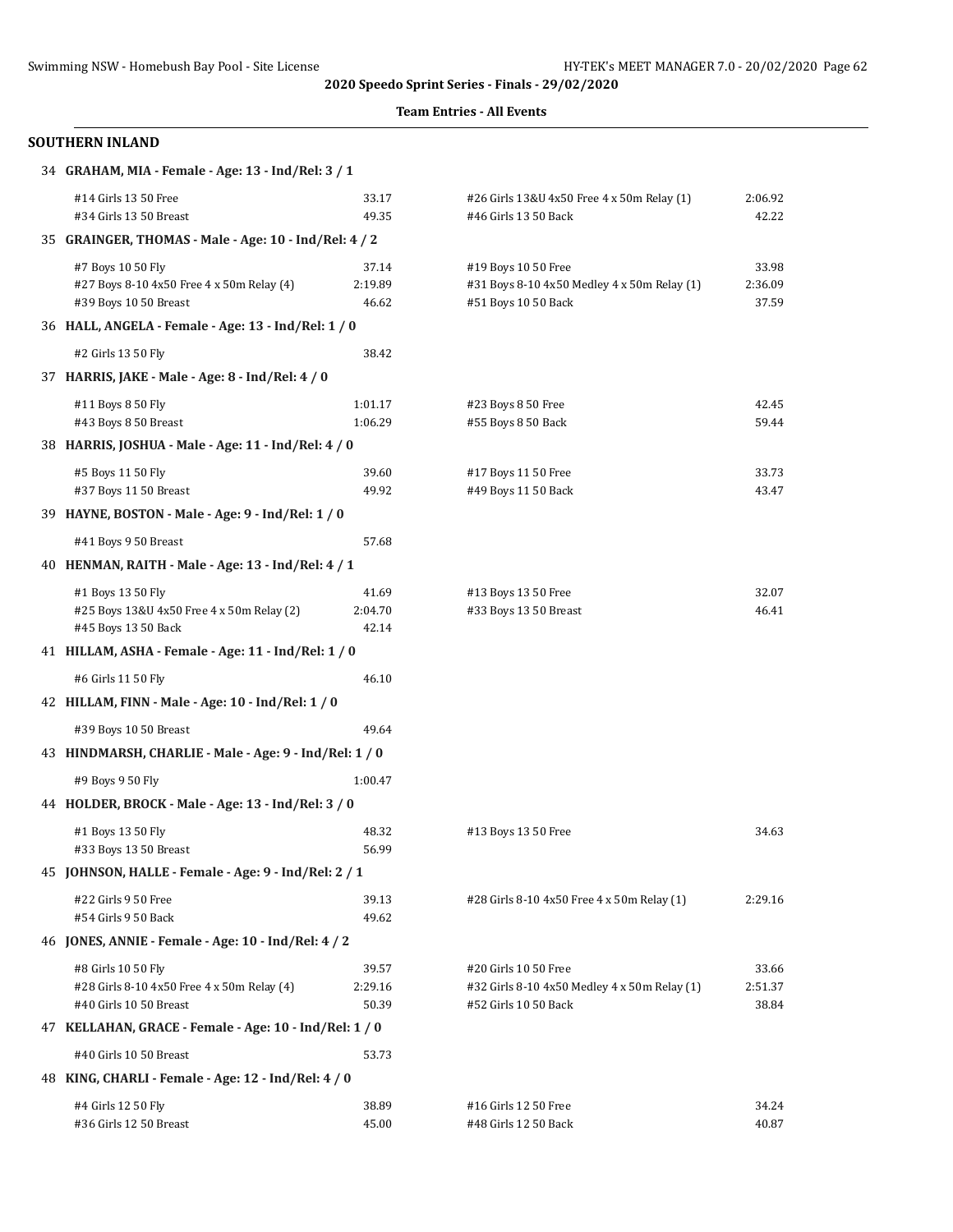**2020 Speedo Sprint Series - Finals - 29/02/2020**

**Team Entries - All Events**

## SOUTHERN INLAND

**34 GRAHAM, MIA - Female - Age: 13 - Ind/Rel: 3 / 1**

| Event | Time | Event | Time |
|---|---|---|---|
| #14 Girls 13 50 Free | 33.17 | #26 Girls 13&U 4x50 Free 4 x 50m Relay (1) | 2:06.92 |
| #34 Girls 13 50 Breast | 49.35 | #46 Girls 13 50 Back | 42.22 |

**35 GRAINGER, THOMAS - Male - Age: 10 - Ind/Rel: 4 / 2**

| Event | Time | Event | Time |
|---|---|---|---|
| #7 Boys 10 50 Fly | 37.14 | #19 Boys 10 50 Free | 33.98 |
| #27 Boys 8-10 4x50 Free 4 x 50m Relay (4) | 2:19.89 | #31 Boys 8-10 4x50 Medley 4 x 50m Relay (1) | 2:36.09 |
| #39 Boys 10 50 Breast | 46.62 | #51 Boys 10 50 Back | 37.59 |

**36 HALL, ANGELA - Female - Age: 13 - Ind/Rel: 1 / 0**

| Event | Time |
|---|---|
| #2 Girls 13 50 Fly | 38.42 |

**37 HARRIS, JAKE - Male - Age: 8 - Ind/Rel: 4 / 0**

| Event | Time | Event | Time |
|---|---|---|---|
| #11 Boys 8 50 Fly | 1:01.17 | #23 Boys 8 50 Free | 42.45 |
| #43 Boys 8 50 Breast | 1:06.29 | #55 Boys 8 50 Back | 59.44 |

**38 HARRIS, JOSHUA - Male - Age: 11 - Ind/Rel: 4 / 0**

| Event | Time | Event | Time |
|---|---|---|---|
| #5 Boys 11 50 Fly | 39.60 | #17 Boys 11 50 Free | 33.73 |
| #37 Boys 11 50 Breast | 49.92 | #49 Boys 11 50 Back | 43.47 |

**39 HAYNE, BOSTON - Male - Age: 9 - Ind/Rel: 1 / 0**

| Event | Time |
|---|---|
| #41 Boys 9 50 Breast | 57.68 |

**40 HENMAN, RAITH - Male - Age: 13 - Ind/Rel: 4 / 1**

| Event | Time | Event | Time |
|---|---|---|---|
| #1 Boys 13 50 Fly | 41.69 | #13 Boys 13 50 Free | 32.07 |
| #25 Boys 13&U 4x50 Free 4 x 50m Relay (2) | 2:04.70 | #33 Boys 13 50 Breast | 46.41 |
| #45 Boys 13 50 Back | 42.14 | | |

**41 HILLAM, ASHA - Female - Age: 11 - Ind/Rel: 1 / 0**

| Event | Time |
|---|---|
| #6 Girls 11 50 Fly | 46.10 |

**42 HILLAM, FINN - Male - Age: 10 - Ind/Rel: 1 / 0**

| Event | Time |
|---|---|
| #39 Boys 10 50 Breast | 49.64 |

**43 HINDMARSH, CHARLIE - Male - Age: 9 - Ind/Rel: 1 / 0**

| Event | Time |
|---|---|
| #9 Boys 9 50 Fly | 1:00.47 |

**44 HOLDER, BROCK - Male - Age: 13 - Ind/Rel: 3 / 0**

| Event | Time | Event | Time |
|---|---|---|---|
| #1 Boys 13 50 Fly | 48.32 | #13 Boys 13 50 Free | 34.63 |
| #33 Boys 13 50 Breast | 56.99 | | |

**45 JOHNSON, HALLE - Female - Age: 9 - Ind/Rel: 2 / 1**

| Event | Time | Event | Time |
|---|---|---|---|
| #22 Girls 9 50 Free | 39.13 | #28 Girls 8-10 4x50 Free 4 x 50m Relay (1) | 2:29.16 |
| #54 Girls 9 50 Back | 49.62 | | |

**46 JONES, ANNIE - Female - Age: 10 - Ind/Rel: 4 / 2**

| Event | Time | Event | Time |
|---|---|---|---|
| #8 Girls 10 50 Fly | 39.57 | #20 Girls 10 50 Free | 33.66 |
| #28 Girls 8-10 4x50 Free 4 x 50m Relay (4) | 2:29.16 | #32 Girls 8-10 4x50 Medley 4 x 50m Relay (1) | 2:51.37 |
| #40 Girls 10 50 Breast | 50.39 | #52 Girls 10 50 Back | 38.84 |

**47 KELLAHAN, GRACE - Female - Age: 10 - Ind/Rel: 1 / 0**

| Event | Time |
|---|---|
| #40 Girls 10 50 Breast | 53.73 |

**48 KING, CHARLI - Female - Age: 12 - Ind/Rel: 4 / 0**

| Event | Time | Event | Time |
|---|---|---|---|
| #4 Girls 12 50 Fly | 38.89 | #16 Girls 12 50 Free | 34.24 |
| #36 Girls 12 50 Breast | 45.00 | #48 Girls 12 50 Back | 40.87 |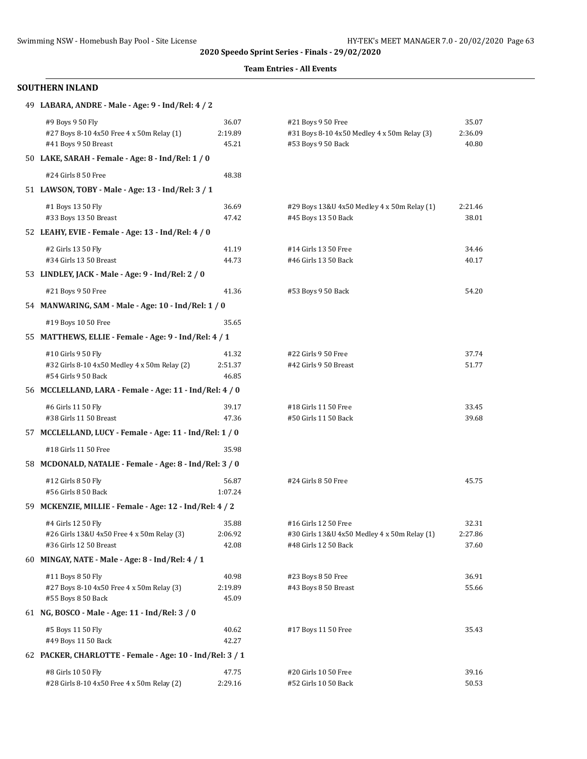**2020 Speedo Sprint Series - Finals - 29/02/2020**

**Team Entries - All Events**

## SOUTHERN INLAND

### 49 LABARA, ANDRE - Male - Age: 9 - Ind/Rel: 4 / 2

| Event | Time | Event | Time |
|---|---|---|---|
| #9 Boys 9 50 Fly | 36.07 | #21 Boys 9 50 Free | 35.07 |
| #27 Boys 8-10 4x50 Free 4 x 50m Relay (1) | 2:19.89 | #31 Boys 8-10 4x50 Medley 4 x 50m Relay (3) | 2:36.09 |
| #41 Boys 9 50 Breast | 45.21 | #53 Boys 9 50 Back | 40.80 |

### 50 LAKE, SARAH - Female - Age: 8 - Ind/Rel: 1 / 0

| Event | Time | Event | Time |
|---|---|---|---|
| #24 Girls 8 50 Free | 48.38 | | |

### 51 LAWSON, TOBY - Male - Age: 13 - Ind/Rel: 3 / 1

| Event | Time | Event | Time |
|---|---|---|---|
| #1 Boys 13 50 Fly | 36.69 | #29 Boys 13&U 4x50 Medley 4 x 50m Relay (1) | 2:21.46 |
| #33 Boys 13 50 Breast | 47.42 | #45 Boys 13 50 Back | 38.01 |

### 52 LEAHY, EVIE - Female - Age: 13 - Ind/Rel: 4 / 0

| Event | Time | Event | Time |
|---|---|---|---|
| #2 Girls 13 50 Fly | 41.19 | #14 Girls 13 50 Free | 34.46 |
| #34 Girls 13 50 Breast | 44.73 | #46 Girls 13 50 Back | 40.17 |

### 53 LINDLEY, JACK - Male - Age: 9 - Ind/Rel: 2 / 0

| Event | Time | Event | Time |
|---|---|---|---|
| #21 Boys 9 50 Free | 41.36 | #53 Boys 9 50 Back | 54.20 |

### 54 MANWARING, SAM - Male - Age: 10 - Ind/Rel: 1 / 0

| Event | Time | Event | Time |
|---|---|---|---|
| #19 Boys 10 50 Free | 35.65 | | |

### 55 MATTHEWS, ELLIE - Female - Age: 9 - Ind/Rel: 4 / 1

| Event | Time | Event | Time |
|---|---|---|---|
| #10 Girls 9 50 Fly | 41.32 | #22 Girls 9 50 Free | 37.74 |
| #32 Girls 8-10 4x50 Medley 4 x 50m Relay (2) | 2:51.37 | #42 Girls 9 50 Breast | 51.77 |
| #54 Girls 9 50 Back | 46.85 | | |

### 56 MCCLELLAND, LARA - Female - Age: 11 - Ind/Rel: 4 / 0

| Event | Time | Event | Time |
|---|---|---|---|
| #6 Girls 11 50 Fly | 39.17 | #18 Girls 11 50 Free | 33.45 |
| #38 Girls 11 50 Breast | 47.36 | #50 Girls 11 50 Back | 39.68 |

### 57 MCCLELLAND, LUCY - Female - Age: 11 - Ind/Rel: 1 / 0

| Event | Time | Event | Time |
|---|---|---|---|
| #18 Girls 11 50 Free | 35.98 | | |

### 58 MCDONALD, NATALIE - Female - Age: 8 - Ind/Rel: 3 / 0

| Event | Time | Event | Time |
|---|---|---|---|
| #12 Girls 8 50 Fly | 56.87 | #24 Girls 8 50 Free | 45.75 |
| #56 Girls 8 50 Back | 1:07.24 | | |

### 59 MCKENZIE, MILLIE - Female - Age: 12 - Ind/Rel: 4 / 2

| Event | Time | Event | Time |
|---|---|---|---|
| #4 Girls 12 50 Fly | 35.88 | #16 Girls 12 50 Free | 32.31 |
| #26 Girls 13&U 4x50 Free 4 x 50m Relay (3) | 2:06.92 | #30 Girls 13&U 4x50 Medley 4 x 50m Relay (1) | 2:27.86 |
| #36 Girls 12 50 Breast | 42.08 | #48 Girls 12 50 Back | 37.60 |

### 60 MINGAY, NATE - Male - Age: 8 - Ind/Rel: 4 / 1

| Event | Time | Event | Time |
|---|---|---|---|
| #11 Boys 8 50 Fly | 40.98 | #23 Boys 8 50 Free | 36.91 |
| #27 Boys 8-10 4x50 Free 4 x 50m Relay (3) | 2:19.89 | #43 Boys 8 50 Breast | 55.66 |
| #55 Boys 8 50 Back | 45.09 | | |

### 61 NG, BOSCO - Male - Age: 11 - Ind/Rel: 3 / 0

| Event | Time | Event | Time |
|---|---|---|---|
| #5 Boys 11 50 Fly | 40.62 | #17 Boys 11 50 Free | 35.43 |
| #49 Boys 11 50 Back | 42.27 | | |

### 62 PACKER, CHARLOTTE - Female - Age: 10 - Ind/Rel: 3 / 1

| Event | Time | Event | Time |
|---|---|---|---|
| #8 Girls 10 50 Fly | 47.75 | #20 Girls 10 50 Free | 39.16 |
| #28 Girls 8-10 4x50 Free 4 x 50m Relay (2) | 2:29.16 | #52 Girls 10 50 Back | 50.53 |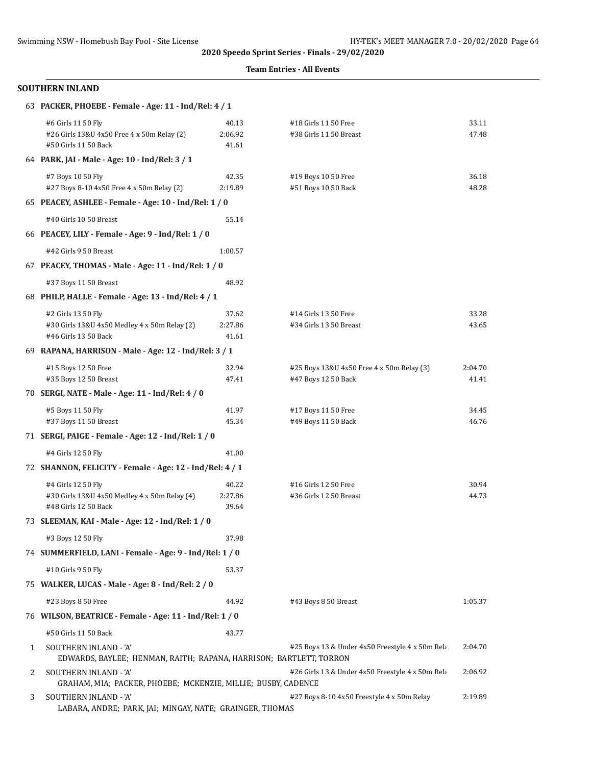**2020 Speedo Sprint Series - Finals - 29/02/2020**

**Team Entries - All Events**

## SOUTHERN INLAND

**63 PACKER, PHOEBE - Female - Age: 11 - Ind/Rel: 4 / 1**

| | | | |
|---|---|---|---|
| #6 Girls 11 50 Fly | 40.13 | #18 Girls 11 50 Free | 33.11 |
| #26 Girls 13&U 4x50 Free 4 x 50m Relay (2) | 2:06.92 | #38 Girls 11 50 Breast | 47.48 |
| #50 Girls 11 50 Back | 41.61 | | |

**64 PARK, JAI - Male - Age: 10 - Ind/Rel: 3 / 1**

| | | | |
|---|---|---|---|
| #7 Boys 10 50 Fly | 42.35 | #19 Boys 10 50 Free | 36.18 |
| #27 Boys 8-10 4x50 Free 4 x 50m Relay (2) | 2:19.89 | #51 Boys 10 50 Back | 48.28 |

**65 PEACEY, ASHLEE - Female - Age: 10 - Ind/Rel: 1 / 0**

| | |
|---|---|
| #40 Girls 10 50 Breast | 55.14 |

**66 PEACEY, LILY - Female - Age: 9 - Ind/Rel: 1 / 0**

| | |
|---|---|
| #42 Girls 9 50 Breast | 1:00.57 |

**67 PEACEY, THOMAS - Male - Age: 11 - Ind/Rel: 1 / 0**

| | |
|---|---|
| #37 Boys 11 50 Breast | 48.92 |

**68 PHILP, HALLE - Female - Age: 13 - Ind/Rel: 4 / 1**

| | | | |
|---|---|---|---|
| #2 Girls 13 50 Fly | 37.62 | #14 Girls 13 50 Free | 33.28 |
| #30 Girls 13&U 4x50 Medley 4 x 50m Relay (2) | 2:27.86 | #34 Girls 13 50 Breast | 43.65 |
| #46 Girls 13 50 Back | 41.61 | | |

**69 RAPANA, HARRISON - Male - Age: 12 - Ind/Rel: 3 / 1**

| | | | |
|---|---|---|---|
| #15 Boys 12 50 Free | 32.94 | #25 Boys 13&U 4x50 Free 4 x 50m Relay (3) | 2:04.70 |
| #35 Boys 12 50 Breast | 47.41 | #47 Boys 12 50 Back | 41.41 |

**70 SERGI, NATE - Male - Age: 11 - Ind/Rel: 4 / 0**

| | | | |
|---|---|---|---|
| #5 Boys 11 50 Fly | 41.97 | #17 Boys 11 50 Free | 34.45 |
| #37 Boys 11 50 Breast | 45.34 | #49 Boys 11 50 Back | 46.76 |

**71 SERGI, PAIGE - Female - Age: 12 - Ind/Rel: 1 / 0**

| | |
|---|---|
| #4 Girls 12 50 Fly | 41.00 |

**72 SHANNON, FELICITY - Female - Age: 12 - Ind/Rel: 4 / 1**

| | | | |
|---|---|---|---|
| #4 Girls 12 50 Fly | 40.22 | #16 Girls 12 50 Free | 30.94 |
| #30 Girls 13&U 4x50 Medley 4 x 50m Relay (4) | 2:27.86 | #36 Girls 12 50 Breast | 44.73 |
| #48 Girls 12 50 Back | 39.64 | | |

**73 SLEEMAN, KAI - Male - Age: 12 - Ind/Rel: 1 / 0**

| | |
|---|---|
| #3 Boys 12 50 Fly | 37.98 |

**74 SUMMERFIELD, LANI - Female - Age: 9 - Ind/Rel: 1 / 0**

| | |
|---|---|
| #10 Girls 9 50 Fly | 53.37 |

**75 WALKER, LUCAS - Male - Age: 8 - Ind/Rel: 2 / 0**

| | | | |
|---|---|---|---|
| #23 Boys 8 50 Free | 44.92 | #43 Boys 8 50 Breast | 1:05.37 |

**76 WILSON, BEATRICE - Female - Age: 11 - Ind/Rel: 1 / 0**

| | |
|---|---|
| #50 Girls 11 50 Back | 43.77 |

1 SOUTHERN INLAND - 'A' — #25 Boys 13 & Under 4x50 Freestyle 4 x 50m Rela — 2:04.70
EDWARDS, BAYLEE; HENMAN, RAITH; RAPANA, HARRISON; BARTLETT, TORRON

2 SOUTHERN INLAND - 'A' — #26 Girls 13 & Under 4x50 Freestyle 4 x 50m Rela — 2:06.92
GRAHAM, MIA; PACKER, PHOEBE; MCKENZIE, MILLIE; BUSBY, CADENCE

3 SOUTHERN INLAND - 'A' — #27 Boys 8-10 4x50 Freestyle 4 x 50m Relay — 2:19.89
LABARA, ANDRE; PARK, JAI; MINGAY, NATE; GRAINGER, THOMAS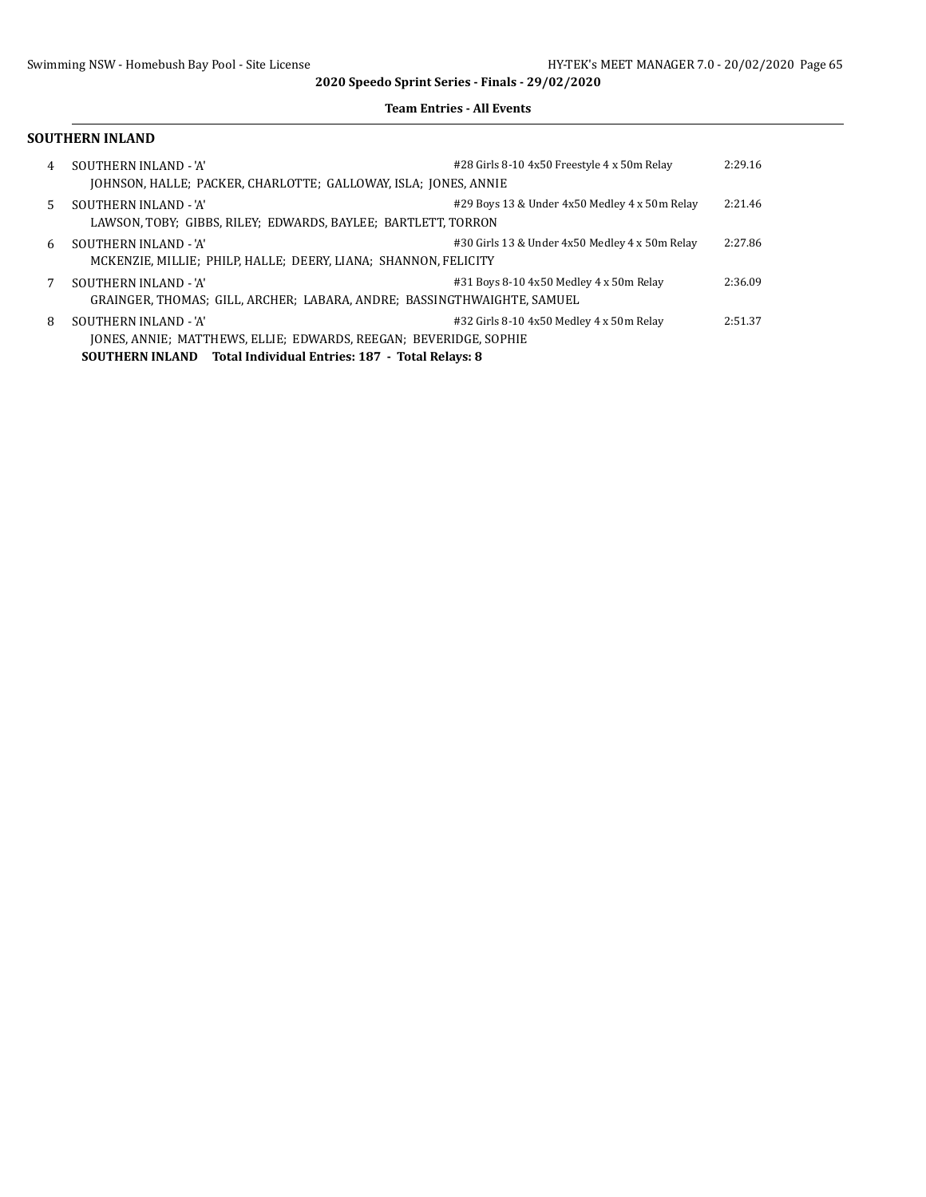2020 Speedo Sprint Series - Finals - 29/02/2020

Team Entries - All Events

## SOUTHERN INLAND

| | Team | Event | Time |
|---|---|---|---|
| 4 | SOUTHERN INLAND - 'A' | #28 Girls 8-10 4x50 Freestyle 4 x 50m Relay | 2:29.16 |
| | JOHNSON, HALLE; PACKER, CHARLOTTE; GALLOWAY, ISLA; JONES, ANNIE | | |
| 5 | SOUTHERN INLAND - 'A' | #29 Boys 13 & Under 4x50 Medley 4 x 50m Relay | 2:21.46 |
| | LAWSON, TOBY; GIBBS, RILEY; EDWARDS, BAYLEE; BARTLETT, TORRON | | |
| 6 | SOUTHERN INLAND - 'A' | #30 Girls 13 & Under 4x50 Medley 4 x 50m Relay | 2:27.86 |
| | MCKENZIE, MILLIE; PHILP, HALLE; DEERY, LIANA; SHANNON, FELICITY | | |
| 7 | SOUTHERN INLAND - 'A' | #31 Boys 8-10 4x50 Medley 4 x 50m Relay | 2:36.09 |
| | GRAINGER, THOMAS; GILL, ARCHER; LABARA, ANDRE; BASSINGTHWAIGHTE, SAMUEL | | |
| 8 | SOUTHERN INLAND - 'A' | #32 Girls 8-10 4x50 Medley 4 x 50m Relay | 2:51.37 |
| | JONES, ANNIE; MATTHEWS, ELLIE; EDWARDS, REEGAN; BEVERIDGE, SOPHIE | | |

**SOUTHERN INLAND Total Individual Entries: 187 - Total Relays: 8**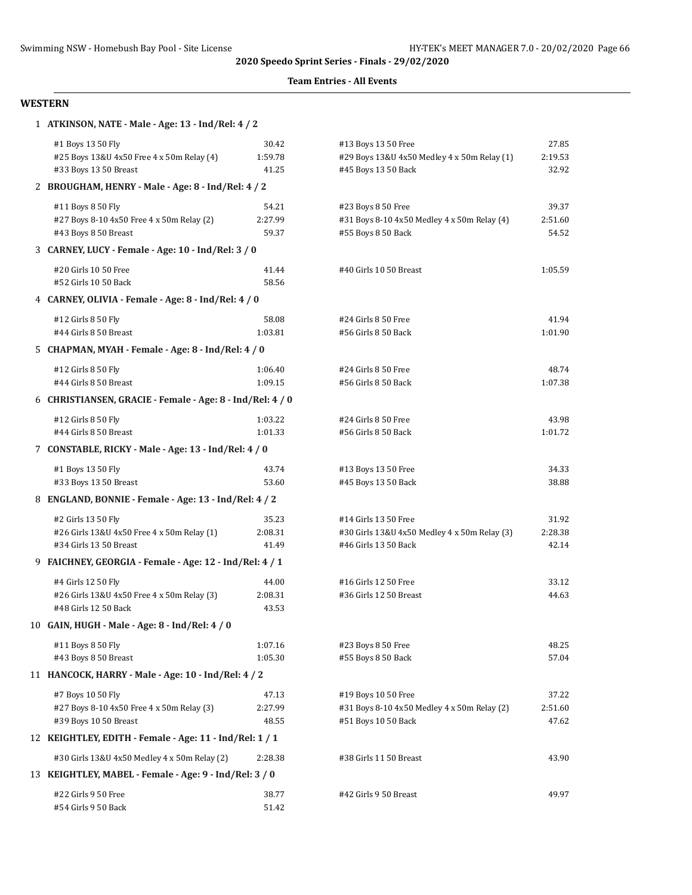## 2020 Speedo Sprint Series - Finals - 29/02/2020

### Team Entries - All Events

## WESTERN

**1 ATKINSON, NATE - Male - Age: 13 - Ind/Rel: 4 / 2**

| Event | Time | Event | Time |
|---|---|---|---|
| #1 Boys 13 50 Fly | 30.42 | #13 Boys 13 50 Free | 27.85 |
| #25 Boys 13&U 4x50 Free 4 x 50m Relay (4) | 1:59.78 | #29 Boys 13&U 4x50 Medley 4 x 50m Relay (1) | 2:19.53 |
| #33 Boys 13 50 Breast | 41.25 | #45 Boys 13 50 Back | 32.92 |

**2 BROUGHAM, HENRY - Male - Age: 8 - Ind/Rel: 4 / 2**

| Event | Time | Event | Time |
|---|---|---|---|
| #11 Boys 8 50 Fly | 54.21 | #23 Boys 8 50 Free | 39.37 |
| #27 Boys 8-10 4x50 Free 4 x 50m Relay (2) | 2:27.99 | #31 Boys 8-10 4x50 Medley 4 x 50m Relay (4) | 2:51.60 |
| #43 Boys 8 50 Breast | 59.37 | #55 Boys 8 50 Back | 54.52 |

**3 CARNEY, LUCY - Female - Age: 10 - Ind/Rel: 3 / 0**

| Event | Time | Event | Time |
|---|---|---|---|
| #20 Girls 10 50 Free | 41.44 | #40 Girls 10 50 Breast | 1:05.59 |
| #52 Girls 10 50 Back | 58.56 | | |

**4 CARNEY, OLIVIA - Female - Age: 8 - Ind/Rel: 4 / 0**

| Event | Time | Event | Time |
|---|---|---|---|
| #12 Girls 8 50 Fly | 58.08 | #24 Girls 8 50 Free | 41.94 |
| #44 Girls 8 50 Breast | 1:03.81 | #56 Girls 8 50 Back | 1:01.90 |

**5 CHAPMAN, MYAH - Female - Age: 8 - Ind/Rel: 4 / 0**

| Event | Time | Event | Time |
|---|---|---|---|
| #12 Girls 8 50 Fly | 1:06.40 | #24 Girls 8 50 Free | 48.74 |
| #44 Girls 8 50 Breast | 1:09.15 | #56 Girls 8 50 Back | 1:07.38 |

**6 CHRISTIANSEN, GRACIE - Female - Age: 8 - Ind/Rel: 4 / 0**

| Event | Time | Event | Time |
|---|---|---|---|
| #12 Girls 8 50 Fly | 1:03.22 | #24 Girls 8 50 Free | 43.98 |
| #44 Girls 8 50 Breast | 1:01.33 | #56 Girls 8 50 Back | 1:01.72 |

**7 CONSTABLE, RICKY - Male - Age: 13 - Ind/Rel: 4 / 0**

| Event | Time | Event | Time |
|---|---|---|---|
| #1 Boys 13 50 Fly | 43.74 | #13 Boys 13 50 Free | 34.33 |
| #33 Boys 13 50 Breast | 53.60 | #45 Boys 13 50 Back | 38.88 |

**8 ENGLAND, BONNIE - Female - Age: 13 - Ind/Rel: 4 / 2**

| Event | Time | Event | Time |
|---|---|---|---|
| #2 Girls 13 50 Fly | 35.23 | #14 Girls 13 50 Free | 31.92 |
| #26 Girls 13&U 4x50 Free 4 x 50m Relay (1) | 2:08.31 | #30 Girls 13&U 4x50 Medley 4 x 50m Relay (3) | 2:28.38 |
| #34 Girls 13 50 Breast | 41.49 | #46 Girls 13 50 Back | 42.14 |

**9 FAICHNEY, GEORGIA - Female - Age: 12 - Ind/Rel: 4 / 1**

| Event | Time | Event | Time |
|---|---|---|---|
| #4 Girls 12 50 Fly | 44.00 | #16 Girls 12 50 Free | 33.12 |
| #26 Girls 13&U 4x50 Free 4 x 50m Relay (3) | 2:08.31 | #36 Girls 12 50 Breast | 44.63 |
| #48 Girls 12 50 Back | 43.53 | | |

**10 GAIN, HUGH - Male - Age: 8 - Ind/Rel: 4 / 0**

| Event | Time | Event | Time |
|---|---|---|---|
| #11 Boys 8 50 Fly | 1:07.16 | #23 Boys 8 50 Free | 48.25 |
| #43 Boys 8 50 Breast | 1:05.30 | #55 Boys 8 50 Back | 57.04 |

**11 HANCOCK, HARRY - Male - Age: 10 - Ind/Rel: 4 / 2**

| Event | Time | Event | Time |
|---|---|---|---|
| #7 Boys 10 50 Fly | 47.13 | #19 Boys 10 50 Free | 37.22 |
| #27 Boys 8-10 4x50 Free 4 x 50m Relay (3) | 2:27.99 | #31 Boys 8-10 4x50 Medley 4 x 50m Relay (2) | 2:51.60 |
| #39 Boys 10 50 Breast | 48.55 | #51 Boys 10 50 Back | 47.62 |

**12 KEIGHTLEY, EDITH - Female - Age: 11 - Ind/Rel: 1 / 1**

| Event | Time | Event | Time |
|---|---|---|---|
| #30 Girls 13&U 4x50 Medley 4 x 50m Relay (2) | 2:28.38 | #38 Girls 11 50 Breast | 43.90 |

**13 KEIGHTLEY, MABEL - Female - Age: 9 - Ind/Rel: 3 / 0**

| Event | Time | Event | Time |
|---|---|---|---|
| #22 Girls 9 50 Free | 38.77 | #42 Girls 9 50 Breast | 49.97 |
| #54 Girls 9 50 Back | 51.42 | | |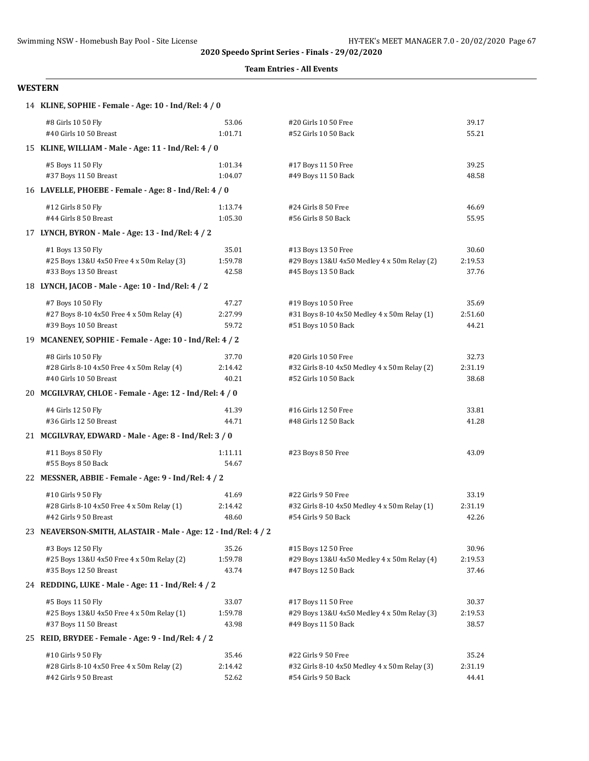**2020 Speedo Sprint Series - Finals - 29/02/2020**

**Team Entries - All Events**

## WESTERN

### 14 KLINE, SOPHIE - Female - Age: 10 - Ind/Rel: 4 / 0

| Event | Time | Event | Time |
|---|---|---|---|
| #8 Girls 10 50 Fly | 53.06 | #20 Girls 10 50 Free | 39.17 |
| #40 Girls 10 50 Breast | 1:01.71 | #52 Girls 10 50 Back | 55.21 |

### 15 KLINE, WILLIAM - Male - Age: 11 - Ind/Rel: 4 / 0

| Event | Time | Event | Time |
|---|---|---|---|
| #5 Boys 11 50 Fly | 1:01.34 | #17 Boys 11 50 Free | 39.25 |
| #37 Boys 11 50 Breast | 1:04.07 | #49 Boys 11 50 Back | 48.58 |

### 16 LAVELLE, PHOEBE - Female - Age: 8 - Ind/Rel: 4 / 0

| Event | Time | Event | Time |
|---|---|---|---|
| #12 Girls 8 50 Fly | 1:13.74 | #24 Girls 8 50 Free | 46.69 |
| #44 Girls 8 50 Breast | 1:05.30 | #56 Girls 8 50 Back | 55.95 |

### 17 LYNCH, BYRON - Male - Age: 13 - Ind/Rel: 4 / 2

| Event | Time | Event | Time |
|---|---|---|---|
| #1 Boys 13 50 Fly | 35.01 | #13 Boys 13 50 Free | 30.60 |
| #25 Boys 13&U 4x50 Free 4 x 50m Relay (3) | 1:59.78 | #29 Boys 13&U 4x50 Medley 4 x 50m Relay (2) | 2:19.53 |
| #33 Boys 13 50 Breast | 42.58 | #45 Boys 13 50 Back | 37.76 |

### 18 LYNCH, JACOB - Male - Age: 10 - Ind/Rel: 4 / 2

| Event | Time | Event | Time |
|---|---|---|---|
| #7 Boys 10 50 Fly | 47.27 | #19 Boys 10 50 Free | 35.69 |
| #27 Boys 8-10 4x50 Free 4 x 50m Relay (4) | 2:27.99 | #31 Boys 8-10 4x50 Medley 4 x 50m Relay (1) | 2:51.60 |
| #39 Boys 10 50 Breast | 59.72 | #51 Boys 10 50 Back | 44.21 |

### 19 MCANENEY, SOPHIE - Female - Age: 10 - Ind/Rel: 4 / 2

| Event | Time | Event | Time |
|---|---|---|---|
| #8 Girls 10 50 Fly | 37.70 | #20 Girls 10 50 Free | 32.73 |
| #28 Girls 8-10 4x50 Free 4 x 50m Relay (4) | 2:14.42 | #32 Girls 8-10 4x50 Medley 4 x 50m Relay (2) | 2:31.19 |
| #40 Girls 10 50 Breast | 40.21 | #52 Girls 10 50 Back | 38.68 |

### 20 MCGILVRAY, CHLOE - Female - Age: 12 - Ind/Rel: 4 / 0

| Event | Time | Event | Time |
|---|---|---|---|
| #4 Girls 12 50 Fly | 41.39 | #16 Girls 12 50 Free | 33.81 |
| #36 Girls 12 50 Breast | 44.71 | #48 Girls 12 50 Back | 41.28 |

### 21 MCGILVRAY, EDWARD - Male - Age: 8 - Ind/Rel: 3 / 0

| Event | Time | Event | Time |
|---|---|---|---|
| #11 Boys 8 50 Fly | 1:11.11 | #23 Boys 8 50 Free | 43.09 |
| #55 Boys 8 50 Back | 54.67 | | |

### 22 MESSNER, ABBIE - Female - Age: 9 - Ind/Rel: 4 / 2

| Event | Time | Event | Time |
|---|---|---|---|
| #10 Girls 9 50 Fly | 41.69 | #22 Girls 9 50 Free | 33.19 |
| #28 Girls 8-10 4x50 Free 4 x 50m Relay (1) | 2:14.42 | #32 Girls 8-10 4x50 Medley 4 x 50m Relay (1) | 2:31.19 |
| #42 Girls 9 50 Breast | 48.60 | #54 Girls 9 50 Back | 42.26 |

### 23 NEAVERSON-SMITH, ALASTAIR - Male - Age: 12 - Ind/Rel: 4 / 2

| Event | Time | Event | Time |
|---|---|---|---|
| #3 Boys 12 50 Fly | 35.26 | #15 Boys 12 50 Free | 30.96 |
| #25 Boys 13&U 4x50 Free 4 x 50m Relay (2) | 1:59.78 | #29 Boys 13&U 4x50 Medley 4 x 50m Relay (4) | 2:19.53 |
| #35 Boys 12 50 Breast | 43.74 | #47 Boys 12 50 Back | 37.46 |

### 24 REDDING, LUKE - Male - Age: 11 - Ind/Rel: 4 / 2

| Event | Time | Event | Time |
|---|---|---|---|
| #5 Boys 11 50 Fly | 33.07 | #17 Boys 11 50 Free | 30.37 |
| #25 Boys 13&U 4x50 Free 4 x 50m Relay (1) | 1:59.78 | #29 Boys 13&U 4x50 Medley 4 x 50m Relay (3) | 2:19.53 |
| #37 Boys 11 50 Breast | 43.98 | #49 Boys 11 50 Back | 38.57 |

### 25 REID, BRYDEE - Female - Age: 9 - Ind/Rel: 4 / 2

| Event | Time | Event | Time |
|---|---|---|---|
| #10 Girls 9 50 Fly | 35.46 | #22 Girls 9 50 Free | 35.24 |
| #28 Girls 8-10 4x50 Free 4 x 50m Relay (2) | 2:14.42 | #32 Girls 8-10 4x50 Medley 4 x 50m Relay (3) | 2:31.19 |
| #42 Girls 9 50 Breast | 52.62 | #54 Girls 9 50 Back | 44.41 |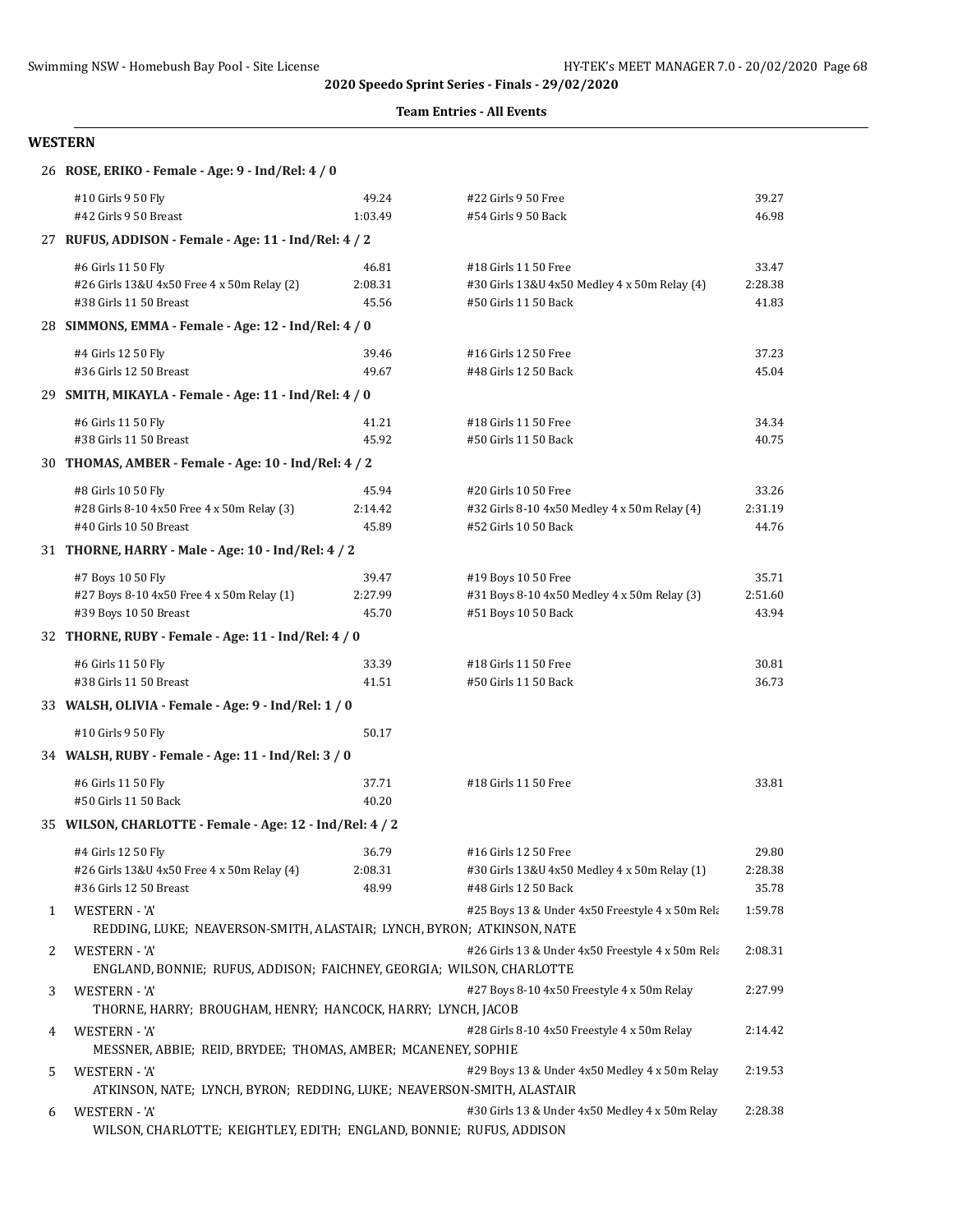2020 Speedo Sprint Series - Finals - 29/02/2020

**Team Entries - All Events**

## WESTERN

**26 ROSE, ERIKO - Female - Age: 9 - Ind/Rel: 4 / 0**

| Event | Time | Event | Time |
|---|---|---|---|
| #10 Girls 9 50 Fly | 49.24 | #22 Girls 9 50 Free | 39.27 |
| #42 Girls 9 50 Breast | 1:03.49 | #54 Girls 9 50 Back | 46.98 |

**27 RUFUS, ADDISON - Female - Age: 11 - Ind/Rel: 4 / 2**

| Event | Time | Event | Time |
|---|---|---|---|
| #6 Girls 11 50 Fly | 46.81 | #18 Girls 11 50 Free | 33.47 |
| #26 Girls 13&U 4x50 Free 4 x 50m Relay (2) | 2:08.31 | #30 Girls 13&U 4x50 Medley 4 x 50m Relay (4) | 2:28.38 |
| #38 Girls 11 50 Breast | 45.56 | #50 Girls 11 50 Back | 41.83 |

**28 SIMMONS, EMMA - Female - Age: 12 - Ind/Rel: 4 / 0**

| Event | Time | Event | Time |
|---|---|---|---|
| #4 Girls 12 50 Fly | 39.46 | #16 Girls 12 50 Free | 37.23 |
| #36 Girls 12 50 Breast | 49.67 | #48 Girls 12 50 Back | 45.04 |

**29 SMITH, MIKAYLA - Female - Age: 11 - Ind/Rel: 4 / 0**

| Event | Time | Event | Time |
|---|---|---|---|
| #6 Girls 11 50 Fly | 41.21 | #18 Girls 11 50 Free | 34.34 |
| #38 Girls 11 50 Breast | 45.92 | #50 Girls 11 50 Back | 40.75 |

**30 THOMAS, AMBER - Female - Age: 10 - Ind/Rel: 4 / 2**

| Event | Time | Event | Time |
|---|---|---|---|
| #8 Girls 10 50 Fly | 45.94 | #20 Girls 10 50 Free | 33.26 |
| #28 Girls 8-10 4x50 Free 4 x 50m Relay (3) | 2:14.42 | #32 Girls 8-10 4x50 Medley 4 x 50m Relay (4) | 2:31.19 |
| #40 Girls 10 50 Breast | 45.89 | #52 Girls 10 50 Back | 44.76 |

**31 THORNE, HARRY - Male - Age: 10 - Ind/Rel: 4 / 2**

| Event | Time | Event | Time |
|---|---|---|---|
| #7 Boys 10 50 Fly | 39.47 | #19 Boys 10 50 Free | 35.71 |
| #27 Boys 8-10 4x50 Free 4 x 50m Relay (1) | 2:27.99 | #31 Boys 8-10 4x50 Medley 4 x 50m Relay (3) | 2:51.60 |
| #39 Boys 10 50 Breast | 45.70 | #51 Boys 10 50 Back | 43.94 |

**32 THORNE, RUBY - Female - Age: 11 - Ind/Rel: 4 / 0**

| Event | Time | Event | Time |
|---|---|---|---|
| #6 Girls 11 50 Fly | 33.39 | #18 Girls 11 50 Free | 30.81 |
| #38 Girls 11 50 Breast | 41.51 | #50 Girls 11 50 Back | 36.73 |

**33 WALSH, OLIVIA - Female - Age: 9 - Ind/Rel: 1 / 0**

| Event | Time | Event | Time |
|---|---|---|---|
| #10 Girls 9 50 Fly | 50.17 | | |

**34 WALSH, RUBY - Female - Age: 11 - Ind/Rel: 3 / 0**

| Event | Time | Event | Time |
|---|---|---|---|
| #6 Girls 11 50 Fly | 37.71 | #18 Girls 11 50 Free | 33.81 |
| #50 Girls 11 50 Back | 40.20 | | |

**35 WILSON, CHARLOTTE - Female - Age: 12 - Ind/Rel: 4 / 2**

| Event | Time | Event | Time |
|---|---|---|---|
| #4 Girls 12 50 Fly | 36.79 | #16 Girls 12 50 Free | 29.80 |
| #26 Girls 13&U 4x50 Free 4 x 50m Relay (4) | 2:08.31 | #30 Girls 13&U 4x50 Medley 4 x 50m Relay (1) | 2:28.38 |
| #36 Girls 12 50 Breast | 48.99 | #48 Girls 12 50 Back | 35.78 |

| # | Team | Event | Time |
|---|---|---|---|
| 1 | WESTERN - 'A' | #25 Boys 13 & Under 4x50 Freestyle 4 x 50m Rela | 1:59.78 |
| | REDDING, LUKE; NEAVERSON-SMITH, ALASTAIR; LYNCH, BYRON; ATKINSON, NATE | | |
| 2 | WESTERN - 'A' | #26 Girls 13 & Under 4x50 Freestyle 4 x 50m Rela | 2:08.31 |
| | ENGLAND, BONNIE; RUFUS, ADDISON; FAICHNEY, GEORGIA; WILSON, CHARLOTTE | | |
| 3 | WESTERN - 'A' | #27 Boys 8-10 4x50 Freestyle 4 x 50m Relay | 2:27.99 |
| | THORNE, HARRY; BROUGHAM, HENRY; HANCOCK, HARRY; LYNCH, JACOB | | |
| 4 | WESTERN - 'A' | #28 Girls 8-10 4x50 Freestyle 4 x 50m Relay | 2:14.42 |
| | MESSNER, ABBIE; REID, BRYDEE; THOMAS, AMBER; MCANENEY, SOPHIE | | |
| 5 | WESTERN - 'A' | #29 Boys 13 & Under 4x50 Medley 4 x 50m Relay | 2:19.53 |
| | ATKINSON, NATE; LYNCH, BYRON; REDDING, LUKE; NEAVERSON-SMITH, ALASTAIR | | |
| 6 | WESTERN - 'A' | #30 Girls 13 & Under 4x50 Medley 4 x 50m Relay | 2:28.38 |
| | WILSON, CHARLOTTE; KEIGHTLEY, EDITH; ENGLAND, BONNIE; RUFUS, ADDISON | | |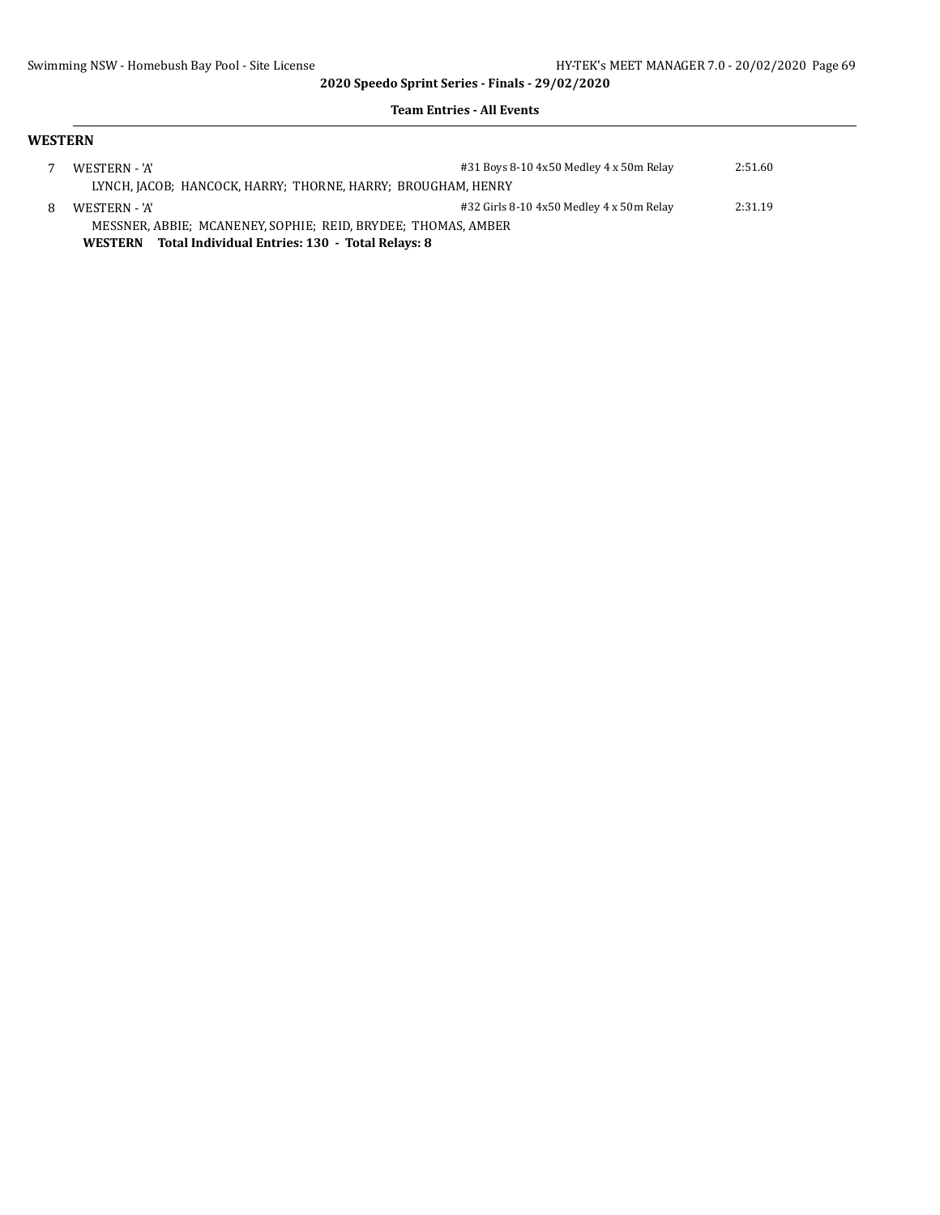**Team Entries - All Events**

## WESTERN

| | | | |
|---|---|---|---|
| 7 | WESTERN - 'A' | #31 Boys 8-10 4x50 Medley 4 x 50m Relay | 2:51.60 |
| | LYNCH, JACOB; HANCOCK, HARRY; THORNE, HARRY; BROUGHAM, HENRY | | |
| 8 | WESTERN - 'A' | #32 Girls 8-10 4x50 Medley 4 x 50m Relay | 2:31.19 |
| | MESSNER, ABBIE; MCANENEY, SOPHIE; REID, BRYDEE; THOMAS, AMBER | | |

**WESTERN Total Individual Entries: 130 - Total Relays: 8**